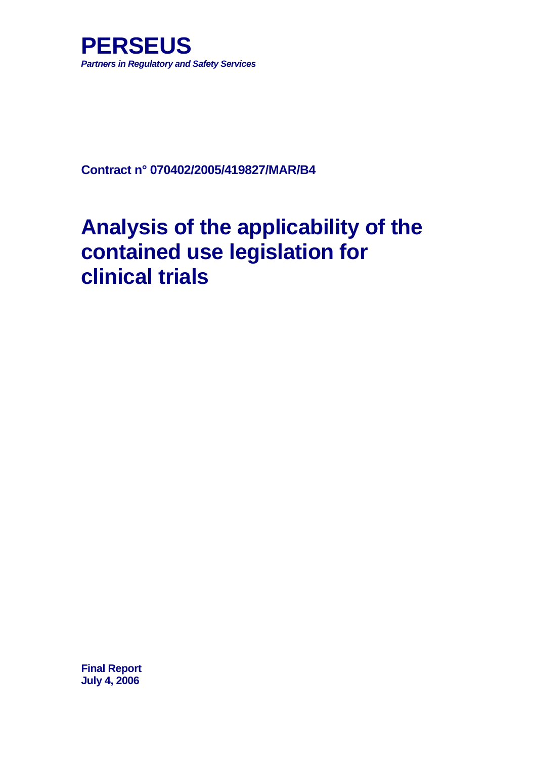**PERSEUS**

***Partners in Regulatory and Safety Services***

**Contract n° 070402/2005/419827/MAR/B4**

# Analysis of the applicability of the contained use legislation for clinical trials

**Final Report**
**July 4, 2006**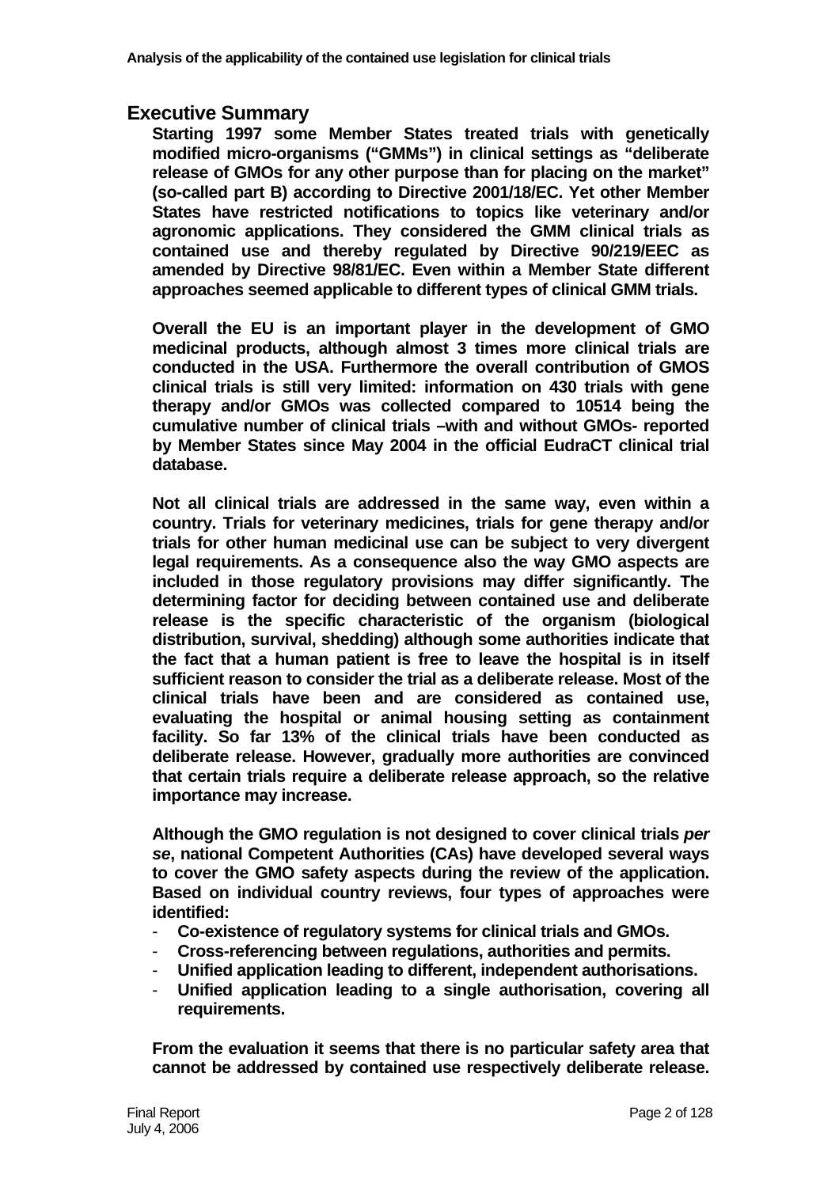## Executive Summary

**Starting 1997 some Member States treated trials with genetically modified micro-organisms ("GMMs") in clinical settings as "deliberate release of GMOs for any other purpose than for placing on the market" (so-called part B) according to Directive 2001/18/EC. Yet other Member States have restricted notifications to topics like veterinary and/or agronomic applications. They considered the GMM clinical trials as contained use and thereby regulated by Directive 90/219/EEC as amended by Directive 98/81/EC. Even within a Member State different approaches seemed applicable to different types of clinical GMM trials.**

**Overall the EU is an important player in the development of GMO medicinal products, although almost 3 times more clinical trials are conducted in the USA. Furthermore the overall contribution of GMOS clinical trials is still very limited: information on 430 trials with gene therapy and/or GMOs was collected compared to 10514 being the cumulative number of clinical trials –with and without GMOs- reported by Member States since May 2004 in the official EudraCT clinical trial database.**

**Not all clinical trials are addressed in the same way, even within a country. Trials for veterinary medicines, trials for gene therapy and/or trials for other human medicinal use can be subject to very divergent legal requirements. As a consequence also the way GMO aspects are included in those regulatory provisions may differ significantly. The determining factor for deciding between contained use and deliberate release is the specific characteristic of the organism (biological distribution, survival, shedding) although some authorities indicate that the fact that a human patient is free to leave the hospital is in itself sufficient reason to consider the trial as a deliberate release. Most of the clinical trials have been and are considered as contained use, evaluating the hospital or animal housing setting as containment facility. So far 13% of the clinical trials have been conducted as deliberate release. However, gradually more authorities are convinced that certain trials require a deliberate release approach, so the relative importance may increase.**

**Although the GMO regulation is not designed to cover clinical trials *per se*, national Competent Authorities (CAs) have developed several ways to cover the GMO safety aspects during the review of the application. Based on individual country reviews, four types of approaches were identified:**

- **Co-existence of regulatory systems for clinical trials and GMOs.**
- **Cross-referencing between regulations, authorities and permits.**
- **Unified application leading to different, independent authorisations.**
- **Unified application leading to a single authorisation, covering all requirements.**

**From the evaluation it seems that there is no particular safety area that cannot be addressed by contained use respectively deliberate release.**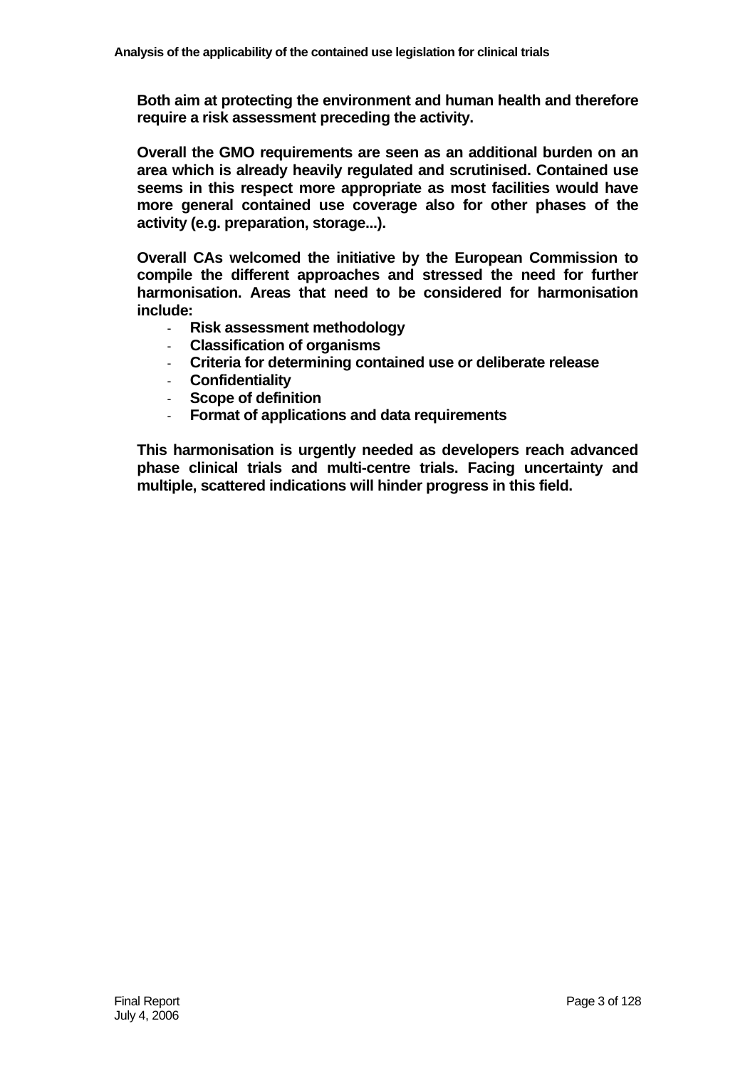**Both aim at protecting the environment and human health and therefore require a risk assessment preceding the activity.**

**Overall the GMO requirements are seen as an additional burden on an area which is already heavily regulated and scrutinised. Contained use seems in this respect more appropriate as most facilities would have more general contained use coverage also for other phases of the activity (e.g. preparation, storage...).**

**Overall CAs welcomed the initiative by the European Commission to compile the different approaches and stressed the need for further harmonisation. Areas that need to be considered for harmonisation include:**

- **Risk assessment methodology**
- **Classification of organisms**
- **Criteria for determining contained use or deliberate release**
- **Confidentiality**
- **Scope of definition**
- **Format of applications and data requirements**

**This harmonisation is urgently needed as developers reach advanced phase clinical trials and multi-centre trials. Facing uncertainty and multiple, scattered indications will hinder progress in this field.**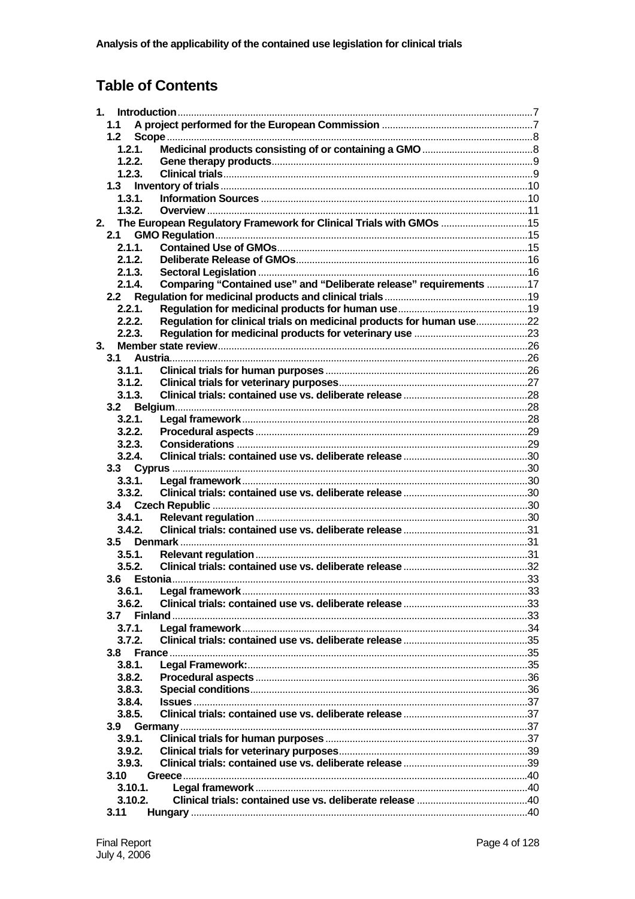# Table of Contents

- 1. Introduction ..... 7
  - 1.1 A project performed for the European Commission ..... 7
  - 1.2 Scope ..... 8
    - 1.2.1. Medicinal products consisting of or containing a GMO ..... 8
    - 1.2.2. Gene therapy products ..... 9
    - 1.2.3. Clinical trials ..... 9
  - 1.3 Inventory of trials ..... 10
    - 1.3.1. Information Sources ..... 10
    - 1.3.2. Overview ..... 11
- 2. The European Regulatory Framework for Clinical Trials with GMOs ..... 15
  - 2.1 GMO Regulation ..... 15
    - 2.1.1. Contained Use of GMOs ..... 15
    - 2.1.2. Deliberate Release of GMOs ..... 16
    - 2.1.3. Sectoral Legislation ..... 16
    - 2.1.4. Comparing “Contained use” and “Deliberate release” requirements ..... 17
  - 2.2 Regulation for medicinal products and clinical trials ..... 19
    - 2.2.1. Regulation for medicinal products for human use ..... 19
    - 2.2.2. Regulation for clinical trials on medicinal products for human use ..... 22
    - 2.2.3. Regulation for medicinal products for veterinary use ..... 23
- 3. Member state review ..... 26
  - 3.1 Austria ..... 26
    - 3.1.1. Clinical trials for human purposes ..... 26
    - 3.1.2. Clinical trials for veterinary purposes ..... 27
    - 3.1.3. Clinical trials: contained use vs. deliberate release ..... 28
  - 3.2 Belgium ..... 28
    - 3.2.1. Legal framework ..... 28
    - 3.2.2. Procedural aspects ..... 29
    - 3.2.3. Considerations ..... 29
    - 3.2.4. Clinical trials: contained use vs. deliberate release ..... 30
  - 3.3 Cyprus ..... 30
    - 3.3.1. Legal framework ..... 30
    - 3.3.2. Clinical trials: contained use vs. deliberate release ..... 30
  - 3.4 Czech Republic ..... 30
    - 3.4.1. Relevant regulation ..... 30
    - 3.4.2. Clinical trials: contained use vs. deliberate release ..... 31
  - 3.5 Denmark ..... 31
    - 3.5.1. Relevant regulation ..... 31
    - 3.5.2. Clinical trials: contained use vs. deliberate release ..... 32
  - 3.6 Estonia ..... 33
    - 3.6.1. Legal framework ..... 33
    - 3.6.2. Clinical trials: contained use vs. deliberate release ..... 33
  - 3.7 Finland ..... 33
    - 3.7.1. Legal framework ..... 34
    - 3.7.2. Clinical trials: contained use vs. deliberate release ..... 35
  - 3.8 France ..... 35
    - 3.8.1. Legal Framework: ..... 35
    - 3.8.2. Procedural aspects ..... 36
    - 3.8.3. Special conditions ..... 36
    - 3.8.4. Issues ..... 37
    - 3.8.5. Clinical trials: contained use vs. deliberate release ..... 37
  - 3.9 Germany ..... 37
    - 3.9.1. Clinical trials for human purposes ..... 37
    - 3.9.2. Clinical trials for veterinary purposes ..... 39
    - 3.9.3. Clinical trials: contained use vs. deliberate release ..... 39
  - 3.10 Greece ..... 40
    - 3.10.1. Legal framework ..... 40
    - 3.10.2. Clinical trials: contained use vs. deliberate release ..... 40
  - 3.11 Hungary ..... 40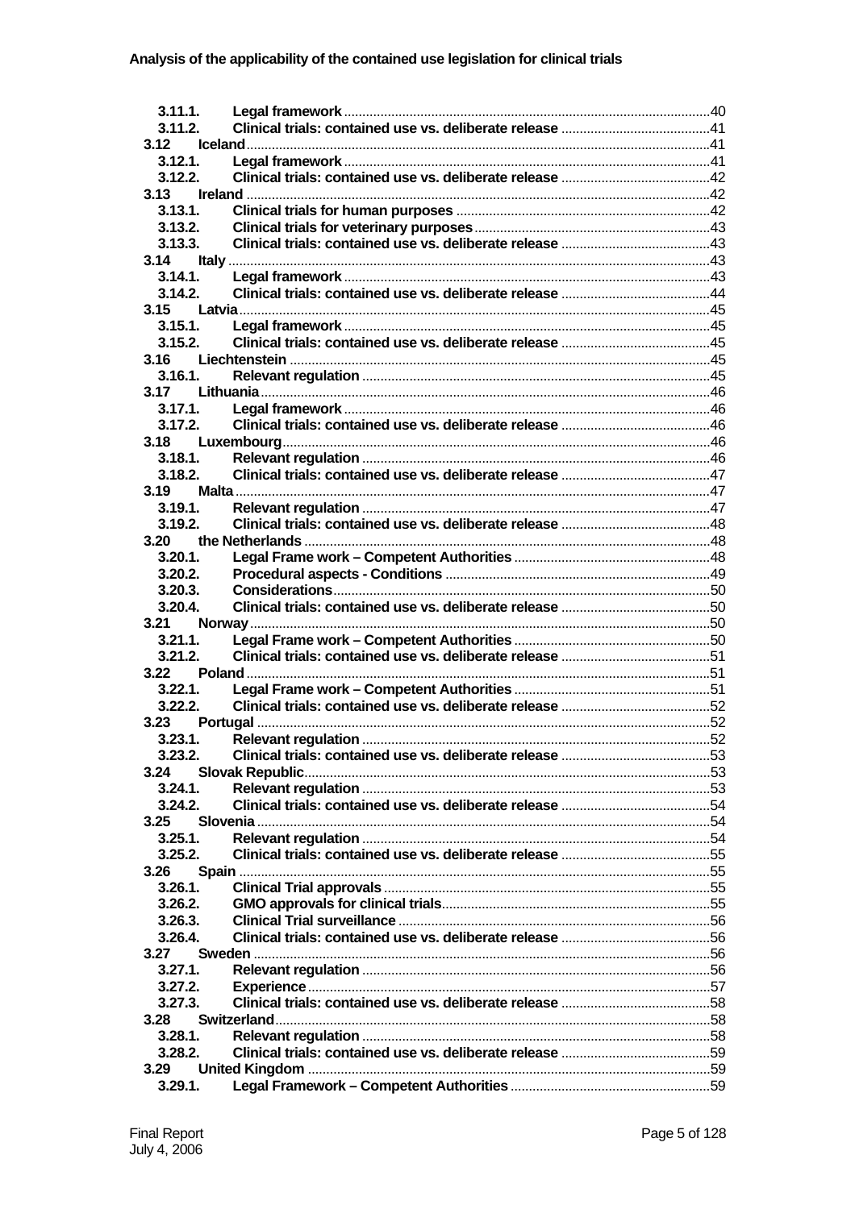3.11.1. Legal framework ....................................................................................................40
3.11.2. Clinical trials: contained use vs. deliberate release .........................................41
3.12 Iceland ..............................................................................................................41
3.12.1. Legal framework ....................................................................................................41
3.12.2. Clinical trials: contained use vs. deliberate release .........................................42
3.13 Ireland ..............................................................................................................42
3.13.1. Clinical trials for human purposes .....................................................................42
3.13.2. Clinical trials for veterinary purposes ................................................................43
3.13.3. Clinical trials: contained use vs. deliberate release .........................................43
3.14 Italy ..................................................................................................................43
3.14.1. Legal framework ....................................................................................................43
3.14.2. Clinical trials: contained use vs. deliberate release .........................................44
3.15 Latvia ................................................................................................................45
3.15.1. Legal framework ....................................................................................................45
3.15.2. Clinical trials: contained use vs. deliberate release .........................................45
3.16 Liechtenstein ...................................................................................................45
3.16.1. Relevant regulation ...............................................................................................45
3.17 Lithuania ...........................................................................................................46
3.17.1. Legal framework ....................................................................................................46
3.17.2. Clinical trials: contained use vs. deliberate release .........................................46
3.18 Luxembourg .....................................................................................................46
3.18.1. Relevant regulation ...............................................................................................46
3.18.2. Clinical trials: contained use vs. deliberate release .........................................47
3.19 Malta .................................................................................................................47
3.19.1. Relevant regulation ...............................................................................................47
3.19.2. Clinical trials: contained use vs. deliberate release .........................................48
3.20 the Netherlands ...............................................................................................48
3.20.1. Legal Frame work – Competent Authorities .....................................................48
3.20.2. Procedural aspects - Conditions ........................................................................49
3.20.3. Considerations .......................................................................................................50
3.20.4. Clinical trials: contained use vs. deliberate release .........................................50
3.21 Norway .............................................................................................................50
3.21.1. Legal Frame work – Competent Authorities .....................................................50
3.21.2. Clinical trials: contained use vs. deliberate release .........................................51
3.22 Poland ..............................................................................................................51
3.22.1. Legal Frame work – Competent Authorities .....................................................51
3.22.2. Clinical trials: contained use vs. deliberate release .........................................52
3.23 Portugal ...........................................................................................................52
3.23.1. Relevant regulation ...............................................................................................52
3.23.2. Clinical trials: contained use vs. deliberate release .........................................53
3.24 Slovak Republic ...............................................................................................53
3.24.1. Relevant regulation ...............................................................................................53
3.24.2. Clinical trials: contained use vs. deliberate release .........................................54
3.25 Slovenia ...........................................................................................................54
3.25.1. Relevant regulation ...............................................................................................54
3.25.2. Clinical trials: contained use vs. deliberate release .........................................55
3.26 Spain ................................................................................................................55
3.26.1. Clinical Trial approvals .........................................................................................55
3.26.2. GMO approvals for clinical trials .........................................................................55
3.26.3. Clinical Trial surveillance .....................................................................................56
3.26.4. Clinical trials: contained use vs. deliberate release .........................................56
3.27 Sweden ............................................................................................................56
3.27.1. Relevant regulation ...............................................................................................56
3.27.2. Experience ..............................................................................................................57
3.27.3. Clinical trials: contained use vs. deliberate release .........................................58
3.28 Switzerland .......................................................................................................58
3.28.1. Relevant regulation ...............................................................................................58
3.28.2. Clinical trials: contained use vs. deliberate release .........................................59
3.29 United Kingdom ...............................................................................................59
3.29.1. Legal Framework – Competent Authorities .......................................................59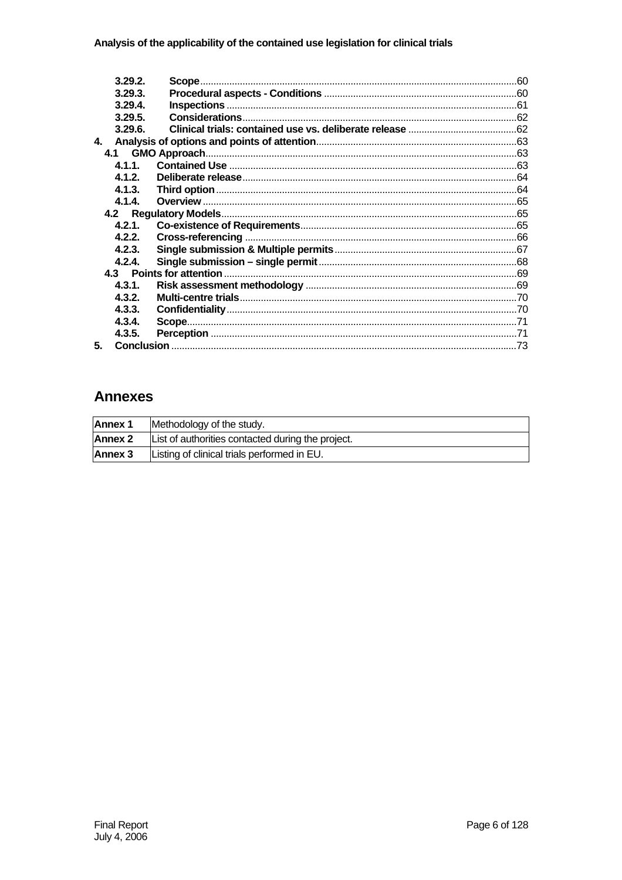3.29.2. **Scope** ..... 60
3.29.3. **Procedural aspects - Conditions** ..... 60
3.29.4. **Inspections** ..... 61
3.29.5. **Considerations** ..... 62
3.29.6. **Clinical trials: contained use vs. deliberate release** ..... 62

4. **Analysis of options and points of attention** ..... 63

4.1 **GMO Approach** ..... 63
4.1.1. **Contained Use** ..... 63
4.1.2. **Deliberate release** ..... 64
4.1.3. **Third option** ..... 64
4.1.4. **Overview** ..... 65

4.2 **Regulatory Models** ..... 65
4.2.1. **Co-existence of Requirements** ..... 65
4.2.2. **Cross-referencing** ..... 66
4.2.3. **Single submission & Multiple permits** ..... 67
4.2.4. **Single submission – single permit** ..... 68

4.3 **Points for attention** ..... 69
4.3.1. **Risk assessment methodology** ..... 69
4.3.2. **Multi-centre trials** ..... 70
4.3.3. **Confidentiality** ..... 70
4.3.4. **Scope** ..... 71
4.3.5. **Perception** ..... 71

5. **Conclusion** ..... 73

## Annexes

| | |
|---|---|
| **Annex 1** | Methodology of the study. |
| **Annex 2** | List of authorities contacted during the project. |
| **Annex 3** | Listing of clinical trials performed in EU. |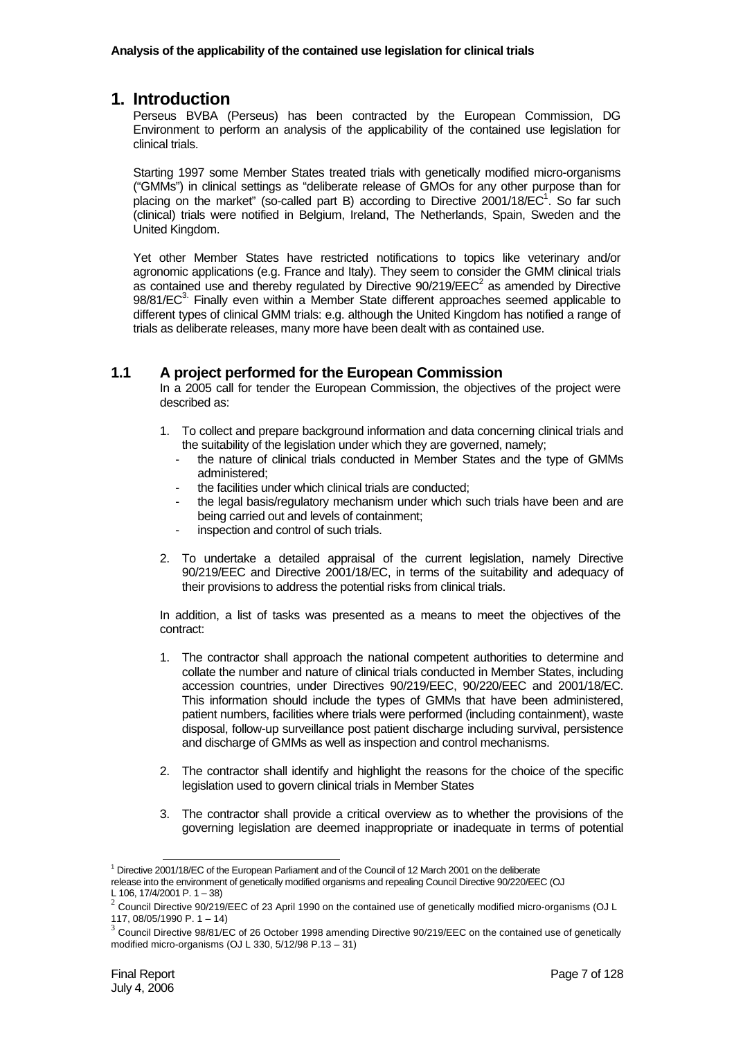# 1. Introduction

Perseus BVBA (Perseus) has been contracted by the European Commission, DG Environment to perform an analysis of the applicability of the contained use legislation for clinical trials.

Starting 1997 some Member States treated trials with genetically modified micro-organisms ("GMMs") in clinical settings as "deliberate release of GMOs for any other purpose than for placing on the market" (so-called part B) according to Directive 2001/18/EC[1]. So far such (clinical) trials were notified in Belgium, Ireland, The Netherlands, Spain, Sweden and the United Kingdom.

Yet other Member States have restricted notifications to topics like veterinary and/or agronomic applications (e.g. France and Italy). They seem to consider the GMM clinical trials as contained use and thereby regulated by Directive 90/219/EEC[2] as amended by Directive 98/81/EC[3]. Finally even within a Member State different approaches seemed applicable to different types of clinical GMM trials: e.g. although the United Kingdom has notified a range of trials as deliberate releases, many more have been dealt with as contained use.

## 1.1 A project performed for the European Commission

In a 2005 call for tender the European Commission, the objectives of the project were described as:

1. To collect and prepare background information and data concerning clinical trials and the suitability of the legislation under which they are governed, namely;
   - the nature of clinical trials conducted in Member States and the type of GMMs administered;
   - the facilities under which clinical trials are conducted;
   - the legal basis/regulatory mechanism under which such trials have been and are being carried out and levels of containment;
   - inspection and control of such trials.
2. To undertake a detailed appraisal of the current legislation, namely Directive 90/219/EEC and Directive 2001/18/EC, in terms of the suitability and adequacy of their provisions to address the potential risks from clinical trials.

In addition, a list of tasks was presented as a means to meet the objectives of the contract:

1. The contractor shall approach the national competent authorities to determine and collate the number and nature of clinical trials conducted in Member States, including accession countries, under Directives 90/219/EEC, 90/220/EEC and 2001/18/EC. This information should include the types of GMMs that have been administered, patient numbers, facilities where trials were performed (including containment), waste disposal, follow-up surveillance post patient discharge including survival, persistence and discharge of GMMs as well as inspection and control mechanisms.
2. The contractor shall identify and highlight the reasons for the choice of the specific legislation used to govern clinical trials in Member States
3. The contractor shall provide a critical overview as to whether the provisions of the governing legislation are deemed inappropriate or inadequate in terms of potential

---

[1] Directive 2001/18/EC of the European Parliament and of the Council of 12 March 2001 on the deliberate release into the environment of genetically modified organisms and repealing Council Directive 90/220/EEC (OJ L 106, 17/4/2001 P. 1 – 38)

[2] Council Directive 90/219/EEC of 23 April 1990 on the contained use of genetically modified micro-organisms (OJ L 117, 08/05/1990 P. 1 – 14)

[3] Council Directive 98/81/EC of 26 October 1998 amending Directive 90/219/EEC on the contained use of genetically modified micro-organisms (OJ L 330, 5/12/98 P.13 – 31)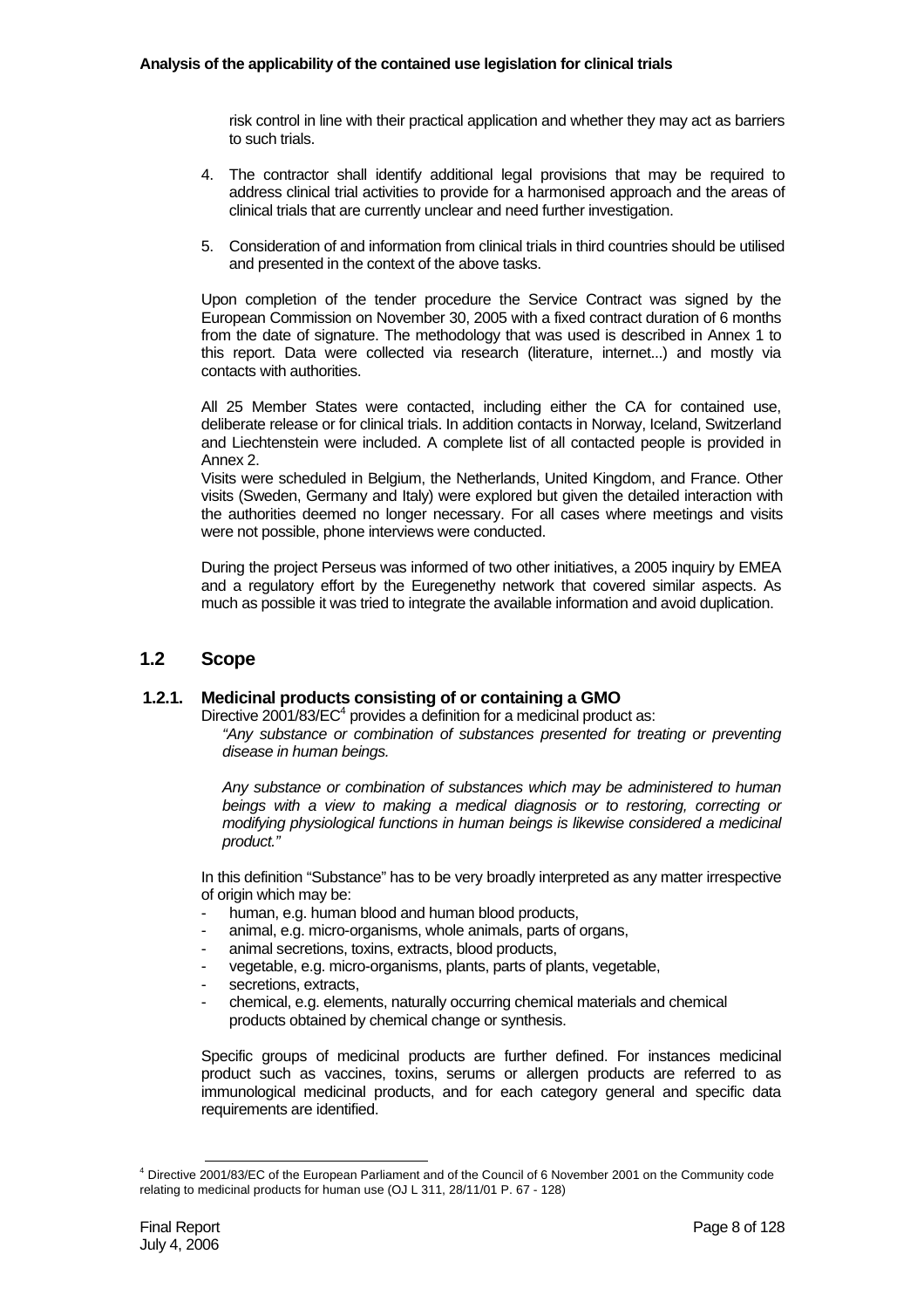risk control in line with their practical application and whether they may act as barriers to such trials.

4. The contractor shall identify additional legal provisions that may be required to address clinical trial activities to provide for a harmonised approach and the areas of clinical trials that are currently unclear and need further investigation.

5. Consideration of and information from clinical trials in third countries should be utilised and presented in the context of the above tasks.

Upon completion of the tender procedure the Service Contract was signed by the European Commission on November 30, 2005 with a fixed contract duration of 6 months from the date of signature. The methodology that was used is described in Annex 1 to this report. Data were collected via research (literature, internet...) and mostly via contacts with authorities.

All 25 Member States were contacted, including either the CA for contained use, deliberate release or for clinical trials. In addition contacts in Norway, Iceland, Switzerland and Liechtenstein were included. A complete list of all contacted people is provided in Annex 2.

Visits were scheduled in Belgium, the Netherlands, United Kingdom, and France. Other visits (Sweden, Germany and Italy) were explored but given the detailed interaction with the authorities deemed no longer necessary. For all cases where meetings and visits were not possible, phone interviews were conducted.

During the project Perseus was informed of two other initiatives, a 2005 inquiry by EMEA and a regulatory effort by the Euregenethy network that covered similar aspects. As much as possible it was tried to integrate the available information and avoid duplication.

## 1.2 Scope

### 1.2.1. Medicinal products consisting of or containing a GMO

Directive 2001/83/EC[4] provides a definition for a medicinal product as:

*"Any substance or combination of substances presented for treating or preventing disease in human beings.*

*Any substance or combination of substances which may be administered to human beings with a view to making a medical diagnosis or to restoring, correcting or modifying physiological functions in human beings is likewise considered a medicinal product."*

In this definition "Substance" has to be very broadly interpreted as any matter irrespective of origin which may be:

- human, e.g. human blood and human blood products,
- animal, e.g. micro-organisms, whole animals, parts of organs,
- animal secretions, toxins, extracts, blood products,
- vegetable, e.g. micro-organisms, plants, parts of plants, vegetable,
- secretions, extracts,
- chemical, e.g. elements, naturally occurring chemical materials and chemical products obtained by chemical change or synthesis.

Specific groups of medicinal products are further defined. For instances medicinal product such as vaccines, toxins, serums or allergen products are referred to as immunological medicinal products, and for each category general and specific data requirements are identified.

---

[4] Directive 2001/83/EC of the European Parliament and of the Council of 6 November 2001 on the Community code relating to medicinal products for human use (OJ L 311, 28/11/01 P. 67 - 128)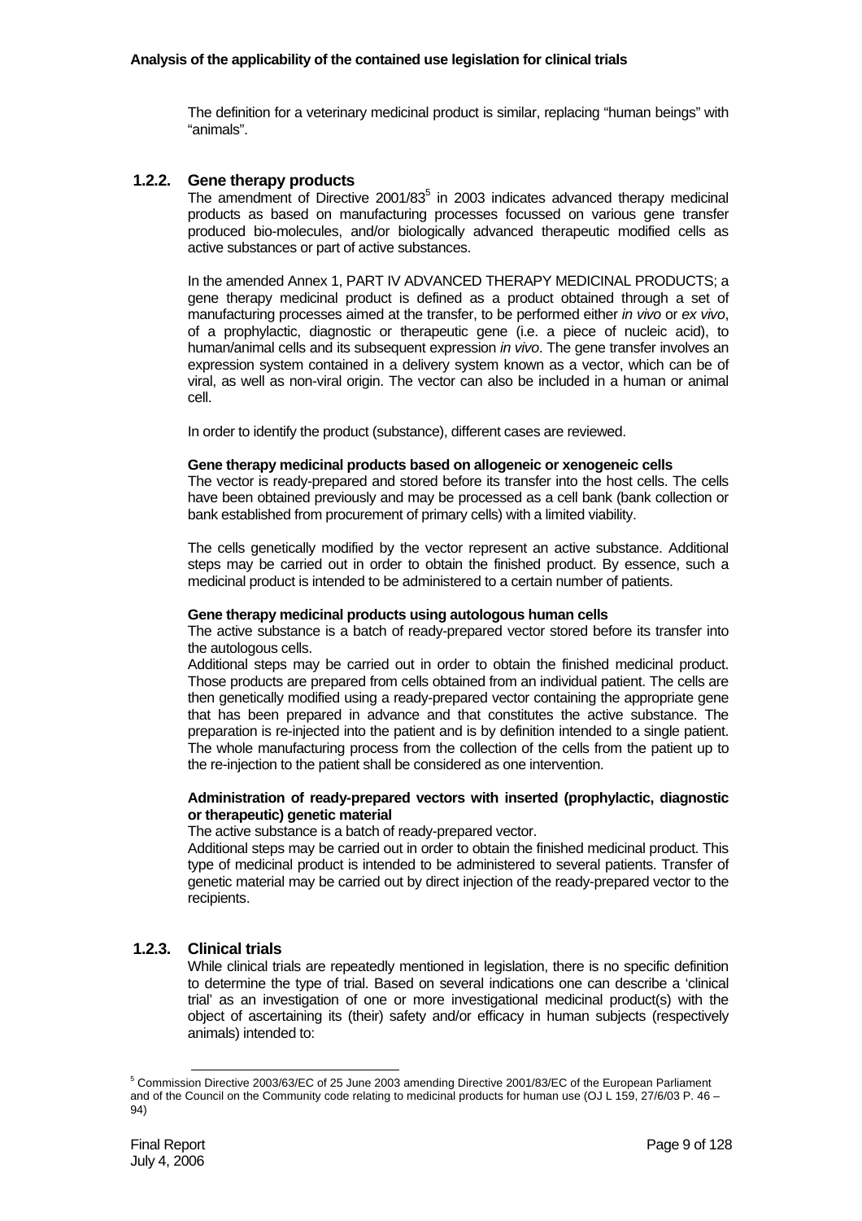The definition for a veterinary medicinal product is similar, replacing "human beings" with "animals".

### 1.2.2. Gene therapy products

The amendment of Directive 2001/83[5] in 2003 indicates advanced therapy medicinal products as based on manufacturing processes focussed on various gene transfer produced bio-molecules, and/or biologically advanced therapeutic modified cells as active substances or part of active substances.

In the amended Annex 1, PART IV ADVANCED THERAPY MEDICINAL PRODUCTS; a gene therapy medicinal product is defined as a product obtained through a set of manufacturing processes aimed at the transfer, to be performed either *in vivo* or *ex vivo*, of a prophylactic, diagnostic or therapeutic gene (i.e. a piece of nucleic acid), to human/animal cells and its subsequent expression *in vivo*. The gene transfer involves an expression system contained in a delivery system known as a vector, which can be of viral, as well as non-viral origin. The vector can also be included in a human or animal cell.

In order to identify the product (substance), different cases are reviewed.

**Gene therapy medicinal products based on allogeneic or xenogeneic cells**

The vector is ready-prepared and stored before its transfer into the host cells. The cells have been obtained previously and may be processed as a cell bank (bank collection or bank established from procurement of primary cells) with a limited viability.

The cells genetically modified by the vector represent an active substance. Additional steps may be carried out in order to obtain the finished product. By essence, such a medicinal product is intended to be administered to a certain number of patients.

**Gene therapy medicinal products using autologous human cells**

The active substance is a batch of ready-prepared vector stored before its transfer into the autologous cells.

Additional steps may be carried out in order to obtain the finished medicinal product. Those products are prepared from cells obtained from an individual patient. The cells are then genetically modified using a ready-prepared vector containing the appropriate gene that has been prepared in advance and that constitutes the active substance. The preparation is re-injected into the patient and is by definition intended to a single patient. The whole manufacturing process from the collection of the cells from the patient up to the re-injection to the patient shall be considered as one intervention.

**Administration of ready-prepared vectors with inserted (prophylactic, diagnostic or therapeutic) genetic material**

The active substance is a batch of ready-prepared vector.

Additional steps may be carried out in order to obtain the finished medicinal product. This type of medicinal product is intended to be administered to several patients. Transfer of genetic material may be carried out by direct injection of the ready-prepared vector to the recipients.

### 1.2.3. Clinical trials

While clinical trials are repeatedly mentioned in legislation, there is no specific definition to determine the type of trial. Based on several indications one can describe a 'clinical trial' as an investigation of one or more investigational medicinal product(s) with the object of ascertaining its (their) safety and/or efficacy in human subjects (respectively animals) intended to:

---

[5] Commission Directive 2003/63/EC of 25 June 2003 amending Directive 2001/83/EC of the European Parliament and of the Council on the Community code relating to medicinal products for human use (OJ L 159, 27/6/03 P. 46 – 94)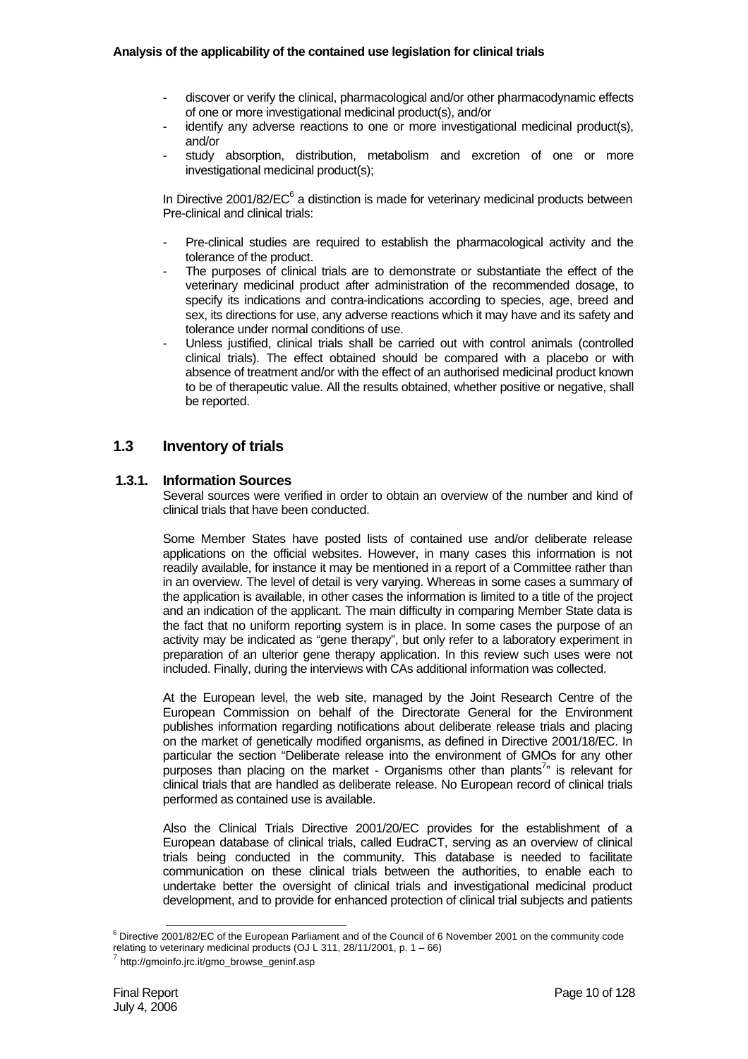- discover or verify the clinical, pharmacological and/or other pharmacodynamic effects of one or more investigational medicinal product(s), and/or
- identify any adverse reactions to one or more investigational medicinal product(s), and/or
- study absorption, distribution, metabolism and excretion of one or more investigational medicinal product(s);

In Directive 2001/82/EC[6] a distinction is made for veterinary medicinal products between Pre-clinical and clinical trials:

- Pre-clinical studies are required to establish the pharmacological activity and the tolerance of the product.
- The purposes of clinical trials are to demonstrate or substantiate the effect of the veterinary medicinal product after administration of the recommended dosage, to specify its indications and contra-indications according to species, age, breed and sex, its directions for use, any adverse reactions which it may have and its safety and tolerance under normal conditions of use.
- Unless justified, clinical trials shall be carried out with control animals (controlled clinical trials). The effect obtained should be compared with a placebo or with absence of treatment and/or with the effect of an authorised medicinal product known to be of therapeutic value. All the results obtained, whether positive or negative, shall be reported.

## 1.3 Inventory of trials

### 1.3.1. Information Sources

Several sources were verified in order to obtain an overview of the number and kind of clinical trials that have been conducted.

Some Member States have posted lists of contained use and/or deliberate release applications on the official websites. However, in many cases this information is not readily available, for instance it may be mentioned in a report of a Committee rather than in an overview. The level of detail is very varying. Whereas in some cases a summary of the application is available, in other cases the information is limited to a title of the project and an indication of the applicant. The main difficulty in comparing Member State data is the fact that no uniform reporting system is in place. In some cases the purpose of an activity may be indicated as "gene therapy", but only refer to a laboratory experiment in preparation of an ulterior gene therapy application. In this review such uses were not included. Finally, during the interviews with CAs additional information was collected.

At the European level, the web site, managed by the Joint Research Centre of the European Commission on behalf of the Directorate General for the Environment publishes information regarding notifications about deliberate release trials and placing on the market of genetically modified organisms, as defined in Directive 2001/18/EC. In particular the section "Deliberate release into the environment of GMOs for any other purposes than placing on the market - Organisms other than plants[7]" is relevant for clinical trials that are handled as deliberate release. No European record of clinical trials performed as contained use is available.

Also the Clinical Trials Directive 2001/20/EC provides for the establishment of a European database of clinical trials, called EudraCT, serving as an overview of clinical trials being conducted in the community. This database is needed to facilitate communication on these clinical trials between the authorities, to enable each to undertake better the oversight of clinical trials and investigational medicinal product development, and to provide for enhanced protection of clinical trial subjects and patients

---

[6] Directive 2001/82/EC of the European Parliament and of the Council of 6 November 2001 on the community code relating to veterinary medicinal products (OJ L 311, 28/11/2001, p. 1 – 66)

[7] http://gmoinfo.jrc.it/gmo_browse_geninf.asp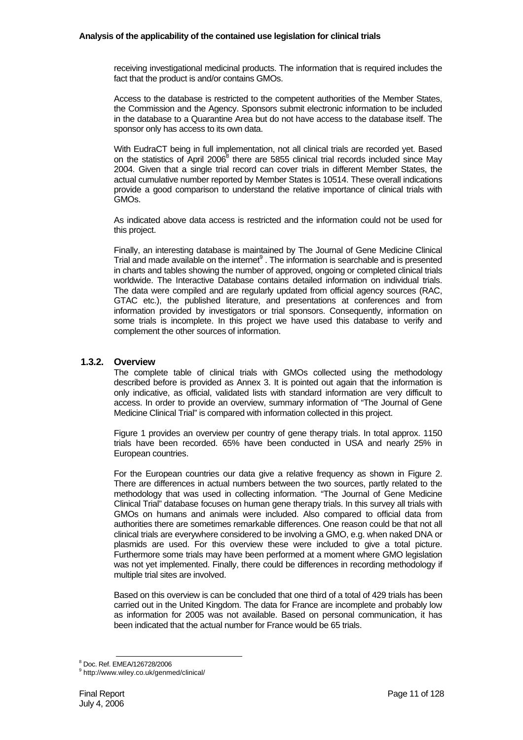receiving investigational medicinal products. The information that is required includes the fact that the product is and/or contains GMOs.

Access to the database is restricted to the competent authorities of the Member States, the Commission and the Agency. Sponsors submit electronic information to be included in the database to a Quarantine Area but do not have access to the database itself. The sponsor only has access to its own data.

With EudraCT being in full implementation, not all clinical trials are recorded yet. Based on the statistics of April 2006[8] there are 5855 clinical trial records included since May 2004. Given that a single trial record can cover trials in different Member States, the actual cumulative number reported by Member States is 10514. These overall indications provide a good comparison to understand the relative importance of clinical trials with GMOs.

As indicated above data access is restricted and the information could not be used for this project.

Finally, an interesting database is maintained by The Journal of Gene Medicine Clinical Trial and made available on the internet[9] . The information is searchable and is presented in charts and tables showing the number of approved, ongoing or completed clinical trials worldwide. The Interactive Database contains detailed information on individual trials. The data were compiled and are regularly updated from official agency sources (RAC, GTAC etc.), the published literature, and presentations at conferences and from information provided by investigators or trial sponsors. Consequently, information on some trials is incomplete. In this project we have used this database to verify and complement the other sources of information.

### 1.3.2. Overview

The complete table of clinical trials with GMOs collected using the methodology described before is provided as Annex 3. It is pointed out again that the information is only indicative, as official, validated lists with standard information are very difficult to access. In order to provide an overview, summary information of "The Journal of Gene Medicine Clinical Trial" is compared with information collected in this project.

Figure 1 provides an overview per country of gene therapy trials. In total approx. 1150 trials have been recorded. 65% have been conducted in USA and nearly 25% in European countries.

For the European countries our data give a relative frequency as shown in Figure 2. There are differences in actual numbers between the two sources, partly related to the methodology that was used in collecting information. "The Journal of Gene Medicine Clinical Trial" database focuses on human gene therapy trials. In this survey all trials with GMOs on humans and animals were included. Also compared to official data from authorities there are sometimes remarkable differences. One reason could be that not all clinical trials are everywhere considered to be involving a GMO, e.g. when naked DNA or plasmids are used. For this overview these were included to give a total picture. Furthermore some trials may have been performed at a moment where GMO legislation was not yet implemented. Finally, there could be differences in recording methodology if multiple trial sites are involved.

Based on this overview is can be concluded that one third of a total of 429 trials has been carried out in the United Kingdom. The data for France are incomplete and probably low as information for 2005 was not available. Based on personal communication, it has been indicated that the actual number for France would be 65 trials.

[8] Doc. Ref. EMEA/126728/2006

[9] http://www.wiley.co.uk/genmed/clinical/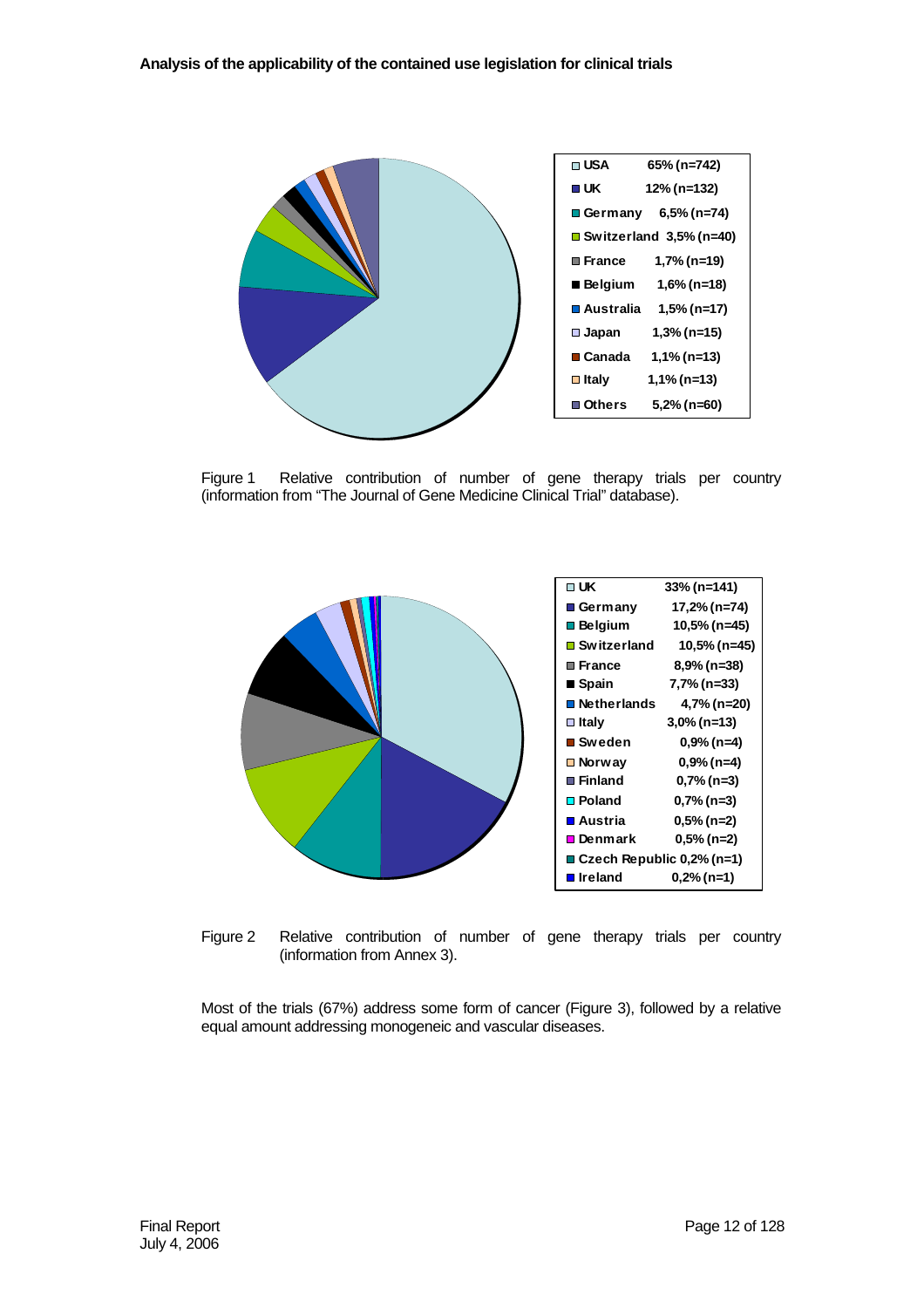| Country | Share |
| --- | --- |
| USA | 65% (n=742) |
| UK | 12% (n=132) |
| Germany | 6,5% (n=74) |
| Switzerland | 3,5% (n=40) |
| France | 1,7% (n=19) |
| Belgium | 1,6% (n=18) |
| Australia | 1,5% (n=17) |
| Japan | 1,3% (n=15) |
| Canada | 1,1% (n=13) |
| Italy | 1,1% (n=13) |
| Others | 5,2% (n=60) |

Figure 1 Relative contribution of number of gene therapy trials per country (information from "The Journal of Gene Medicine Clinical Trial" database).

| Country | Share |
| --- | --- |
| UK | 33% (n=141) |
| Germany | 17,2% (n=74) |
| Belgium | 10,5% (n=45) |
| Switzerland | 10,5% (n=45) |
| France | 8,9% (n=38) |
| Spain | 7,7% (n=33) |
| Netherlands | 4,7% (n=20) |
| Italy | 3,0% (n=13) |
| Sweden | 0,9% (n=4) |
| Norway | 0,9% (n=4) |
| Finland | 0,7% (n=3) |
| Poland | 0,7% (n=3) |
| Austria | 0,5% (n=2) |
| Denmark | 0,5% (n=2) |
| Czech Republic | 0,2% (n=1) |
| Ireland | 0,2% (n=1) |

Figure 2 Relative contribution of number of gene therapy trials per country (information from Annex 3).

Most of the trials (67%) address some form of cancer (Figure 3), followed by a relative equal amount addressing monogeneic and vascular diseases.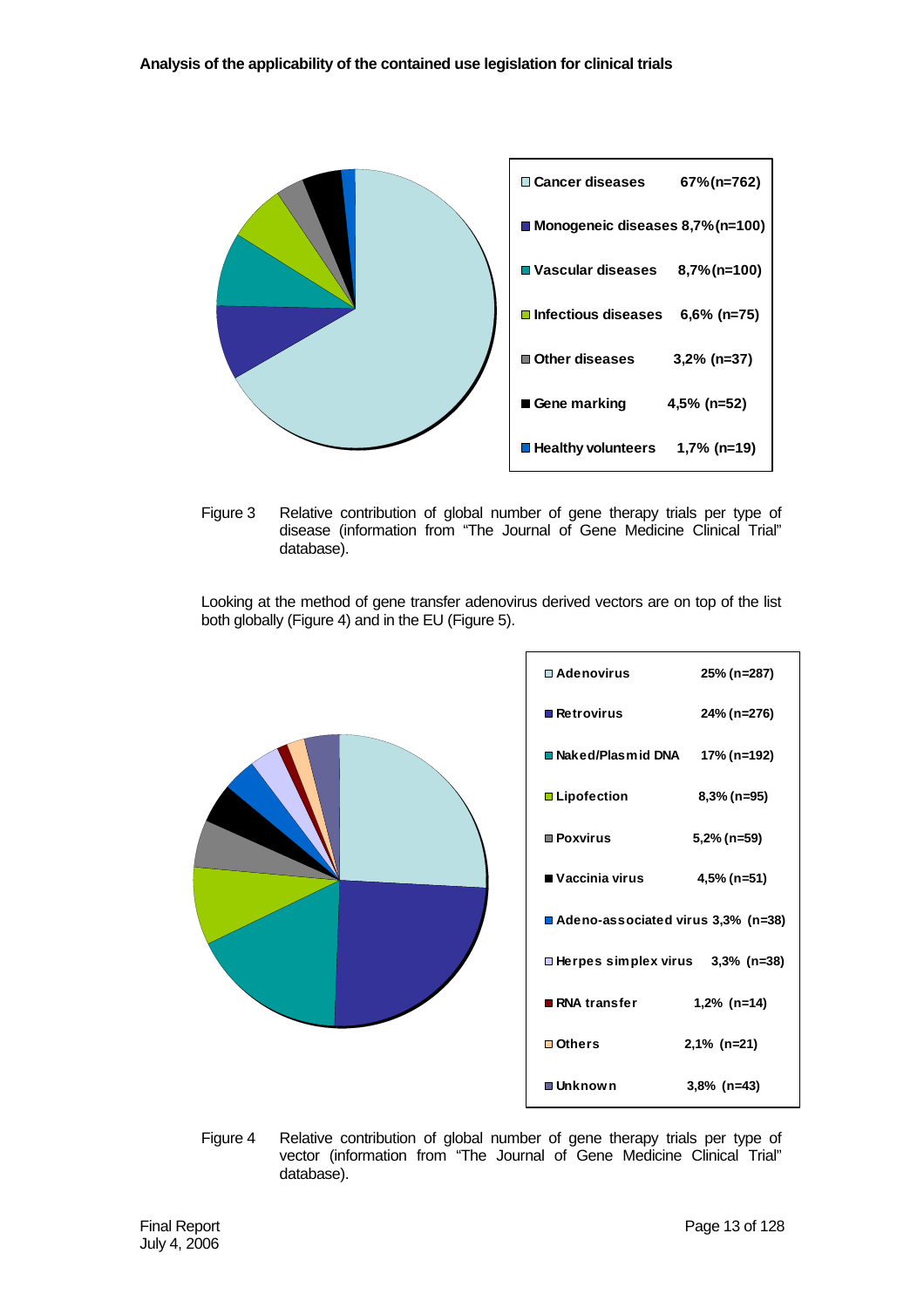| Cancer diseases | 67%(n=762) |
| --- | --- |
| Monogeneic diseases | 8,7%(n=100) |
| Vascular diseases | 8,7%(n=100) |
| Infectious diseases | 6,6% (n=75) |
| Other diseases | 3,2% (n=37) |
| Gene marking | 4,5% (n=52) |
| Healthy volunteers | 1,7% (n=19) |

Figure 3 Relative contribution of global number of gene therapy trials per type of disease (information from "The Journal of Gene Medicine Clinical Trial" database).

Looking at the method of gene transfer adenovirus derived vectors are on top of the list both globally (Figure 4) and in the EU (Figure 5).

| Adenovirus | 25% (n=287) |
| --- | --- |
| Retrovirus | 24% (n=276) |
| Naked/Plasmid DNA | 17% (n=192) |
| Lipofection | 8,3% (n=95) |
| Poxvirus | 5,2% (n=59) |
| Vaccinia virus | 4,5% (n=51) |
| Adeno-associated virus | 3,3% (n=38) |
| Herpes simplex virus | 3,3% (n=38) |
| RNA transfer | 1,2% (n=14) |
| Others | 2,1% (n=21) |
| Unknown | 3,8% (n=43) |

Figure 4 Relative contribution of global number of gene therapy trials per type of vector (information from "The Journal of Gene Medicine Clinical Trial" database).

Final Report
July 4, 2006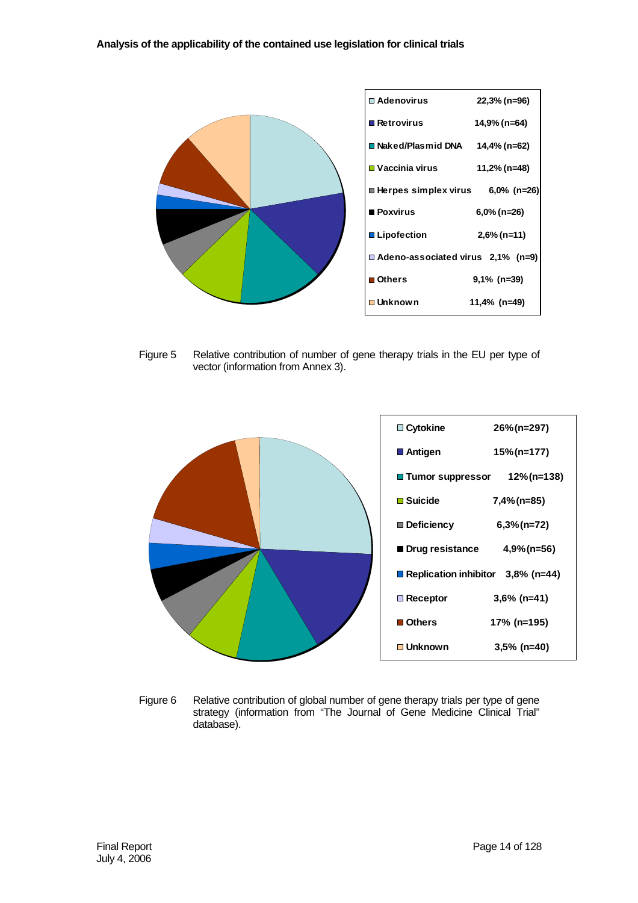| Vector | Percentage (n) |
|---|---|
| Adenovirus | 22,3% (n=96) |
| Retrovirus | 14,9% (n=64) |
| Naked/Plasmid DNA | 14,4% (n=62) |
| Vaccinia virus | 11,2% (n=48) |
| Herpes simplex virus | 6,0% (n=26) |
| Poxvirus | 6,0% (n=26) |
| Lipofection | 2,6% (n=11) |
| Adeno-associated virus | 2,1% (n=9) |
| Others | 9,1% (n=39) |
| Unknown | 11,4% (n=49) |

Figure 5 Relative contribution of number of gene therapy trials in the EU per type of vector (information from Annex 3).

| Gene strategy | Percentage (n) |
|---|---|
| Cytokine | 26% (n=297) |
| Antigen | 15% (n=177) |
| Tumor suppressor | 12% (n=138) |
| Suicide | 7,4% (n=85) |
| Deficiency | 6,3% (n=72) |
| Drug resistance | 4,9% (n=56) |
| Replication inhibitor | 3,8% (n=44) |
| Receptor | 3,6% (n=41) |
| Others | 17% (n=195) |
| Unknown | 3,5% (n=40) |

Figure 6 Relative contribution of global number of gene therapy trials per type of gene strategy (information from "The Journal of Gene Medicine Clinical Trial" database).

Final Report
July 4, 2006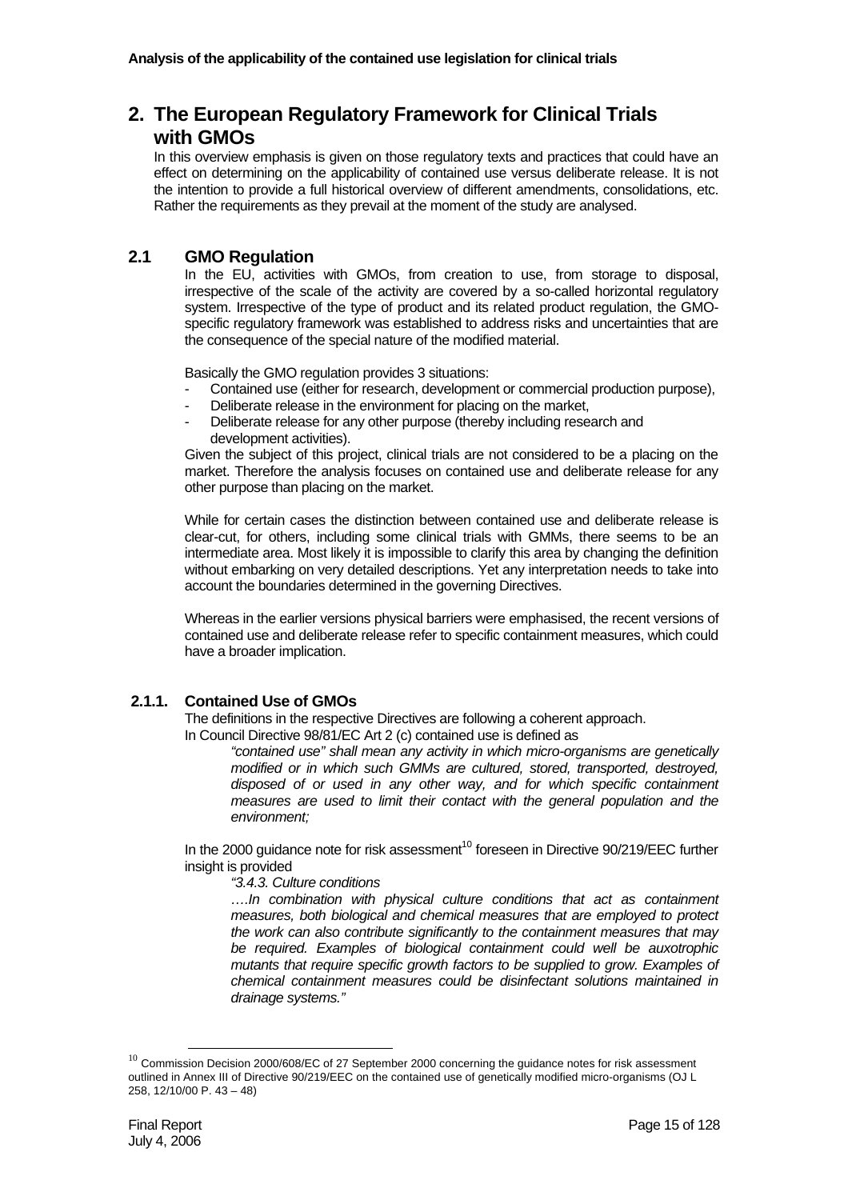# 2. The European Regulatory Framework for Clinical Trials with GMOs

In this overview emphasis is given on those regulatory texts and practices that could have an effect on determining on the applicability of contained use versus deliberate release. It is not the intention to provide a full historical overview of different amendments, consolidations, etc. Rather the requirements as they prevail at the moment of the study are analysed.

## 2.1 GMO Regulation

In the EU, activities with GMOs, from creation to use, from storage to disposal, irrespective of the scale of the activity are covered by a so-called horizontal regulatory system. Irrespective of the type of product and its related product regulation, the GMO-specific regulatory framework was established to address risks and uncertainties that are the consequence of the special nature of the modified material.

Basically the GMO regulation provides 3 situations:

- Contained use (either for research, development or commercial production purpose),
- Deliberate release in the environment for placing on the market,
- Deliberate release for any other purpose (thereby including research and development activities).

Given the subject of this project, clinical trials are not considered to be a placing on the market. Therefore the analysis focuses on contained use and deliberate release for any other purpose than placing on the market.

While for certain cases the distinction between contained use and deliberate release is clear-cut, for others, including some clinical trials with GMMs, there seems to be an intermediate area. Most likely it is impossible to clarify this area by changing the definition without embarking on very detailed descriptions. Yet any interpretation needs to take into account the boundaries determined in the governing Directives.

Whereas in the earlier versions physical barriers were emphasised, the recent versions of contained use and deliberate release refer to specific containment measures, which could have a broader implication.

### 2.1.1. Contained Use of GMOs

The definitions in the respective Directives are following a coherent approach.

In Council Directive 98/81/EC Art 2 (c) contained use is defined as

> *"contained use" shall mean any activity in which micro-organisms are genetically modified or in which such GMMs are cultured, stored, transported, destroyed, disposed of or used in any other way, and for which specific containment measures are used to limit their contact with the general population and the environment;*

In the 2000 guidance note for risk assessment[10] foreseen in Directive 90/219/EEC further insight is provided

> *"3.4.3. Culture conditions*
>
> *….In combination with physical culture conditions that act as containment measures, both biological and chemical measures that are employed to protect the work can also contribute significantly to the containment measures that may be required. Examples of biological containment could well be auxotrophic mutants that require specific growth factors to be supplied to grow. Examples of chemical containment measures could be disinfectant solutions maintained in drainage systems."*

---

[10] Commission Decision 2000/608/EC of 27 September 2000 concerning the guidance notes for risk assessment outlined in Annex III of Directive 90/219/EEC on the contained use of genetically modified micro-organisms (OJ L 258, 12/10/00 P. 43 – 48)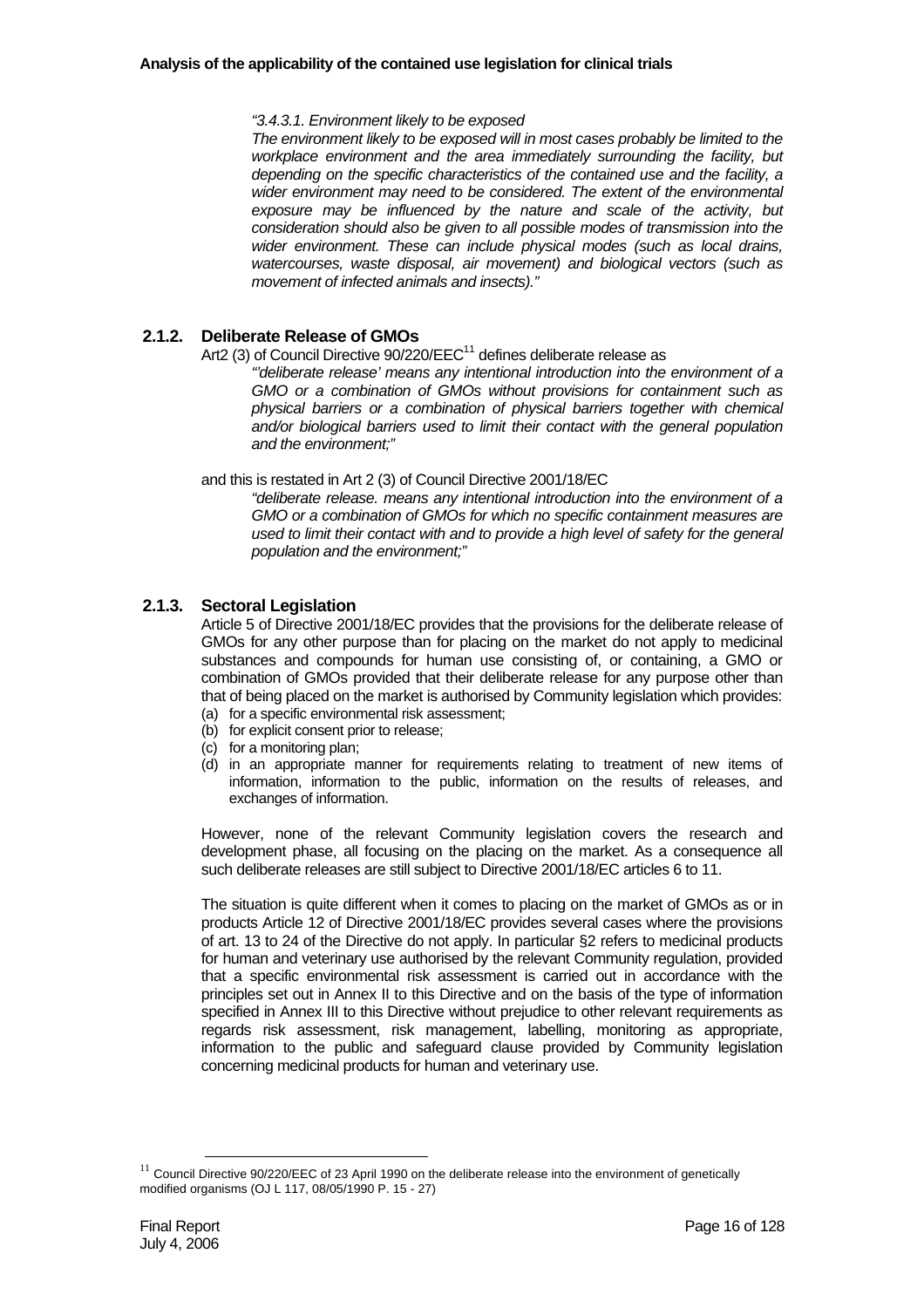*"3.4.3.1. Environment likely to be exposed*

*The environment likely to be exposed will in most cases probably be limited to the workplace environment and the area immediately surrounding the facility, but depending on the specific characteristics of the contained use and the facility, a wider environment may need to be considered. The extent of the environmental exposure may be influenced by the nature and scale of the activity, but consideration should also be given to all possible modes of transmission into the wider environment. These can include physical modes (such as local drains, watercourses, waste disposal, air movement) and biological vectors (such as movement of infected animals and insects)."*

### 2.1.2. Deliberate Release of GMOs

Art2 (3) of Council Directive 90/220/EEC[11] defines deliberate release as

*"'deliberate release' means any intentional introduction into the environment of a GMO or a combination of GMOs without provisions for containment such as physical barriers or a combination of physical barriers together with chemical and/or biological barriers used to limit their contact with the general population and the environment;"*

and this is restated in Art 2 (3) of Council Directive 2001/18/EC

*"deliberate release. means any intentional introduction into the environment of a GMO or a combination of GMOs for which no specific containment measures are used to limit their contact with and to provide a high level of safety for the general population and the environment;"*

### 2.1.3. Sectoral Legislation

Article 5 of Directive 2001/18/EC provides that the provisions for the deliberate release of GMOs for any other purpose than for placing on the market do not apply to medicinal substances and compounds for human use consisting of, or containing, a GMO or combination of GMOs provided that their deliberate release for any purpose other than that of being placed on the market is authorised by Community legislation which provides:

(a) for a specific environmental risk assessment;
(b) for explicit consent prior to release;
(c) for a monitoring plan;
(d) in an appropriate manner for requirements relating to treatment of new items of information, information to the public, information on the results of releases, and exchanges of information.

However, none of the relevant Community legislation covers the research and development phase, all focusing on the placing on the market. As a consequence all such deliberate releases are still subject to Directive 2001/18/EC articles 6 to 11.

The situation is quite different when it comes to placing on the market of GMOs as or in products Article 12 of Directive 2001/18/EC provides several cases where the provisions of art. 13 to 24 of the Directive do not apply. In particular §2 refers to medicinal products for human and veterinary use authorised by the relevant Community regulation, provided that a specific environmental risk assessment is carried out in accordance with the principles set out in Annex II to this Directive and on the basis of the type of information specified in Annex III to this Directive without prejudice to other relevant requirements as regards risk assessment, risk management, labelling, monitoring as appropriate, information to the public and safeguard clause provided by Community legislation concerning medicinal products for human and veterinary use.

---

[11] Council Directive 90/220/EEC of 23 April 1990 on the deliberate release into the environment of genetically modified organisms (OJ L 117, 08/05/1990 P. 15 - 27)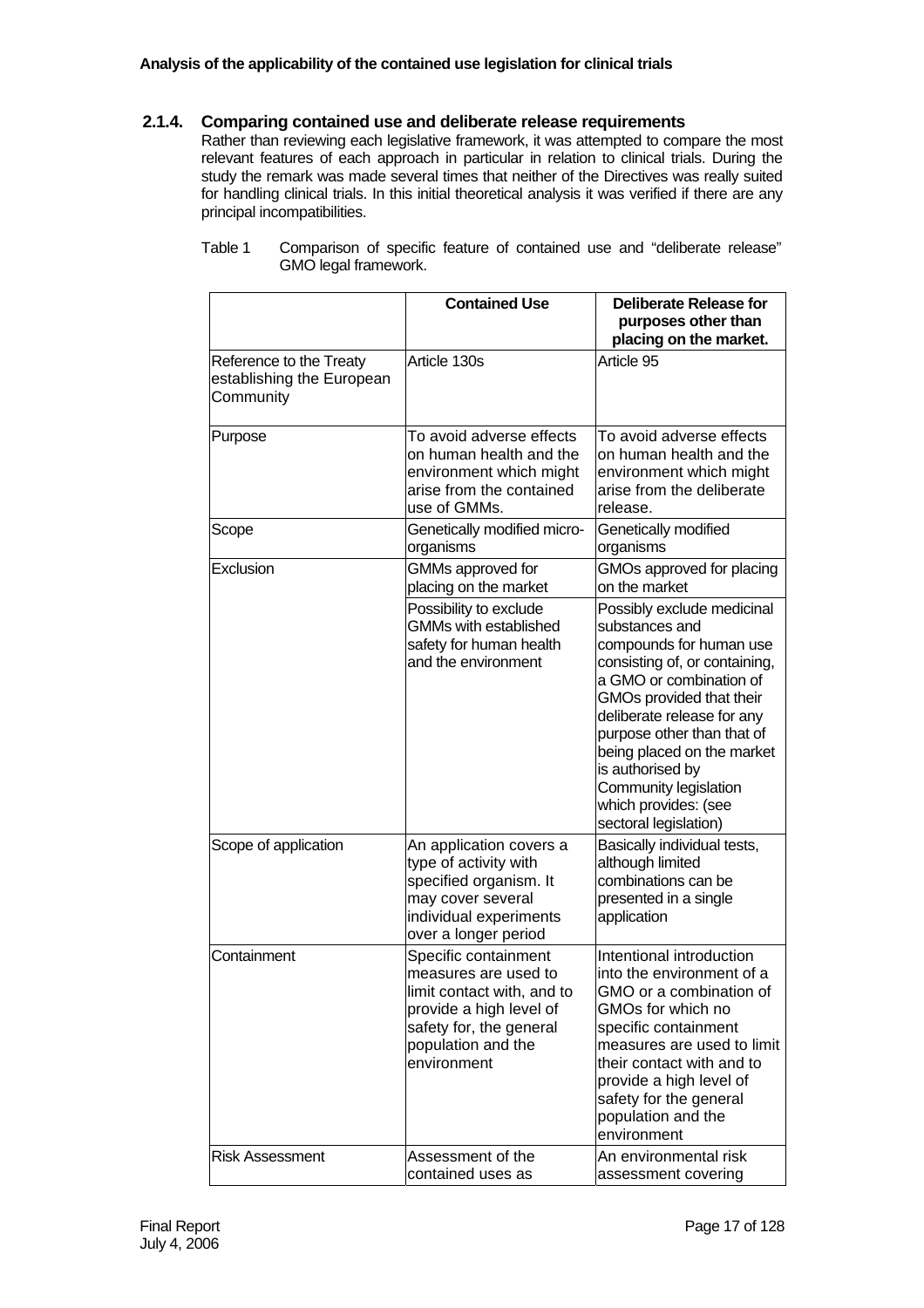### 2.1.4. Comparing contained use and deliberate release requirements

Rather than reviewing each legislative framework, it was attempted to compare the most relevant features of each approach in particular in relation to clinical trials. During the study the remark was made several times that neither of the Directives was really suited for handling clinical trials. In this initial theoretical analysis it was verified if there are any principal incompatibilities.

Table 1 Comparison of specific feature of contained use and "deliberate release" GMO legal framework.

| | **Contained Use** | **Deliberate Release for purposes other than placing on the market.** |
|---|---|---|
| Reference to the Treaty establishing the European Community | Article 130s | Article 95 |
| Purpose | To avoid adverse effects on human health and the environment which might arise from the contained use of GMMs. | To avoid adverse effects on human health and the environment which might arise from the deliberate release. |
| Scope | Genetically modified micro-organisms | Genetically modified organisms |
| Exclusion | GMMs approved for placing on the market | GMOs approved for placing on the market |
| | Possibility to exclude GMMs with established safety for human health and the environment | Possibly exclude medicinal substances and compounds for human use consisting of, or containing, a GMO or combination of GMOs provided that their deliberate release for any purpose other than that of being placed on the market is authorised by Community legislation which provides: (see sectoral legislation) |
| Scope of application | An application covers a type of activity with specified organism. It may cover several individual experiments over a longer period | Basically individual tests, although limited combinations can be presented in a single application |
| Containment | Specific containment measures are used to limit contact with, and to provide a high level of safety for, the general population and the environment | Intentional introduction into the environment of a GMO or a combination of GMOs for which no specific containment measures are used to limit their contact with and to provide a high level of safety for the general population and the environment |
| Risk Assessment | Assessment of the contained uses as | An environmental risk assessment covering |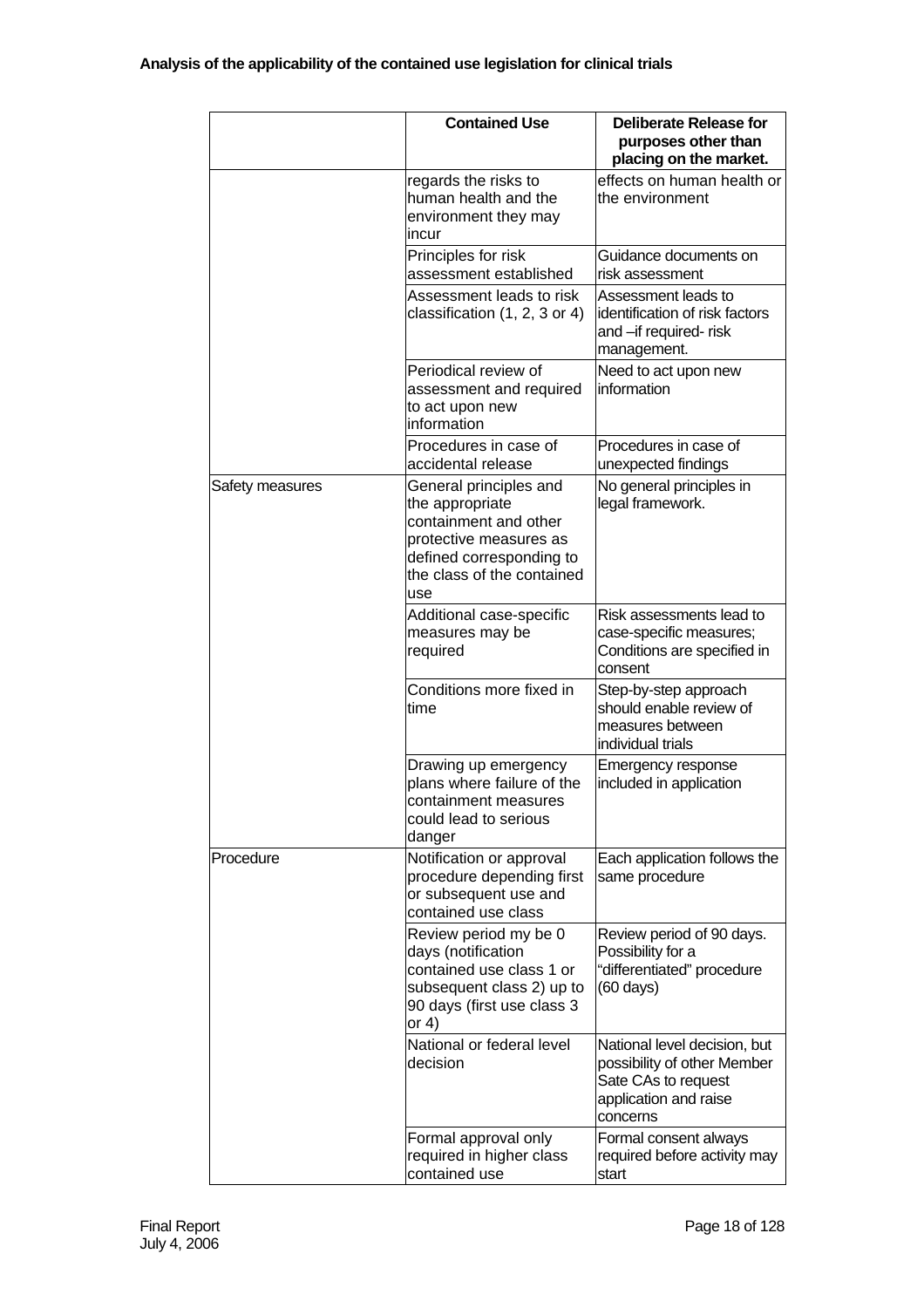| | Contained Use | Deliberate Release for purposes other than placing on the market. |
|---|---|---|
| | regards the risks to human health and the environment they may incur | effects on human health or the environment |
| | Principles for risk assessment established | Guidance documents on risk assessment |
| | Assessment leads to risk classification (1, 2, 3 or 4) | Assessment leads to identification of risk factors and –if required- risk management. |
| | Periodical review of assessment and required to act upon new information | Need to act upon new information |
| | Procedures in case of accidental release | Procedures in case of unexpected findings |
| Safety measures | General principles and the appropriate containment and other protective measures as defined corresponding to the class of the contained use | No general principles in legal framework. |
| | Additional case-specific measures may be required | Risk assessments lead to case-specific measures; Conditions are specified in consent |
| | Conditions more fixed in time | Step-by-step approach should enable review of measures between individual trials |
| | Drawing up emergency plans where failure of the containment measures could lead to serious danger | Emergency response included in application |
| Procedure | Notification or approval procedure depending first or subsequent use and contained use class | Each application follows the same procedure |
| | Review period my be 0 days (notification contained use class 1 or subsequent class 2) up to 90 days (first use class 3 or 4) | Review period of 90 days. Possibility for a "differentiated" procedure (60 days) |
| | National or federal level decision | National level decision, but possibility of other Member Sate CAs to request application and raise concerns |
| | Formal approval only required in higher class contained use | Formal consent always required before activity may start |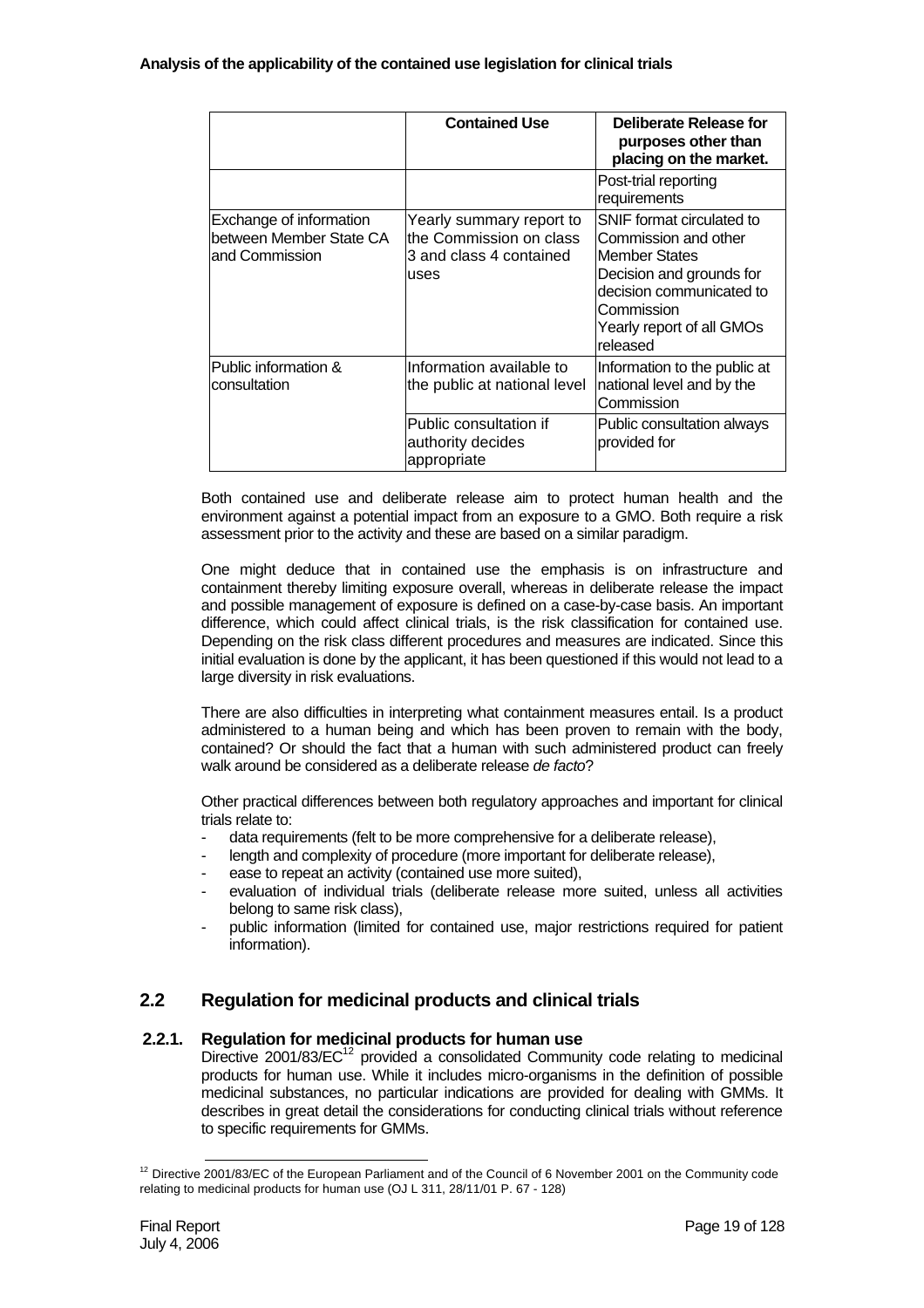| | Contained Use | Deliberate Release for purposes other than placing on the market. |
|---|---|---|
| | | Post-trial reporting requirements |
| Exchange of information between Member State CA and Commission | Yearly summary report to the Commission on class 3 and class 4 contained uses | SNIF format circulated to Commission and other Member States<br>Decision and grounds for decision communicated to Commission<br>Yearly report of all GMOs released |
| Public information & consultation | Information available to the public at national level | Information to the public at national level and by the Commission |
| | Public consultation if authority decides appropriate | Public consultation always provided for |

Both contained use and deliberate release aim to protect human health and the environment against a potential impact from an exposure to a GMO. Both require a risk assessment prior to the activity and these are based on a similar paradigm.

One might deduce that in contained use the emphasis is on infrastructure and containment thereby limiting exposure overall, whereas in deliberate release the impact and possible management of exposure is defined on a case-by-case basis. An important difference, which could affect clinical trials, is the risk classification for contained use. Depending on the risk class different procedures and measures are indicated. Since this initial evaluation is done by the applicant, it has been questioned if this would not lead to a large diversity in risk evaluations.

There are also difficulties in interpreting what containment measures entail. Is a product administered to a human being and which has been proven to remain with the body, contained? Or should the fact that a human with such administered product can freely walk around be considered as a deliberate release *de facto*?

Other practical differences between both regulatory approaches and important for clinical trials relate to:

- data requirements (felt to be more comprehensive for a deliberate release),
- length and complexity of procedure (more important for deliberate release),
- ease to repeat an activity (contained use more suited),
- evaluation of individual trials (deliberate release more suited, unless all activities belong to same risk class),
- public information (limited for contained use, major restrictions required for patient information).

## 2.2 Regulation for medicinal products and clinical trials

### 2.2.1. Regulation for medicinal products for human use

Directive 2001/83/EC[12] provided a consolidated Community code relating to medicinal products for human use. While it includes micro-organisms in the definition of possible medicinal substances, no particular indications are provided for dealing with GMMs. It describes in great detail the considerations for conducting clinical trials without reference to specific requirements for GMMs.

[12] Directive 2001/83/EC of the European Parliament and of the Council of 6 November 2001 on the Community code relating to medicinal products for human use (OJ L 311, 28/11/01 P. 67 - 128)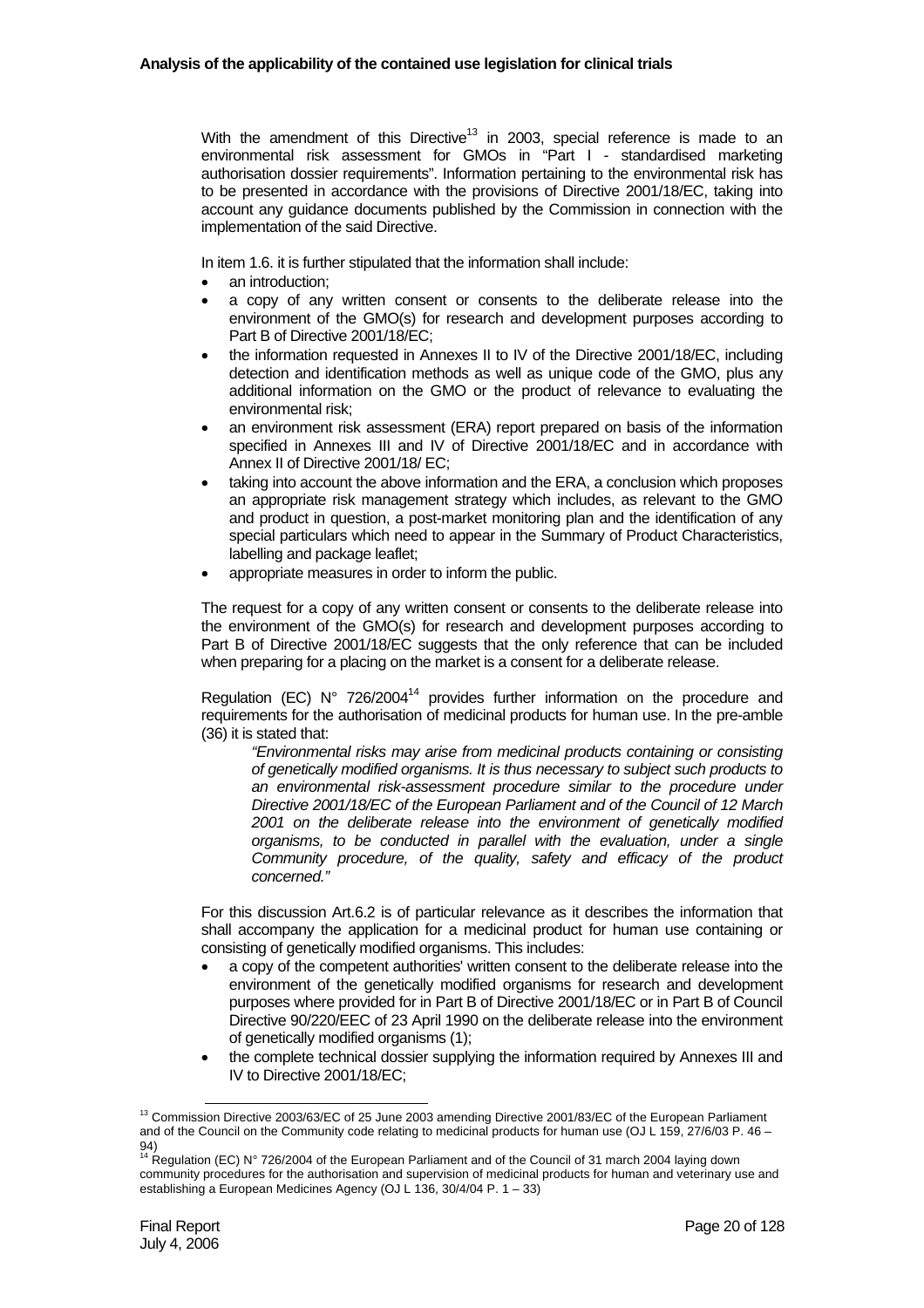With the amendment of this Directive[13] in 2003, special reference is made to an environmental risk assessment for GMOs in "Part I - standardised marketing authorisation dossier requirements". Information pertaining to the environmental risk has to be presented in accordance with the provisions of Directive 2001/18/EC, taking into account any guidance documents published by the Commission in connection with the implementation of the said Directive.

In item 1.6. it is further stipulated that the information shall include:

- an introduction;
- a copy of any written consent or consents to the deliberate release into the environment of the GMO(s) for research and development purposes according to Part B of Directive 2001/18/EC;
- the information requested in Annexes II to IV of the Directive 2001/18/EC, including detection and identification methods as well as unique code of the GMO, plus any additional information on the GMO or the product of relevance to evaluating the environmental risk;
- an environment risk assessment (ERA) report prepared on basis of the information specified in Annexes III and IV of Directive 2001/18/EC and in accordance with Annex II of Directive 2001/18/ EC;
- taking into account the above information and the ERA, a conclusion which proposes an appropriate risk management strategy which includes, as relevant to the GMO and product in question, a post-market monitoring plan and the identification of any special particulars which need to appear in the Summary of Product Characteristics, labelling and package leaflet;
- appropriate measures in order to inform the public.

The request for a copy of any written consent or consents to the deliberate release into the environment of the GMO(s) for research and development purposes according to Part B of Directive 2001/18/EC suggests that the only reference that can be included when preparing for a placing on the market is a consent for a deliberate release.

Regulation (EC) N° 726/2004[14] provides further information on the procedure and requirements for the authorisation of medicinal products for human use. In the pre-amble (36) it is stated that:

> *"Environmental risks may arise from medicinal products containing or consisting of genetically modified organisms. It is thus necessary to subject such products to an environmental risk-assessment procedure similar to the procedure under Directive 2001/18/EC of the European Parliament and of the Council of 12 March 2001 on the deliberate release into the environment of genetically modified organisms, to be conducted in parallel with the evaluation, under a single Community procedure, of the quality, safety and efficacy of the product concerned."*

For this discussion Art.6.2 is of particular relevance as it describes the information that shall accompany the application for a medicinal product for human use containing or consisting of genetically modified organisms. This includes:

- a copy of the competent authorities' written consent to the deliberate release into the environment of the genetically modified organisms for research and development purposes where provided for in Part B of Directive 2001/18/EC or in Part B of Council Directive 90/220/EEC of 23 April 1990 on the deliberate release into the environment of genetically modified organisms (1);
- the complete technical dossier supplying the information required by Annexes III and IV to Directive 2001/18/EC;

---

[13] Commission Directive 2003/63/EC of 25 June 2003 amending Directive 2001/83/EC of the European Parliament and of the Council on the Community code relating to medicinal products for human use (OJ L 159, 27/6/03 P. 46 – 94)

[14] Regulation (EC) N° 726/2004 of the European Parliament and of the Council of 31 march 2004 laying down community procedures for the authorisation and supervision of medicinal products for human and veterinary use and establishing a European Medicines Agency (OJ L 136, 30/4/04 P. 1 – 33)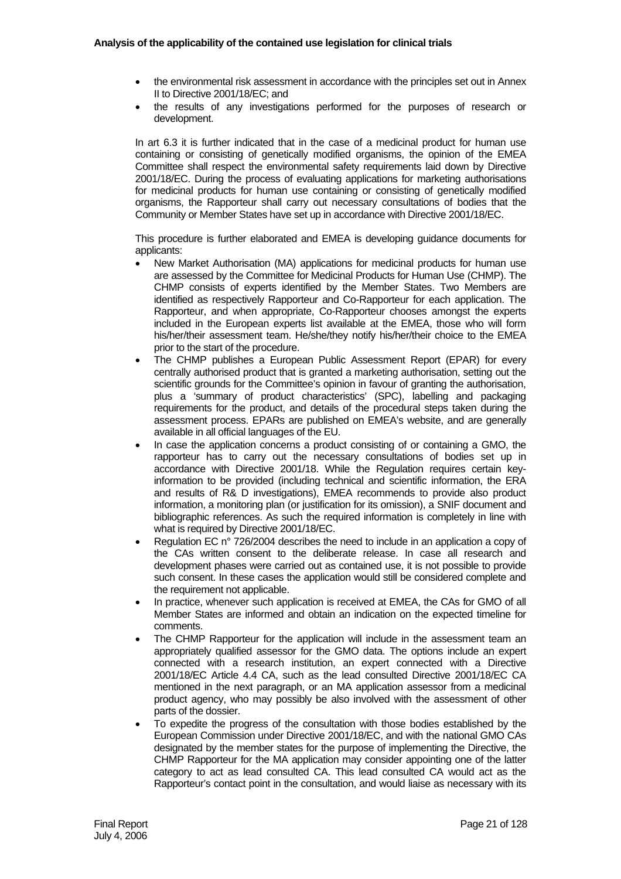- the environmental risk assessment in accordance with the principles set out in Annex II to Directive 2001/18/EC; and
- the results of any investigations performed for the purposes of research or development.

In art 6.3 it is further indicated that in the case of a medicinal product for human use containing or consisting of genetically modified organisms, the opinion of the EMEA Committee shall respect the environmental safety requirements laid down by Directive 2001/18/EC. During the process of evaluating applications for marketing authorisations for medicinal products for human use containing or consisting of genetically modified organisms, the Rapporteur shall carry out necessary consultations of bodies that the Community or Member States have set up in accordance with Directive 2001/18/EC.

This procedure is further elaborated and EMEA is developing guidance documents for applicants:

- New Market Authorisation (MA) applications for medicinal products for human use are assessed by the Committee for Medicinal Products for Human Use (CHMP). The CHMP consists of experts identified by the Member States. Two Members are identified as respectively Rapporteur and Co-Rapporteur for each application. The Rapporteur, and when appropriate, Co-Rapporteur chooses amongst the experts included in the European experts list available at the EMEA, those who will form his/her/their assessment team. He/she/they notify his/her/their choice to the EMEA prior to the start of the procedure.
- The CHMP publishes a European Public Assessment Report (EPAR) for every centrally authorised product that is granted a marketing authorisation, setting out the scientific grounds for the Committee's opinion in favour of granting the authorisation, plus a 'summary of product characteristics' (SPC), labelling and packaging requirements for the product, and details of the procedural steps taken during the assessment process. EPARs are published on EMEA's website, and are generally available in all official languages of the EU.
- In case the application concerns a product consisting of or containing a GMO, the rapporteur has to carry out the necessary consultations of bodies set up in accordance with Directive 2001/18. While the Regulation requires certain key-information to be provided (including technical and scientific information, the ERA and results of R& D investigations), EMEA recommends to provide also product information, a monitoring plan (or justification for its omission), a SNIF document and bibliographic references. As such the required information is completely in line with what is required by Directive 2001/18/EC.
- Regulation EC n° 726/2004 describes the need to include in an application a copy of the CAs written consent to the deliberate release. In case all research and development phases were carried out as contained use, it is not possible to provide such consent. In these cases the application would still be considered complete and the requirement not applicable.
- In practice, whenever such application is received at EMEA, the CAs for GMO of all Member States are informed and obtain an indication on the expected timeline for comments.
- The CHMP Rapporteur for the application will include in the assessment team an appropriately qualified assessor for the GMO data. The options include an expert connected with a research institution, an expert connected with a Directive 2001/18/EC Article 4.4 CA, such as the lead consulted Directive 2001/18/EC CA mentioned in the next paragraph, or an MA application assessor from a medicinal product agency, who may possibly be also involved with the assessment of other parts of the dossier.
- To expedite the progress of the consultation with those bodies established by the European Commission under Directive 2001/18/EC, and with the national GMO CAs designated by the member states for the purpose of implementing the Directive, the CHMP Rapporteur for the MA application may consider appointing one of the latter category to act as lead consulted CA. This lead consulted CA would act as the Rapporteur's contact point in the consultation, and would liaise as necessary with its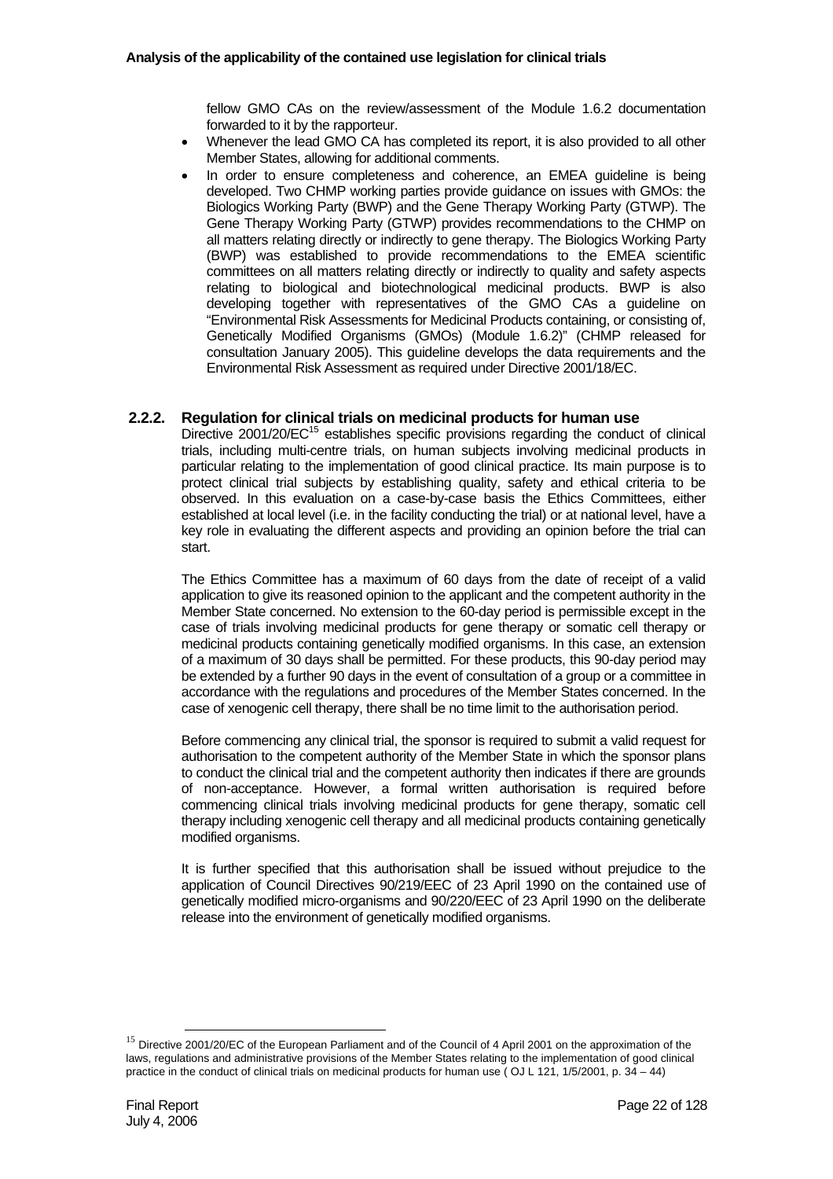fellow GMO CAs on the review/assessment of the Module 1.6.2 documentation forwarded to it by the rapporteur.

- Whenever the lead GMO CA has completed its report, it is also provided to all other Member States, allowing for additional comments.
- In order to ensure completeness and coherence, an EMEA guideline is being developed. Two CHMP working parties provide guidance on issues with GMOs: the Biologics Working Party (BWP) and the Gene Therapy Working Party (GTWP). The Gene Therapy Working Party (GTWP) provides recommendations to the CHMP on all matters relating directly or indirectly to gene therapy. The Biologics Working Party (BWP) was established to provide recommendations to the EMEA scientific committees on all matters relating directly or indirectly to quality and safety aspects relating to biological and biotechnological medicinal products. BWP is also developing together with representatives of the GMO CAs a guideline on "Environmental Risk Assessments for Medicinal Products containing, or consisting of, Genetically Modified Organisms (GMOs) (Module 1.6.2)" (CHMP released for consultation January 2005). This guideline develops the data requirements and the Environmental Risk Assessment as required under Directive 2001/18/EC.

### 2.2.2. Regulation for clinical trials on medicinal products for human use

Directive 2001/20/EC[15] establishes specific provisions regarding the conduct of clinical trials, including multi-centre trials, on human subjects involving medicinal products in particular relating to the implementation of good clinical practice. Its main purpose is to protect clinical trial subjects by establishing quality, safety and ethical criteria to be observed. In this evaluation on a case-by-case basis the Ethics Committees, either established at local level (i.e. in the facility conducting the trial) or at national level, have a key role in evaluating the different aspects and providing an opinion before the trial can start.

The Ethics Committee has a maximum of 60 days from the date of receipt of a valid application to give its reasoned opinion to the applicant and the competent authority in the Member State concerned. No extension to the 60-day period is permissible except in the case of trials involving medicinal products for gene therapy or somatic cell therapy or medicinal products containing genetically modified organisms. In this case, an extension of a maximum of 30 days shall be permitted. For these products, this 90-day period may be extended by a further 90 days in the event of consultation of a group or a committee in accordance with the regulations and procedures of the Member States concerned. In the case of xenogenic cell therapy, there shall be no time limit to the authorisation period.

Before commencing any clinical trial, the sponsor is required to submit a valid request for authorisation to the competent authority of the Member State in which the sponsor plans to conduct the clinical trial and the competent authority then indicates if there are grounds of non-acceptance. However, a formal written authorisation is required before commencing clinical trials involving medicinal products for gene therapy, somatic cell therapy including xenogenic cell therapy and all medicinal products containing genetically modified organisms.

It is further specified that this authorisation shall be issued without prejudice to the application of Council Directives 90/219/EEC of 23 April 1990 on the contained use of genetically modified micro-organisms and 90/220/EEC of 23 April 1990 on the deliberate release into the environment of genetically modified organisms.

---

[15] Directive 2001/20/EC of the European Parliament and of the Council of 4 April 2001 on the approximation of the laws, regulations and administrative provisions of the Member States relating to the implementation of good clinical practice in the conduct of clinical trials on medicinal products for human use ( OJ L 121, 1/5/2001, p. 34 – 44)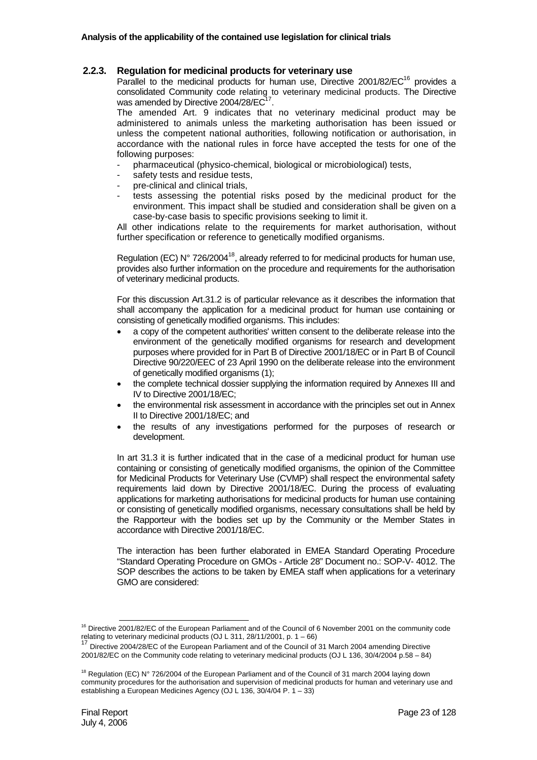### 2.2.3. Regulation for medicinal products for veterinary use

Parallel to the medicinal products for human use, Directive 2001/82/EC[16] provides a consolidated Community code relating to veterinary medicinal products. The Directive was amended by Directive 2004/28/EC[17].

The amended Art. 9 indicates that no veterinary medicinal product may be administered to animals unless the marketing authorisation has been issued or unless the competent national authorities, following notification or authorisation, in accordance with the national rules in force have accepted the tests for one of the following purposes:

- pharmaceutical (physico-chemical, biological or microbiological) tests,
- safety tests and residue tests,
- pre-clinical and clinical trials,
- tests assessing the potential risks posed by the medicinal product for the environment. This impact shall be studied and consideration shall be given on a case-by-case basis to specific provisions seeking to limit it.

All other indications relate to the requirements for market authorisation, without further specification or reference to genetically modified organisms.

Regulation (EC) N° 726/2004[18], already referred to for medicinal products for human use, provides also further information on the procedure and requirements for the authorisation of veterinary medicinal products.

For this discussion Art.31.2 is of particular relevance as it describes the information that shall accompany the application for a medicinal product for human use containing or consisting of genetically modified organisms. This includes:

- a copy of the competent authorities' written consent to the deliberate release into the environment of the genetically modified organisms for research and development purposes where provided for in Part B of Directive 2001/18/EC or in Part B of Council Directive 90/220/EEC of 23 April 1990 on the deliberate release into the environment of genetically modified organisms (1);
- the complete technical dossier supplying the information required by Annexes III and IV to Directive 2001/18/EC;
- the environmental risk assessment in accordance with the principles set out in Annex II to Directive 2001/18/EC; and
- the results of any investigations performed for the purposes of research or development.

In art 31.3 it is further indicated that in the case of a medicinal product for human use containing or consisting of genetically modified organisms, the opinion of the Committee for Medicinal Products for Veterinary Use (CVMP) shall respect the environmental safety requirements laid down by Directive 2001/18/EC. During the process of evaluating applications for marketing authorisations for medicinal products for human use containing or consisting of genetically modified organisms, necessary consultations shall be held by the Rapporteur with the bodies set up by the Community or the Member States in accordance with Directive 2001/18/EC.

The interaction has been further elaborated in EMEA Standard Operating Procedure "Standard Operating Procedure on GMOs - Article 28" Document no.: SOP-V- 4012. The SOP describes the actions to be taken by EMEA staff when applications for a veterinary GMO are considered:

---

[16] Directive 2001/82/EC of the European Parliament and of the Council of 6 November 2001 on the community code relating to veterinary medicinal products (OJ L 311, 28/11/2001, p. 1 – 66)

[17] Directive 2004/28/EC of the European Parliament and of the Council of 31 March 2004 amending Directive 2001/82/EC on the Community code relating to veterinary medicinal products (OJ L 136, 30/4/2004 p.58 – 84)

[18] Regulation (EC) N° 726/2004 of the European Parliament and of the Council of 31 march 2004 laying down community procedures for the authorisation and supervision of medicinal products for human and veterinary use and establishing a European Medicines Agency (OJ L 136, 30/4/04 P. 1 – 33)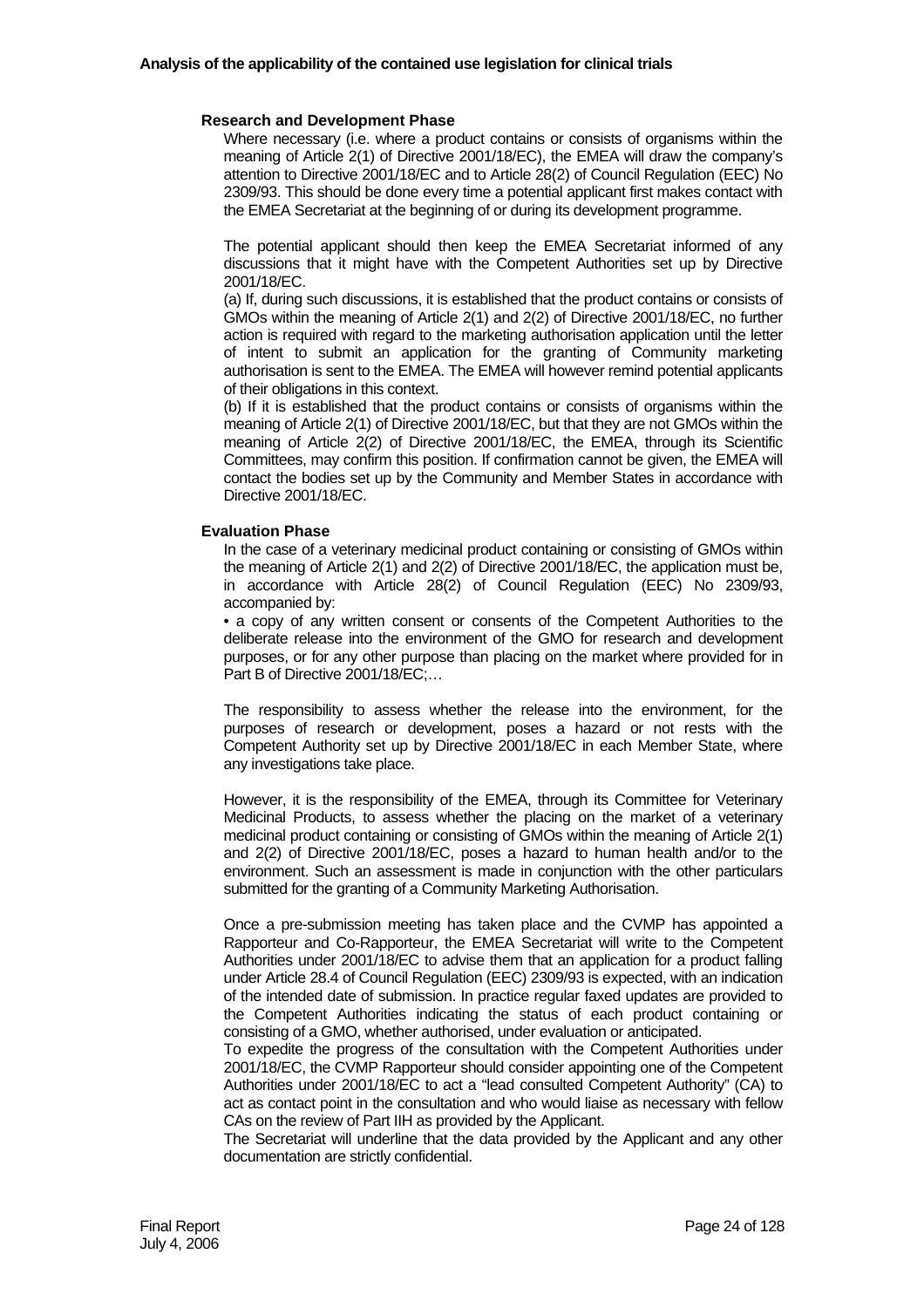**Research and Development Phase**

Where necessary (i.e. where a product contains or consists of organisms within the meaning of Article 2(1) of Directive 2001/18/EC), the EMEA will draw the company's attention to Directive 2001/18/EC and to Article 28(2) of Council Regulation (EEC) No 2309/93. This should be done every time a potential applicant first makes contact with the EMEA Secretariat at the beginning of or during its development programme.

The potential applicant should then keep the EMEA Secretariat informed of any discussions that it might have with the Competent Authorities set up by Directive 2001/18/EC.

(a) If, during such discussions, it is established that the product contains or consists of GMOs within the meaning of Article 2(1) and 2(2) of Directive 2001/18/EC, no further action is required with regard to the marketing authorisation application until the letter of intent to submit an application for the granting of Community marketing authorisation is sent to the EMEA. The EMEA will however remind potential applicants of their obligations in this context.

(b) If it is established that the product contains or consists of organisms within the meaning of Article 2(1) of Directive 2001/18/EC, but that they are not GMOs within the meaning of Article 2(2) of Directive 2001/18/EC, the EMEA, through its Scientific Committees, may confirm this position. If confirmation cannot be given, the EMEA will contact the bodies set up by the Community and Member States in accordance with Directive 2001/18/EC.

**Evaluation Phase**

In the case of a veterinary medicinal product containing or consisting of GMOs within the meaning of Article 2(1) and 2(2) of Directive 2001/18/EC, the application must be, in accordance with Article 28(2) of Council Regulation (EEC) No 2309/93, accompanied by:

• a copy of any written consent or consents of the Competent Authorities to the deliberate release into the environment of the GMO for research and development purposes, or for any other purpose than placing on the market where provided for in Part B of Directive 2001/18/EC;…

The responsibility to assess whether the release into the environment, for the purposes of research or development, poses a hazard or not rests with the Competent Authority set up by Directive 2001/18/EC in each Member State, where any investigations take place.

However, it is the responsibility of the EMEA, through its Committee for Veterinary Medicinal Products, to assess whether the placing on the market of a veterinary medicinal product containing or consisting of GMOs within the meaning of Article 2(1) and 2(2) of Directive 2001/18/EC, poses a hazard to human health and/or to the environment. Such an assessment is made in conjunction with the other particulars submitted for the granting of a Community Marketing Authorisation.

Once a pre-submission meeting has taken place and the CVMP has appointed a Rapporteur and Co-Rapporteur, the EMEA Secretariat will write to the Competent Authorities under 2001/18/EC to advise them that an application for a product falling under Article 28.4 of Council Regulation (EEC) 2309/93 is expected, with an indication of the intended date of submission. In practice regular faxed updates are provided to the Competent Authorities indicating the status of each product containing or consisting of a GMO, whether authorised, under evaluation or anticipated.

To expedite the progress of the consultation with the Competent Authorities under 2001/18/EC, the CVMP Rapporteur should consider appointing one of the Competent Authorities under 2001/18/EC to act a "lead consulted Competent Authority" (CA) to act as contact point in the consultation and who would liaise as necessary with fellow CAs on the review of Part IIH as provided by the Applicant.

The Secretariat will underline that the data provided by the Applicant and any other documentation are strictly confidential.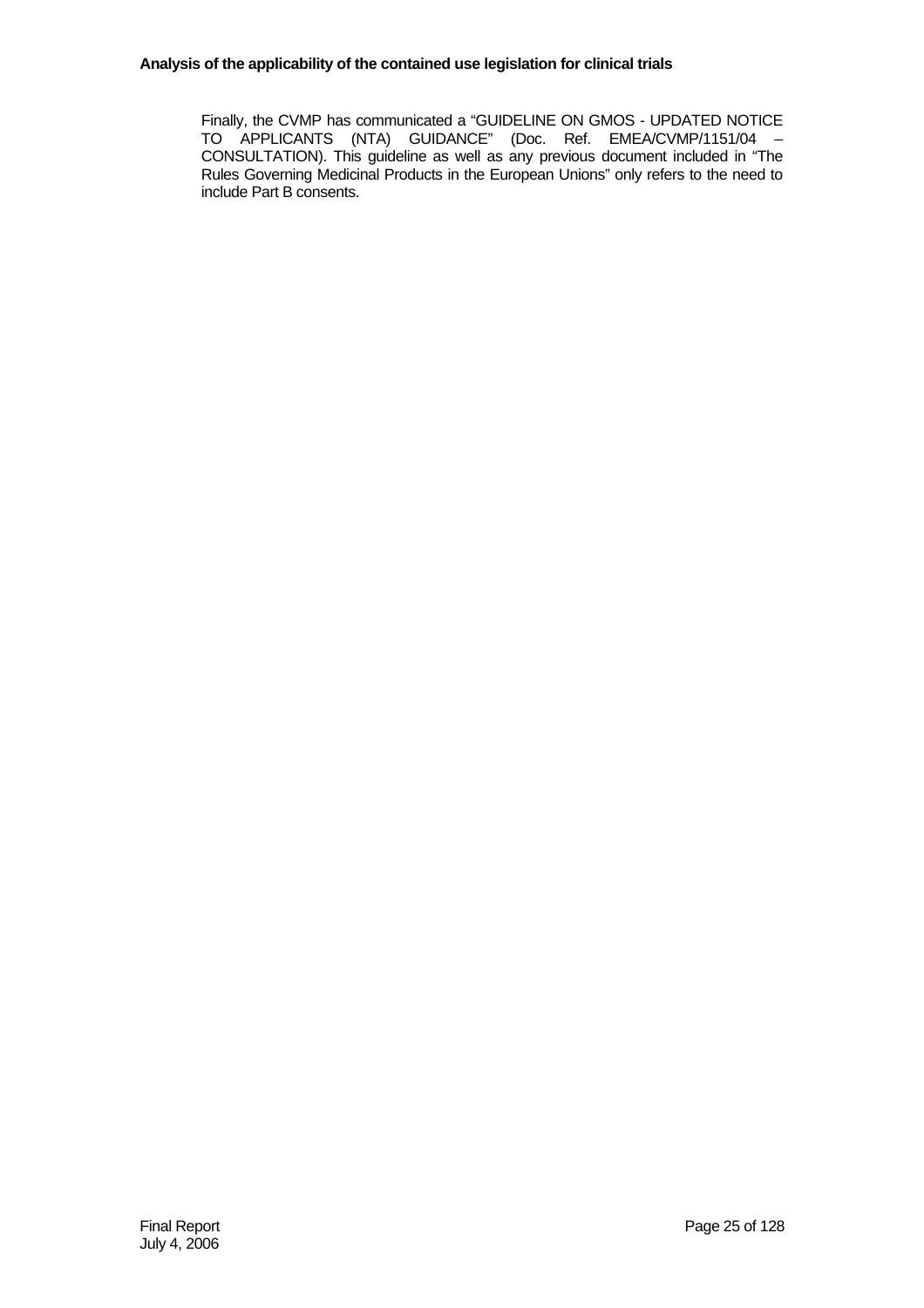Finally, the CVMP has communicated a "GUIDELINE ON GMOS - UPDATED NOTICE TO APPLICANTS (NTA) GUIDANCE" (Doc. Ref. EMEA/CVMP/1151/04 – CONSULTATION). This guideline as well as any previous document included in "The Rules Governing Medicinal Products in the European Unions" only refers to the need to include Part B consents.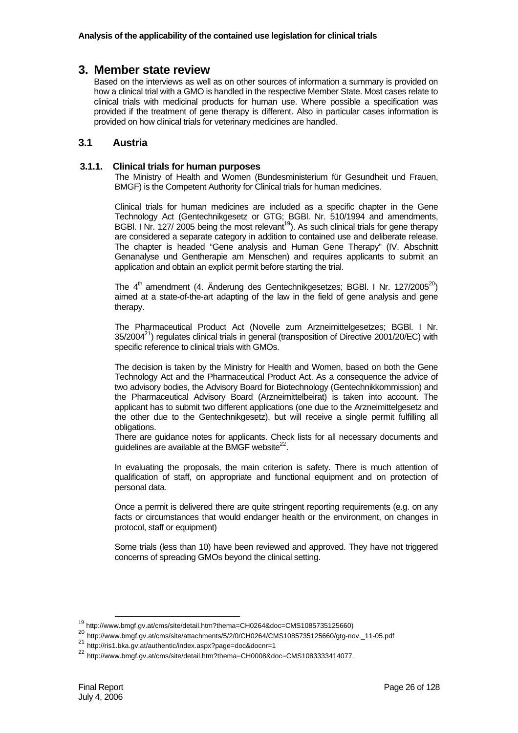# 3. Member state review

Based on the interviews as well as on other sources of information a summary is provided on how a clinical trial with a GMO is handled in the respective Member State. Most cases relate to clinical trials with medicinal products for human use. Where possible a specification was provided if the treatment of gene therapy is different. Also in particular cases information is provided on how clinical trials for veterinary medicines are handled.

## 3.1 Austria

### 3.1.1. Clinical trials for human purposes

The Ministry of Health and Women (Bundesministerium für Gesundheit und Frauen, BMGF) is the Competent Authority for Clinical trials for human medicines.

Clinical trials for human medicines are included as a specific chapter in the Gene Technology Act (Gentechnikgesetz or GTG; BGBl. Nr. 510/1994 and amendments, BGBl. I Nr. 127/ 2005 being the most relevant[19]). As such clinical trials for gene therapy are considered a separate category in addition to contained use and deliberate release. The chapter is headed "Gene analysis and Human Gene Therapy" (IV. Abschnitt Genanalyse und Gentherapie am Menschen) and requires applicants to submit an application and obtain an explicit permit before starting the trial.

The 4th amendment (4. Änderung des Gentechnikgesetzes; BGBl. I Nr. 127/2005[20]) aimed at a state-of-the-art adapting of the law in the field of gene analysis and gene therapy.

The Pharmaceutical Product Act (Novelle zum Arzneimittelgesetzes; BGBl. I Nr. 35/2004[21]) regulates clinical trials in general (transposition of Directive 2001/20/EC) with specific reference to clinical trials with GMOs.

The decision is taken by the Ministry for Health and Women, based on both the Gene Technology Act and the Pharmaceutical Product Act. As a consequence the advice of two advisory bodies, the Advisory Board for Biotechnology (Gentechnikkommission) and the Pharmaceutical Advisory Board (Arzneimittelbeirat) is taken into account. The applicant has to submit two different applications (one due to the Arzneimittelgesetz and the other due to the Gentechnikgesetz), but will receive a single permit fulfilling all obligations.

There are guidance notes for applicants. Check lists for all necessary documents and guidelines are available at the BMGF website[22].

In evaluating the proposals, the main criterion is safety. There is much attention of qualification of staff, on appropriate and functional equipment and on protection of personal data.

Once a permit is delivered there are quite stringent reporting requirements (e.g. on any facts or circumstances that would endanger health or the environment, on changes in protocol, staff or equipment)

Some trials (less than 10) have been reviewed and approved. They have not triggered concerns of spreading GMOs beyond the clinical setting.

---

[19] http://www.bmgf.gv.at/cms/site/detail.htm?thema=CH0264&doc=CMS1085735125660)

[20] http://www.bmgf.gv.at/cms/site/attachments/5/2/0/CH0264/CMS1085735125660/gtg-nov._11-05.pdf

[21] http://ris1.bka.gv.at/authentic/index.aspx?page=doc&docnr=1

[22] http://www.bmgf.gv.at/cms/site/detail.htm?thema=CH0008&doc=CMS1083333414077.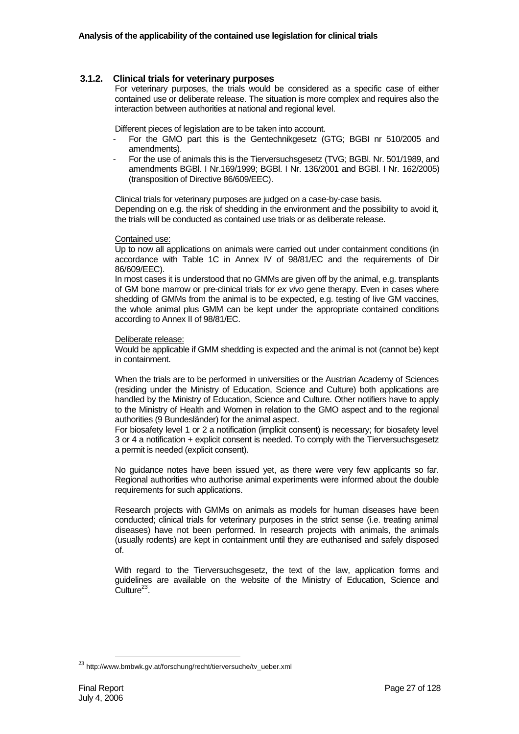### 3.1.2. Clinical trials for veterinary purposes

For veterinary purposes, the trials would be considered as a specific case of either contained use or deliberate release. The situation is more complex and requires also the interaction between authorities at national and regional level.

Different pieces of legislation are to be taken into account.

- For the GMO part this is the Gentechnikgesetz (GTG; BGBI nr 510/2005 and amendments).
- For the use of animals this is the Tierversuchsgesetz (TVG; BGBl. Nr. 501/1989, and amendments BGBl. I Nr.169/1999; BGBl. I Nr. 136/2001 and BGBl. I Nr. 162/2005) (transposition of Directive 86/609/EEC).

Clinical trials for veterinary purposes are judged on a case-by-case basis.
Depending on e.g. the risk of shedding in the environment and the possibility to avoid it, the trials will be conducted as contained use trials or as deliberate release.

Contained use:

Up to now all applications on animals were carried out under containment conditions (in accordance with Table 1C in Annex IV of 98/81/EC and the requirements of Dir 86/609/EEC).
In most cases it is understood that no GMMs are given off by the animal, e.g. transplants of GM bone marrow or pre-clinical trials for *ex vivo* gene therapy. Even in cases where shedding of GMMs from the animal is to be expected, e.g. testing of live GM vaccines, the whole animal plus GMM can be kept under the appropriate contained conditions according to Annex II of 98/81/EC.

Deliberate release:

Would be applicable if GMM shedding is expected and the animal is not (cannot be) kept in containment.

When the trials are to be performed in universities or the Austrian Academy of Sciences (residing under the Ministry of Education, Science and Culture) both applications are handled by the Ministry of Education, Science and Culture. Other notifiers have to apply to the Ministry of Health and Women in relation to the GMO aspect and to the regional authorities (9 Bundesländer) for the animal aspect.
For biosafety level 1 or 2 a notification (implicit consent) is necessary; for biosafety level 3 or 4 a notification + explicit consent is needed. To comply with the Tierversuchsgesetz a permit is needed (explicit consent).

No guidance notes have been issued yet, as there were very few applicants so far. Regional authorities who authorise animal experiments were informed about the double requirements for such applications.

Research projects with GMMs on animals as models for human diseases have been conducted; clinical trials for veterinary purposes in the strict sense (i.e. treating animal diseases) have not been performed. In research projects with animals, the animals (usually rodents) are kept in containment until they are euthanised and safely disposed of.

With regard to the Tierversuchsgesetz, the text of the law, application forms and guidelines are available on the website of the Ministry of Education, Science and Culture[23].

[23] http://www.bmbwk.gv.at/forschung/recht/tierversuche/tv_ueber.xml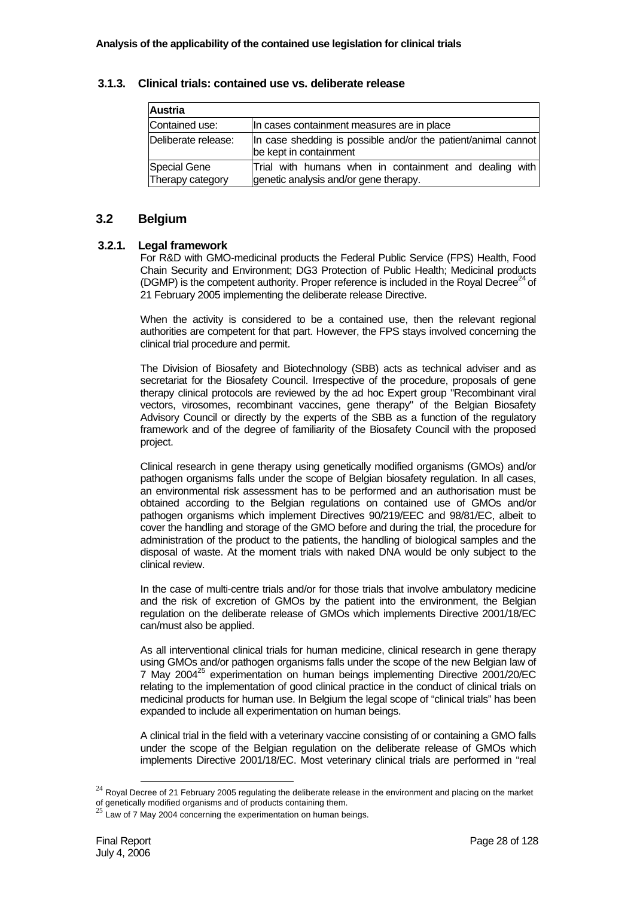### 3.1.3. Clinical trials: contained use vs. deliberate release

| Austria | |
|---|---|
| Contained use: | In cases containment measures are in place |
| Deliberate release: | In case shedding is possible and/or the patient/animal cannot be kept in containment |
| Special Gene Therapy category | Trial with humans when in containment and dealing with genetic analysis and/or gene therapy. |

## 3.2 Belgium

### 3.2.1. Legal framework

For R&D with GMO-medicinal products the Federal Public Service (FPS) Health, Food Chain Security and Environment; DG3 Protection of Public Health; Medicinal products (DGMP) is the competent authority. Proper reference is included in the Royal Decree[24] of 21 February 2005 implementing the deliberate release Directive.

When the activity is considered to be a contained use, then the relevant regional authorities are competent for that part. However, the FPS stays involved concerning the clinical trial procedure and permit.

The Division of Biosafety and Biotechnology (SBB) acts as technical adviser and as secretariat for the Biosafety Council. Irrespective of the procedure, proposals of gene therapy clinical protocols are reviewed by the ad hoc Expert group "Recombinant viral vectors, virosomes, recombinant vaccines, gene therapy" of the Belgian Biosafety Advisory Council or directly by the experts of the SBB as a function of the regulatory framework and of the degree of familiarity of the Biosafety Council with the proposed project.

Clinical research in gene therapy using genetically modified organisms (GMOs) and/or pathogen organisms falls under the scope of Belgian biosafety regulation. In all cases, an environmental risk assessment has to be performed and an authorisation must be obtained according to the Belgian regulations on contained use of GMOs and/or pathogen organisms which implement Directives 90/219/EEC and 98/81/EC, albeit to cover the handling and storage of the GMO before and during the trial, the procedure for administration of the product to the patients, the handling of biological samples and the disposal of waste. At the moment trials with naked DNA would be only subject to the clinical review.

In the case of multi-centre trials and/or for those trials that involve ambulatory medicine and the risk of excretion of GMOs by the patient into the environment, the Belgian regulation on the deliberate release of GMOs which implements Directive 2001/18/EC can/must also be applied.

As all interventional clinical trials for human medicine, clinical research in gene therapy using GMOs and/or pathogen organisms falls under the scope of the new Belgian law of 7 May 2004[25] experimentation on human beings implementing Directive 2001/20/EC relating to the implementation of good clinical practice in the conduct of clinical trials on medicinal products for human use. In Belgium the legal scope of "clinical trials" has been expanded to include all experimentation on human beings.

A clinical trial in the field with a veterinary vaccine consisting of or containing a GMO falls under the scope of the Belgian regulation on the deliberate release of GMOs which implements Directive 2001/18/EC. Most veterinary clinical trials are performed in "real

[24] Royal Decree of 21 February 2005 regulating the deliberate release in the environment and placing on the market of genetically modified organisms and of products containing them.

[25] Law of 7 May 2004 concerning the experimentation on human beings.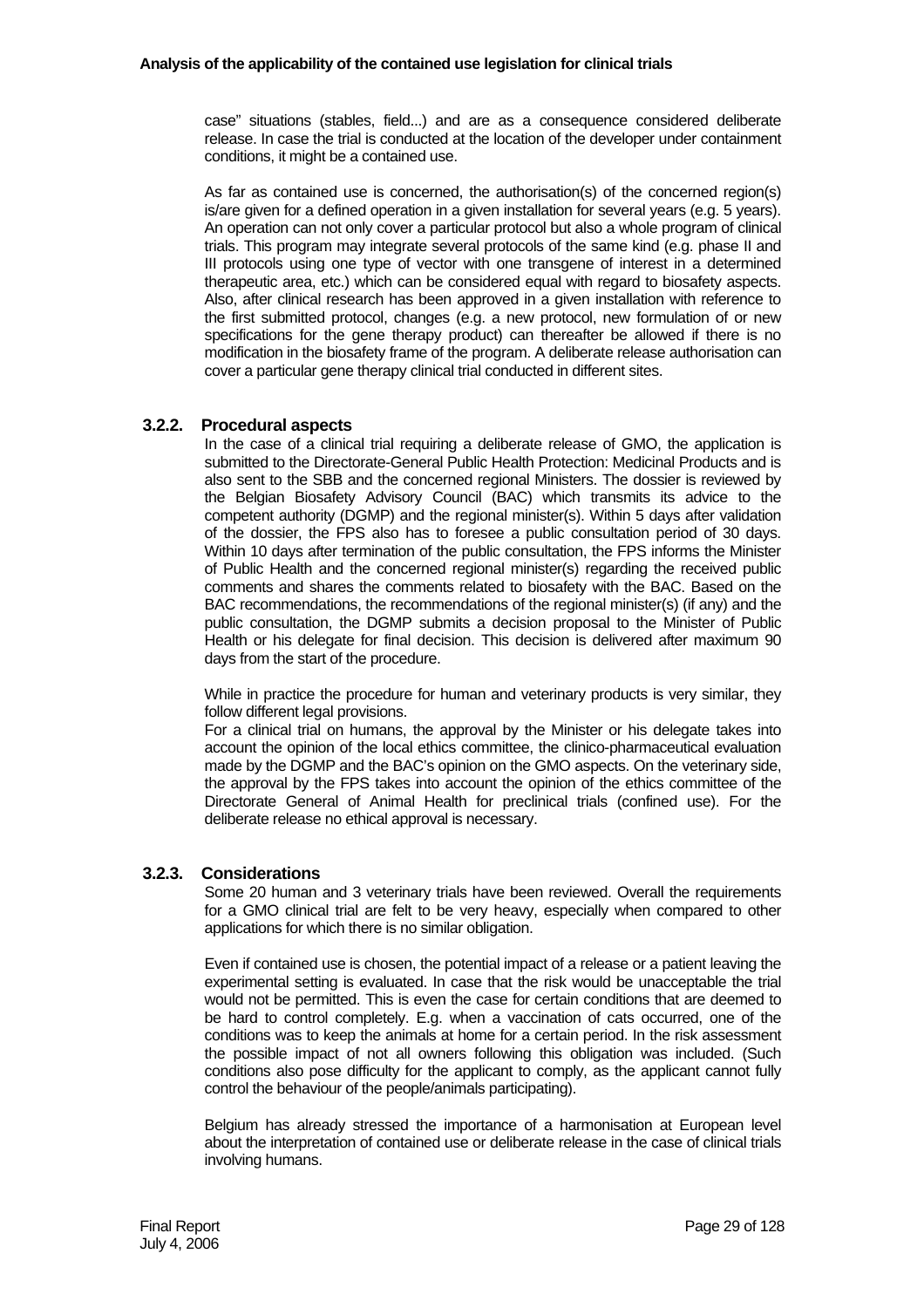case" situations (stables, field...) and are as a consequence considered deliberate release. In case the trial is conducted at the location of the developer under containment conditions, it might be a contained use.

As far as contained use is concerned, the authorisation(s) of the concerned region(s) is/are given for a defined operation in a given installation for several years (e.g. 5 years). An operation can not only cover a particular protocol but also a whole program of clinical trials. This program may integrate several protocols of the same kind (e.g. phase II and III protocols using one type of vector with one transgene of interest in a determined therapeutic area, etc.) which can be considered equal with regard to biosafety aspects. Also, after clinical research has been approved in a given installation with reference to the first submitted protocol, changes (e.g. a new protocol, new formulation of or new specifications for the gene therapy product) can thereafter be allowed if there is no modification in the biosafety frame of the program. A deliberate release authorisation can cover a particular gene therapy clinical trial conducted in different sites.

### 3.2.2. Procedural aspects

In the case of a clinical trial requiring a deliberate release of GMO, the application is submitted to the Directorate-General Public Health Protection: Medicinal Products and is also sent to the SBB and the concerned regional Ministers. The dossier is reviewed by the Belgian Biosafety Advisory Council (BAC) which transmits its advice to the competent authority (DGMP) and the regional minister(s). Within 5 days after validation of the dossier, the FPS also has to foresee a public consultation period of 30 days. Within 10 days after termination of the public consultation, the FPS informs the Minister of Public Health and the concerned regional minister(s) regarding the received public comments and shares the comments related to biosafety with the BAC. Based on the BAC recommendations, the recommendations of the regional minister(s) (if any) and the public consultation, the DGMP submits a decision proposal to the Minister of Public Health or his delegate for final decision. This decision is delivered after maximum 90 days from the start of the procedure.

While in practice the procedure for human and veterinary products is very similar, they follow different legal provisions.
For a clinical trial on humans, the approval by the Minister or his delegate takes into account the opinion of the local ethics committee, the clinico-pharmaceutical evaluation made by the DGMP and the BAC's opinion on the GMO aspects. On the veterinary side, the approval by the FPS takes into account the opinion of the ethics committee of the Directorate General of Animal Health for preclinical trials (confined use). For the deliberate release no ethical approval is necessary.

### 3.2.3. Considerations

Some 20 human and 3 veterinary trials have been reviewed. Overall the requirements for a GMO clinical trial are felt to be very heavy, especially when compared to other applications for which there is no similar obligation.

Even if contained use is chosen, the potential impact of a release or a patient leaving the experimental setting is evaluated. In case that the risk would be unacceptable the trial would not be permitted. This is even the case for certain conditions that are deemed to be hard to control completely. E.g. when a vaccination of cats occurred, one of the conditions was to keep the animals at home for a certain period. In the risk assessment the possible impact of not all owners following this obligation was included. (Such conditions also pose difficulty for the applicant to comply, as the applicant cannot fully control the behaviour of the people/animals participating).

Belgium has already stressed the importance of a harmonisation at European level about the interpretation of contained use or deliberate release in the case of clinical trials involving humans.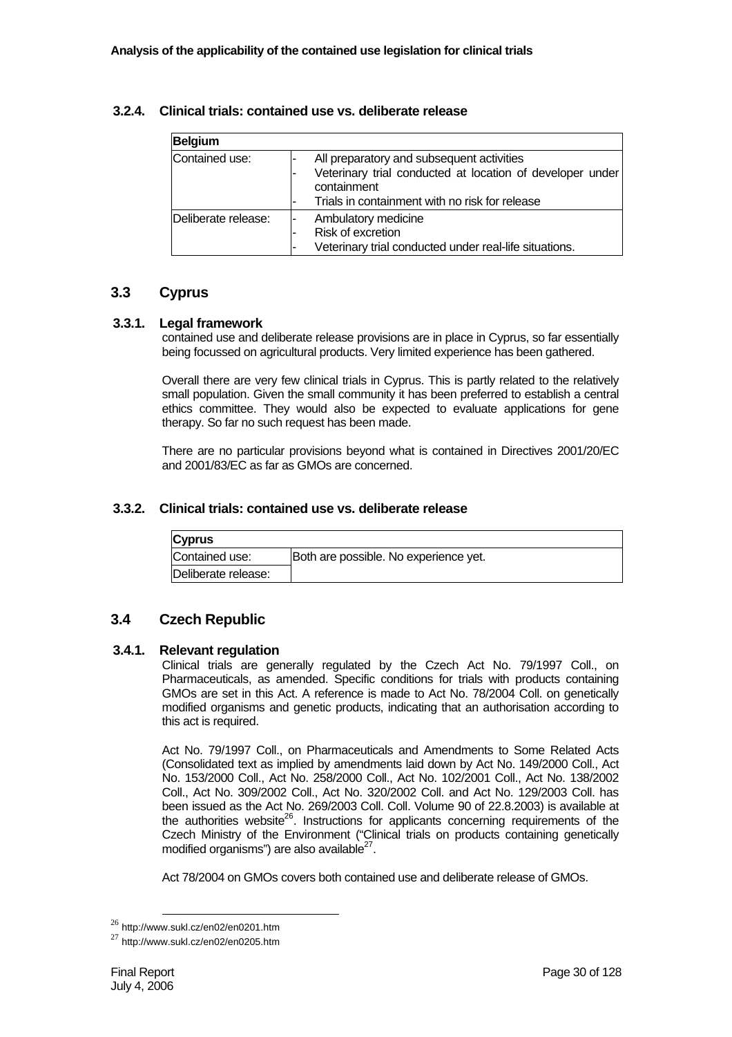### 3.2.4. Clinical trials: contained use vs. deliberate release

| Belgium | |
|---|---|
| Contained use: | - All preparatory and subsequent activities<br>- Veterinary trial conducted at location of developer under containment<br>- Trials in containment with no risk for release |
| Deliberate release: | - Ambulatory medicine<br>- Risk of excretion<br>- Veterinary trial conducted under real-life situations. |

## 3.3 Cyprus

### 3.3.1. Legal framework

contained use and deliberate release provisions are in place in Cyprus, so far essentially being focussed on agricultural products. Very limited experience has been gathered.

Overall there are very few clinical trials in Cyprus. This is partly related to the relatively small population. Given the small community it has been preferred to establish a central ethics committee. They would also be expected to evaluate applications for gene therapy. So far no such request has been made.

There are no particular provisions beyond what is contained in Directives 2001/20/EC and 2001/83/EC as far as GMOs are concerned.

### 3.3.2. Clinical trials: contained use vs. deliberate release

| Cyprus | |
|---|---|
| Contained use: | Both are possible. No experience yet. |
| Deliberate release: | |

## 3.4 Czech Republic

### 3.4.1. Relevant regulation

Clinical trials are generally regulated by the Czech Act No. 79/1997 Coll., on Pharmaceuticals, as amended. Specific conditions for trials with products containing GMOs are set in this Act. A reference is made to Act No. 78/2004 Coll. on genetically modified organisms and genetic products, indicating that an authorisation according to this act is required.

Act No. 79/1997 Coll., on Pharmaceuticals and Amendments to Some Related Acts (Consolidated text as implied by amendments laid down by Act No. 149/2000 Coll., Act No. 153/2000 Coll., Act No. 258/2000 Coll., Act No. 102/2001 Coll., Act No. 138/2002 Coll., Act No. 309/2002 Coll., Act No. 320/2002 Coll. and Act No. 129/2003 Coll. has been issued as the Act No. 269/2003 Coll. Coll. Volume 90 of 22.8.2003) is available at the authorities website[26]. Instructions for applicants concerning requirements of the Czech Ministry of the Environment ("Clinical trials on products containing genetically modified organisms") are also available[27].

Act 78/2004 on GMOs covers both contained use and deliberate release of GMOs.

---

[26] http://www.sukl.cz/en02/en0201.htm

[27] http://www.sukl.cz/en02/en0205.htm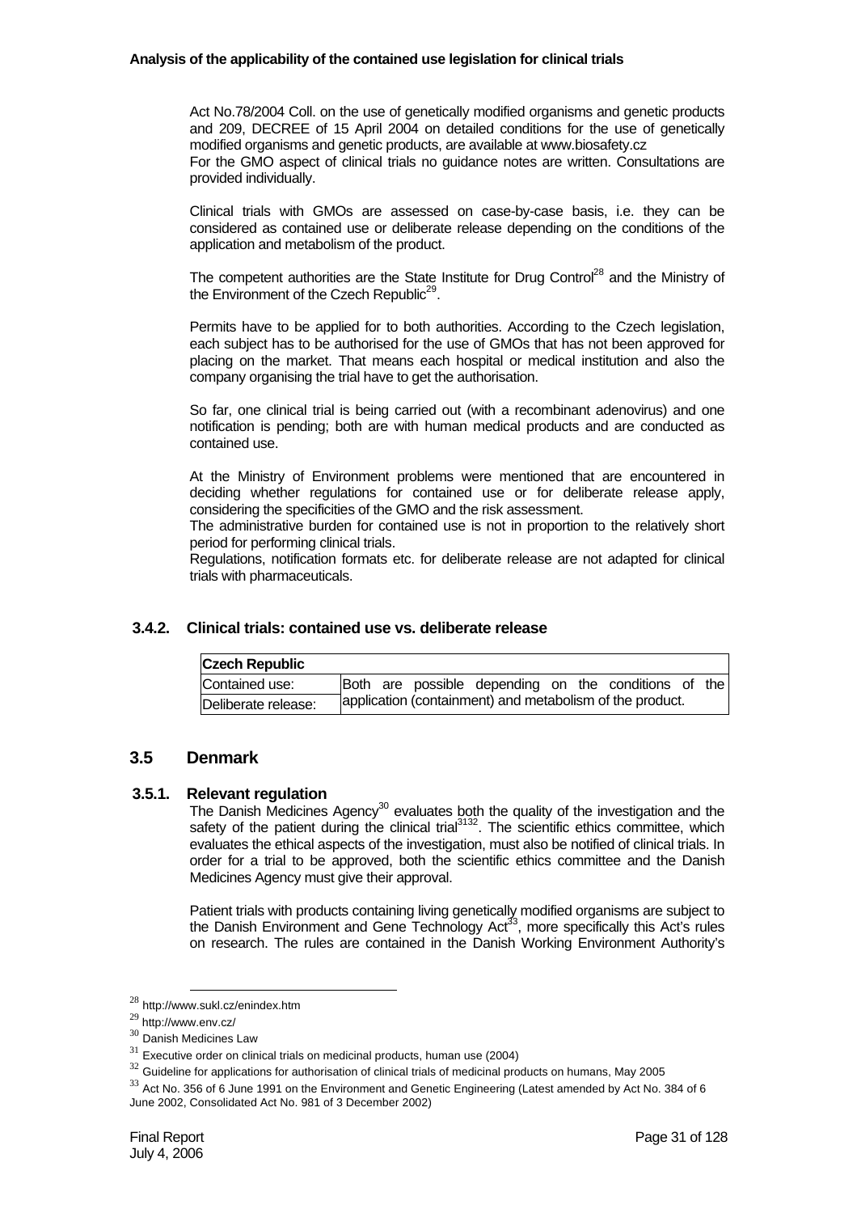Act No.78/2004 Coll. on the use of genetically modified organisms and genetic products and 209, DECREE of 15 April 2004 on detailed conditions for the use of genetically modified organisms and genetic products, are available at www.biosafety.cz

For the GMO aspect of clinical trials no guidance notes are written. Consultations are provided individually.

Clinical trials with GMOs are assessed on case-by-case basis, i.e. they can be considered as contained use or deliberate release depending on the conditions of the application and metabolism of the product.

The competent authorities are the State Institute for Drug Control[28] and the Ministry of the Environment of the Czech Republic[29].

Permits have to be applied for to both authorities. According to the Czech legislation, each subject has to be authorised for the use of GMOs that has not been approved for placing on the market. That means each hospital or medical institution and also the company organising the trial have to get the authorisation.

So far, one clinical trial is being carried out (with a recombinant adenovirus) and one notification is pending; both are with human medical products and are conducted as contained use.

At the Ministry of Environment problems were mentioned that are encountered in deciding whether regulations for contained use or for deliberate release apply, considering the specificities of the GMO and the risk assessment.

The administrative burden for contained use is not in proportion to the relatively short period for performing clinical trials.

Regulations, notification formats etc. for deliberate release are not adapted for clinical trials with pharmaceuticals.

### 3.4.2. Clinical trials: contained use vs. deliberate release

| **Czech Republic** | |
|---|---|
| Contained use: | Both are possible depending on the conditions of the application (containment) and metabolism of the product. |
| Deliberate release: | |

## 3.5 Denmark

### 3.5.1. Relevant regulation

The Danish Medicines Agency[30] evaluates both the quality of the investigation and the safety of the patient during the clinical trial[31][32]. The scientific ethics committee, which evaluates the ethical aspects of the investigation, must also be notified of clinical trials. In order for a trial to be approved, both the scientific ethics committee and the Danish Medicines Agency must give their approval.

Patient trials with products containing living genetically modified organisms are subject to the Danish Environment and Gene Technology Act[33], more specifically this Act's rules on research. The rules are contained in the Danish Working Environment Authority's

---

[28] http://www.sukl.cz/enindex.htm

[29] http://www.env.cz/

[30] Danish Medicines Law

[31] Executive order on clinical trials on medicinal products, human use (2004)

[32] Guideline for applications for authorisation of clinical trials of medicinal products on humans, May 2005

[33] Act No. 356 of 6 June 1991 on the Environment and Genetic Engineering (Latest amended by Act No. 384 of 6 June 2002, Consolidated Act No. 981 of 3 December 2002)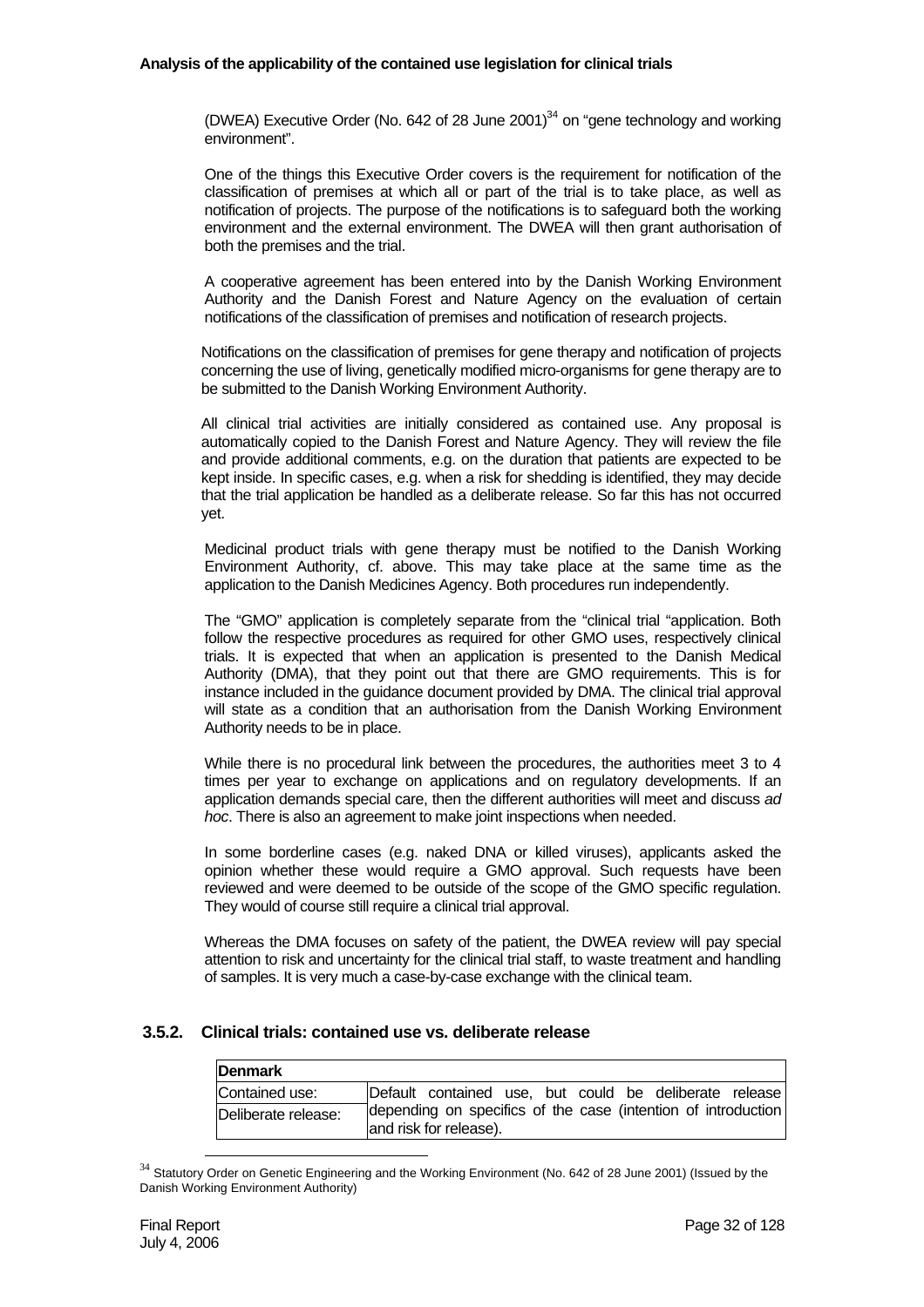(DWEA) Executive Order (No. 642 of 28 June 2001)[34] on "gene technology and working environment".

One of the things this Executive Order covers is the requirement for notification of the classification of premises at which all or part of the trial is to take place, as well as notification of projects. The purpose of the notifications is to safeguard both the working environment and the external environment. The DWEA will then grant authorisation of both the premises and the trial.

A cooperative agreement has been entered into by the Danish Working Environment Authority and the Danish Forest and Nature Agency on the evaluation of certain notifications of the classification of premises and notification of research projects.

Notifications on the classification of premises for gene therapy and notification of projects concerning the use of living, genetically modified micro-organisms for gene therapy are to be submitted to the Danish Working Environment Authority.

All clinical trial activities are initially considered as contained use. Any proposal is automatically copied to the Danish Forest and Nature Agency. They will review the file and provide additional comments, e.g. on the duration that patients are expected to be kept inside. In specific cases, e.g. when a risk for shedding is identified, they may decide that the trial application be handled as a deliberate release. So far this has not occurred yet.

Medicinal product trials with gene therapy must be notified to the Danish Working Environment Authority, cf. above. This may take place at the same time as the application to the Danish Medicines Agency. Both procedures run independently.

The "GMO" application is completely separate from the "clinical trial "application. Both follow the respective procedures as required for other GMO uses, respectively clinical trials. It is expected that when an application is presented to the Danish Medical Authority (DMA), that they point out that there are GMO requirements. This is for instance included in the guidance document provided by DMA. The clinical trial approval will state as a condition that an authorisation from the Danish Working Environment Authority needs to be in place.

While there is no procedural link between the procedures, the authorities meet 3 to 4 times per year to exchange on applications and on regulatory developments. If an application demands special care, then the different authorities will meet and discuss *ad hoc*. There is also an agreement to make joint inspections when needed.

In some borderline cases (e.g. naked DNA or killed viruses), applicants asked the opinion whether these would require a GMO approval. Such requests have been reviewed and were deemed to be outside of the scope of the GMO specific regulation. They would of course still require a clinical trial approval.

Whereas the DMA focuses on safety of the patient, the DWEA review will pay special attention to risk and uncertainty for the clinical trial staff, to waste treatment and handling of samples. It is very much a case-by-case exchange with the clinical team.

### 3.5.2. Clinical trials: contained use vs. deliberate release

| **Denmark** | |
|---|---|
| Contained use: | Default contained use, but could be deliberate release depending on specifics of the case (intention of introduction and risk for release). |
| Deliberate release: | |

[34] Statutory Order on Genetic Engineering and the Working Environment (No. 642 of 28 June 2001) (Issued by the Danish Working Environment Authority)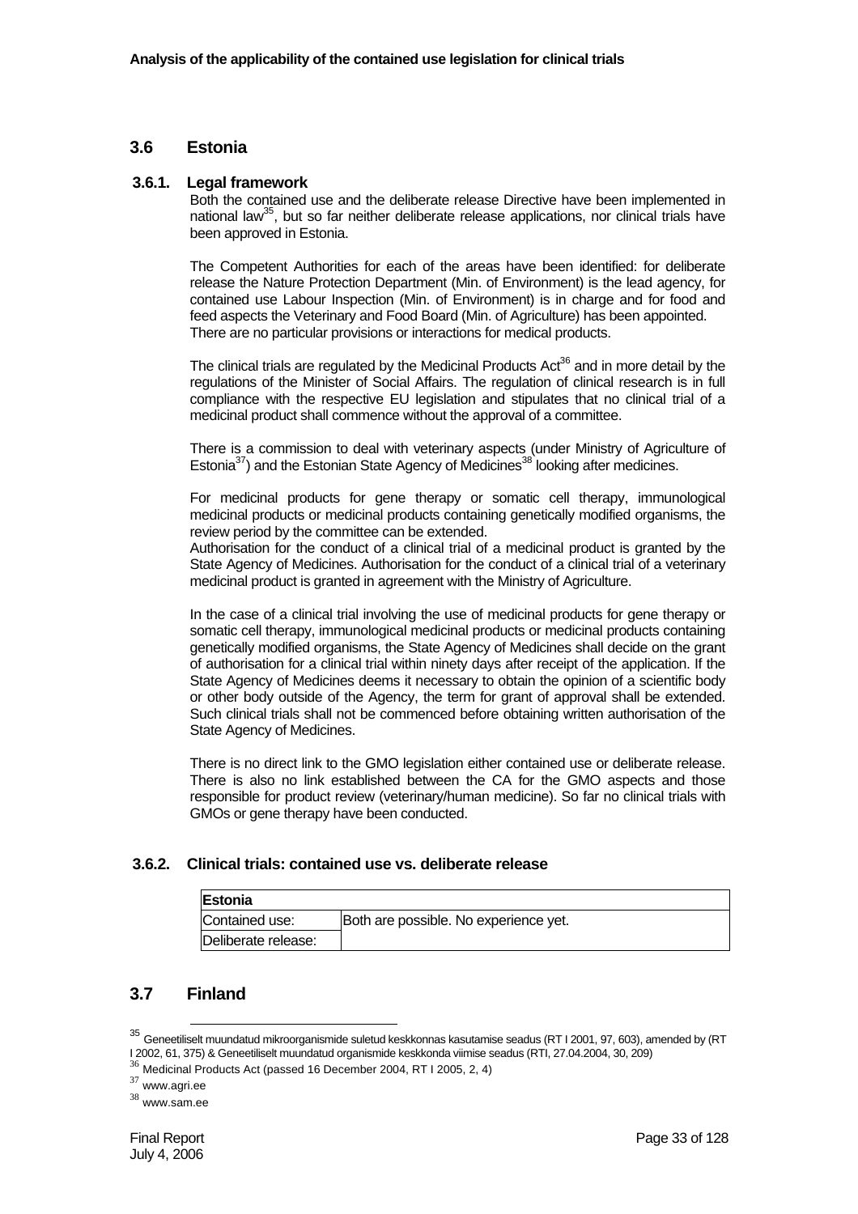## 3.6 Estonia

### 3.6.1. Legal framework

Both the contained use and the deliberate release Directive have been implemented in national law[35], but so far neither deliberate release applications, nor clinical trials have been approved in Estonia.

The Competent Authorities for each of the areas have been identified: for deliberate release the Nature Protection Department (Min. of Environment) is the lead agency, for contained use Labour Inspection (Min. of Environment) is in charge and for food and feed aspects the Veterinary and Food Board (Min. of Agriculture) has been appointed. There are no particular provisions or interactions for medical products.

The clinical trials are regulated by the Medicinal Products Act[36] and in more detail by the regulations of the Minister of Social Affairs. The regulation of clinical research is in full compliance with the respective EU legislation and stipulates that no clinical trial of a medicinal product shall commence without the approval of a committee.

There is a commission to deal with veterinary aspects (under Ministry of Agriculture of Estonia[37]) and the Estonian State Agency of Medicines[38] looking after medicines.

For medicinal products for gene therapy or somatic cell therapy, immunological medicinal products or medicinal products containing genetically modified organisms, the review period by the committee can be extended.
Authorisation for the conduct of a clinical trial of a medicinal product is granted by the State Agency of Medicines. Authorisation for the conduct of a clinical trial of a veterinary medicinal product is granted in agreement with the Ministry of Agriculture.

In the case of a clinical trial involving the use of medicinal products for gene therapy or somatic cell therapy, immunological medicinal products or medicinal products containing genetically modified organisms, the State Agency of Medicines shall decide on the grant of authorisation for a clinical trial within ninety days after receipt of the application. If the State Agency of Medicines deems it necessary to obtain the opinion of a scientific body or other body outside of the Agency, the term for grant of approval shall be extended. Such clinical trials shall not be commenced before obtaining written authorisation of the State Agency of Medicines.

There is no direct link to the GMO legislation either contained use or deliberate release. There is also no link established between the CA for the GMO aspects and those responsible for product review (veterinary/human medicine). So far no clinical trials with GMOs or gene therapy have been conducted.

### 3.6.2. Clinical trials: contained use vs. deliberate release

| **Estonia** | |
|---|---|
| Contained use: | Both are possible. No experience yet. |
| Deliberate release: | |

## 3.7 Finland

---

[35] Geneetiliselt muundatud mikroorganismide suletud keskkonnas kasutamise seadus (RT I 2001, 97, 603), amended by (RT I 2002, 61, 375) & Geneetiliselt muundatud organismide keskkonda viimise seadus (RTI, 27.04.2004, 30, 209)

[36] Medicinal Products Act (passed 16 December 2004, RT I 2005, 2, 4)

[37] www.agri.ee

[38] www.sam.ee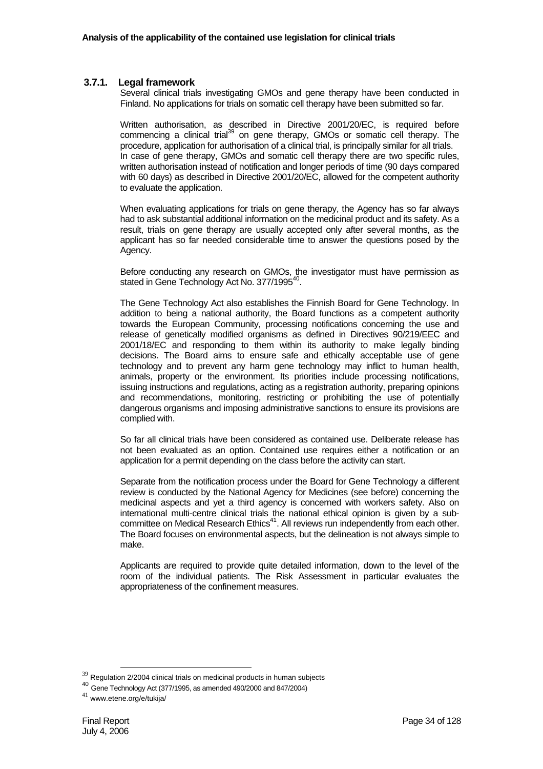### 3.7.1. Legal framework

Several clinical trials investigating GMOs and gene therapy have been conducted in Finland. No applications for trials on somatic cell therapy have been submitted so far.

Written authorisation, as described in Directive 2001/20/EC, is required before commencing a clinical trial[39] on gene therapy, GMOs or somatic cell therapy. The procedure, application for authorisation of a clinical trial, is principally similar for all trials. In case of gene therapy, GMOs and somatic cell therapy there are two specific rules, written authorisation instead of notification and longer periods of time (90 days compared with 60 days) as described in Directive 2001/20/EC, allowed for the competent authority to evaluate the application.

When evaluating applications for trials on gene therapy, the Agency has so far always had to ask substantial additional information on the medicinal product and its safety. As a result, trials on gene therapy are usually accepted only after several months, as the applicant has so far needed considerable time to answer the questions posed by the Agency.

Before conducting any research on GMOs, the investigator must have permission as stated in Gene Technology Act No. 377/1995[40].

The Gene Technology Act also establishes the Finnish Board for Gene Technology. In addition to being a national authority, the Board functions as a competent authority towards the European Community, processing notifications concerning the use and release of genetically modified organisms as defined in Directives 90/219/EEC and 2001/18/EC and responding to them within its authority to make legally binding decisions. The Board aims to ensure safe and ethically acceptable use of gene technology and to prevent any harm gene technology may inflict to human health, animals, property or the environment. Its priorities include processing notifications, issuing instructions and regulations, acting as a registration authority, preparing opinions and recommendations, monitoring, restricting or prohibiting the use of potentially dangerous organisms and imposing administrative sanctions to ensure its provisions are complied with.

So far all clinical trials have been considered as contained use. Deliberate release has not been evaluated as an option. Contained use requires either a notification or an application for a permit depending on the class before the activity can start.

Separate from the notification process under the Board for Gene Technology a different review is conducted by the National Agency for Medicines (see before) concerning the medicinal aspects and yet a third agency is concerned with workers safety. Also on international multi-centre clinical trials the national ethical opinion is given by a sub-committee on Medical Research Ethics[41]. All reviews run independently from each other. The Board focuses on environmental aspects, but the delineation is not always simple to make.

Applicants are required to provide quite detailed information, down to the level of the room of the individual patients. The Risk Assessment in particular evaluates the appropriateness of the confinement measures.

---

[39] Regulation 2/2004 clinical trials on medicinal products in human subjects

[40] Gene Technology Act (377/1995, as amended 490/2000 and 847/2004)

[41] www.etene.org/e/tukija/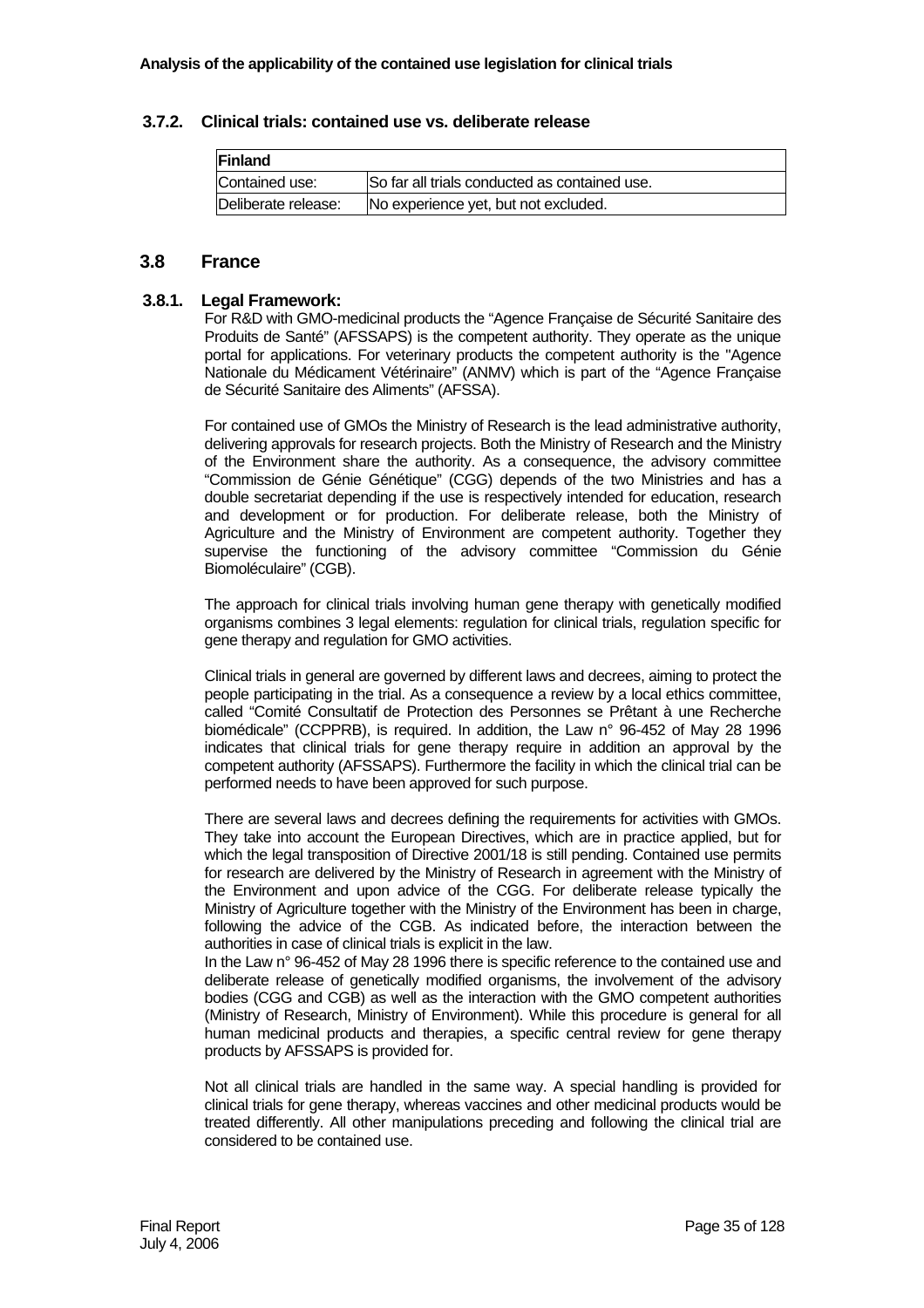### 3.7.2. Clinical trials: contained use vs. deliberate release

| Finland | |
|---|---|
| Contained use: | So far all trials conducted as contained use. |
| Deliberate release: | No experience yet, but not excluded. |

## 3.8 France

### 3.8.1. Legal Framework:

For R&D with GMO-medicinal products the "Agence Française de Sécurité Sanitaire des Produits de Santé" (AFSSAPS) is the competent authority. They operate as the unique portal for applications. For veterinary products the competent authority is the "Agence Nationale du Médicament Vétérinaire" (ANMV) which is part of the "Agence Française de Sécurité Sanitaire des Aliments" (AFSSA).

For contained use of GMOs the Ministry of Research is the lead administrative authority, delivering approvals for research projects. Both the Ministry of Research and the Ministry of the Environment share the authority. As a consequence, the advisory committee "Commission de Génie Génétique" (CGG) depends of the two Ministries and has a double secretariat depending if the use is respectively intended for education, research and development or for production. For deliberate release, both the Ministry of Agriculture and the Ministry of Environment are competent authority. Together they supervise the functioning of the advisory committee "Commission du Génie Biomoléculaire" (CGB).

The approach for clinical trials involving human gene therapy with genetically modified organisms combines 3 legal elements: regulation for clinical trials, regulation specific for gene therapy and regulation for GMO activities.

Clinical trials in general are governed by different laws and decrees, aiming to protect the people participating in the trial. As a consequence a review by a local ethics committee, called "Comité Consultatif de Protection des Personnes se Prêtant à une Recherche biomédicale" (CCPPRB), is required. In addition, the Law n° 96-452 of May 28 1996 indicates that clinical trials for gene therapy require in addition an approval by the competent authority (AFSSAPS). Furthermore the facility in which the clinical trial can be performed needs to have been approved for such purpose.

There are several laws and decrees defining the requirements for activities with GMOs. They take into account the European Directives, which are in practice applied, but for which the legal transposition of Directive 2001/18 is still pending. Contained use permits for research are delivered by the Ministry of Research in agreement with the Ministry of the Environment and upon advice of the CGG. For deliberate release typically the Ministry of Agriculture together with the Ministry of the Environment has been in charge, following the advice of the CGB. As indicated before, the interaction between the authorities in case of clinical trials is explicit in the law.

In the Law n° 96-452 of May 28 1996 there is specific reference to the contained use and deliberate release of genetically modified organisms, the involvement of the advisory bodies (CGG and CGB) as well as the interaction with the GMO competent authorities (Ministry of Research, Ministry of Environment). While this procedure is general for all human medicinal products and therapies, a specific central review for gene therapy products by AFSSAPS is provided for.

Not all clinical trials are handled in the same way. A special handling is provided for clinical trials for gene therapy, whereas vaccines and other medicinal products would be treated differently. All other manipulations preceding and following the clinical trial are considered to be contained use.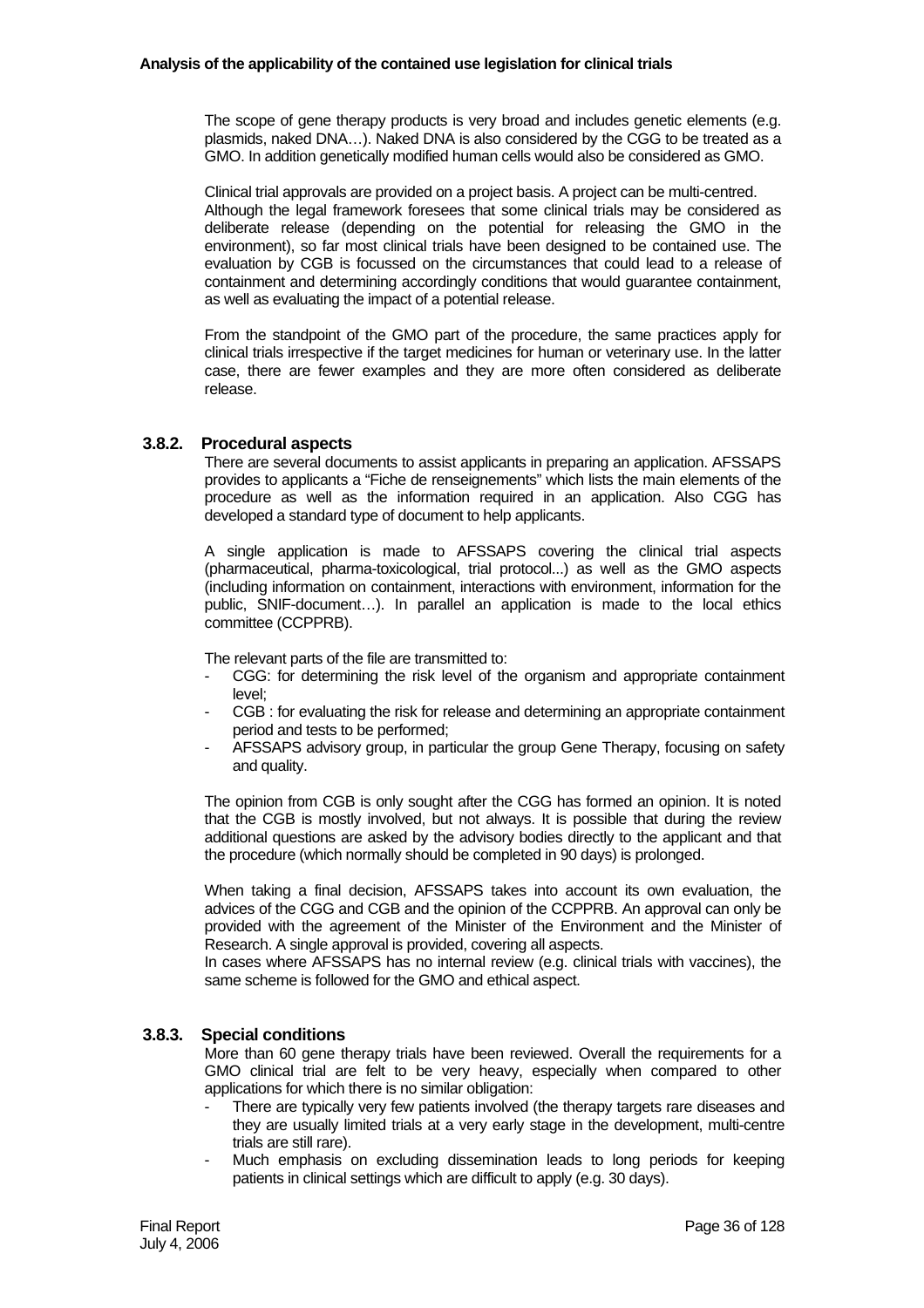The scope of gene therapy products is very broad and includes genetic elements (e.g. plasmids, naked DNA…). Naked DNA is also considered by the CGG to be treated as a GMO. In addition genetically modified human cells would also be considered as GMO.

Clinical trial approvals are provided on a project basis. A project can be multi-centred. Although the legal framework foresees that some clinical trials may be considered as deliberate release (depending on the potential for releasing the GMO in the environment), so far most clinical trials have been designed to be contained use. The evaluation by CGB is focussed on the circumstances that could lead to a release of containment and determining accordingly conditions that would guarantee containment, as well as evaluating the impact of a potential release.

From the standpoint of the GMO part of the procedure, the same practices apply for clinical trials irrespective if the target medicines for human or veterinary use. In the latter case, there are fewer examples and they are more often considered as deliberate release.

### 3.8.2. Procedural aspects

There are several documents to assist applicants in preparing an application. AFSSAPS provides to applicants a "Fiche de renseignements" which lists the main elements of the procedure as well as the information required in an application. Also CGG has developed a standard type of document to help applicants.

A single application is made to AFSSAPS covering the clinical trial aspects (pharmaceutical, pharma-toxicological, trial protocol...) as well as the GMO aspects (including information on containment, interactions with environment, information for the public, SNIF-document…). In parallel an application is made to the local ethics committee (CCPPRB).

The relevant parts of the file are transmitted to:

- CGG: for determining the risk level of the organism and appropriate containment level;
- CGB : for evaluating the risk for release and determining an appropriate containment period and tests to be performed;
- AFSSAPS advisory group, in particular the group Gene Therapy, focusing on safety and quality.

The opinion from CGB is only sought after the CGG has formed an opinion. It is noted that the CGB is mostly involved, but not always. It is possible that during the review additional questions are asked by the advisory bodies directly to the applicant and that the procedure (which normally should be completed in 90 days) is prolonged.

When taking a final decision, AFSSAPS takes into account its own evaluation, the advices of the CGG and CGB and the opinion of the CCPPRB. An approval can only be provided with the agreement of the Minister of the Environment and the Minister of Research. A single approval is provided, covering all aspects.
In cases where AFSSAPS has no internal review (e.g. clinical trials with vaccines), the same scheme is followed for the GMO and ethical aspect.

### 3.8.3. Special conditions

More than 60 gene therapy trials have been reviewed. Overall the requirements for a GMO clinical trial are felt to be very heavy, especially when compared to other applications for which there is no similar obligation:

- There are typically very few patients involved (the therapy targets rare diseases and they are usually limited trials at a very early stage in the development, multi-centre trials are still rare).
- Much emphasis on excluding dissemination leads to long periods for keeping patients in clinical settings which are difficult to apply (e.g. 30 days).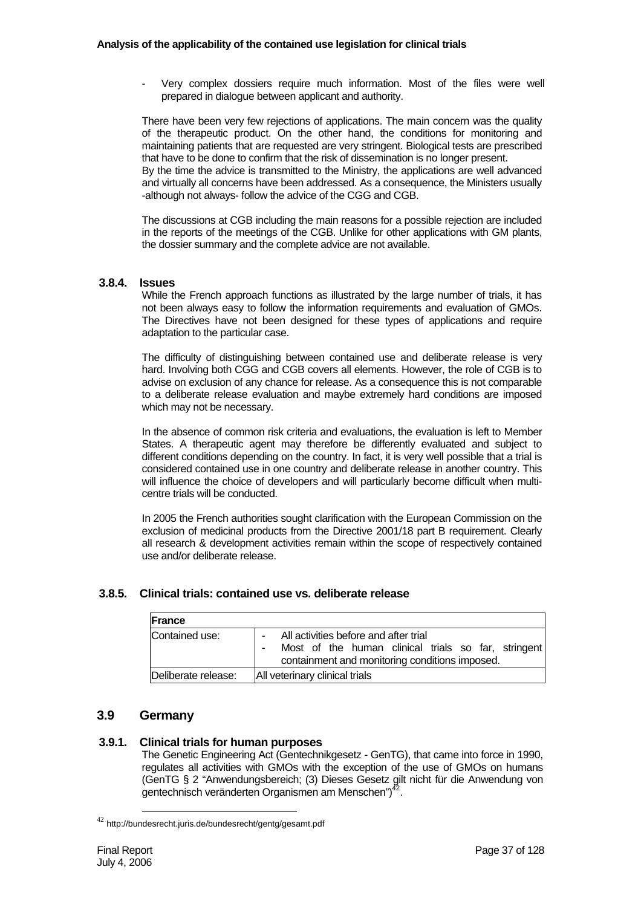- Very complex dossiers require much information. Most of the files were well prepared in dialogue between applicant and authority.

There have been very few rejections of applications. The main concern was the quality of the therapeutic product. On the other hand, the conditions for monitoring and maintaining patients that are requested are very stringent. Biological tests are prescribed that have to be done to confirm that the risk of dissemination is no longer present.
By the time the advice is transmitted to the Ministry, the applications are well advanced and virtually all concerns have been addressed. As a consequence, the Ministers usually -although not always- follow the advice of the CGG and CGB.

The discussions at CGB including the main reasons for a possible rejection are included in the reports of the meetings of the CGB. Unlike for other applications with GM plants, the dossier summary and the complete advice are not available.

#### 3.8.4. Issues

While the French approach functions as illustrated by the large number of trials, it has not been always easy to follow the information requirements and evaluation of GMOs. The Directives have not been designed for these types of applications and require adaptation to the particular case.

The difficulty of distinguishing between contained use and deliberate release is very hard. Involving both CGG and CGB covers all elements. However, the role of CGB is to advise on exclusion of any chance for release. As a consequence this is not comparable to a deliberate release evaluation and maybe extremely hard conditions are imposed which may not be necessary.

In the absence of common risk criteria and evaluations, the evaluation is left to Member States. A therapeutic agent may therefore be differently evaluated and subject to different conditions depending on the country. In fact, it is very well possible that a trial is considered contained use in one country and deliberate release in another country. This will influence the choice of developers and will particularly become difficult when multi-centre trials will be conducted.

In 2005 the French authorities sought clarification with the European Commission on the exclusion of medicinal products from the Directive 2001/18 part B requirement. Clearly all research & development activities remain within the scope of respectively contained use and/or deliberate release.

#### 3.8.5. Clinical trials: contained use vs. deliberate release

| **France** | |
|---|---|
| Contained use: | - All activities before and after trial<br>- Most of the human clinical trials so far, stringent containment and monitoring conditions imposed. |
| Deliberate release: | All veterinary clinical trials |

### 3.9 Germany

#### 3.9.1. Clinical trials for human purposes

The Genetic Engineering Act (Gentechnikgesetz - GenTG), that came into force in 1990, regulates all activities with GMOs with the exception of the use of GMOs on humans (GenTG § 2 "Anwendungsbereich; (3) Dieses Gesetz gilt nicht für die Anwendung von gentechnisch veränderten Organismen am Menschen")[42].

[42] http://bundesrecht.juris.de/bundesrecht/gentg/gesamt.pdf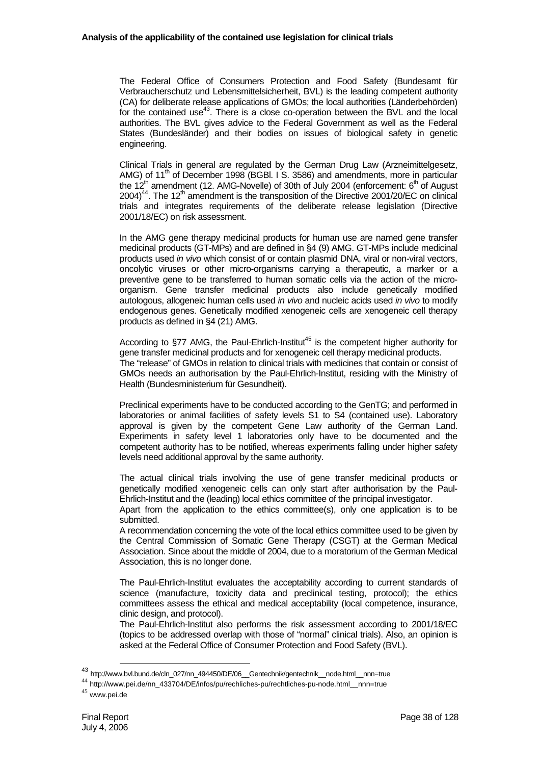The Federal Office of Consumers Protection and Food Safety (Bundesamt für Verbraucherschutz und Lebensmittelsicherheit, BVL) is the leading competent authority (CA) for deliberate release applications of GMOs; the local authorities (Länderbehörden) for the contained use[43]. There is a close co-operation between the BVL and the local authorities. The BVL gives advice to the Federal Government as well as the Federal States (Bundesländer) and their bodies on issues of biological safety in genetic engineering.

Clinical Trials in general are regulated by the German Drug Law (Arzneimittelgesetz, AMG) of 11th of December 1998 (BGBl. I S. 3586) and amendments, more in particular the 12th amendment (12. AMG-Novelle) of 30th of July 2004 (enforcement: 6th of August 2004)[44]. The 12th amendment is the transposition of the Directive 2001/20/EC on clinical trials and integrates requirements of the deliberate release legislation (Directive 2001/18/EC) on risk assessment.

In the AMG gene therapy medicinal products for human use are named gene transfer medicinal products (GT-MPs) and are defined in §4 (9) AMG. GT-MPs include medicinal products used *in vivo* which consist of or contain plasmid DNA, viral or non-viral vectors, oncolytic viruses or other micro-organisms carrying a therapeutic, a marker or a preventive gene to be transferred to human somatic cells via the action of the micro-organism. Gene transfer medicinal products also include genetically modified autologous, allogeneic human cells used *in vivo* and nucleic acids used *in vivo* to modify endogenous genes. Genetically modified xenogeneic cells are xenogeneic cell therapy products as defined in §4 (21) AMG.

According to §77 AMG, the Paul-Ehrlich-Institut[45] is the competent higher authority for gene transfer medicinal products and for xenogeneic cell therapy medicinal products.
The "release" of GMOs in relation to clinical trials with medicines that contain or consist of GMOs needs an authorisation by the Paul-Ehrlich-Institut, residing with the Ministry of Health (Bundesministerium für Gesundheit).

Preclinical experiments have to be conducted according to the GenTG; and performed in laboratories or animal facilities of safety levels S1 to S4 (contained use). Laboratory approval is given by the competent Gene Law authority of the German Land. Experiments in safety level 1 laboratories only have to be documented and the competent authority has to be notified, whereas experiments falling under higher safety levels need additional approval by the same authority.

The actual clinical trials involving the use of gene transfer medicinal products or genetically modified xenogeneic cells can only start after authorisation by the Paul-Ehrlich-Institut and the (leading) local ethics committee of the principal investigator.
Apart from the application to the ethics committee(s), only one application is to be submitted.
A recommendation concerning the vote of the local ethics committee used to be given by the Central Commission of Somatic Gene Therapy (CSGT) at the German Medical Association. Since about the middle of 2004, due to a moratorium of the German Medical Association, this is no longer done.

The Paul-Ehrlich-Institut evaluates the acceptability according to current standards of science (manufacture, toxicity data and preclinical testing, protocol); the ethics committees assess the ethical and medical acceptability (local competence, insurance, clinic design, and protocol).
The Paul-Ehrlich-Institut also performs the risk assessment according to 2001/18/EC (topics to be addressed overlap with those of "normal" clinical trials). Also, an opinion is asked at the Federal Office of Consumer Protection and Food Safety (BVL).

---

[43] http://www.bvl.bund.de/cln_027/nn_494450/DE/06__Gentechnik/gentechnik__node.html__nnn=true

[44] http://www.pei.de/nn_433704/DE/infos/pu/rechliches-pu/rechtliches-pu-node.html__nnn=true

[45] www.pei.de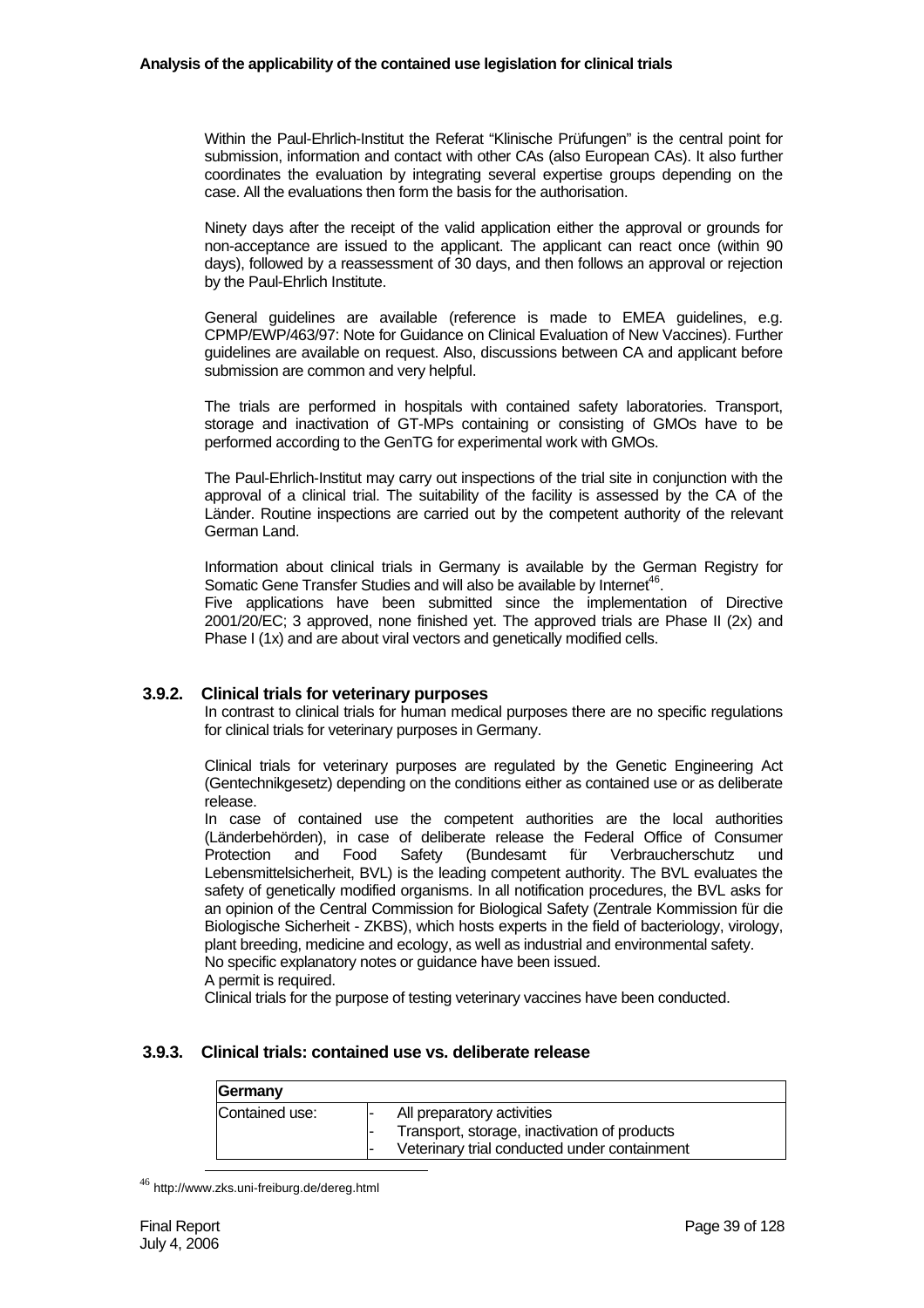Within the Paul-Ehrlich-Institut the Referat "Klinische Prüfungen" is the central point for submission, information and contact with other CAs (also European CAs). It also further coordinates the evaluation by integrating several expertise groups depending on the case. All the evaluations then form the basis for the authorisation.

Ninety days after the receipt of the valid application either the approval or grounds for non-acceptance are issued to the applicant. The applicant can react once (within 90 days), followed by a reassessment of 30 days, and then follows an approval or rejection by the Paul-Ehrlich Institute.

General guidelines are available (reference is made to EMEA guidelines, e.g. CPMP/EWP/463/97: Note for Guidance on Clinical Evaluation of New Vaccines). Further guidelines are available on request. Also, discussions between CA and applicant before submission are common and very helpful.

The trials are performed in hospitals with contained safety laboratories. Transport, storage and inactivation of GT-MPs containing or consisting of GMOs have to be performed according to the GenTG for experimental work with GMOs.

The Paul-Ehrlich-Institut may carry out inspections of the trial site in conjunction with the approval of a clinical trial. The suitability of the facility is assessed by the CA of the Länder. Routine inspections are carried out by the competent authority of the relevant German Land.

Information about clinical trials in Germany is available by the German Registry for Somatic Gene Transfer Studies and will also be available by Internet[46].
Five applications have been submitted since the implementation of Directive 2001/20/EC; 3 approved, none finished yet. The approved trials are Phase II (2x) and Phase I (1x) and are about viral vectors and genetically modified cells.

### 3.9.2. Clinical trials for veterinary purposes

In contrast to clinical trials for human medical purposes there are no specific regulations for clinical trials for veterinary purposes in Germany.

Clinical trials for veterinary purposes are regulated by the Genetic Engineering Act (Gentechnikgesetz) depending on the conditions either as contained use or as deliberate release.
In case of contained use the competent authorities are the local authorities (Länderbehörden), in case of deliberate release the Federal Office of Consumer Protection and Food Safety (Bundesamt für Verbraucherschutz und Lebensmittelsicherheit, BVL) is the leading competent authority. The BVL evaluates the safety of genetically modified organisms. In all notification procedures, the BVL asks for an opinion of the Central Commission for Biological Safety (Zentrale Kommission für die Biologische Sicherheit - ZKBS), which hosts experts in the field of bacteriology, virology, plant breeding, medicine and ecology, as well as industrial and environmental safety.
No specific explanatory notes or guidance have been issued.
A permit is required.
Clinical trials for the purpose of testing veterinary vaccines have been conducted.

### 3.9.3. Clinical trials: contained use vs. deliberate release

| **Germany** | |
|---|---|
| Contained use: | - All preparatory activities<br>- Transport, storage, inactivation of products<br>- Veterinary trial conducted under containment |

[46] http://www.zks.uni-freiburg.de/dereg.html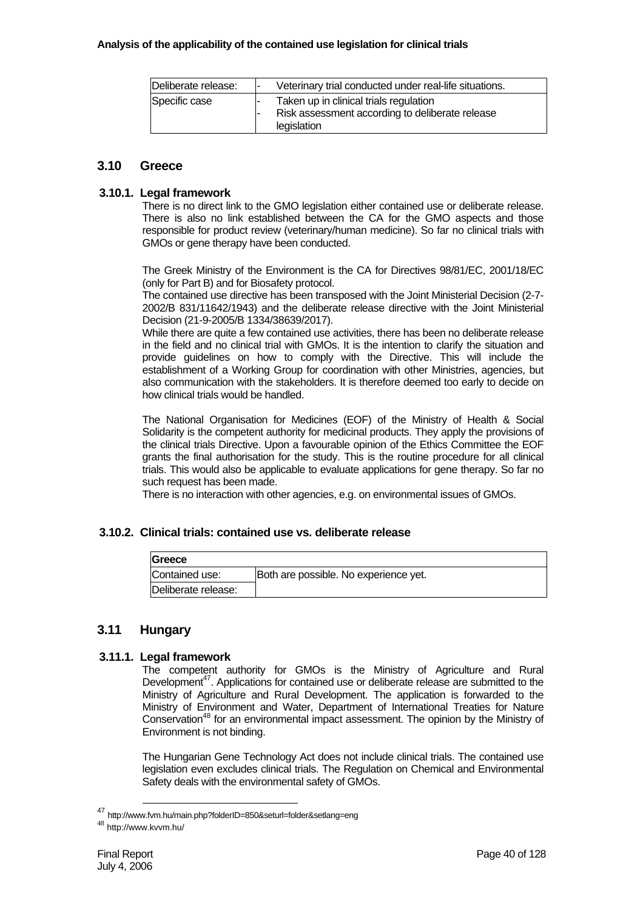| Deliberate release: | - Veterinary trial conducted under real-life situations. |
| --- | --- |
| Specific case | - Taken up in clinical trials regulation<br>- Risk assessment according to deliberate release legislation |

## 3.10 Greece

### 3.10.1. Legal framework

There is no direct link to the GMO legislation either contained use or deliberate release. There is also no link established between the CA for the GMO aspects and those responsible for product review (veterinary/human medicine). So far no clinical trials with GMOs or gene therapy have been conducted.

The Greek Ministry of the Environment is the CA for Directives 98/81/EC, 2001/18/EC (only for Part B) and for Biosafety protocol.

The contained use directive has been transposed with the Joint Ministerial Decision (2-7-2002/B 831/11642/1943) and the deliberate release directive with the Joint Ministerial Decision (21-9-2005/B 1334/38639/2017).

While there are quite a few contained use activities, there has been no deliberate release in the field and no clinical trial with GMOs. It is the intention to clarify the situation and provide guidelines on how to comply with the Directive. This will include the establishment of a Working Group for coordination with other Ministries, agencies, but also communication with the stakeholders. It is therefore deemed too early to decide on how clinical trials would be handled.

The National Organisation for Medicines (EOF) of the Ministry of Health & Social Solidarity is the competent authority for medicinal products. They apply the provisions of the clinical trials Directive. Upon a favourable opinion of the Ethics Committee the EOF grants the final authorisation for the study. This is the routine procedure for all clinical trials. This would also be applicable to evaluate applications for gene therapy. So far no such request has been made.

There is no interaction with other agencies, e.g. on environmental issues of GMOs.

### 3.10.2. Clinical trials: contained use vs. deliberate release

| Greece | |
| --- | --- |
| Contained use: | Both are possible. No experience yet. |
| Deliberate release: | |

## 3.11 Hungary

### 3.11.1. Legal framework

The competent authority for GMOs is the Ministry of Agriculture and Rural Development[47]. Applications for contained use or deliberate release are submitted to the Ministry of Agriculture and Rural Development. The application is forwarded to the Ministry of Environment and Water, Department of International Treaties for Nature Conservation[48] for an environmental impact assessment. The opinion by the Ministry of Environment is not binding.

The Hungarian Gene Technology Act does not include clinical trials. The contained use legislation even excludes clinical trials. The Regulation on Chemical and Environmental Safety deals with the environmental safety of GMOs.

[47] http://www.fvm.hu/main.php?folderID=850&seturl=folder&setlang=eng

[48] http://www.kvvm.hu/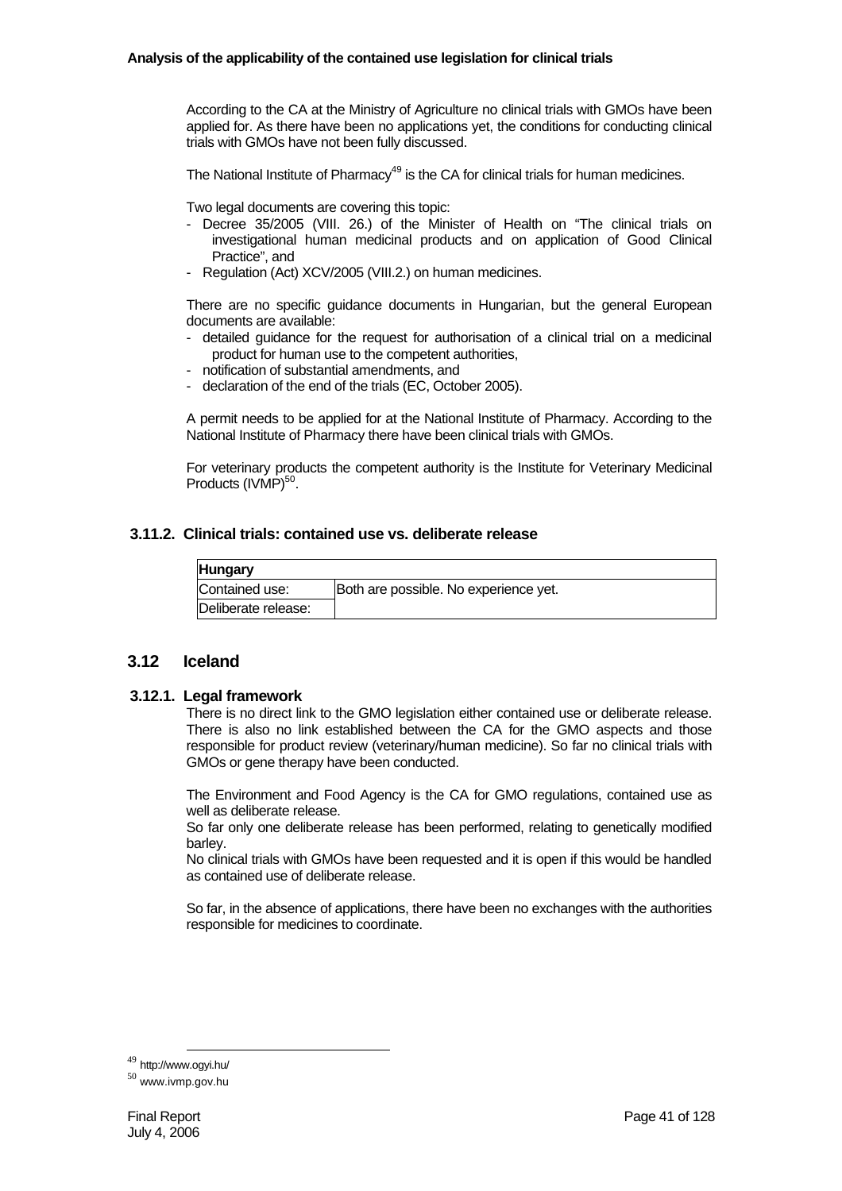According to the CA at the Ministry of Agriculture no clinical trials with GMOs have been applied for. As there have been no applications yet, the conditions for conducting clinical trials with GMOs have not been fully discussed.

The National Institute of Pharmacy[49] is the CA for clinical trials for human medicines.

Two legal documents are covering this topic:

- Decree 35/2005 (VIII. 26.) of the Minister of Health on "The clinical trials on investigational human medicinal products and on application of Good Clinical Practice", and
- Regulation (Act) XCV/2005 (VIII.2.) on human medicines.

There are no specific guidance documents in Hungarian, but the general European documents are available:

- detailed guidance for the request for authorisation of a clinical trial on a medicinal product for human use to the competent authorities,
- notification of substantial amendments, and
- declaration of the end of the trials (EC, October 2005).

A permit needs to be applied for at the National Institute of Pharmacy. According to the National Institute of Pharmacy there have been clinical trials with GMOs.

For veterinary products the competent authority is the Institute for Veterinary Medicinal Products (IVMP)[50].

### 3.11.2. Clinical trials: contained use vs. deliberate release

| Hungary | |
|---|---|
| Contained use: | Both are possible. No experience yet. |
| Deliberate release: | |

## 3.12 Iceland

### 3.12.1. Legal framework

There is no direct link to the GMO legislation either contained use or deliberate release. There is also no link established between the CA for the GMO aspects and those responsible for product review (veterinary/human medicine). So far no clinical trials with GMOs or gene therapy have been conducted.

The Environment and Food Agency is the CA for GMO regulations, contained use as well as deliberate release.
So far only one deliberate release has been performed, relating to genetically modified barley.
No clinical trials with GMOs have been requested and it is open if this would be handled as contained use of deliberate release.

So far, in the absence of applications, there have been no exchanges with the authorities responsible for medicines to coordinate.

[49] http://www.ogyi.hu/
[50] www.ivmp.gov.hu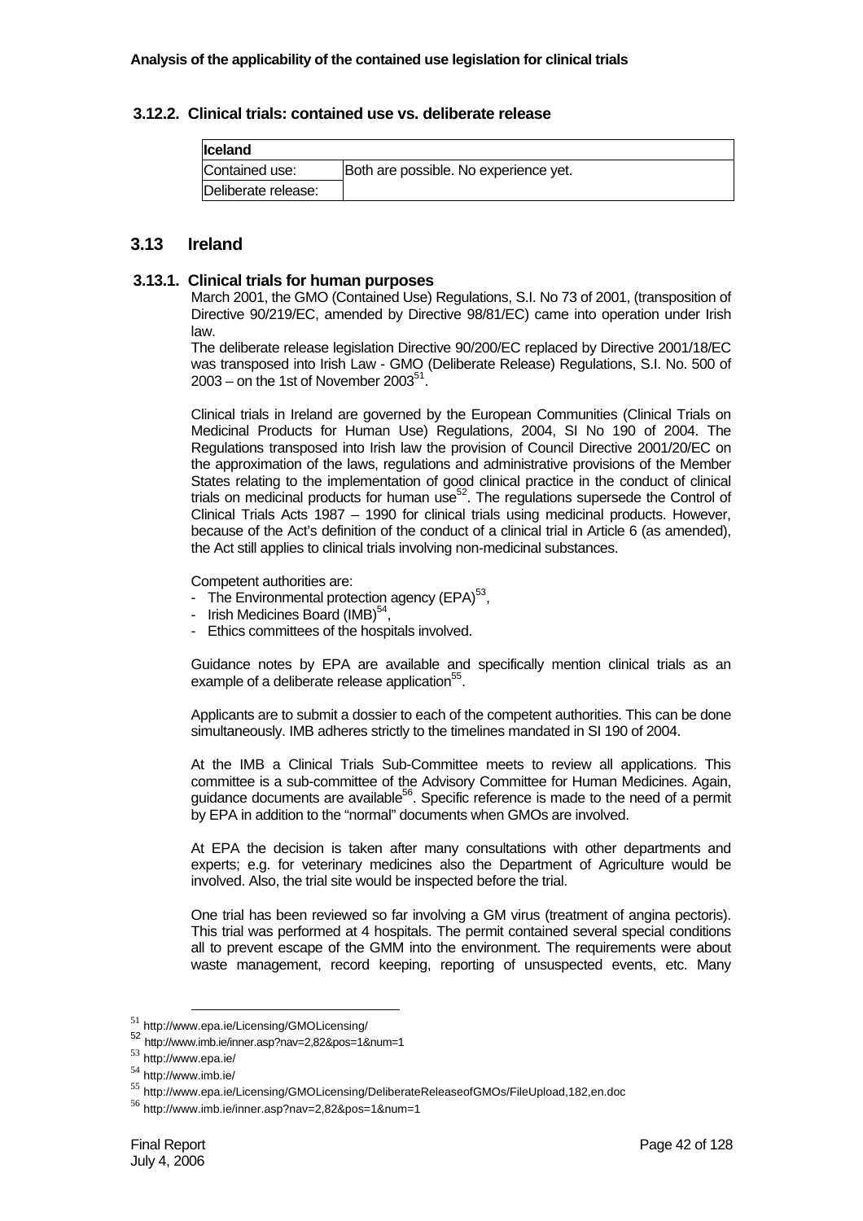### 3.12.2. Clinical trials: contained use vs. deliberate release

| **Iceland** | |
|---|---|
| Contained use: | Both are possible. No experience yet. |
| Deliberate release: | |

## 3.13 Ireland

### 3.13.1. Clinical trials for human purposes

March 2001, the GMO (Contained Use) Regulations, S.I. No 73 of 2001, (transposition of Directive 90/219/EC, amended by Directive 98/81/EC) came into operation under Irish law.

The deliberate release legislation Directive 90/200/EC replaced by Directive 2001/18/EC was transposed into Irish Law - GMO (Deliberate Release) Regulations, S.I. No. 500 of 2003 – on the 1st of November 2003[51].

Clinical trials in Ireland are governed by the European Communities (Clinical Trials on Medicinal Products for Human Use) Regulations, 2004, SI No 190 of 2004. The Regulations transposed into Irish law the provision of Council Directive 2001/20/EC on the approximation of the laws, regulations and administrative provisions of the Member States relating to the implementation of good clinical practice in the conduct of clinical trials on medicinal products for human use[52]. The regulations supersede the Control of Clinical Trials Acts 1987 – 1990 for clinical trials using medicinal products. However, because of the Act's definition of the conduct of a clinical trial in Article 6 (as amended), the Act still applies to clinical trials involving non-medicinal substances.

Competent authorities are:

- The Environmental protection agency (EPA)[53],
- Irish Medicines Board (IMB)[54],
- Ethics committees of the hospitals involved.

Guidance notes by EPA are available and specifically mention clinical trials as an example of a deliberate release application[55].

Applicants are to submit a dossier to each of the competent authorities. This can be done simultaneously. IMB adheres strictly to the timelines mandated in SI 190 of 2004.

At the IMB a Clinical Trials Sub-Committee meets to review all applications. This committee is a sub-committee of the Advisory Committee for Human Medicines. Again, guidance documents are available[56]. Specific reference is made to the need of a permit by EPA in addition to the "normal" documents when GMOs are involved.

At EPA the decision is taken after many consultations with other departments and experts; e.g. for veterinary medicines also the Department of Agriculture would be involved. Also, the trial site would be inspected before the trial.

One trial has been reviewed so far involving a GM virus (treatment of angina pectoris). This trial was performed at 4 hospitals. The permit contained several special conditions all to prevent escape of the GMM into the environment. The requirements were about waste management, record keeping, reporting of unsuspected events, etc. Many

---

[51] http://www.epa.ie/Licensing/GMOLicensing/

[52] http://www.imb.ie/inner.asp?nav=2,82&pos=1&num=1

[53] http://www.epa.ie/

[54] http://www.imb.ie/

[55] http://www.epa.ie/Licensing/GMOLicensing/DeliberateReleaseofGMOs/FileUpload,182,en.doc

[56] http://www.imb.ie/inner.asp?nav=2,82&pos=1&num=1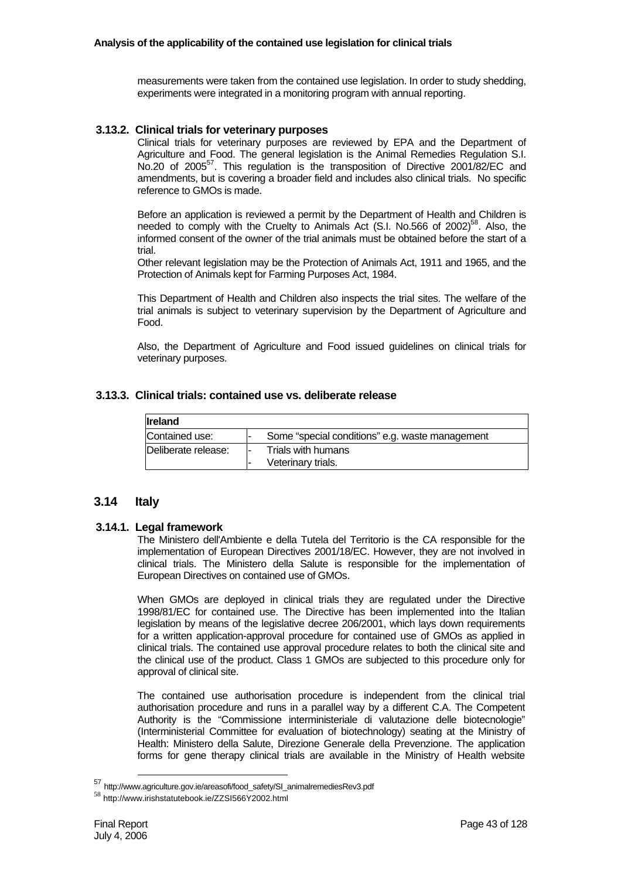measurements were taken from the contained use legislation. In order to study shedding, experiments were integrated in a monitoring program with annual reporting.

### 3.13.2. Clinical trials for veterinary purposes

Clinical trials for veterinary purposes are reviewed by EPA and the Department of Agriculture and Food. The general legislation is the Animal Remedies Regulation S.I. No.20 of 2005[57]. This regulation is the transposition of Directive 2001/82/EC and amendments, but is covering a broader field and includes also clinical trials. No specific reference to GMOs is made.

Before an application is reviewed a permit by the Department of Health and Children is needed to comply with the Cruelty to Animals Act (S.I. No.566 of 2002)[58]. Also, the informed consent of the owner of the trial animals must be obtained before the start of a trial.
Other relevant legislation may be the Protection of Animals Act, 1911 and 1965, and the Protection of Animals kept for Farming Purposes Act, 1984.

This Department of Health and Children also inspects the trial sites. The welfare of the trial animals is subject to veterinary supervision by the Department of Agriculture and Food.

Also, the Department of Agriculture and Food issued guidelines on clinical trials for veterinary purposes.

### 3.13.3. Clinical trials: contained use vs. deliberate release

| **Ireland** | | |
|---|---|---|
| Contained use: | - | Some “special conditions” e.g. waste management |
| Deliberate release: | -<br>- | Trials with humans<br>Veterinary trials. |

## 3.14 Italy

### 3.14.1. Legal framework

The Ministero dell'Ambiente e della Tutela del Territorio is the CA responsible for the implementation of European Directives 2001/18/EC. However, they are not involved in clinical trials. The Ministero della Salute is responsible for the implementation of European Directives on contained use of GMOs.

When GMOs are deployed in clinical trials they are regulated under the Directive 1998/81/EC for contained use. The Directive has been implemented into the Italian legislation by means of the legislative decree 206/2001, which lays down requirements for a written application-approval procedure for contained use of GMOs as applied in clinical trials. The contained use approval procedure relates to both the clinical site and the clinical use of the product. Class 1 GMOs are subjected to this procedure only for approval of clinical site.

The contained use authorisation procedure is independent from the clinical trial authorisation procedure and runs in a parallel way by a different C.A. The Competent Authority is the “Commissione interministeriale di valutazione delle biotecnologie” (Interministerial Committee for evaluation of biotechnology) seating at the Ministry of Health: Ministero della Salute, Direzione Generale della Prevenzione. The application forms for gene therapy clinical trials are available in the Ministry of Health website

[57] http://www.agriculture.gov.ie/areasofi/food_safety/SI_animalremediesRev3.pdf
[58] http://www.irishstatutebook.ie/ZZSI566Y2002.html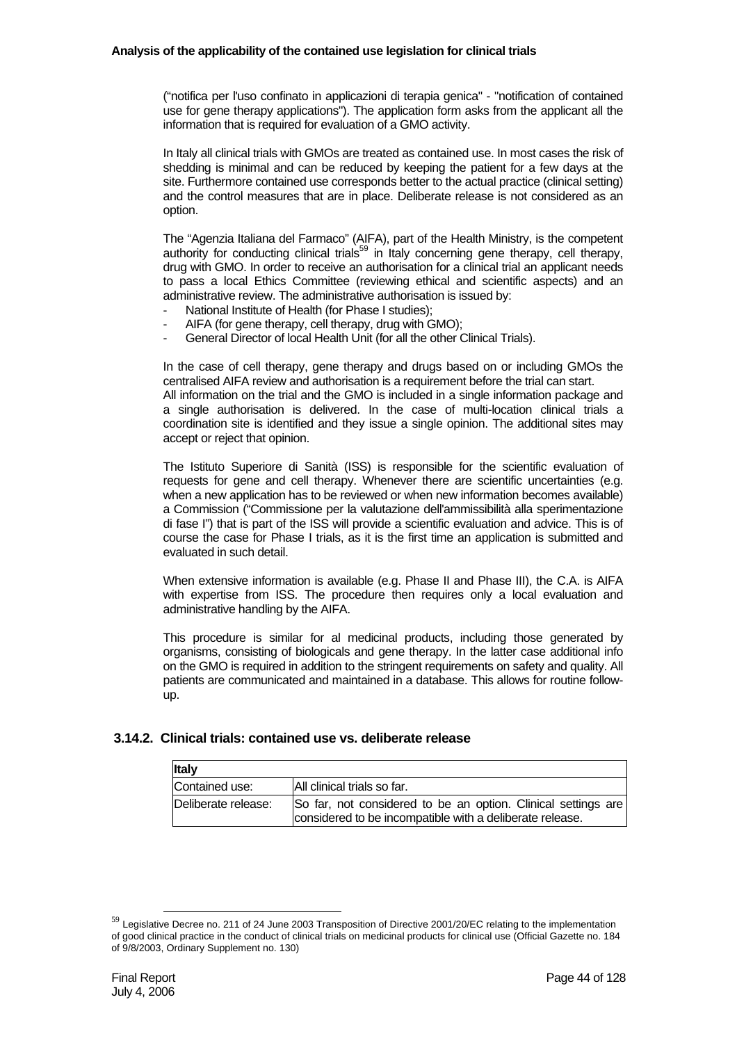("notifica per l'uso confinato in applicazioni di terapia genica" - "notification of contained use for gene therapy applications"). The application form asks from the applicant all the information that is required for evaluation of a GMO activity.

In Italy all clinical trials with GMOs are treated as contained use. In most cases the risk of shedding is minimal and can be reduced by keeping the patient for a few days at the site. Furthermore contained use corresponds better to the actual practice (clinical setting) and the control measures that are in place. Deliberate release is not considered as an option.

The "Agenzia Italiana del Farmaco" (AIFA), part of the Health Ministry, is the competent authority for conducting clinical trials[59] in Italy concerning gene therapy, cell therapy, drug with GMO. In order to receive an authorisation for a clinical trial an applicant needs to pass a local Ethics Committee (reviewing ethical and scientific aspects) and an administrative review. The administrative authorisation is issued by:

- National Institute of Health (for Phase I studies);
- AIFA (for gene therapy, cell therapy, drug with GMO);
- General Director of local Health Unit (for all the other Clinical Trials).

In the case of cell therapy, gene therapy and drugs based on or including GMOs the centralised AIFA review and authorisation is a requirement before the trial can start.
All information on the trial and the GMO is included in a single information package and a single authorisation is delivered. In the case of multi-location clinical trials a coordination site is identified and they issue a single opinion. The additional sites may accept or reject that opinion.

The Istituto Superiore di Sanità (ISS) is responsible for the scientific evaluation of requests for gene and cell therapy. Whenever there are scientific uncertainties (e.g. when a new application has to be reviewed or when new information becomes available) a Commission ("Commissione per la valutazione dell'ammissibilità alla sperimentazione di fase I") that is part of the ISS will provide a scientific evaluation and advice. This is of course the case for Phase I trials, as it is the first time an application is submitted and evaluated in such detail.

When extensive information is available (e.g. Phase II and Phase III), the C.A. is AIFA with expertise from ISS. The procedure then requires only a local evaluation and administrative handling by the AIFA.

This procedure is similar for al medicinal products, including those generated by organisms, consisting of biologicals and gene therapy. In the latter case additional info on the GMO is required in addition to the stringent requirements on safety and quality. All patients are communicated and maintained in a database. This allows for routine follow-up.

### 3.14.2. Clinical trials: contained use vs. deliberate release

| **Italy** | |
|---|---|
| Contained use: | All clinical trials so far. |
| Deliberate release: | So far, not considered to be an option. Clinical settings are considered to be incompatible with a deliberate release. |

[59] Legislative Decree no. 211 of 24 June 2003 Transposition of Directive 2001/20/EC relating to the implementation of good clinical practice in the conduct of clinical trials on medicinal products for clinical use (Official Gazette no. 184 of 9/8/2003, Ordinary Supplement no. 130)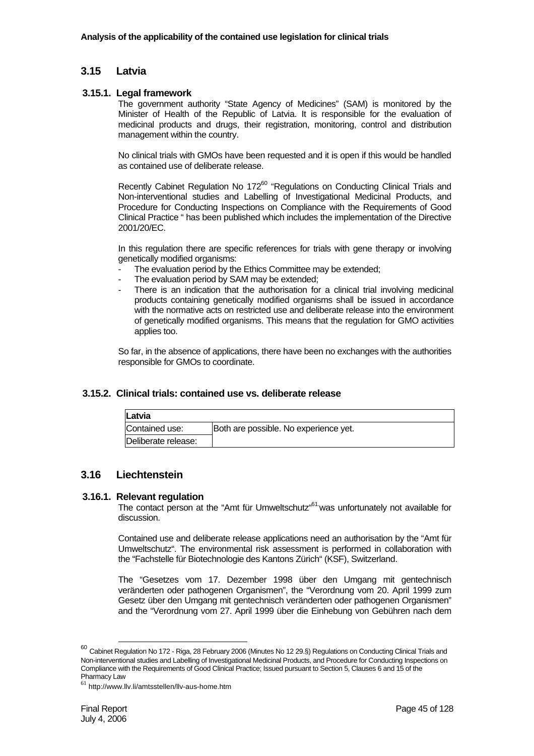## 3.15 Latvia

### 3.15.1. Legal framework

The government authority "State Agency of Medicines" (SAM) is monitored by the Minister of Health of the Republic of Latvia. It is responsible for the evaluation of medicinal products and drugs, their registration, monitoring, control and distribution management within the country.

No clinical trials with GMOs have been requested and it is open if this would be handled as contained use of deliberate release.

Recently Cabinet Regulation No 172[60] "Regulations on Conducting Clinical Trials and Non-interventional studies and Labelling of Investigational Medicinal Products, and Procedure for Conducting Inspections on Compliance with the Requirements of Good Clinical Practice " has been published which includes the implementation of the Directive 2001/20/EC.

In this regulation there are specific references for trials with gene therapy or involving genetically modified organisms:

- The evaluation period by the Ethics Committee may be extended;
- The evaluation period by SAM may be extended;
- There is an indication that the authorisation for a clinical trial involving medicinal products containing genetically modified organisms shall be issued in accordance with the normative acts on restricted use and deliberate release into the environment of genetically modified organisms. This means that the regulation for GMO activities applies too.

So far, in the absence of applications, there have been no exchanges with the authorities responsible for GMOs to coordinate.

### 3.15.2. Clinical trials: contained use vs. deliberate release

| Latvia | |
|---|---|
| Contained use: | Both are possible. No experience yet. |
| Deliberate release: | |

## 3.16 Liechtenstein

### 3.16.1. Relevant regulation

The contact person at the "Amt für Umweltschutz"[61] was unfortunately not available for discussion.

Contained use and deliberate release applications need an authorisation by the "Amt für Umweltschutz". The environmental risk assessment is performed in collaboration with the "Fachstelle für Biotechnologie des Kantons Zürich" (KSF), Switzerland.

The "Gesetzes vom 17. Dezember 1998 über den Umgang mit gentechnisch veränderten oder pathogenen Organismen", the "Verordnung vom 20. April 1999 zum Gesetz über den Umgang mit gentechnisch veränderten oder pathogenen Organismen" and the "Verordnung vom 27. April 1999 über die Einhebung von Gebühren nach dem

---

[60] Cabinet Regulation No 172 - Riga, 28 February 2006 (Minutes No 12 29.§) Regulations on Conducting Clinical Trials and Non-interventional studies and Labelling of Investigational Medicinal Products, and Procedure for Conducting Inspections on Compliance with the Requirements of Good Clinical Practice; Issued pursuant to Section 5, Clauses 6 and 15 of the Pharmacy Law

[61] http://www.llv.li/amtsstellen/llv-aus-home.htm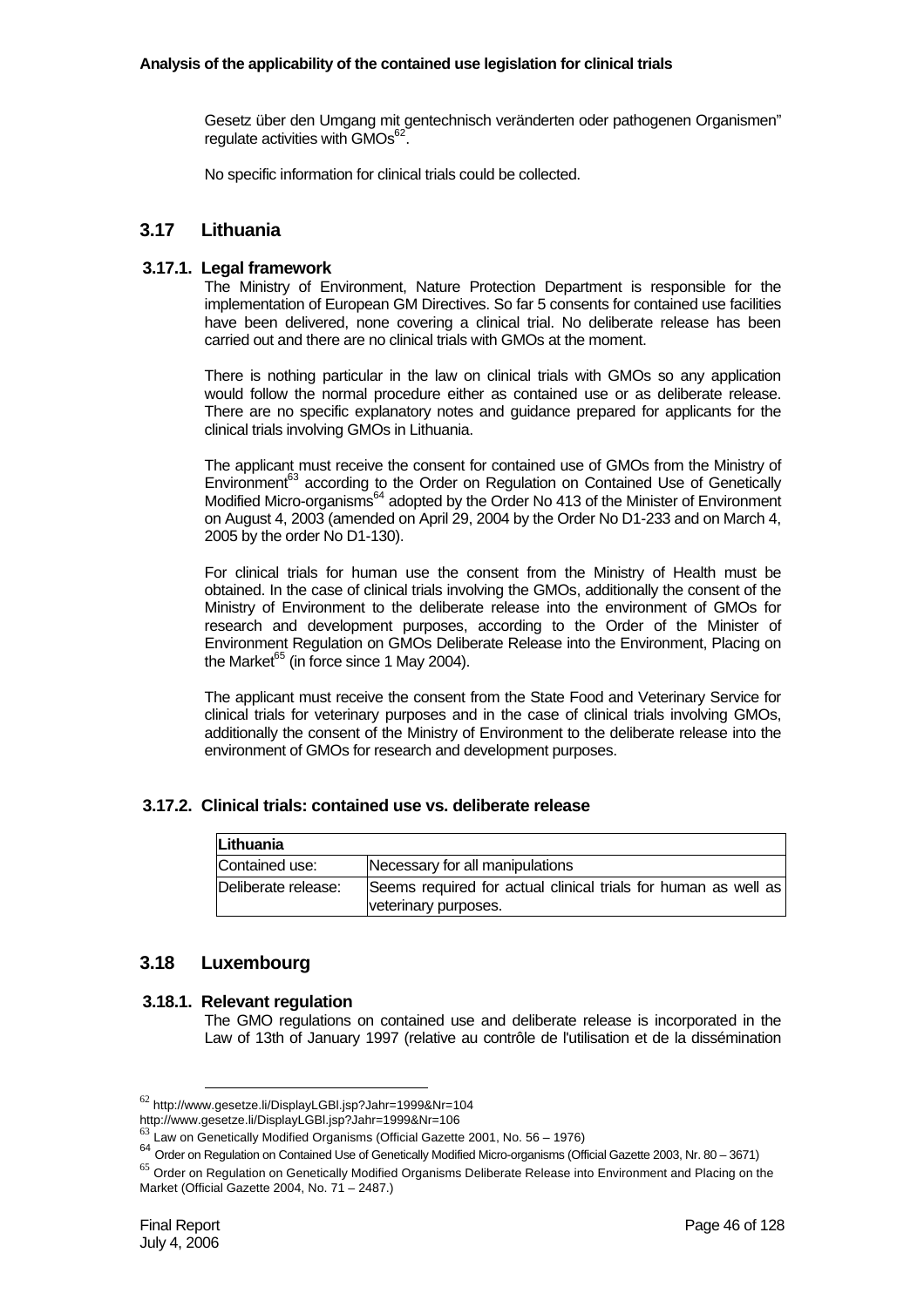Gesetz über den Umgang mit gentechnisch veränderten oder pathogenen Organismen" regulate activities with GMOs[62].

No specific information for clinical trials could be collected.

## 3.17 Lithuania

### 3.17.1. Legal framework

The Ministry of Environment, Nature Protection Department is responsible for the implementation of European GM Directives. So far 5 consents for contained use facilities have been delivered, none covering a clinical trial. No deliberate release has been carried out and there are no clinical trials with GMOs at the moment.

There is nothing particular in the law on clinical trials with GMOs so any application would follow the normal procedure either as contained use or as deliberate release. There are no specific explanatory notes and guidance prepared for applicants for the clinical trials involving GMOs in Lithuania.

The applicant must receive the consent for contained use of GMOs from the Ministry of Environment[63] according to the Order on Regulation on Contained Use of Genetically Modified Micro-organisms[64] adopted by the Order No 413 of the Minister of Environment on August 4, 2003 (amended on April 29, 2004 by the Order No D1-233 and on March 4, 2005 by the order No D1-130).

For clinical trials for human use the consent from the Ministry of Health must be obtained. In the case of clinical trials involving the GMOs, additionally the consent of the Ministry of Environment to the deliberate release into the environment of GMOs for research and development purposes, according to the Order of the Minister of Environment Regulation on GMOs Deliberate Release into the Environment, Placing on the Market[65] (in force since 1 May 2004).

The applicant must receive the consent from the State Food and Veterinary Service for clinical trials for veterinary purposes and in the case of clinical trials involving GMOs, additionally the consent of the Ministry of Environment to the deliberate release into the environment of GMOs for research and development purposes.

### 3.17.2. Clinical trials: contained use vs. deliberate release

| **Lithuania** | |
|---|---|
| Contained use: | Necessary for all manipulations |
| Deliberate release: | Seems required for actual clinical trials for human use as well as veterinary purposes. |

## 3.18 Luxembourg

### 3.18.1. Relevant regulation

The GMO regulations on contained use and deliberate release is incorporated in the Law of 13th of January 1997 (relative au contrôle de l'utilisation et de la dissémination

---

[62] http://www.gesetze.li/DisplayLGBl.jsp?Jahr=1999&Nr=104
http://www.gesetze.li/DisplayLGBl.jsp?Jahr=1999&Nr=106

[63] Law on Genetically Modified Organisms (Official Gazette 2001, No. 56 – 1976)

[64] Order on Regulation on Contained Use of Genetically Modified Micro-organisms (Official Gazette 2003, Nr. 80 – 3671)

[65] Order on Regulation on Genetically Modified Organisms Deliberate Release into Environment and Placing on the Market (Official Gazette 2004, No. 71 – 2487.)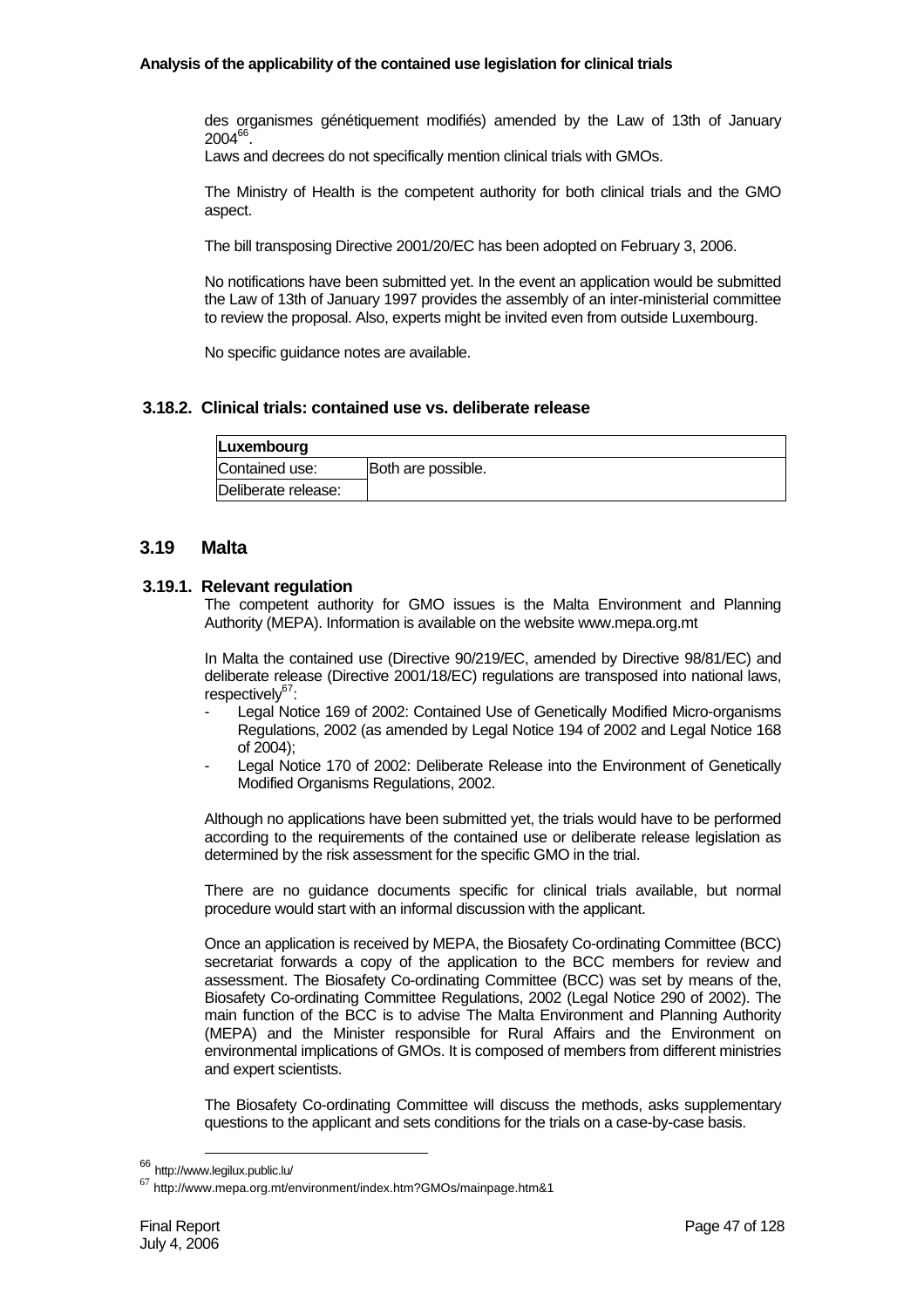des organismes génétiquement modifiés) amended by the Law of 13th of January 2004[66].

Laws and decrees do not specifically mention clinical trials with GMOs.

The Ministry of Health is the competent authority for both clinical trials and the GMO aspect.

The bill transposing Directive 2001/20/EC has been adopted on February 3, 2006.

No notifications have been submitted yet. In the event an application would be submitted the Law of 13th of January 1997 provides the assembly of an inter-ministerial committee to review the proposal. Also, experts might be invited even from outside Luxembourg.

No specific guidance notes are available.

### 3.18.2. Clinical trials: contained use vs. deliberate release

| **Luxembourg** | |
|---|---|
| Contained use: | Both are possible. |
| Deliberate release: | |

## 3.19 Malta

### 3.19.1. Relevant regulation

The competent authority for GMO issues is the Malta Environment and Planning Authority (MEPA). Information is available on the website www.mepa.org.mt

In Malta the contained use (Directive 90/219/EC, amended by Directive 98/81/EC) and deliberate release (Directive 2001/18/EC) regulations are transposed into national laws, respectively[67]:

- Legal Notice 169 of 2002: Contained Use of Genetically Modified Micro-organisms Regulations, 2002 (as amended by Legal Notice 194 of 2002 and Legal Notice 168 of 2004);
- Legal Notice 170 of 2002: Deliberate Release into the Environment of Genetically Modified Organisms Regulations, 2002.

Although no applications have been submitted yet, the trials would have to be performed according to the requirements of the contained use or deliberate release legislation as determined by the risk assessment for the specific GMO in the trial.

There are no guidance documents specific for clinical trials available, but normal procedure would start with an informal discussion with the applicant.

Once an application is received by MEPA, the Biosafety Co-ordinating Committee (BCC) secretariat forwards a copy of the application to the BCC members for review and assessment. The Biosafety Co-ordinating Committee (BCC) was set by means of the, Biosafety Co-ordinating Committee Regulations, 2002 (Legal Notice 290 of 2002). The main function of the BCC is to advise The Malta Environment and Planning Authority (MEPA) and the Minister responsible for Rural Affairs and the Environment on environmental implications of GMOs. It is composed of members from different ministries and expert scientists.

The Biosafety Co-ordinating Committee will discuss the methods, asks supplementary questions to the applicant and sets conditions for the trials on a case-by-case basis.

---

[66] http://www.legilux.public.lu/

[67] http://www.mepa.org.mt/environment/index.htm?GMOs/mainpage.htm&1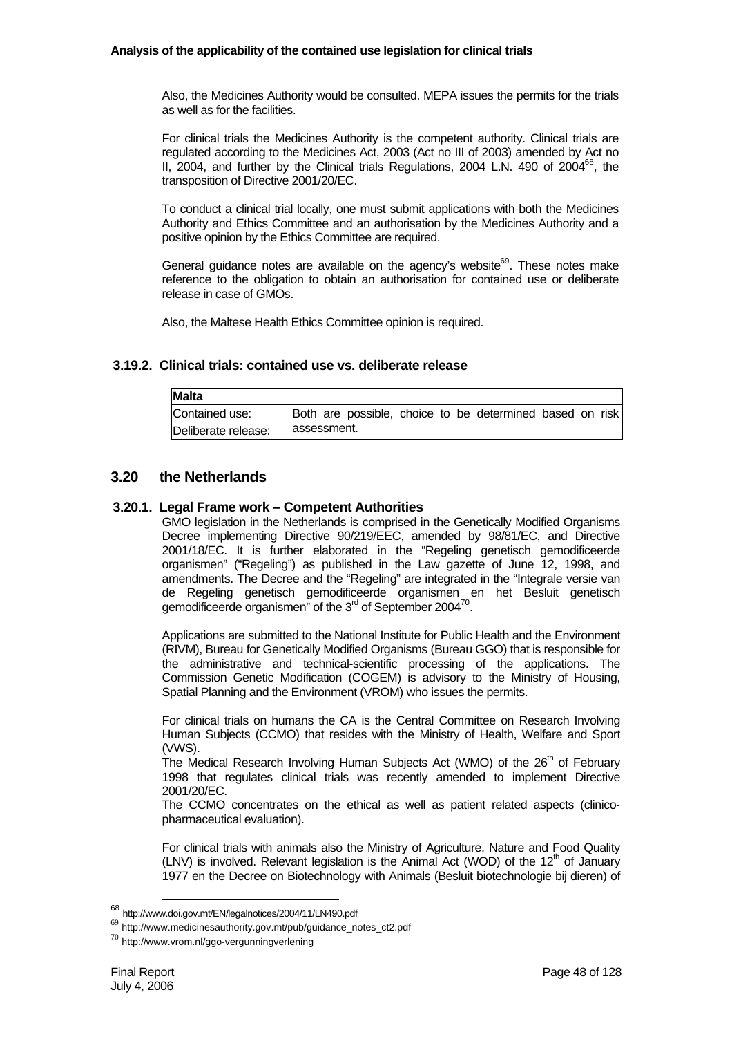Also, the Medicines Authority would be consulted. MEPA issues the permits for the trials as well as for the facilities.

For clinical trials the Medicines Authority is the competent authority. Clinical trials are regulated according to the Medicines Act, 2003 (Act no III of 2003) amended by Act no II, 2004, and further by the Clinical trials Regulations, 2004 L.N. 490 of 2004[68], the transposition of Directive 2001/20/EC.

To conduct a clinical trial locally, one must submit applications with both the Medicines Authority and Ethics Committee and an authorisation by the Medicines Authority and a positive opinion by the Ethics Committee are required.

General guidance notes are available on the agency's website[69]. These notes make reference to the obligation to obtain an authorisation for contained use or deliberate release in case of GMOs.

Also, the Maltese Health Ethics Committee opinion is required.

### 3.19.2. Clinical trials: contained use vs. deliberate release

| Malta | |
|---|---|
| Contained use: | Both are possible, choice to be determined based on risk assessment. |
| Deliberate release: | |

## 3.20 the Netherlands

### 3.20.1. Legal Frame work – Competent Authorities

GMO legislation in the Netherlands is comprised in the Genetically Modified Organisms Decree implementing Directive 90/219/EEC, amended by 98/81/EC, and Directive 2001/18/EC. It is further elaborated in the "Regeling genetisch gemodificeerde organismen" ("Regeling") as published in the Law gazette of June 12, 1998, and amendments. The Decree and the "Regeling" are integrated in the "Integrale versie van de Regeling genetisch gemodificeerde organismen en het Besluit genetisch gemodificeerde organismen" of the 3rd of September 2004[70].

Applications are submitted to the National Institute for Public Health and the Environment (RIVM), Bureau for Genetically Modified Organisms (Bureau GGO) that is responsible for the administrative and technical-scientific processing of the applications. The Commission Genetic Modification (COGEM) is advisory to the Ministry of Housing, Spatial Planning and the Environment (VROM) who issues the permits.

For clinical trials on humans the CA is the Central Committee on Research Involving Human Subjects (CCMO) that resides with the Ministry of Health, Welfare and Sport (VWS).

The Medical Research Involving Human Subjects Act (WMO) of the 26th of February 1998 that regulates clinical trials was recently amended to implement Directive 2001/20/EC.

The CCMO concentrates on the ethical as well as patient related aspects (clinico-pharmaceutical evaluation).

For clinical trials with animals also the Ministry of Agriculture, Nature and Food Quality (LNV) is involved. Relevant legislation is the Animal Act (WOD) of the 12th of January 1977 en the Decree on Biotechnology with Animals (Besluit biotechnologie bij dieren) of

---

[68] http://www.doi.gov.mt/EN/legalnotices/2004/11/LN490.pdf

[69] http://www.medicinesauthority.gov.mt/pub/guidance_notes_ct2.pdf

[70] http://www.vrom.nl/ggo-vergunningverlening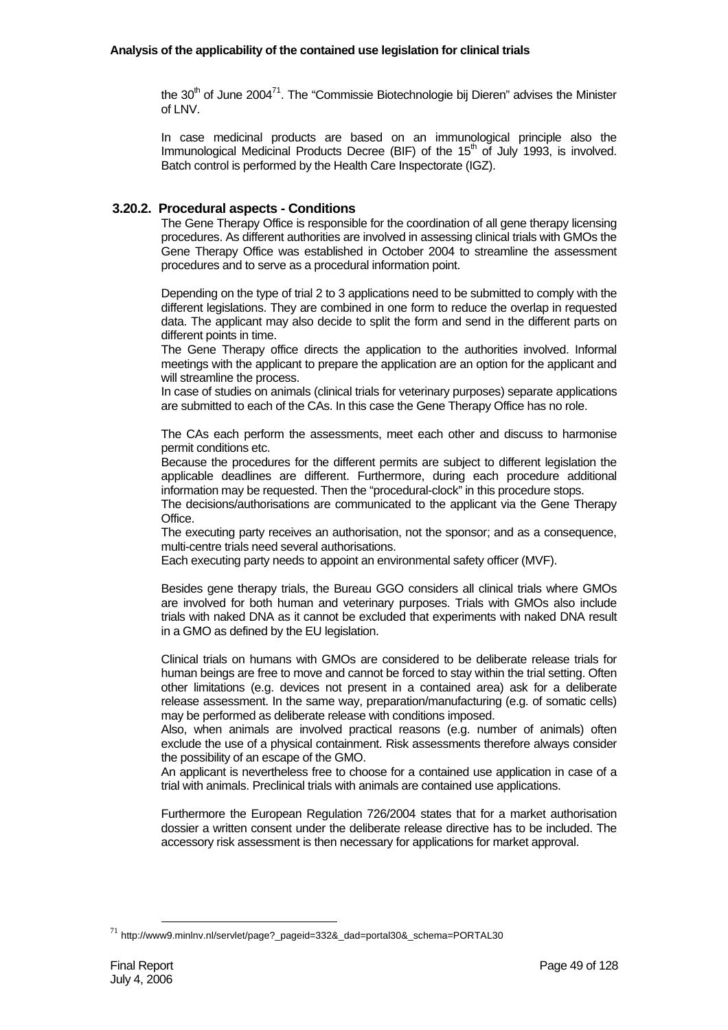the 30th of June 2004[71]. The "Commissie Biotechnologie bij Dieren" advises the Minister of LNV.

In case medicinal products are based on an immunological principle also the Immunological Medicinal Products Decree (BIF) of the 15th of July 1993, is involved. Batch control is performed by the Health Care Inspectorate (IGZ).

### 3.20.2. Procedural aspects - Conditions

The Gene Therapy Office is responsible for the coordination of all gene therapy licensing procedures. As different authorities are involved in assessing clinical trials with GMOs the Gene Therapy Office was established in October 2004 to streamline the assessment procedures and to serve as a procedural information point.

Depending on the type of trial 2 to 3 applications need to be submitted to comply with the different legislations. They are combined in one form to reduce the overlap in requested data. The applicant may also decide to split the form and send in the different parts on different points in time.
The Gene Therapy office directs the application to the authorities involved. Informal meetings with the applicant to prepare the application are an option for the applicant and will streamline the process.
In case of studies on animals (clinical trials for veterinary purposes) separate applications are submitted to each of the CAs. In this case the Gene Therapy Office has no role.

The CAs each perform the assessments, meet each other and discuss to harmonise permit conditions etc.
Because the procedures for the different permits are subject to different legislation the applicable deadlines are different. Furthermore, during each procedure additional information may be requested. Then the "procedural-clock" in this procedure stops.
The decisions/authorisations are communicated to the applicant via the Gene Therapy Office.
The executing party receives an authorisation, not the sponsor; and as a consequence, multi-centre trials need several authorisations.
Each executing party needs to appoint an environmental safety officer (MVF).

Besides gene therapy trials, the Bureau GGO considers all clinical trials where GMOs are involved for both human and veterinary purposes. Trials with GMOs also include trials with naked DNA as it cannot be excluded that experiments with naked DNA result in a GMO as defined by the EU legislation.

Clinical trials on humans with GMOs are considered to be deliberate release trials for human beings are free to move and cannot be forced to stay within the trial setting. Often other limitations (e.g. devices not present in a contained area) ask for a deliberate release assessment. In the same way, preparation/manufacturing (e.g. of somatic cells) may be performed as deliberate release with conditions imposed.
Also, when animals are involved practical reasons (e.g. number of animals) often exclude the use of a physical containment. Risk assessments therefore always consider the possibility of an escape of the GMO.
An applicant is nevertheless free to choose for a contained use application in case of a trial with animals. Preclinical trials with animals are contained use applications.

Furthermore the European Regulation 726/2004 states that for a market authorisation dossier a written consent under the deliberate release directive has to be included. The accessory risk assessment is then necessary for applications for market approval.

[71] http://www9.minlnv.nl/servlet/page?_pageid=332&_dad=portal30&_schema=PORTAL30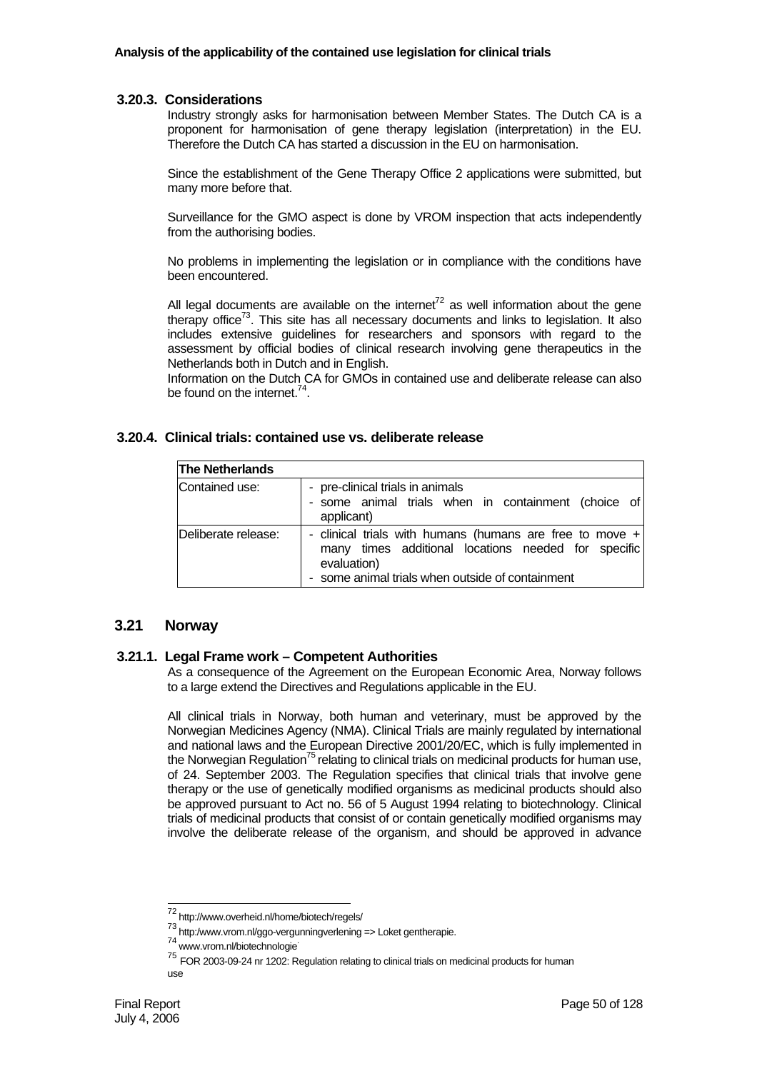### 3.20.3. Considerations

Industry strongly asks for harmonisation between Member States. The Dutch CA is a proponent for harmonisation of gene therapy legislation (interpretation) in the EU. Therefore the Dutch CA has started a discussion in the EU on harmonisation.

Since the establishment of the Gene Therapy Office 2 applications were submitted, but many more before that.

Surveillance for the GMO aspect is done by VROM inspection that acts independently from the authorising bodies.

No problems in implementing the legislation or in compliance with the conditions have been encountered.

All legal documents are available on the internet[72] as well information about the gene therapy office[73]. This site has all necessary documents and links to legislation. It also includes extensive guidelines for researchers and sponsors with regard to the assessment by official bodies of clinical research involving gene therapeutics in the Netherlands both in Dutch and in English.

Information on the Dutch CA for GMOs in contained use and deliberate release can also be found on the internet.[74].

### 3.20.4. Clinical trials: contained use vs. deliberate release

| **The Netherlands** | |
|---|---|
| Contained use: | - pre-clinical trials in animals<br>- some animal trials when in containment (choice of applicant) |
| Deliberate release: | - clinical trials with humans (humans are free to move + many times additional locations needed for specific evaluation)<br>- some animal trials when outside of containment |

## 3.21 Norway

### 3.21.1. Legal Frame work – Competent Authorities

As a consequence of the Agreement on the European Economic Area, Norway follows to a large extend the Directives and Regulations applicable in the EU.

All clinical trials in Norway, both human and veterinary, must be approved by the Norwegian Medicines Agency (NMA). Clinical Trials are mainly regulated by international and national laws and the European Directive 2001/20/EC, which is fully implemented in the Norwegian Regulation[75] relating to clinical trials on medicinal products for human use, of 24. September 2003. The Regulation specifies that clinical trials that involve gene therapy or the use of genetically modified organisms as medicinal products should also be approved pursuant to Act no. 56 of 5 August 1994 relating to biotechnology. Clinical trials of medicinal products that consist of or contain genetically modified organisms may involve the deliberate release of the organism, and should be approved in advance

---

[72] http://www.overheid.nl/home/biotech/regels/

[73] http:/www.vrom.nl/ggo-vergunningverlening => Loket gentherapie.

[74] www.vrom.nl/biotechnologie

[75] FOR 2003-09-24 nr 1202: Regulation relating to clinical trials on medicinal products for human use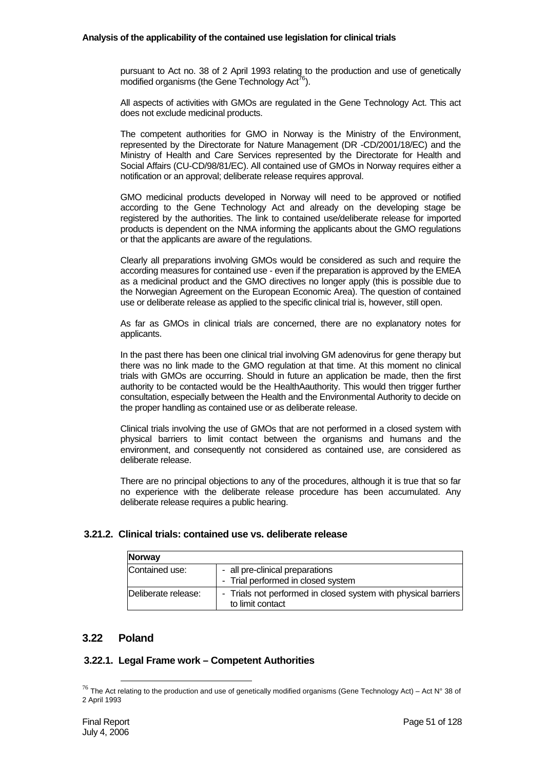pursuant to Act no. 38 of 2 April 1993 relating to the production and use of genetically modified organisms (the Gene Technology Act[76]).

All aspects of activities with GMOs are regulated in the Gene Technology Act. This act does not exclude medicinal products.

The competent authorities for GMO in Norway is the Ministry of the Environment, represented by the Directorate for Nature Management (DR -CD/2001/18/EC) and the Ministry of Health and Care Services represented by the Directorate for Health and Social Affairs (CU-CD/98/81/EC). All contained use of GMOs in Norway requires either a notification or an approval; deliberate release requires approval.

GMO medicinal products developed in Norway will need to be approved or notified according to the Gene Technology Act and already on the developing stage be registered by the authorities. The link to contained use/deliberate release for imported products is dependent on the NMA informing the applicants about the GMO regulations or that the applicants are aware of the regulations.

Clearly all preparations involving GMOs would be considered as such and require the according measures for contained use - even if the preparation is approved by the EMEA as a medicinal product and the GMO directives no longer apply (this is possible due to the Norwegian Agreement on the European Economic Area). The question of contained use or deliberate release as applied to the specific clinical trial is, however, still open.

As far as GMOs in clinical trials are concerned, there are no explanatory notes for applicants.

In the past there has been one clinical trial involving GM adenovirus for gene therapy but there was no link made to the GMO regulation at that time. At this moment no clinical trials with GMOs are occurring. Should in future an application be made, then the first authority to be contacted would be the HealthAauthority. This would then trigger further consultation, especially between the Health and the Environmental Authority to decide on the proper handling as contained use or as deliberate release.

Clinical trials involving the use of GMOs that are not performed in a closed system with physical barriers to limit contact between the organisms and humans and the environment, and consequently not considered as contained use, are considered as deliberate release.

There are no principal objections to any of the procedures, although it is true that so far no experience with the deliberate release procedure has been accumulated. Any deliberate release requires a public hearing.

### 3.21.2. Clinical trials: contained use vs. deliberate release

| **Norway** | |
|---|---|
| Contained use: | - all pre-clinical preparations<br>- Trial performed in closed system |
| Deliberate release: | - Trials not performed in closed system with physical barriers to limit contact |

## 3.22 Poland

### 3.22.1. Legal Frame work – Competent Authorities

[76] The Act relating to the production and use of genetically modified organisms (Gene Technology Act) – Act N° 38 of 2 April 1993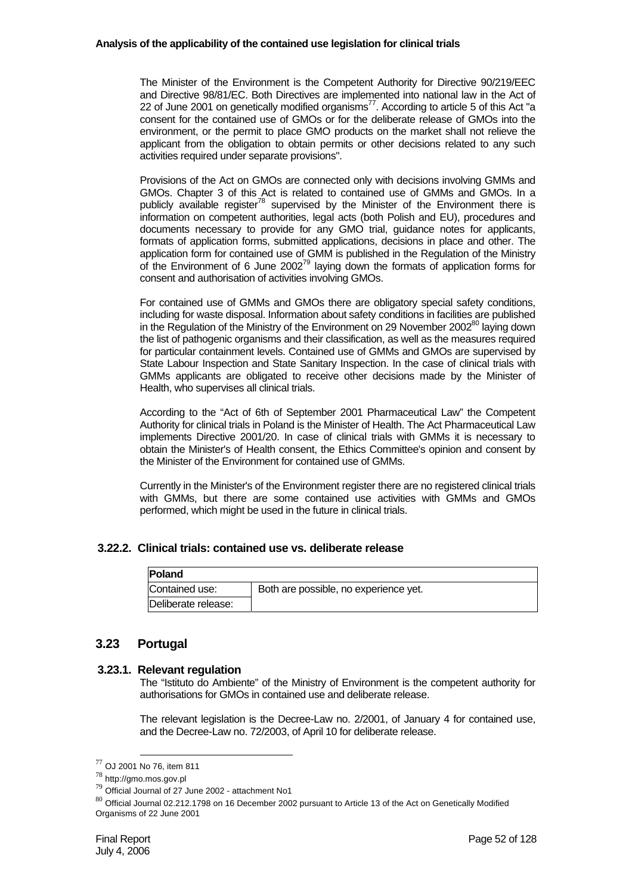The Minister of the Environment is the Competent Authority for Directive 90/219/EEC and Directive 98/81/EC. Both Directives are implemented into national law in the Act of 22 of June 2001 on genetically modified organisms[77]. According to article 5 of this Act "a consent for the contained use of GMOs or for the deliberate release of GMOs into the environment, or the permit to place GMO products on the market shall not relieve the applicant from the obligation to obtain permits or other decisions related to any such activities required under separate provisions".

Provisions of the Act on GMOs are connected only with decisions involving GMMs and GMOs. Chapter 3 of this Act is related to contained use of GMMs and GMOs. In a publicly available register[78] supervised by the Minister of the Environment there is information on competent authorities, legal acts (both Polish and EU), procedures and documents necessary to provide for any GMO trial, guidance notes for applicants, formats of application forms, submitted applications, decisions in place and other. The application form for contained use of GMM is published in the Regulation of the Ministry of the Environment of 6 June 2002[79] laying down the formats of application forms for consent and authorisation of activities involving GMOs.

For contained use of GMMs and GMOs there are obligatory special safety conditions, including for waste disposal. Information about safety conditions in facilities are published in the Regulation of the Ministry of the Environment on 29 November 2002[80] laying down the list of pathogenic organisms and their classification, as well as the measures required for particular containment levels. Contained use of GMMs and GMOs are supervised by State Labour Inspection and State Sanitary Inspection. In the case of clinical trials with GMMs applicants are obligated to receive other decisions made by the Minister of Health, who supervises all clinical trials.

According to the "Act of 6th of September 2001 Pharmaceutical Law" the Competent Authority for clinical trials in Poland is the Minister of Health. The Act Pharmaceutical Law implements Directive 2001/20. In case of clinical trials with GMMs it is necessary to obtain the Minister's of Health consent, the Ethics Committee's opinion and consent by the Minister of the Environment for contained use of GMMs.

Currently in the Minister's of the Environment register there are no registered clinical trials with GMMs, but there are some contained use activities with GMMs and GMOs performed, which might be used in the future in clinical trials.

### 3.22.2. Clinical trials: contained use vs. deliberate release

| **Poland** | |
|---|---|
| Contained use: | Both are possible, no experience yet. |
| Deliberate release: | |

## 3.23 Portugal

### 3.23.1. Relevant regulation

The "Istituto do Ambiente" of the Ministry of Environment is the competent authority for authorisations for GMOs in contained use and deliberate release.

The relevant legislation is the Decree-Law no. 2/2001, of January 4 for contained use, and the Decree-Law no. 72/2003, of April 10 for deliberate release.

---

[77] OJ 2001 No 76, item 811

[78] http://gmo.mos.gov.pl

[79] Official Journal of 27 June 2002 - attachment No1

[80] Official Journal 02.212.1798 on 16 December 2002 pursuant to Article 13 of the Act on Genetically Modified Organisms of 22 June 2001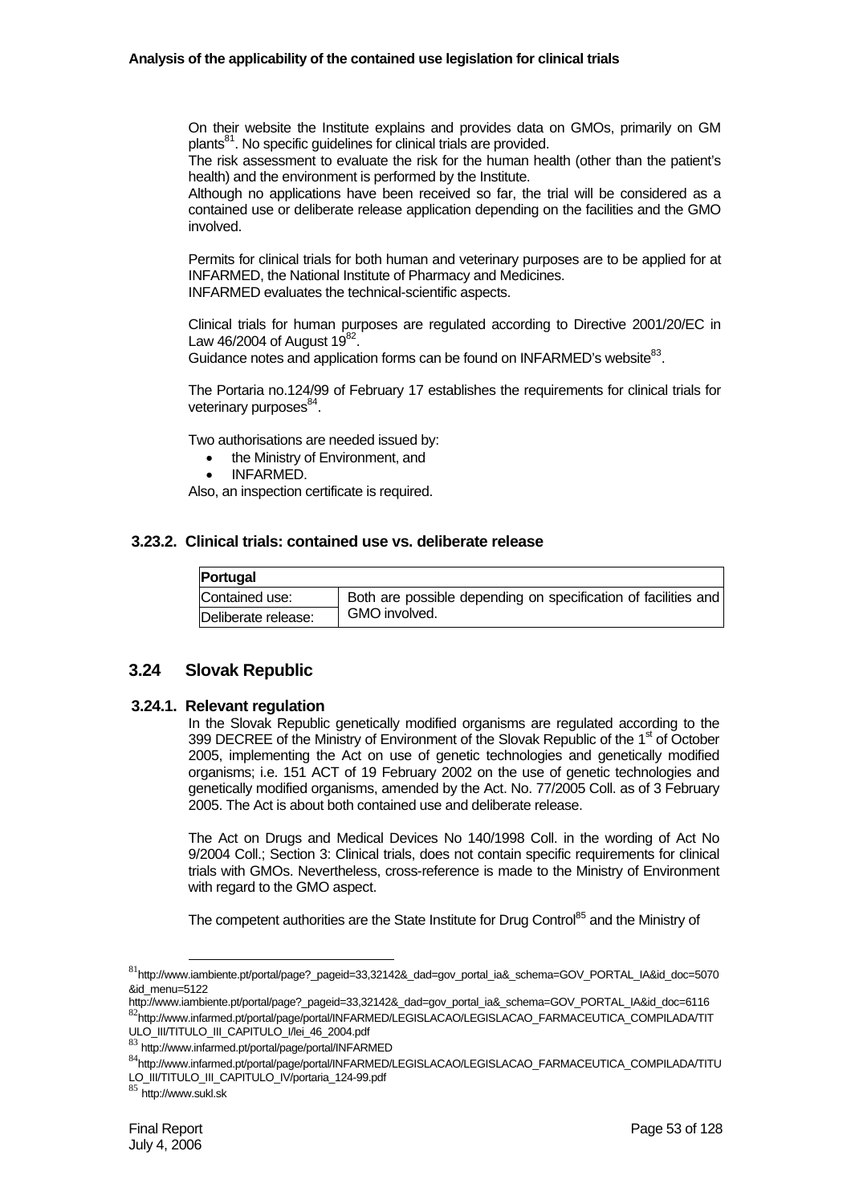On their website the Institute explains and provides data on GMOs, primarily on GM plants[81]. No specific guidelines for clinical trials are provided.

The risk assessment to evaluate the risk for the human health (other than the patient's health) and the environment is performed by the Institute.

Although no applications have been received so far, the trial will be considered as a contained use or deliberate release application depending on the facilities and the GMO involved.

Permits for clinical trials for both human and veterinary purposes are to be applied for at INFARMED, the National Institute of Pharmacy and Medicines.

INFARMED evaluates the technical-scientific aspects.

Clinical trials for human purposes are regulated according to Directive 2001/20/EC in Law 46/2004 of August 19[82].

Guidance notes and application forms can be found on INFARMED's website[83].

The Portaria no.124/99 of February 17 establishes the requirements for clinical trials for veterinary purposes[84].

Two authorisations are needed issued by:

- the Ministry of Environment, and
- INFARMED.

Also, an inspection certificate is required.

### 3.23.2. Clinical trials: contained use vs. deliberate release

| **Portugal** | |
|---|---|
| Contained use: | Both are possible depending on specification of facilities and GMO involved. |
| Deliberate release: | |

## 3.24 Slovak Republic

### 3.24.1. Relevant regulation

In the Slovak Republic genetically modified organisms are regulated according to the 399 DECREE of the Ministry of Environment of the Slovak Republic of the 1st of October 2005, implementing the Act on use of genetic technologies and genetically modified organisms; i.e. 151 ACT of 19 February 2002 on the use of genetic technologies and genetically modified organisms, amended by the Act. No. 77/2005 Coll. as of 3 February 2005. The Act is about both contained use and deliberate release.

The Act on Drugs and Medical Devices No 140/1998 Coll. in the wording of Act No 9/2004 Coll.; Section 3: Clinical trials, does not contain specific requirements for clinical trials with GMOs. Nevertheless, cross-reference is made to the Ministry of Environment with regard to the GMO aspect.

The competent authorities are the State Institute for Drug Control[85] and the Ministry of

---

[81] http://www.iambiente.pt/portal/page?_pageid=33,32142&_dad=gov_portal_ia&_schema=GOV_PORTAL_IA&id_doc=5070&id_menu=5122
http://www.iambiente.pt/portal/page?_pageid=33,32142&_dad=gov_portal_ia&_schema=GOV_PORTAL_IA&id_doc=6116

[82] http://www.infarmed.pt/portal/page/portal/INFARMED/LEGISLACAO/LEGISLACAO_FARMACEUTICA_COMPILADA/TITULO_III/TITULO_III_CAPITULO_I/lei_46_2004.pdf

[83] http://www.infarmed.pt/portal/page/portal/INFARMED

[84] http://www.infarmed.pt/portal/page/portal/INFARMED/LEGISLACAO/LEGISLACAO_FARMACEUTICA_COMPILADA/TITULO_III/TITULO_III_CAPITULO_IV/portaria_124-99.pdf

[85] http://www.sukl.sk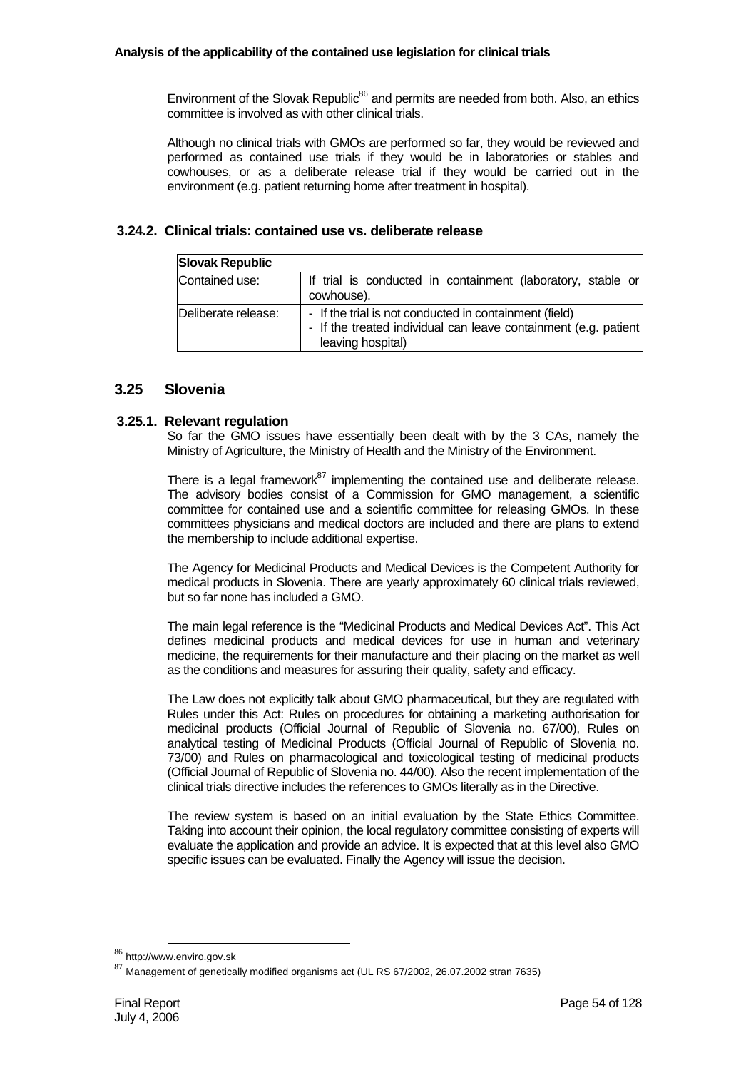Environment of the Slovak Republic[86] and permits are needed from both. Also, an ethics committee is involved as with other clinical trials.

Although no clinical trials with GMOs are performed so far, they would be reviewed and performed as contained use trials if they would be in laboratories or stables and cowhouses, or as a deliberate release trial if they would be carried out in the environment (e.g. patient returning home after treatment in hospital).

### 3.24.2. Clinical trials: contained use vs. deliberate release

| **Slovak Republic** | |
|---|---|
| Contained use: | If trial is conducted in containment (laboratory, stable or cowhouse). |
| Deliberate release: | - If the trial is not conducted in containment (field)<br>- If the treated individual can leave containment (e.g. patient leaving hospital) |

## 3.25 Slovenia

### 3.25.1. Relevant regulation

So far the GMO issues have essentially been dealt with by the 3 CAs, namely the Ministry of Agriculture, the Ministry of Health and the Ministry of the Environment.

There is a legal framework[87] implementing the contained use and deliberate release. The advisory bodies consist of a Commission for GMO management, a scientific committee for contained use and a scientific committee for releasing GMOs. In these committees physicians and medical doctors are included and there are plans to extend the membership to include additional expertise.

The Agency for Medicinal Products and Medical Devices is the Competent Authority for medical products in Slovenia. There are yearly approximately 60 clinical trials reviewed, but so far none has included a GMO.

The main legal reference is the "Medicinal Products and Medical Devices Act". This Act defines medicinal products and medical devices for use in human and veterinary medicine, the requirements for their manufacture and their placing on the market as well as the conditions and measures for assuring their quality, safety and efficacy.

The Law does not explicitly talk about GMO pharmaceutical, but they are regulated with Rules under this Act: Rules on procedures for obtaining a marketing authorisation for medicinal products (Official Journal of Republic of Slovenia no. 67/00), Rules on analytical testing of Medicinal Products (Official Journal of Republic of Slovenia no. 73/00) and Rules on pharmacological and toxicological testing of medicinal products (Official Journal of Republic of Slovenia no. 44/00). Also the recent implementation of the clinical trials directive includes the references to GMOs literally as in the Directive.

The review system is based on an initial evaluation by the State Ethics Committee. Taking into account their opinion, the local regulatory committee consisting of experts will evaluate the application and provide an advice. It is expected that at this level also GMO specific issues can be evaluated. Finally the Agency will issue the decision.

---

[86] http://www.enviro.gov.sk

[87] Management of genetically modified organisms act (UL RS 67/2002, 26.07.2002 stran 7635)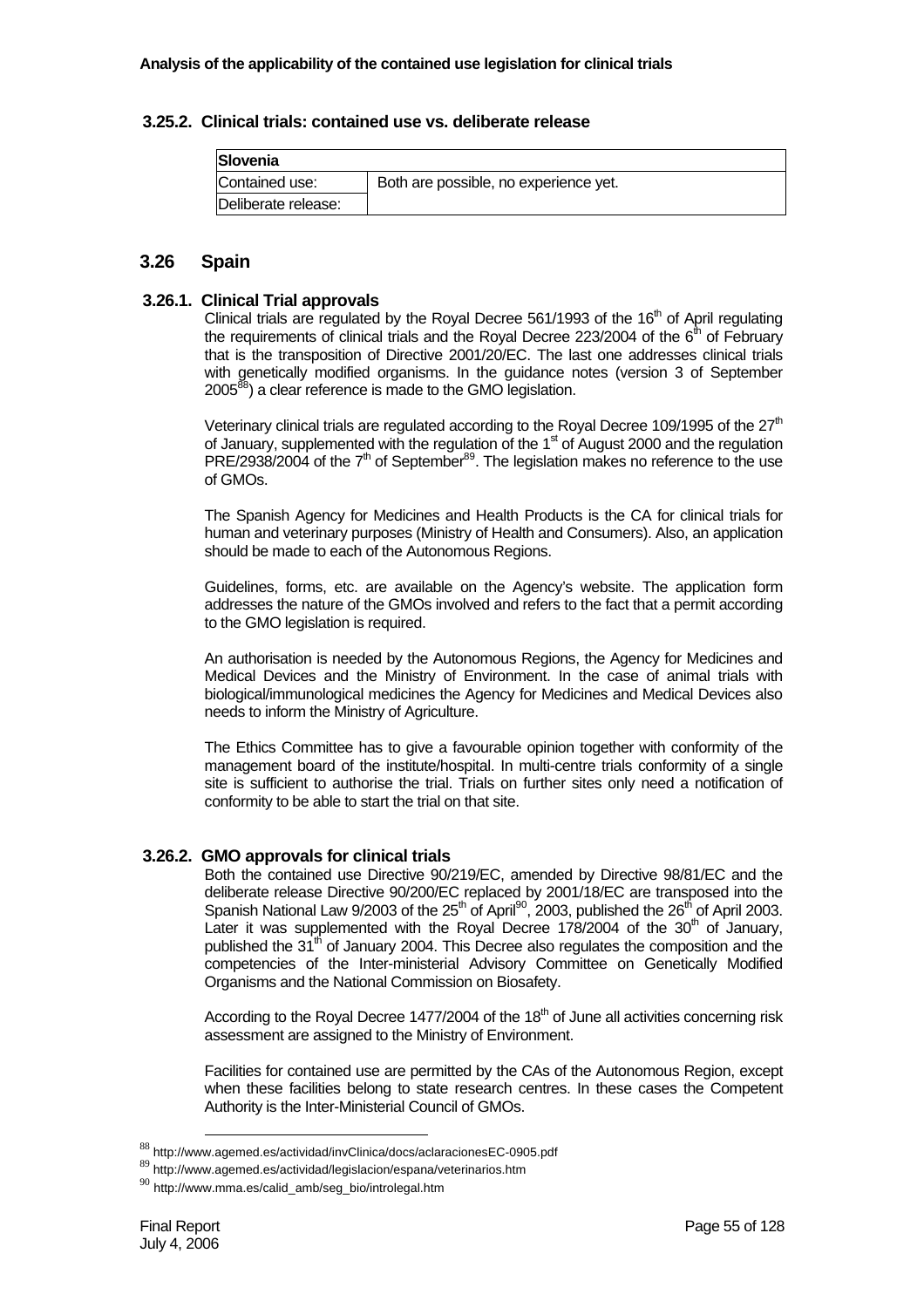### 3.25.2. Clinical trials: contained use vs. deliberate release

| Slovenia | |
|---|---|
| Contained use: | Both are possible, no experience yet. |
| Deliberate release: | |

## 3.26 Spain

### 3.26.1. Clinical Trial approvals

Clinical trials are regulated by the Royal Decree 561/1993 of the 16th of April regulating the requirements of clinical trials and the Royal Decree 223/2004 of the 6th of February that is the transposition of Directive 2001/20/EC. The last one addresses clinical trials with genetically modified organisms. In the guidance notes (version 3 of September 2005[88]) a clear reference is made to the GMO legislation.

Veterinary clinical trials are regulated according to the Royal Decree 109/1995 of the 27th of January, supplemented with the regulation of the 1st of August 2000 and the regulation PRE/2938/2004 of the 7th of September[89]. The legislation makes no reference to the use of GMOs.

The Spanish Agency for Medicines and Health Products is the CA for clinical trials for human and veterinary purposes (Ministry of Health and Consumers). Also, an application should be made to each of the Autonomous Regions.

Guidelines, forms, etc. are available on the Agency's website. The application form addresses the nature of the GMOs involved and refers to the fact that a permit according to the GMO legislation is required.

An authorisation is needed by the Autonomous Regions, the Agency for Medicines and Medical Devices and the Ministry of Environment. In the case of animal trials with biological/immunological medicines the Agency for Medicines and Medical Devices also needs to inform the Ministry of Agriculture.

The Ethics Committee has to give a favourable opinion together with conformity of the management board of the institute/hospital. In multi-centre trials conformity of a single site is sufficient to authorise the trial. Trials on further sites only need a notification of conformity to be able to start the trial on that site.

### 3.26.2. GMO approvals for clinical trials

Both the contained use Directive 90/219/EC, amended by Directive 98/81/EC and the deliberate release Directive 90/200/EC replaced by 2001/18/EC are transposed into the Spanish National Law 9/2003 of the 25th of April[90], 2003, published the 26th of April 2003. Later it was supplemented with the Royal Decree 178/2004 of the 30th of January, published the 31th of January 2004. This Decree also regulates the composition and the competencies of the Inter-ministerial Advisory Committee on Genetically Modified Organisms and the National Commission on Biosafety.

According to the Royal Decree 1477/2004 of the 18th of June all activities concerning risk assessment are assigned to the Ministry of Environment.

Facilities for contained use are permitted by the CAs of the Autonomous Region, except when these facilities belong to state research centres. In these cases the Competent Authority is the Inter-Ministerial Council of GMOs.

---

[88] http://www.agemed.es/actividad/invClinica/docs/aclaracionesEC-0905.pdf

[89] http://www.agemed.es/actividad/legislacion/espana/veterinarios.htm

[90] http://www.mma.es/calid_amb/seg_bio/introlegal.htm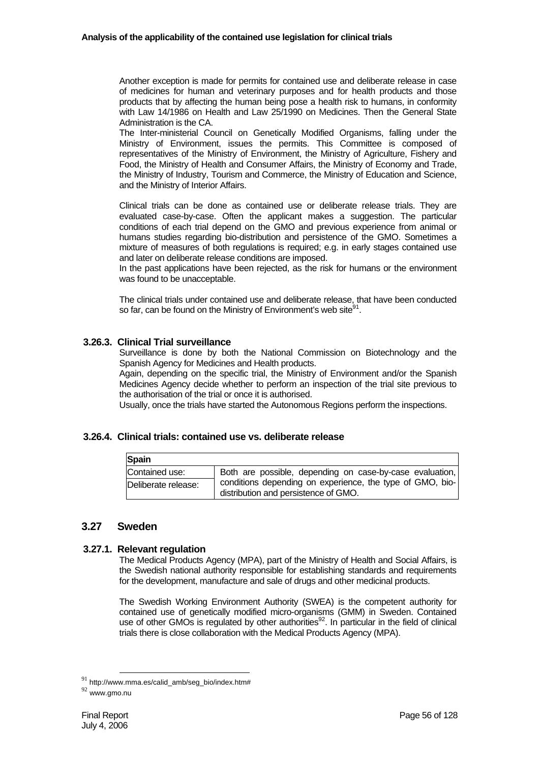Another exception is made for permits for contained use and deliberate release in case of medicines for human and veterinary purposes and for health products and those products that by affecting the human being pose a health risk to humans, in conformity with Law 14/1986 on Health and Law 25/1990 on Medicines. Then the General State Administration is the CA.

The Inter-ministerial Council on Genetically Modified Organisms, falling under the Ministry of Environment, issues the permits. This Committee is composed of representatives of the Ministry of Environment, the Ministry of Agriculture, Fishery and Food, the Ministry of Health and Consumer Affairs, the Ministry of Economy and Trade, the Ministry of Industry, Tourism and Commerce, the Ministry of Education and Science, and the Ministry of Interior Affairs.

Clinical trials can be done as contained use or deliberate release trials. They are evaluated case-by-case. Often the applicant makes a suggestion. The particular conditions of each trial depend on the GMO and previous experience from animal or humans studies regarding bio-distribution and persistence of the GMO. Sometimes a mixture of measures of both regulations is required; e.g. in early stages contained use and later on deliberate release conditions are imposed.

In the past applications have been rejected, as the risk for humans or the environment was found to be unacceptable.

The clinical trials under contained use and deliberate release, that have been conducted so far, can be found on the Ministry of Environment's web site[91].

### 3.26.3. Clinical Trial surveillance

Surveillance is done by both the National Commission on Biotechnology and the Spanish Agency for Medicines and Health products.

Again, depending on the specific trial, the Ministry of Environment and/or the Spanish Medicines Agency decide whether to perform an inspection of the trial site previous to the authorisation of the trial or once it is authorised.

Usually, once the trials have started the Autonomous Regions perform the inspections.

### 3.26.4. Clinical trials: contained use vs. deliberate release

| Spain | |
|---|---|
| Contained use: | Both are possible, depending on case-by-case evaluation, conditions depending on experience, the type of GMO, bio-distribution and persistence of GMO. |
| Deliberate release: | |

## 3.27 Sweden

### 3.27.1. Relevant regulation

The Medical Products Agency (MPA), part of the Ministry of Health and Social Affairs, is the Swedish national authority responsible for establishing standards and requirements for the development, manufacture and sale of drugs and other medicinal products.

The Swedish Working Environment Authority (SWEA) is the competent authority for contained use of genetically modified micro-organisms (GMM) in Sweden. Contained use of other GMOs is regulated by other authorities[92]. In particular in the field of clinical trials there is close collaboration with the Medical Products Agency (MPA).

[91] http://www.mma.es/calid_amb/seg_bio/index.htm#

[92] www.gmo.nu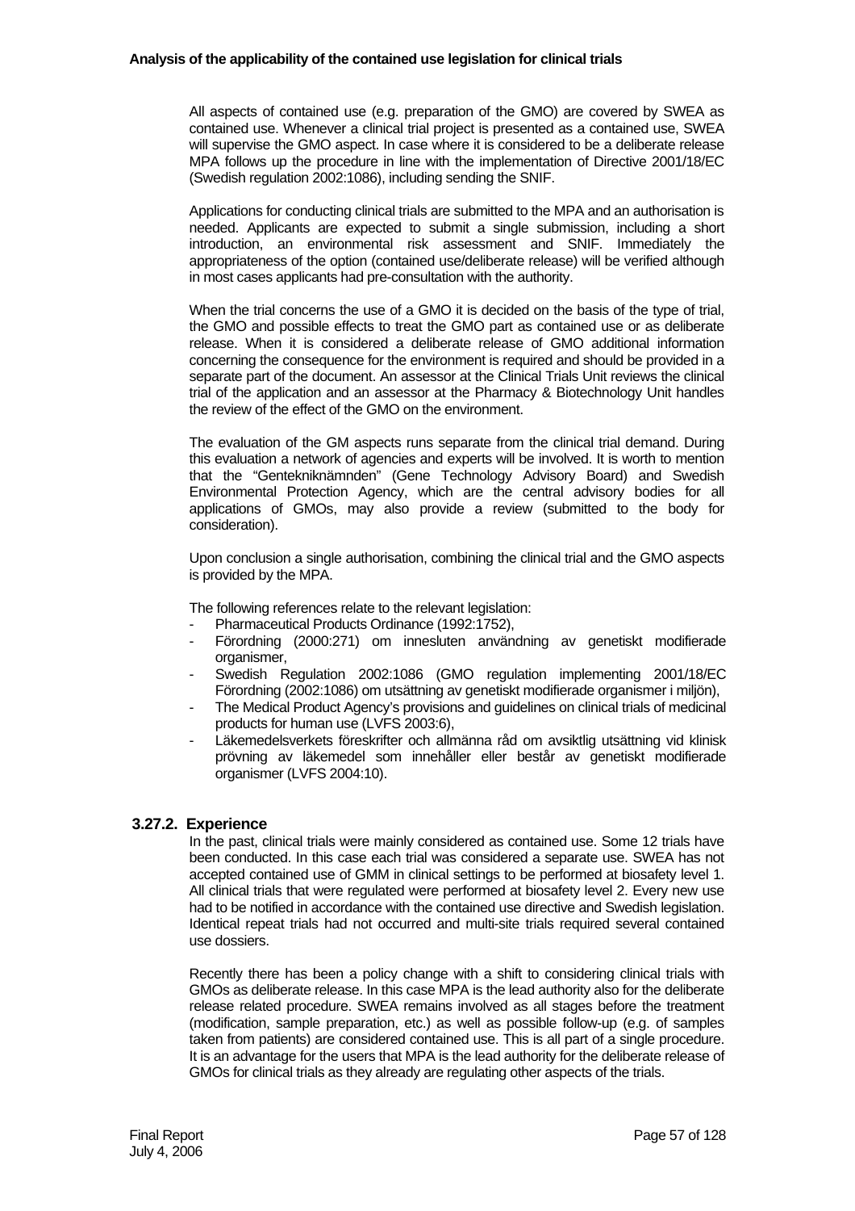All aspects of contained use (e.g. preparation of the GMO) are covered by SWEA as contained use. Whenever a clinical trial project is presented as a contained use, SWEA will supervise the GMO aspect. In case where it is considered to be a deliberate release MPA follows up the procedure in line with the implementation of Directive 2001/18/EC (Swedish regulation 2002:1086), including sending the SNIF.

Applications for conducting clinical trials are submitted to the MPA and an authorisation is needed. Applicants are expected to submit a single submission, including a short introduction, an environmental risk assessment and SNIF. Immediately the appropriateness of the option (contained use/deliberate release) will be verified although in most cases applicants had pre-consultation with the authority.

When the trial concerns the use of a GMO it is decided on the basis of the type of trial, the GMO and possible effects to treat the GMO part as contained use or as deliberate release. When it is considered a deliberate release of GMO additional information concerning the consequence for the environment is required and should be provided in a separate part of the document. An assessor at the Clinical Trials Unit reviews the clinical trial of the application and an assessor at the Pharmacy & Biotechnology Unit handles the review of the effect of the GMO on the environment.

The evaluation of the GM aspects runs separate from the clinical trial demand. During this evaluation a network of agencies and experts will be involved. It is worth to mention that the "Gentekniknämnden" (Gene Technology Advisory Board) and Swedish Environmental Protection Agency, which are the central advisory bodies for all applications of GMOs, may also provide a review (submitted to the body for consideration).

Upon conclusion a single authorisation, combining the clinical trial and the GMO aspects is provided by the MPA.

The following references relate to the relevant legislation:

- Pharmaceutical Products Ordinance (1992:1752),
- Förordning (2000:271) om innesluten användning av genetiskt modifierade organismer,
- Swedish Regulation 2002:1086 (GMO regulation implementing 2001/18/EC Förordning (2002:1086) om utsättning av genetiskt modifierade organismer i miljön),
- The Medical Product Agency's provisions and guidelines on clinical trials of medicinal products for human use (LVFS 2003:6),
- Läkemedelsverkets föreskrifter och allmänna råd om avsiktlig utsättning vid klinisk prövning av läkemedel som innehåller eller består av genetiskt modifierade organismer (LVFS 2004:10).

### 3.27.2. Experience

In the past, clinical trials were mainly considered as contained use. Some 12 trials have been conducted. In this case each trial was considered a separate use. SWEA has not accepted contained use of GMM in clinical settings to be performed at biosafety level 1. All clinical trials that were regulated were performed at biosafety level 2. Every new use had to be notified in accordance with the contained use directive and Swedish legislation. Identical repeat trials had not occurred and multi-site trials required several contained use dossiers.

Recently there has been a policy change with a shift to considering clinical trials with GMOs as deliberate release. In this case MPA is the lead authority also for the deliberate release related procedure. SWEA remains involved as all stages before the treatment (modification, sample preparation, etc.) as well as possible follow-up (e.g. of samples taken from patients) are considered contained use. This is all part of a single procedure. It is an advantage for the users that MPA is the lead authority for the deliberate release of GMOs for clinical trials as they already are regulating other aspects of the trials.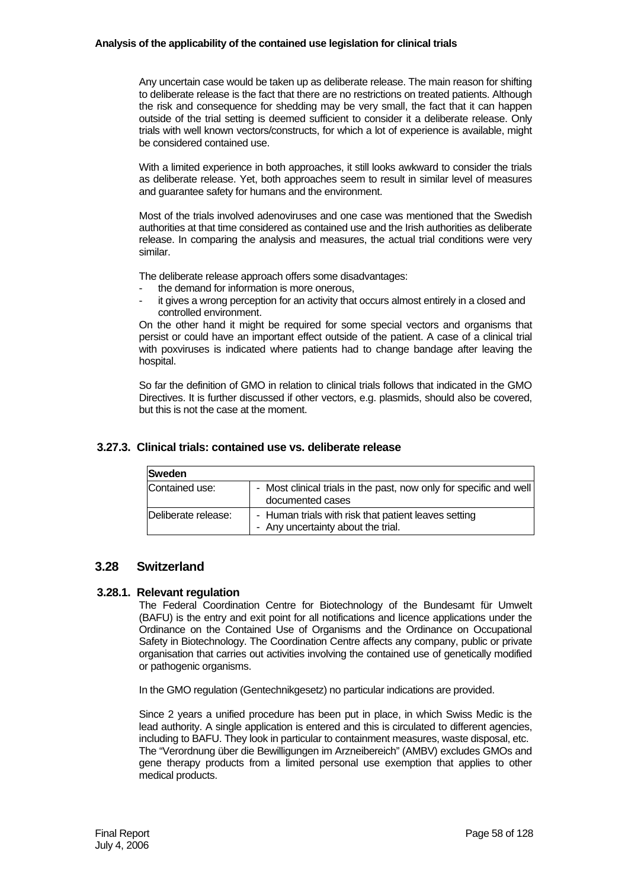Any uncertain case would be taken up as deliberate release. The main reason for shifting to deliberate release is the fact that there are no restrictions on treated patients. Although the risk and consequence for shedding may be very small, the fact that it can happen outside of the trial setting is deemed sufficient to consider it a deliberate release. Only trials with well known vectors/constructs, for which a lot of experience is available, might be considered contained use.

With a limited experience in both approaches, it still looks awkward to consider the trials as deliberate release. Yet, both approaches seem to result in similar level of measures and guarantee safety for humans and the environment.

Most of the trials involved adenoviruses and one case was mentioned that the Swedish authorities at that time considered as contained use and the Irish authorities as deliberate release. In comparing the analysis and measures, the actual trial conditions were very similar.

The deliberate release approach offers some disadvantages:

- the demand for information is more onerous,
- it gives a wrong perception for an activity that occurs almost entirely in a closed and controlled environment.

On the other hand it might be required for some special vectors and organisms that persist or could have an important effect outside of the patient. A case of a clinical trial with poxviruses is indicated where patients had to change bandage after leaving the hospital.

So far the definition of GMO in relation to clinical trials follows that indicated in the GMO Directives. It is further discussed if other vectors, e.g. plasmids, should also be covered, but this is not the case at the moment.

### 3.27.3. Clinical trials: contained use vs. deliberate release

| **Sweden** | |
|---|---|
| Contained use: | - Most clinical trials in the past, now only for specific and well documented cases |
| Deliberate release: | - Human trials with risk that patient leaves setting<br>- Any uncertainty about the trial. |

## 3.28 Switzerland

### 3.28.1. Relevant regulation

The Federal Coordination Centre for Biotechnology of the Bundesamt für Umwelt (BAFU) is the entry and exit point for all notifications and licence applications under the Ordinance on the Contained Use of Organisms and the Ordinance on Occupational Safety in Biotechnology. The Coordination Centre affects any company, public or private organisation that carries out activities involving the contained use of genetically modified or pathogenic organisms.

In the GMO regulation (Gentechnikgesetz) no particular indications are provided.

Since 2 years a unified procedure has been put in place, in which Swiss Medic is the lead authority. A single application is entered and this is circulated to different agencies, including to BAFU. They look in particular to containment measures, waste disposal, etc. The "Verordnung über die Bewilligungen im Arzneibereich" (AMBV) excludes GMOs and gene therapy products from a limited personal use exemption that applies to other medical products.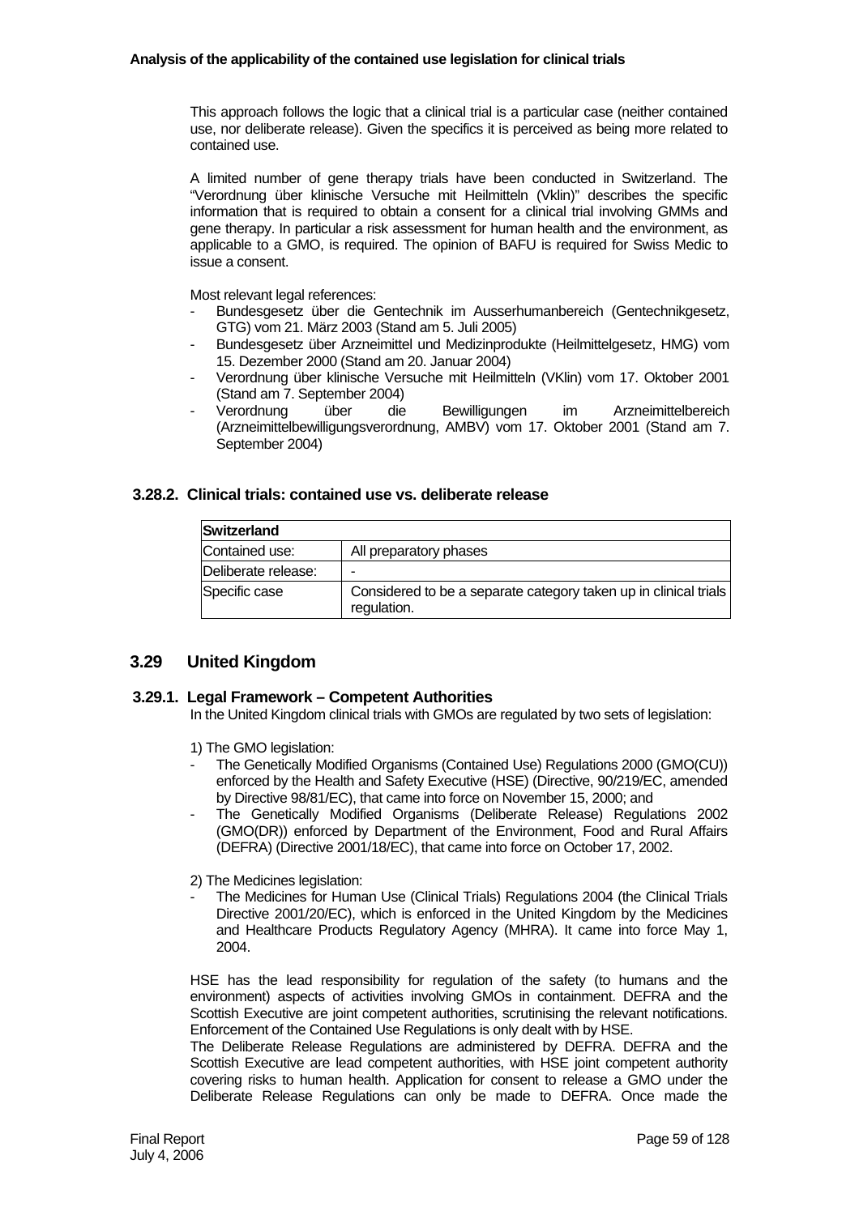This approach follows the logic that a clinical trial is a particular case (neither contained use, nor deliberate release). Given the specifics it is perceived as being more related to contained use.

A limited number of gene therapy trials have been conducted in Switzerland. The "Verordnung über klinische Versuche mit Heilmitteln (Vklin)" describes the specific information that is required to obtain a consent for a clinical trial involving GMMs and gene therapy. In particular a risk assessment for human health and the environment, as applicable to a GMO, is required. The opinion of BAFU is required for Swiss Medic to issue a consent.

Most relevant legal references:

- Bundesgesetz über die Gentechnik im Ausserhumanbereich (Gentechnikgesetz, GTG) vom 21. März 2003 (Stand am 5. Juli 2005)
- Bundesgesetz über Arzneimittel und Medizinprodukte (Heilmittelgesetz, HMG) vom 15. Dezember 2000 (Stand am 20. Januar 2004)
- Verordnung über klinische Versuche mit Heilmitteln (VKlin) vom 17. Oktober 2001 (Stand am 7. September 2004)
- Verordnung über die Bewilligungen im Arzneimittelbereich (Arzneimittelbewilligungsverordnung, AMBV) vom 17. Oktober 2001 (Stand am 7. September 2004)

### 3.28.2. Clinical trials: contained use vs. deliberate release

| **Switzerland** | |
|---|---|
| Contained use: | All preparatory phases |
| Deliberate release: | - |
| Specific case | Considered to be a separate category taken up in clinical trials regulation. |

## 3.29 United Kingdom

### 3.29.1. Legal Framework – Competent Authorities

In the United Kingdom clinical trials with GMOs are regulated by two sets of legislation:

1) The GMO legislation:

- The Genetically Modified Organisms (Contained Use) Regulations 2000 (GMO(CU)) enforced by the Health and Safety Executive (HSE) (Directive, 90/219/EC, amended by Directive 98/81/EC), that came into force on November 15, 2000; and
- The Genetically Modified Organisms (Deliberate Release) Regulations 2002 (GMO(DR)) enforced by Department of the Environment, Food and Rural Affairs (DEFRA) (Directive 2001/18/EC), that came into force on October 17, 2002.

2) The Medicines legislation:

- The Medicines for Human Use (Clinical Trials) Regulations 2004 (the Clinical Trials Directive 2001/20/EC), which is enforced in the United Kingdom by the Medicines and Healthcare Products Regulatory Agency (MHRA). It came into force May 1, 2004.

HSE has the lead responsibility for regulation of the safety (to humans and the environment) aspects of activities involving GMOs in containment. DEFRA and the Scottish Executive are joint competent authorities, scrutinising the relevant notifications. Enforcement of the Contained Use Regulations is only dealt with by HSE.

The Deliberate Release Regulations are administered by DEFRA. DEFRA and the Scottish Executive are lead competent authorities, with HSE joint competent authority covering risks to human health. Application for consent to release a GMO under the Deliberate Release Regulations can only be made to DEFRA. Once made the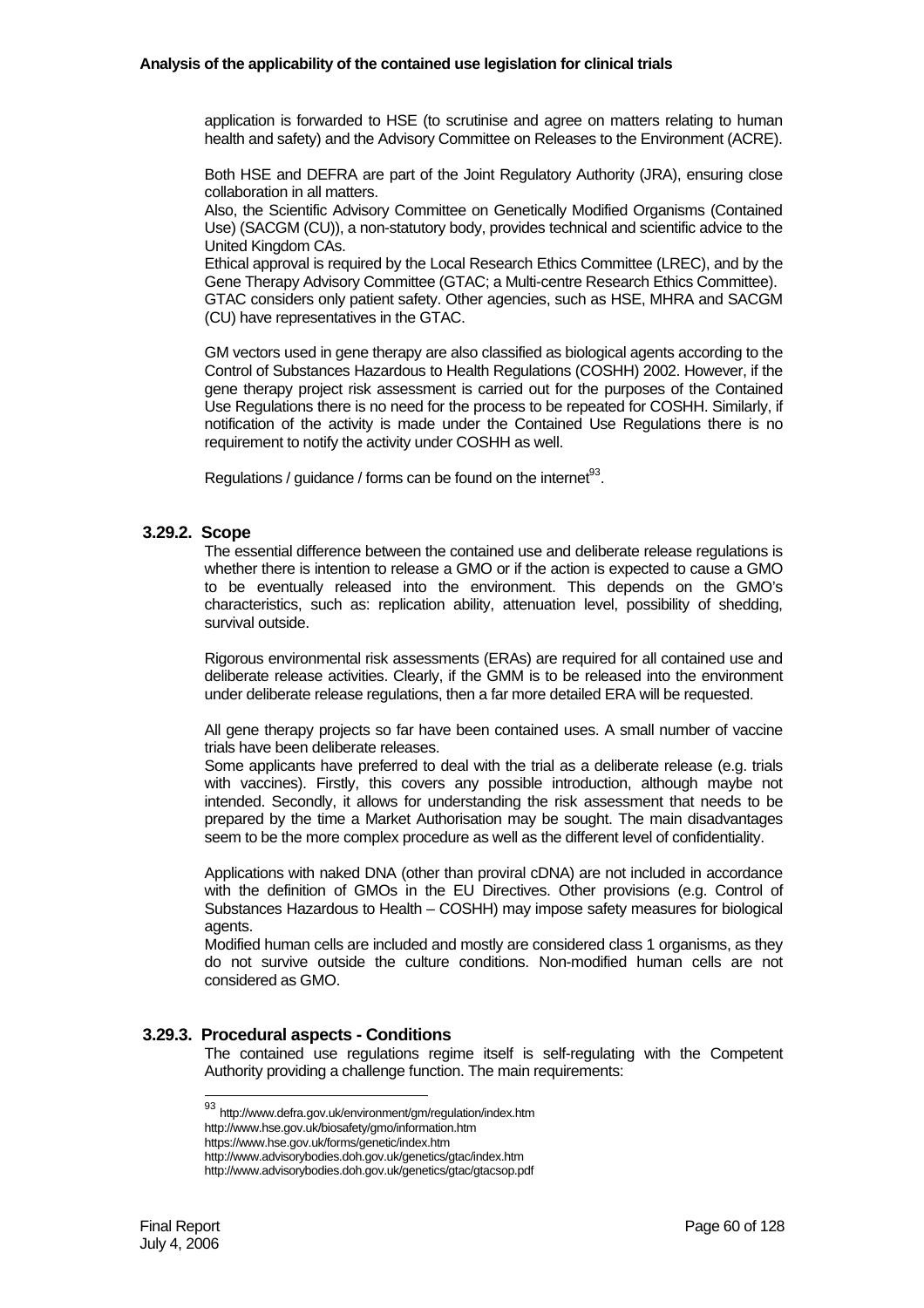application is forwarded to HSE (to scrutinise and agree on matters relating to human health and safety) and the Advisory Committee on Releases to the Environment (ACRE).

Both HSE and DEFRA are part of the Joint Regulatory Authority (JRA), ensuring close collaboration in all matters.
Also, the Scientific Advisory Committee on Genetically Modified Organisms (Contained Use) (SACGM (CU)), a non-statutory body, provides technical and scientific advice to the United Kingdom CAs.
Ethical approval is required by the Local Research Ethics Committee (LREC), and by the Gene Therapy Advisory Committee (GTAC; a Multi-centre Research Ethics Committee).
GTAC considers only patient safety. Other agencies, such as HSE, MHRA and SACGM (CU) have representatives in the GTAC.

GM vectors used in gene therapy are also classified as biological agents according to the Control of Substances Hazardous to Health Regulations (COSHH) 2002. However, if the gene therapy project risk assessment is carried out for the purposes of the Contained Use Regulations there is no need for the process to be repeated for COSHH. Similarly, if notification of the activity is made under the Contained Use Regulations there is no requirement to notify the activity under COSHH as well.

Regulations / guidance / forms can be found on the internet[93].

### 3.29.2. Scope

The essential difference between the contained use and deliberate release regulations is whether there is intention to release a GMO or if the action is expected to cause a GMO to be eventually released into the environment. This depends on the GMO's characteristics, such as: replication ability, attenuation level, possibility of shedding, survival outside.

Rigorous environmental risk assessments (ERAs) are required for all contained use and deliberate release activities. Clearly, if the GMM is to be released into the environment under deliberate release regulations, then a far more detailed ERA will be requested.

All gene therapy projects so far have been contained uses. A small number of vaccine trials have been deliberate releases.
Some applicants have preferred to deal with the trial as a deliberate release (e.g. trials with vaccines). Firstly, this covers any possible introduction, although maybe not intended. Secondly, it allows for understanding the risk assessment that needs to be prepared by the time a Market Authorisation may be sought. The main disadvantages seem to be the more complex procedure as well as the different level of confidentiality.

Applications with naked DNA (other than proviral cDNA) are not included in accordance with the definition of GMOs in the EU Directives. Other provisions (e.g. Control of Substances Hazardous to Health – COSHH) may impose safety measures for biological agents.
Modified human cells are included and mostly are considered class 1 organisms, as they do not survive outside the culture conditions. Non-modified human cells are not considered as GMO.

### 3.29.3. Procedural aspects - Conditions

The contained use regulations regime itself is self-regulating with the Competent Authority providing a challenge function. The main requirements:

---

[93] http://www.defra.gov.uk/environment/gm/regulation/index.htm
http://www.hse.gov.uk/biosafety/gmo/information.htm
https://www.hse.gov.uk/forms/genetic/index.htm
http://www.advisorybodies.doh.gov.uk/genetics/gtac/index.htm
http://www.advisorybodies.doh.gov.uk/genetics/gtac/gtacsop.pdf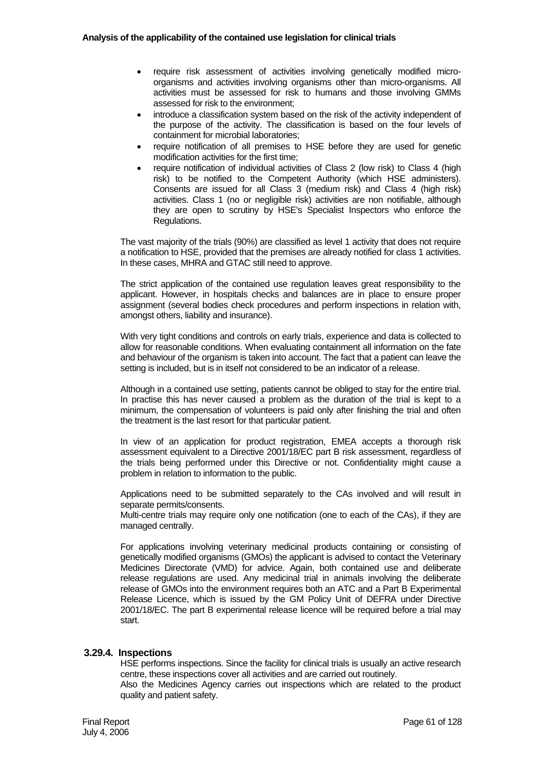- require risk assessment of activities involving genetically modified micro-organisms and activities involving organisms other than micro-organisms. All activities must be assessed for risk to humans and those involving GMMs assessed for risk to the environment;
- introduce a classification system based on the risk of the activity independent of the purpose of the activity. The classification is based on the four levels of containment for microbial laboratories;
- require notification of all premises to HSE before they are used for genetic modification activities for the first time;
- require notification of individual activities of Class 2 (low risk) to Class 4 (high risk) to be notified to the Competent Authority (which HSE administers). Consents are issued for all Class 3 (medium risk) and Class 4 (high risk) activities. Class 1 (no or negligible risk) activities are non notifiable, although they are open to scrutiny by HSE's Specialist Inspectors who enforce the Regulations.

The vast majority of the trials (90%) are classified as level 1 activity that does not require a notification to HSE, provided that the premises are already notified for class 1 activities. In these cases, MHRA and GTAC still need to approve.

The strict application of the contained use regulation leaves great responsibility to the applicant. However, in hospitals checks and balances are in place to ensure proper assignment (several bodies check procedures and perform inspections in relation with, amongst others, liability and insurance).

With very tight conditions and controls on early trials, experience and data is collected to allow for reasonable conditions. When evaluating containment all information on the fate and behaviour of the organism is taken into account. The fact that a patient can leave the setting is included, but is in itself not considered to be an indicator of a release.

Although in a contained use setting, patients cannot be obliged to stay for the entire trial. In practise this has never caused a problem as the duration of the trial is kept to a minimum, the compensation of volunteers is paid only after finishing the trial and often the treatment is the last resort for that particular patient.

In view of an application for product registration, EMEA accepts a thorough risk assessment equivalent to a Directive 2001/18/EC part B risk assessment, regardless of the trials being performed under this Directive or not. Confidentiality might cause a problem in relation to information to the public.

Applications need to be submitted separately to the CAs involved and will result in separate permits/consents.
Multi-centre trials may require only one notification (one to each of the CAs), if they are managed centrally.

For applications involving veterinary medicinal products containing or consisting of genetically modified organisms (GMOs) the applicant is advised to contact the Veterinary Medicines Directorate (VMD) for advice. Again, both contained use and deliberate release regulations are used. Any medicinal trial in animals involving the deliberate release of GMOs into the environment requires both an ATC and a Part B Experimental Release Licence, which is issued by the GM Policy Unit of DEFRA under Directive 2001/18/EC. The part B experimental release licence will be required before a trial may start.

### 3.29.4. Inspections

HSE performs inspections. Since the facility for clinical trials is usually an active research centre, these inspections cover all activities and are carried out routinely.
Also the Medicines Agency carries out inspections which are related to the product quality and patient safety.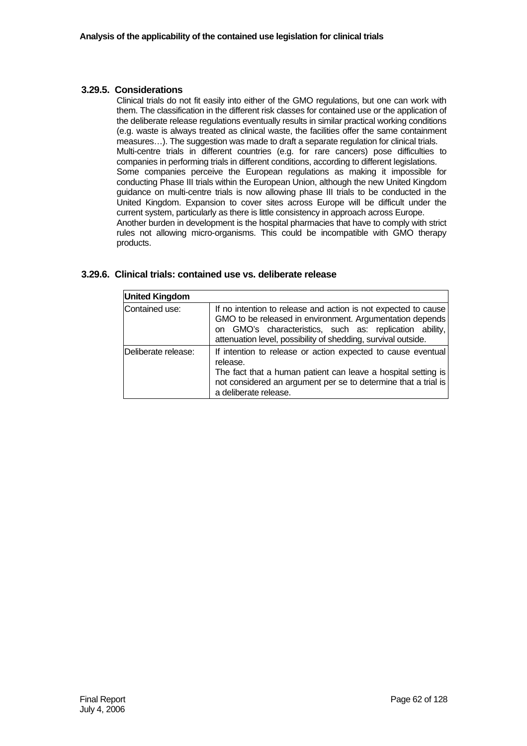### 3.29.5. Considerations

Clinical trials do not fit easily into either of the GMO regulations, but one can work with them. The classification in the different risk classes for contained use or the application of the deliberate release regulations eventually results in similar practical working conditions (e.g. waste is always treated as clinical waste, the facilities offer the same containment measures…). The suggestion was made to draft a separate regulation for clinical trials.

Multi-centre trials in different countries (e.g. for rare cancers) pose difficulties to companies in performing trials in different conditions, according to different legislations.

Some companies perceive the European regulations as making it impossible for conducting Phase III trials within the European Union, although the new United Kingdom guidance on multi-centre trials is now allowing phase III trials to be conducted in the United Kingdom. Expansion to cover sites across Europe will be difficult under the current system, particularly as there is little consistency in approach across Europe.

Another burden in development is the hospital pharmacies that have to comply with strict rules not allowing micro-organisms. This could be incompatible with GMO therapy products.

### 3.29.6. Clinical trials: contained use vs. deliberate release

| **United Kingdom** | |
|---|---|
| Contained use: | If no intention to release and action is not expected to cause GMO to be released in environment. Argumentation depends on GMO's characteristics, such as: replication ability, attenuation level, possibility of shedding, survival outside. |
| Deliberate release: | If intention to release or action expected to cause eventual release. The fact that a human patient can leave a hospital setting is not considered an argument per se to determine that a trial is a deliberate release. |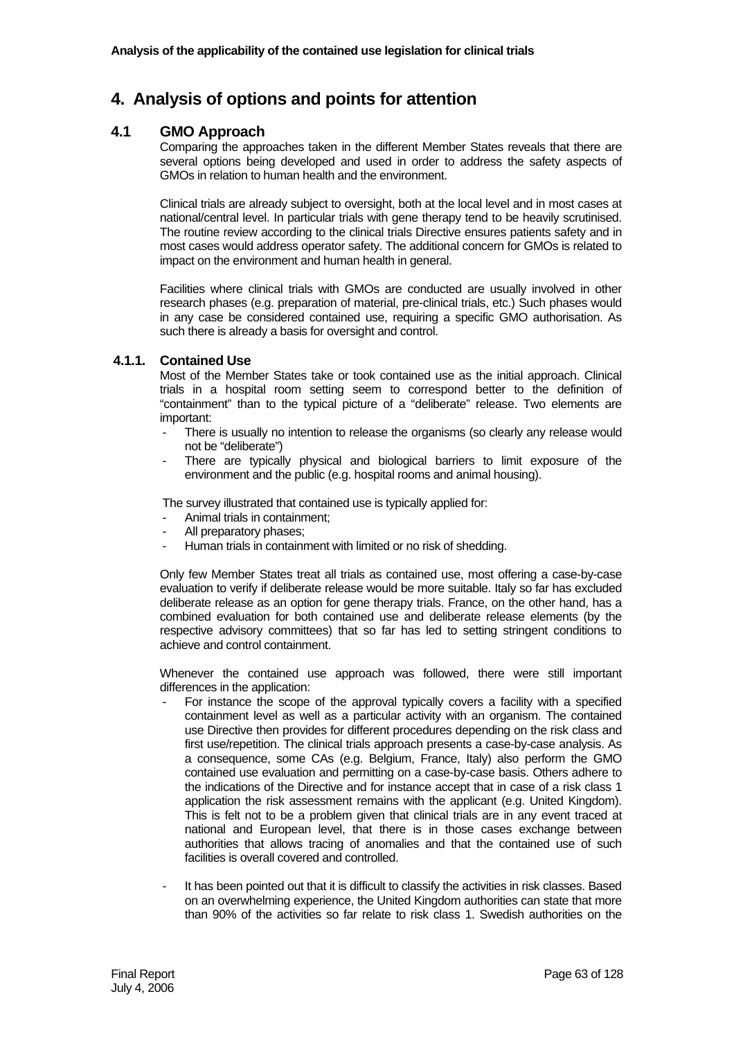# 4. Analysis of options and points for attention

## 4.1 GMO Approach

Comparing the approaches taken in the different Member States reveals that there are several options being developed and used in order to address the safety aspects of GMOs in relation to human health and the environment.

Clinical trials are already subject to oversight, both at the local level and in most cases at national/central level. In particular trials with gene therapy tend to be heavily scrutinised. The routine review according to the clinical trials Directive ensures patients safety and in most cases would address operator safety. The additional concern for GMOs is related to impact on the environment and human health in general.

Facilities where clinical trials with GMOs are conducted are usually involved in other research phases (e.g. preparation of material, pre-clinical trials, etc.) Such phases would in any case be considered contained use, requiring a specific GMO authorisation. As such there is already a basis for oversight and control.

### 4.1.1. Contained Use

Most of the Member States take or took contained use as the initial approach. Clinical trials in a hospital room setting seem to correspond better to the definition of "containment" than to the typical picture of a "deliberate" release. Two elements are important:

- There is usually no intention to release the organisms (so clearly any release would not be "deliberate")
- There are typically physical and biological barriers to limit exposure of the environment and the public (e.g. hospital rooms and animal housing).

The survey illustrated that contained use is typically applied for:

- Animal trials in containment;
- All preparatory phases;
- Human trials in containment with limited or no risk of shedding.

Only few Member States treat all trials as contained use, most offering a case-by-case evaluation to verify if deliberate release would be more suitable. Italy so far has excluded deliberate release as an option for gene therapy trials. France, on the other hand, has a combined evaluation for both contained use and deliberate release elements (by the respective advisory committees) that so far has led to setting stringent conditions to achieve and control containment.

Whenever the contained use approach was followed, there were still important differences in the application:

- For instance the scope of the approval typically covers a facility with a specified containment level as well as a particular activity with an organism. The contained use Directive then provides for different procedures depending on the risk class and first use/repetition. The clinical trials approach presents a case-by-case analysis. As a consequence, some CAs (e.g. Belgium, France, Italy) also perform the GMO contained use evaluation and permitting on a case-by-case basis. Others adhere to the indications of the Directive and for instance accept that in case of a risk class 1 application the risk assessment remains with the applicant (e.g. United Kingdom). This is felt not to be a problem given that clinical trials are in any event traced at national and European level, that there is in those cases exchange between authorities that allows tracing of anomalies and that the contained use of such facilities is overall covered and controlled.

- It has been pointed out that it is difficult to classify the activities in risk classes. Based on an overwhelming experience, the United Kingdom authorities can state that more than 90% of the activities so far relate to risk class 1. Swedish authorities on the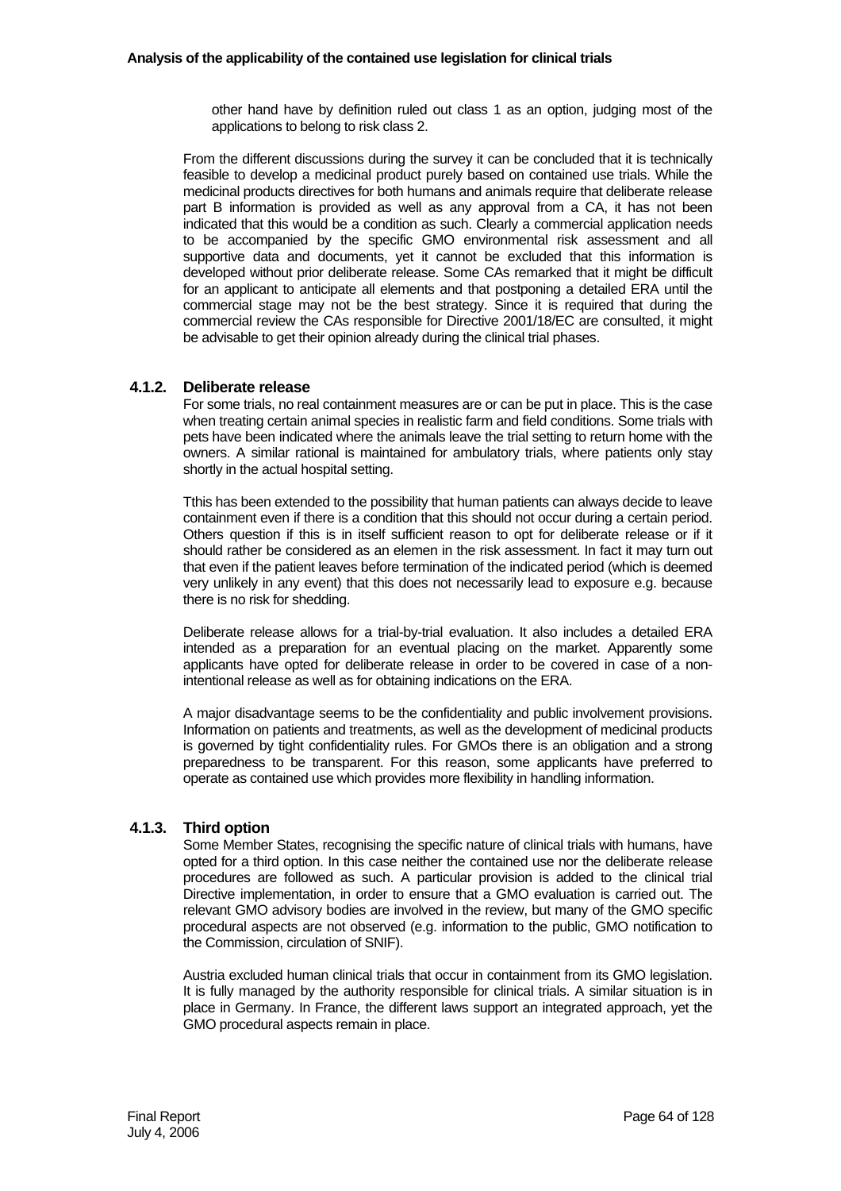other hand have by definition ruled out class 1 as an option, judging most of the applications to belong to risk class 2.

From the different discussions during the survey it can be concluded that it is technically feasible to develop a medicinal product purely based on contained use trials. While the medicinal products directives for both humans and animals require that deliberate release part B information is provided as well as any approval from a CA, it has not been indicated that this would be a condition as such. Clearly a commercial application needs to be accompanied by the specific GMO environmental risk assessment and all supportive data and documents, yet it cannot be excluded that this information is developed without prior deliberate release. Some CAs remarked that it might be difficult for an applicant to anticipate all elements and that postponing a detailed ERA until the commercial stage may not be the best strategy. Since it is required that during the commercial review the CAs responsible for Directive 2001/18/EC are consulted, it might be advisable to get their opinion already during the clinical trial phases.

### 4.1.2. Deliberate release

For some trials, no real containment measures are or can be put in place. This is the case when treating certain animal species in realistic farm and field conditions. Some trials with pets have been indicated where the animals leave the trial setting to return home with the owners. A similar rational is maintained for ambulatory trials, where patients only stay shortly in the actual hospital setting.

Tthis has been extended to the possibility that human patients can always decide to leave containment even if there is a condition that this should not occur during a certain period. Others question if this is in itself sufficient reason to opt for deliberate release or if it should rather be considered as an elemen in the risk assessment. In fact it may turn out that even if the patient leaves before termination of the indicated period (which is deemed very unlikely in any event) that this does not necessarily lead to exposure e.g. because there is no risk for shedding.

Deliberate release allows for a trial-by-trial evaluation. It also includes a detailed ERA intended as a preparation for an eventual placing on the market. Apparently some applicants have opted for deliberate release in order to be covered in case of a non-intentional release as well as for obtaining indications on the ERA.

A major disadvantage seems to be the confidentiality and public involvement provisions. Information on patients and treatments, as well as the development of medicinal products is governed by tight confidentiality rules. For GMOs there is an obligation and a strong preparedness to be transparent. For this reason, some applicants have preferred to operate as contained use which provides more flexibility in handling information.

### 4.1.3. Third option

Some Member States, recognising the specific nature of clinical trials with humans, have opted for a third option. In this case neither the contained use nor the deliberate release procedures are followed as such. A particular provision is added to the clinical trial Directive implementation, in order to ensure that a GMO evaluation is carried out. The relevant GMO advisory bodies are involved in the review, but many of the GMO specific procedural aspects are not observed (e.g. information to the public, GMO notification to the Commission, circulation of SNIF).

Austria excluded human clinical trials that occur in containment from its GMO legislation. It is fully managed by the authority responsible for clinical trials. A similar situation is in place in Germany. In France, the different laws support an integrated approach, yet the GMO procedural aspects remain in place.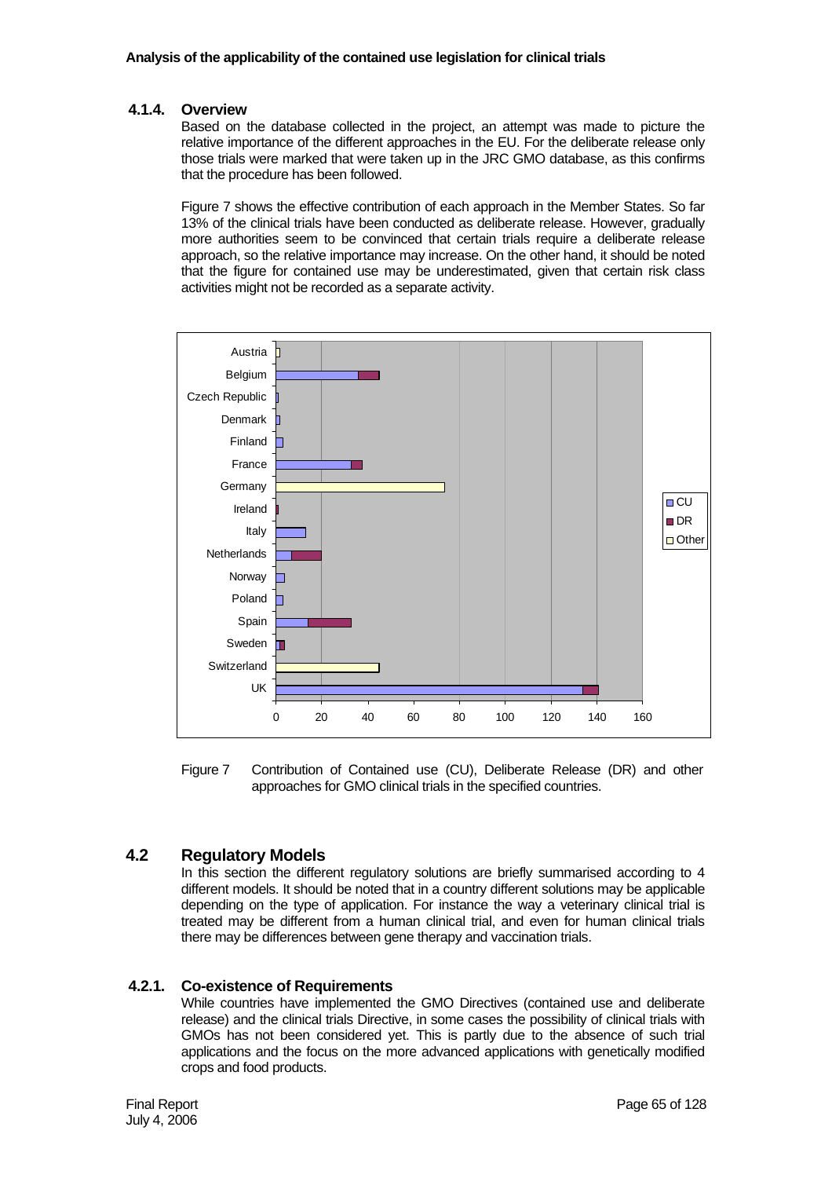#### 4.1.4. Overview

Based on the database collected in the project, an attempt was made to picture the relative importance of the different approaches in the EU. For the deliberate release only those trials were marked that were taken up in the JRC GMO database, as this confirms that the procedure has been followed.

Figure 7 shows the effective contribution of each approach in the Member States. So far 13% of the clinical trials have been conducted as deliberate release. However, gradually more authorities seem to be convinced that certain trials require a deliberate release approach, so the relative importance may increase. On the other hand, it should be noted that the figure for contained use may be underestimated, given that certain risk class activities might not be recorded as a separate activity.

Figure 7 Contribution of Contained use (CU), Deliberate Release (DR) and other approaches for GMO clinical trials in the specified countries.

## 4.2 Regulatory Models

In this section the different regulatory solutions are briefly summarised according to 4 different models. It should be noted that in a country different solutions may be applicable depending on the type of application. For instance the way a veterinary clinical trial is treated may be different from a human clinical trial, and even for human clinical trials there may be differences between gene therapy and vaccination trials.

#### 4.2.1. Co-existence of Requirements

While countries have implemented the GMO Directives (contained use and deliberate release) and the clinical trials Directive, in some cases the possibility of clinical trials with GMOs has not been considered yet. This is partly due to the absence of such trial applications and the focus on the more advanced applications with genetically modified crops and food products.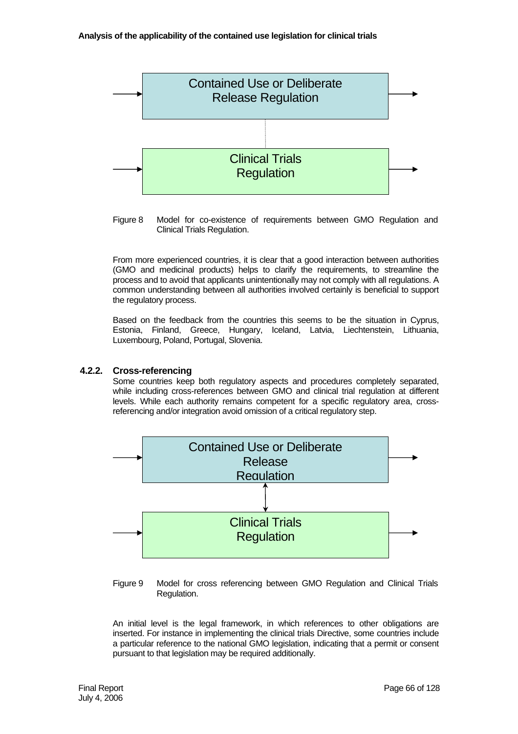Contained Use or Deliberate Release Regulation

Clinical Trials Regulation

Figure 8 Model for co-existence of requirements between GMO Regulation and Clinical Trials Regulation.

From more experienced countries, it is clear that a good interaction between authorities (GMO and medicinal products) helps to clarify the requirements, to streamline the process and to avoid that applicants unintentionally may not comply with all regulations. A common understanding between all authorities involved certainly is beneficial to support the regulatory process.

Based on the feedback from the countries this seems to be the situation in Cyprus, Estonia, Finland, Greece, Hungary, Iceland, Latvia, Liechtenstein, Lithuania, Luxembourg, Poland, Portugal, Slovenia.

### 4.2.2. Cross-referencing

Some countries keep both regulatory aspects and procedures completely separated, while including cross-references between GMO and clinical trial regulation at different levels. While each authority remains competent for a specific regulatory area, cross-referencing and/or integration avoid omission of a critical regulatory step.

Contained Use or Deliberate Release Regulation

Clinical Trials Regulation

Figure 9 Model for cross referencing between GMO Regulation and Clinical Trials Regulation.

An initial level is the legal framework, in which references to other obligations are inserted. For instance in implementing the clinical trials Directive, some countries include a particular reference to the national GMO legislation, indicating that a permit or consent pursuant to that legislation may be required additionally.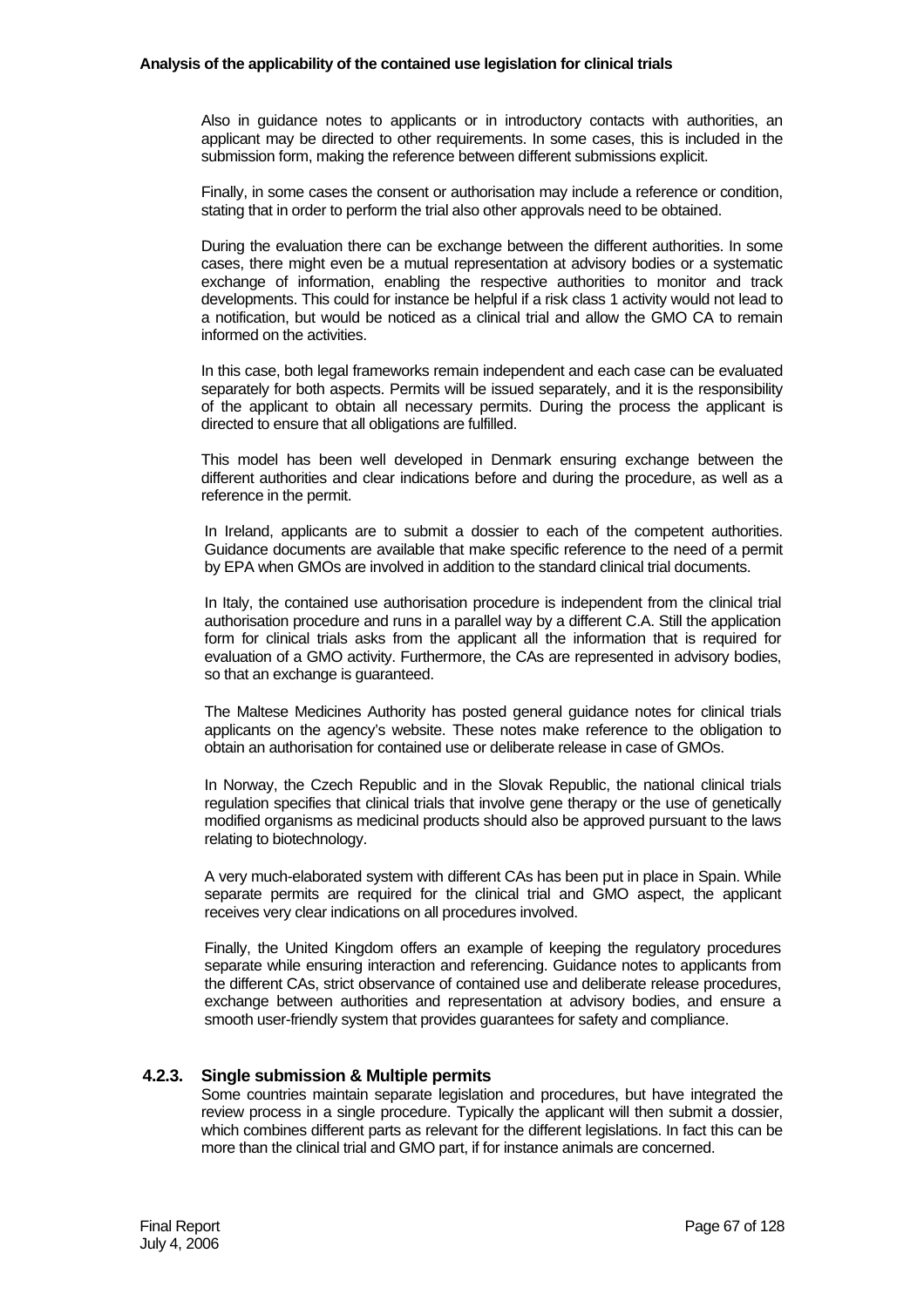Also in guidance notes to applicants or in introductory contacts with authorities, an applicant may be directed to other requirements. In some cases, this is included in the submission form, making the reference between different submissions explicit.

Finally, in some cases the consent or authorisation may include a reference or condition, stating that in order to perform the trial also other approvals need to be obtained.

During the evaluation there can be exchange between the different authorities. In some cases, there might even be a mutual representation at advisory bodies or a systematic exchange of information, enabling the respective authorities to monitor and track developments. This could for instance be helpful if a risk class 1 activity would not lead to a notification, but would be noticed as a clinical trial and allow the GMO CA to remain informed on the activities.

In this case, both legal frameworks remain independent and each case can be evaluated separately for both aspects. Permits will be issued separately, and it is the responsibility of the applicant to obtain all necessary permits. During the process the applicant is directed to ensure that all obligations are fulfilled.

This model has been well developed in Denmark ensuring exchange between the different authorities and clear indications before and during the procedure, as well as a reference in the permit.

In Ireland, applicants are to submit a dossier to each of the competent authorities. Guidance documents are available that make specific reference to the need of a permit by EPA when GMOs are involved in addition to the standard clinical trial documents.

In Italy, the contained use authorisation procedure is independent from the clinical trial authorisation procedure and runs in a parallel way by a different C.A. Still the application form for clinical trials asks from the applicant all the information that is required for evaluation of a GMO activity. Furthermore, the CAs are represented in advisory bodies, so that an exchange is guaranteed.

The Maltese Medicines Authority has posted general guidance notes for clinical trials applicants on the agency's website. These notes make reference to the obligation to obtain an authorisation for contained use or deliberate release in case of GMOs.

In Norway, the Czech Republic and in the Slovak Republic, the national clinical trials regulation specifies that clinical trials that involve gene therapy or the use of genetically modified organisms as medicinal products should also be approved pursuant to the laws relating to biotechnology.

A very much-elaborated system with different CAs has been put in place in Spain. While separate permits are required for the clinical trial and GMO aspect, the applicant receives very clear indications on all procedures involved.

Finally, the United Kingdom offers an example of keeping the regulatory procedures separate while ensuring interaction and referencing. Guidance notes to applicants from the different CAs, strict observance of contained use and deliberate release procedures, exchange between authorities and representation at advisory bodies, and ensure a smooth user-friendly system that provides guarantees for safety and compliance.

### 4.2.3. Single submission & Multiple permits

Some countries maintain separate legislation and procedures, but have integrated the review process in a single procedure. Typically the applicant will then submit a dossier, which combines different parts as relevant for the different legislations. In fact this can be more than the clinical trial and GMO part, if for instance animals are concerned.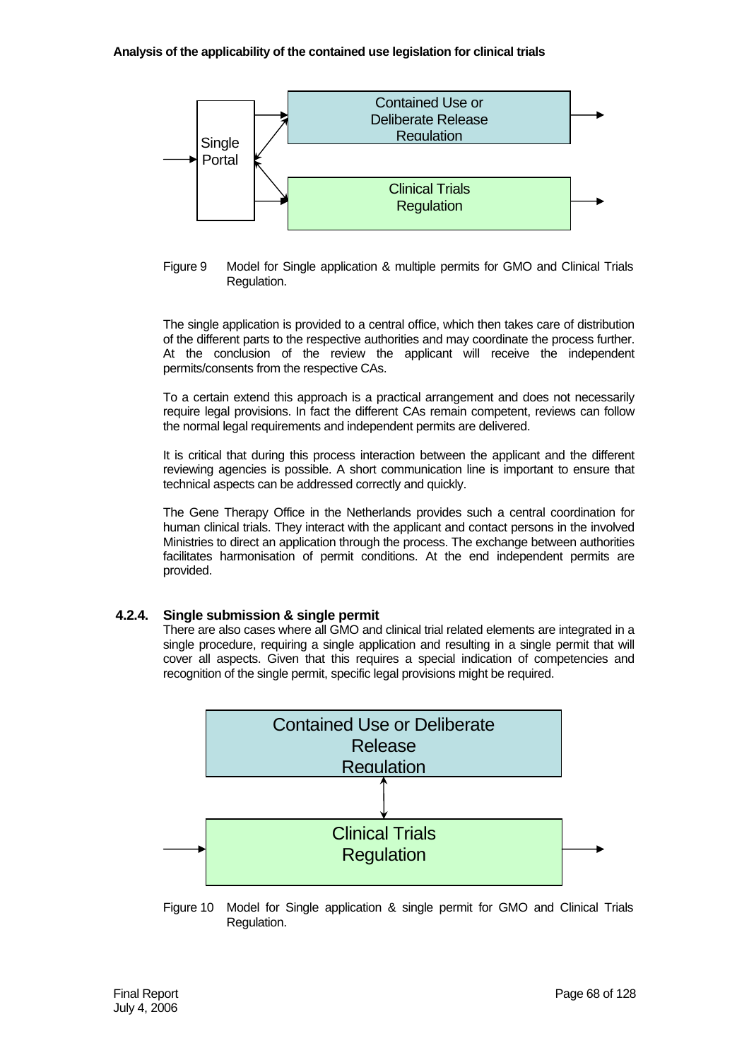Figure 9 Model for Single application & multiple permits for GMO and Clinical Trials Regulation.

The single application is provided to a central office, which then takes care of distribution of the different parts to the respective authorities and may coordinate the process further. At the conclusion of the review the applicant will receive the independent permits/consents from the respective CAs.

To a certain extend this approach is a practical arrangement and does not necessarily require legal provisions. In fact the different CAs remain competent, reviews can follow the normal legal requirements and independent permits are delivered.

It is critical that during this process interaction between the applicant and the different reviewing agencies is possible. A short communication line is important to ensure that technical aspects can be addressed correctly and quickly.

The Gene Therapy Office in the Netherlands provides such a central coordination for human clinical trials. They interact with the applicant and contact persons in the involved Ministries to direct an application through the process. The exchange between authorities facilitates harmonisation of permit conditions. At the end independent permits are provided.

### 4.2.4. Single submission & single permit

There are also cases where all GMO and clinical trial related elements are integrated in a single procedure, requiring a single application and resulting in a single permit that will cover all aspects. Given that this requires a special indication of competencies and recognition of the single permit, specific legal provisions might be required.

Figure 10 Model for Single application & single permit for GMO and Clinical Trials Regulation.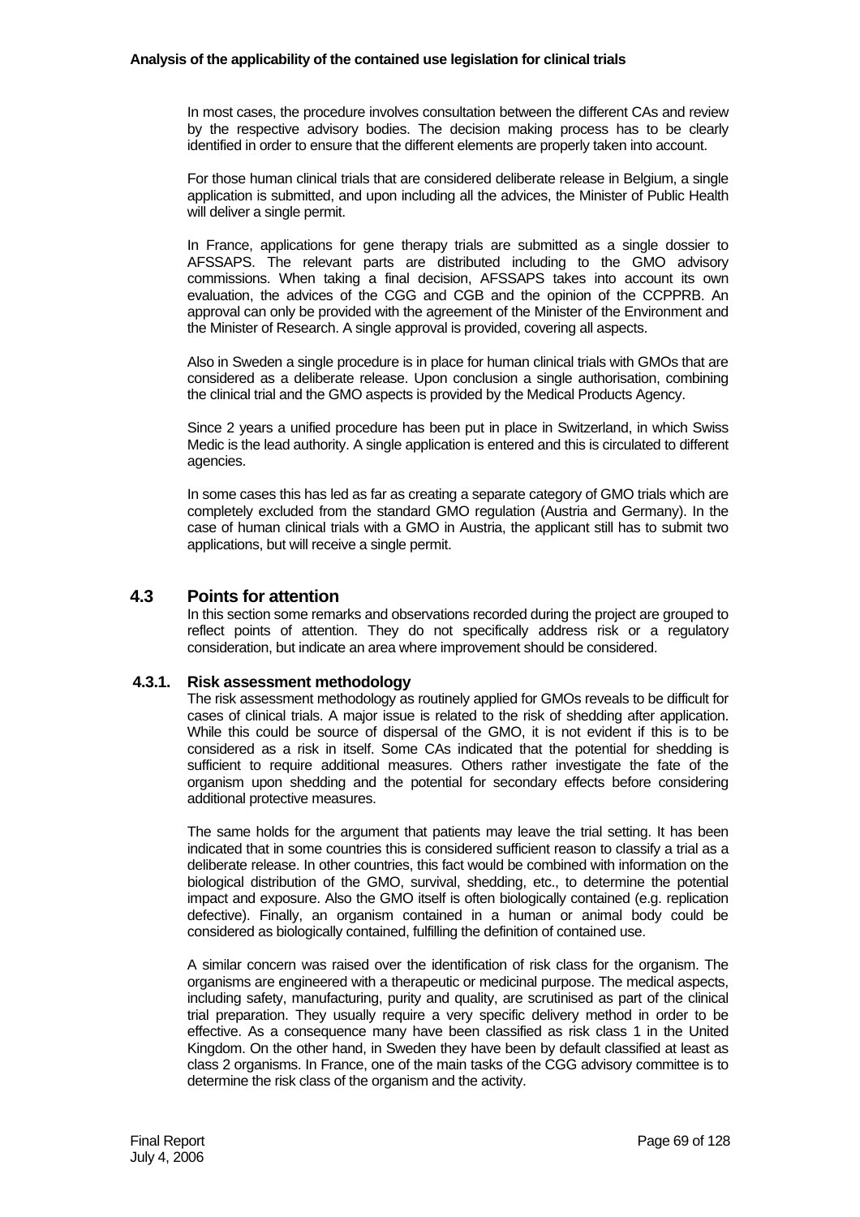In most cases, the procedure involves consultation between the different CAs and review by the respective advisory bodies. The decision making process has to be clearly identified in order to ensure that the different elements are properly taken into account.

For those human clinical trials that are considered deliberate release in Belgium, a single application is submitted, and upon including all the advices, the Minister of Public Health will deliver a single permit.

In France, applications for gene therapy trials are submitted as a single dossier to AFSSAPS. The relevant parts are distributed including to the GMO advisory commissions. When taking a final decision, AFSSAPS takes into account its own evaluation, the advices of the CGG and CGB and the opinion of the CCPPRB. An approval can only be provided with the agreement of the Minister of the Environment and the Minister of Research. A single approval is provided, covering all aspects.

Also in Sweden a single procedure is in place for human clinical trials with GMOs that are considered as a deliberate release. Upon conclusion a single authorisation, combining the clinical trial and the GMO aspects is provided by the Medical Products Agency.

Since 2 years a unified procedure has been put in place in Switzerland, in which Swiss Medic is the lead authority. A single application is entered and this is circulated to different agencies.

In some cases this has led as far as creating a separate category of GMO trials which are completely excluded from the standard GMO regulation (Austria and Germany). In the case of human clinical trials with a GMO in Austria, the applicant still has to submit two applications, but will receive a single permit.

## 4.3 Points for attention

In this section some remarks and observations recorded during the project are grouped to reflect points of attention. They do not specifically address risk or a regulatory consideration, but indicate an area where improvement should be considered.

### 4.3.1. Risk assessment methodology

The risk assessment methodology as routinely applied for GMOs reveals to be difficult for cases of clinical trials. A major issue is related to the risk of shedding after application. While this could be source of dispersal of the GMO, it is not evident if this is to be considered as a risk in itself. Some CAs indicated that the potential for shedding is sufficient to require additional measures. Others rather investigate the fate of the organism upon shedding and the potential for secondary effects before considering additional protective measures.

The same holds for the argument that patients may leave the trial setting. It has been indicated that in some countries this is considered sufficient reason to classify a trial as a deliberate release. In other countries, this fact would be combined with information on the biological distribution of the GMO, survival, shedding, etc., to determine the potential impact and exposure. Also the GMO itself is often biologically contained (e.g. replication defective). Finally, an organism contained in a human or animal body could be considered as biologically contained, fulfilling the definition of contained use.

A similar concern was raised over the identification of risk class for the organism. The organisms are engineered with a therapeutic or medicinal purpose. The medical aspects, including safety, manufacturing, purity and quality, are scrutinised as part of the clinical trial preparation. They usually require a very specific delivery method in order to be effective. As a consequence many have been classified as risk class 1 in the United Kingdom. On the other hand, in Sweden they have been by default classified at least as class 2 organisms. In France, one of the main tasks of the CGG advisory committee is to determine the risk class of the organism and the activity.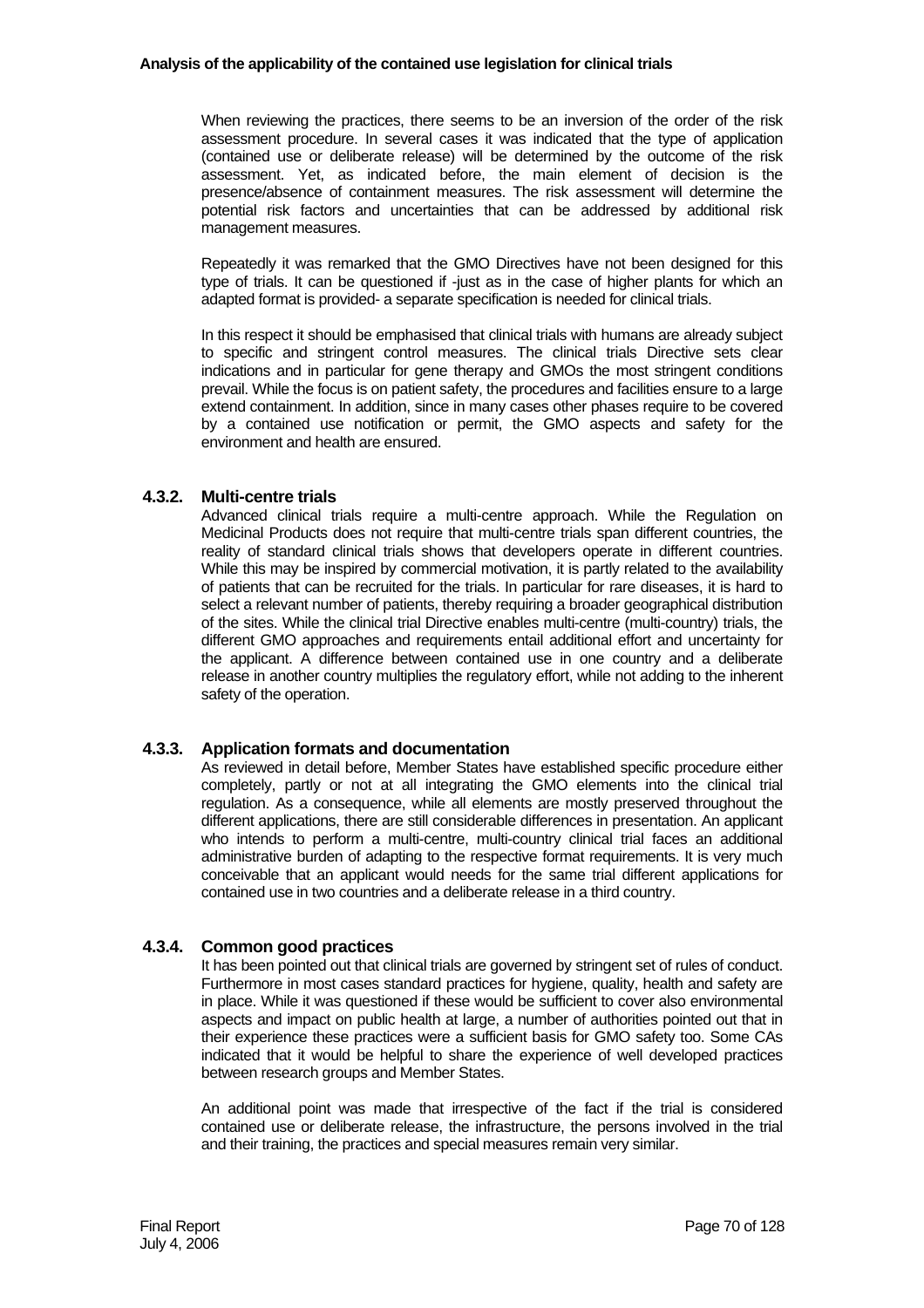When reviewing the practices, there seems to be an inversion of the order of the risk assessment procedure. In several cases it was indicated that the type of application (contained use or deliberate release) will be determined by the outcome of the risk assessment. Yet, as indicated before, the main element of decision is the presence/absence of containment measures. The risk assessment will determine the potential risk factors and uncertainties that can be addressed by additional risk management measures.

Repeatedly it was remarked that the GMO Directives have not been designed for this type of trials. It can be questioned if -just as in the case of higher plants for which an adapted format is provided- a separate specification is needed for clinical trials.

In this respect it should be emphasised that clinical trials with humans are already subject to specific and stringent control measures. The clinical trials Directive sets clear indications and in particular for gene therapy and GMOs the most stringent conditions prevail. While the focus is on patient safety, the procedures and facilities ensure to a large extend containment. In addition, since in many cases other phases require to be covered by a contained use notification or permit, the GMO aspects and safety for the environment and health are ensured.

### 4.3.2. Multi-centre trials

Advanced clinical trials require a multi-centre approach. While the Regulation on Medicinal Products does not require that multi-centre trials span different countries, the reality of standard clinical trials shows that developers operate in different countries. While this may be inspired by commercial motivation, it is partly related to the availability of patients that can be recruited for the trials. In particular for rare diseases, it is hard to select a relevant number of patients, thereby requiring a broader geographical distribution of the sites. While the clinical trial Directive enables multi-centre (multi-country) trials, the different GMO approaches and requirements entail additional effort and uncertainty for the applicant. A difference between contained use in one country and a deliberate release in another country multiplies the regulatory effort, while not adding to the inherent safety of the operation.

### 4.3.3. Application formats and documentation

As reviewed in detail before, Member States have established specific procedure either completely, partly or not at all integrating the GMO elements into the clinical trial regulation. As a consequence, while all elements are mostly preserved throughout the different applications, there are still considerable differences in presentation. An applicant who intends to perform a multi-centre, multi-country clinical trial faces an additional administrative burden of adapting to the respective format requirements. It is very much conceivable that an applicant would needs for the same trial different applications for contained use in two countries and a deliberate release in a third country.

### 4.3.4. Common good practices

It has been pointed out that clinical trials are governed by stringent set of rules of conduct. Furthermore in most cases standard practices for hygiene, quality, health and safety are in place. While it was questioned if these would be sufficient to cover also environmental aspects and impact on public health at large, a number of authorities pointed out that in their experience these practices were a sufficient basis for GMO safety too. Some CAs indicated that it would be helpful to share the experience of well developed practices between research groups and Member States.

An additional point was made that irrespective of the fact if the trial is considered contained use or deliberate release, the infrastructure, the persons involved in the trial and their training, the practices and special measures remain very similar.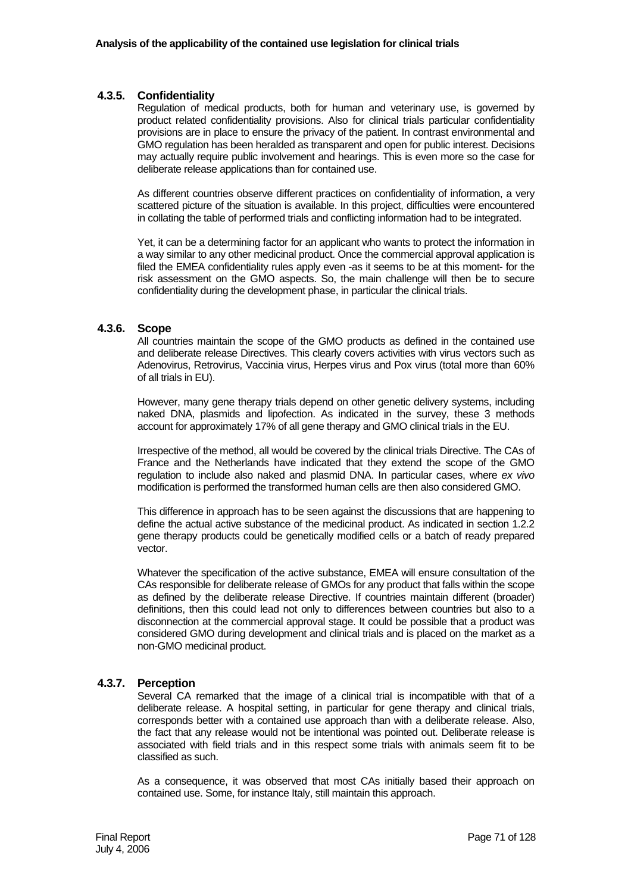### 4.3.5. Confidentiality

Regulation of medical products, both for human and veterinary use, is governed by product related confidentiality provisions. Also for clinical trials particular confidentiality provisions are in place to ensure the privacy of the patient. In contrast environmental and GMO regulation has been heralded as transparent and open for public interest. Decisions may actually require public involvement and hearings. This is even more so the case for deliberate release applications than for contained use.

As different countries observe different practices on confidentiality of information, a very scattered picture of the situation is available. In this project, difficulties were encountered in collating the table of performed trials and conflicting information had to be integrated.

Yet, it can be a determining factor for an applicant who wants to protect the information in a way similar to any other medicinal product. Once the commercial approval application is filed the EMEA confidentiality rules apply even -as it seems to be at this moment- for the risk assessment on the GMO aspects. So, the main challenge will then be to secure confidentiality during the development phase, in particular the clinical trials.

### 4.3.6. Scope

All countries maintain the scope of the GMO products as defined in the contained use and deliberate release Directives. This clearly covers activities with virus vectors such as Adenovirus, Retrovirus, Vaccinia virus, Herpes virus and Pox virus (total more than 60% of all trials in EU).

However, many gene therapy trials depend on other genetic delivery systems, including naked DNA, plasmids and lipofection. As indicated in the survey, these 3 methods account for approximately 17% of all gene therapy and GMO clinical trials in the EU.

Irrespective of the method, all would be covered by the clinical trials Directive. The CAs of France and the Netherlands have indicated that they extend the scope of the GMO regulation to include also naked and plasmid DNA. In particular cases, where *ex vivo* modification is performed the transformed human cells are then also considered GMO.

This difference in approach has to be seen against the discussions that are happening to define the actual active substance of the medicinal product. As indicated in section 1.2.2 gene therapy products could be genetically modified cells or a batch of ready prepared vector.

Whatever the specification of the active substance, EMEA will ensure consultation of the CAs responsible for deliberate release of GMOs for any product that falls within the scope as defined by the deliberate release Directive. If countries maintain different (broader) definitions, then this could lead not only to differences between countries but also to a disconnection at the commercial approval stage. It could be possible that a product was considered GMO during development and clinical trials and is placed on the market as a non-GMO medicinal product.

### 4.3.7. Perception

Several CA remarked that the image of a clinical trial is incompatible with that of a deliberate release. A hospital setting, in particular for gene therapy and clinical trials, corresponds better with a contained use approach than with a deliberate release. Also, the fact that any release would not be intentional was pointed out. Deliberate release is associated with field trials and in this respect some trials with animals seem fit to be classified as such.

As a consequence, it was observed that most CAs initially based their approach on contained use. Some, for instance Italy, still maintain this approach.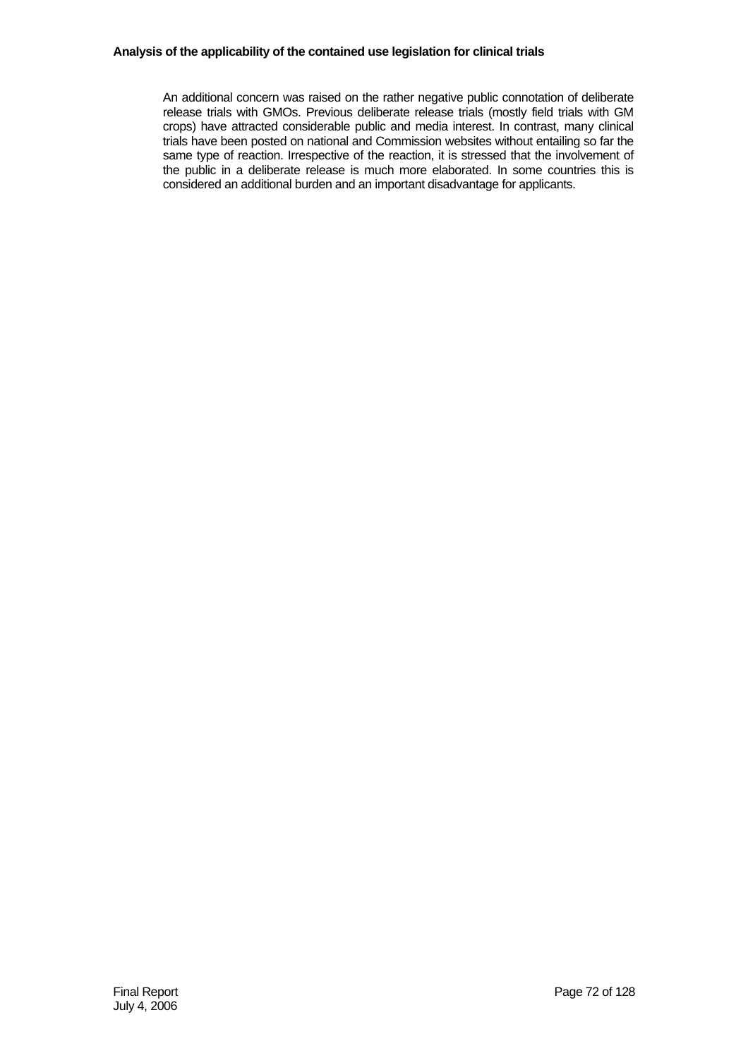An additional concern was raised on the rather negative public connotation of deliberate release trials with GMOs. Previous deliberate release trials (mostly field trials with GM crops) have attracted considerable public and media interest. In contrast, many clinical trials have been posted on national and Commission websites without entailing so far the same type of reaction. Irrespective of the reaction, it is stressed that the involvement of the public in a deliberate release is much more elaborated. In some countries this is considered an additional burden and an important disadvantage for applicants.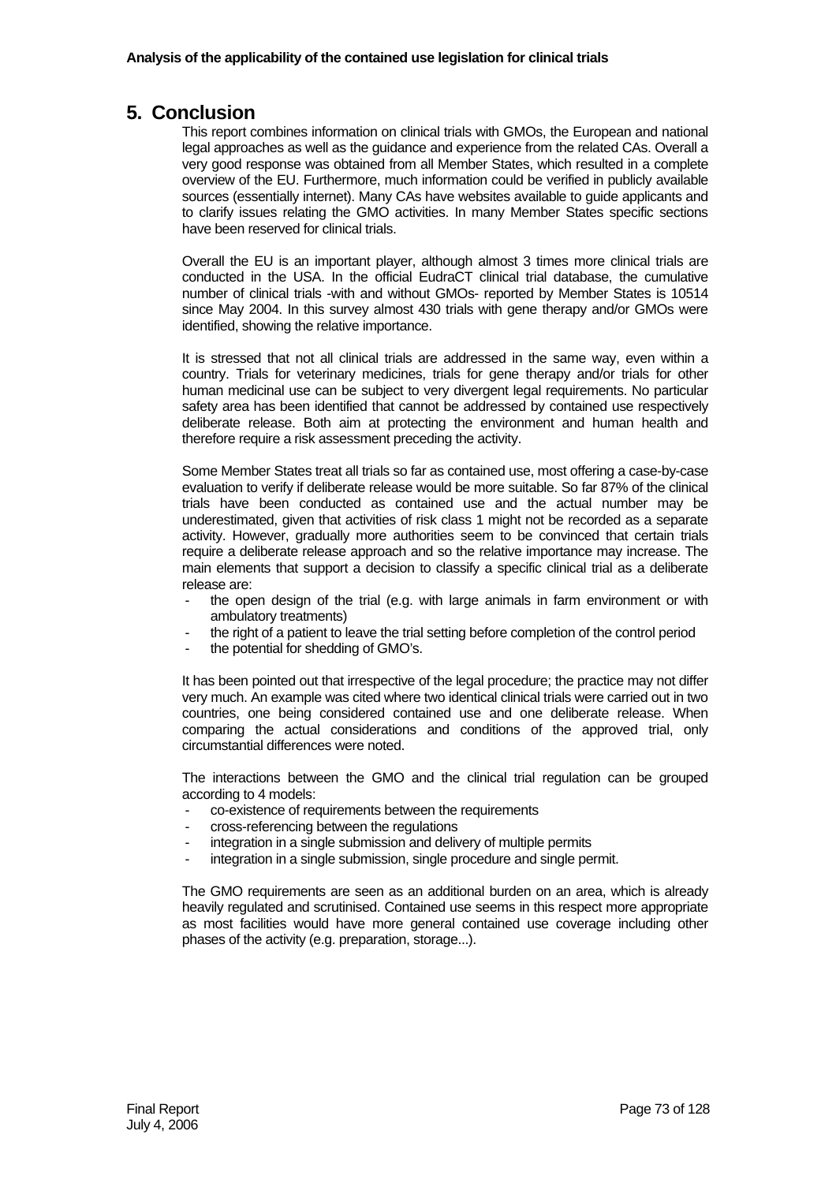## 5. Conclusion

This report combines information on clinical trials with GMOs, the European and national legal approaches as well as the guidance and experience from the related CAs. Overall a very good response was obtained from all Member States, which resulted in a complete overview of the EU. Furthermore, much information could be verified in publicly available sources (essentially internet). Many CAs have websites available to guide applicants and to clarify issues relating the GMO activities. In many Member States specific sections have been reserved for clinical trials.

Overall the EU is an important player, although almost 3 times more clinical trials are conducted in the USA. In the official EudraCT clinical trial database, the cumulative number of clinical trials -with and without GMOs- reported by Member States is 10514 since May 2004. In this survey almost 430 trials with gene therapy and/or GMOs were identified, showing the relative importance.

It is stressed that not all clinical trials are addressed in the same way, even within a country. Trials for veterinary medicines, trials for gene therapy and/or trials for other human medicinal use can be subject to very divergent legal requirements. No particular safety area has been identified that cannot be addressed by contained use respectively deliberate release. Both aim at protecting the environment and human health and therefore require a risk assessment preceding the activity.

Some Member States treat all trials so far as contained use, most offering a case-by-case evaluation to verify if deliberate release would be more suitable. So far 87% of the clinical trials have been conducted as contained use and the actual number may be underestimated, given that activities of risk class 1 might not be recorded as a separate activity. However, gradually more authorities seem to be convinced that certain trials require a deliberate release approach and so the relative importance may increase. The main elements that support a decision to classify a specific clinical trial as a deliberate release are:

- the open design of the trial (e.g. with large animals in farm environment or with ambulatory treatments)
- the right of a patient to leave the trial setting before completion of the control period
- the potential for shedding of GMO's.

It has been pointed out that irrespective of the legal procedure; the practice may not differ very much. An example was cited where two identical clinical trials were carried out in two countries, one being considered contained use and one deliberate release. When comparing the actual considerations and conditions of the approved trial, only circumstantial differences were noted.

The interactions between the GMO and the clinical trial regulation can be grouped according to 4 models:

- co-existence of requirements between the requirements
- cross-referencing between the regulations
- integration in a single submission and delivery of multiple permits
- integration in a single submission, single procedure and single permit.

The GMO requirements are seen as an additional burden on an area, which is already heavily regulated and scrutinised. Contained use seems in this respect more appropriate as most facilities would have more general contained use coverage including other phases of the activity (e.g. preparation, storage...).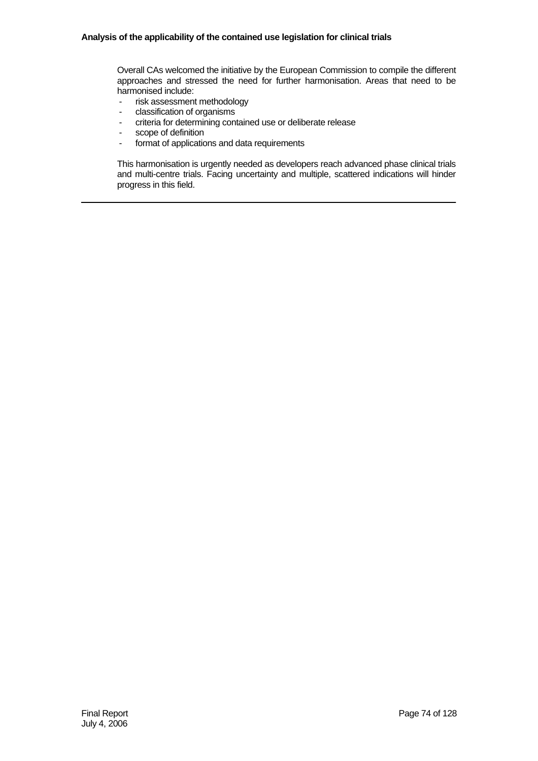Overall CAs welcomed the initiative by the European Commission to compile the different approaches and stressed the need for further harmonisation. Areas that need to be harmonised include:

- risk assessment methodology
- classification of organisms
- criteria for determining contained use or deliberate release
- scope of definition
- format of applications and data requirements

This harmonisation is urgently needed as developers reach advanced phase clinical trials and multi-centre trials. Facing uncertainty and multiple, scattered indications will hinder progress in this field.

---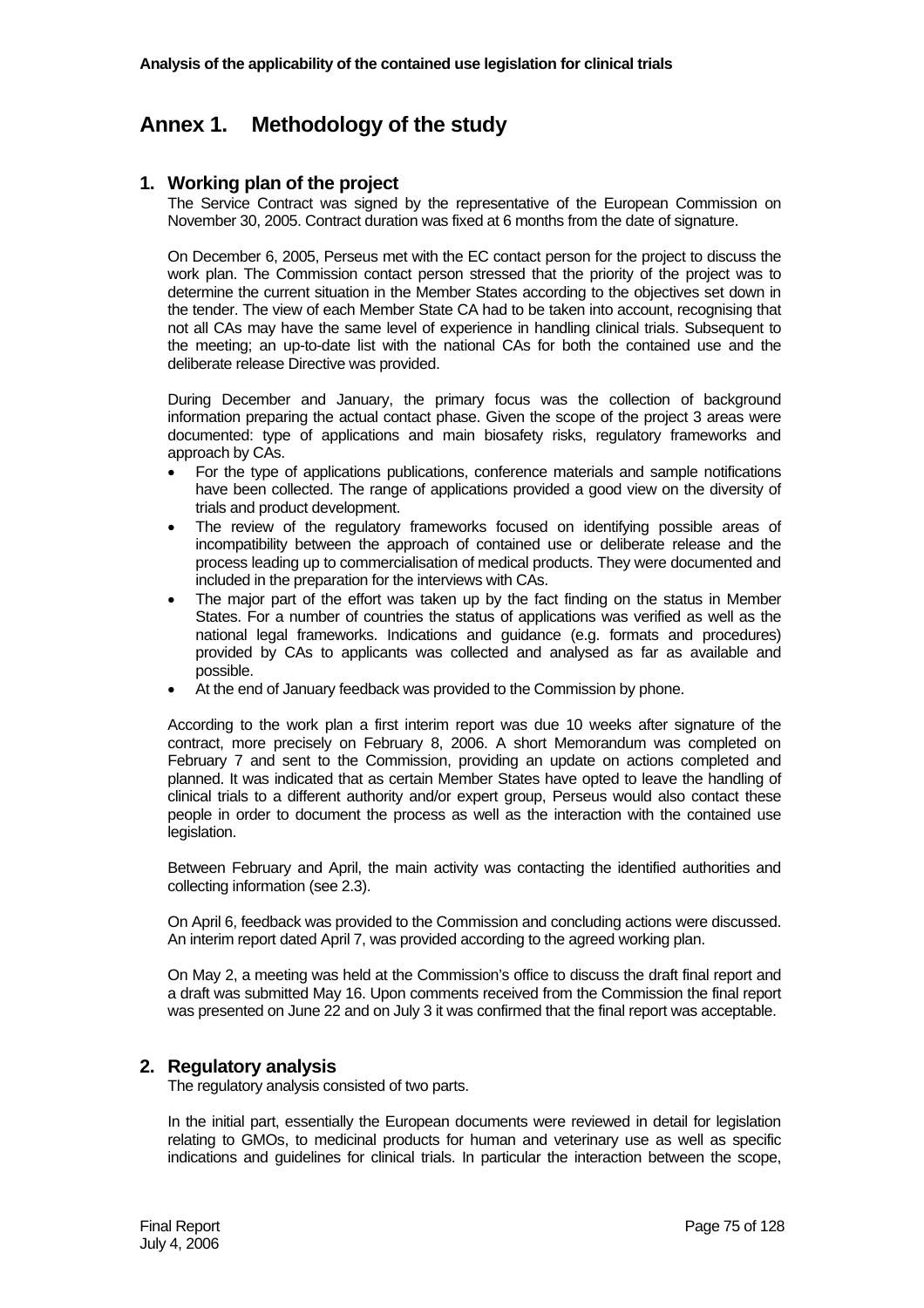# Annex 1. Methodology of the study

## 1. Working plan of the project

The Service Contract was signed by the representative of the European Commission on November 30, 2005. Contract duration was fixed at 6 months from the date of signature.

On December 6, 2005, Perseus met with the EC contact person for the project to discuss the work plan. The Commission contact person stressed that the priority of the project was to determine the current situation in the Member States according to the objectives set down in the tender. The view of each Member State CA had to be taken into account, recognising that not all CAs may have the same level of experience in handling clinical trials. Subsequent to the meeting; an up-to-date list with the national CAs for both the contained use and the deliberate release Directive was provided.

During December and January, the primary focus was the collection of background information preparing the actual contact phase. Given the scope of the project 3 areas were documented: type of applications and main biosafety risks, regulatory frameworks and approach by CAs.

- For the type of applications publications, conference materials and sample notifications have been collected. The range of applications provided a good view on the diversity of trials and product development.
- The review of the regulatory frameworks focused on identifying possible areas of incompatibility between the approach of contained use or deliberate release and the process leading up to commercialisation of medical products. They were documented and included in the preparation for the interviews with CAs.
- The major part of the effort was taken up by the fact finding on the status in Member States. For a number of countries the status of applications was verified as well as the national legal frameworks. Indications and guidance (e.g. formats and procedures) provided by CAs to applicants was collected and analysed as far as available and possible.
- At the end of January feedback was provided to the Commission by phone.

According to the work plan a first interim report was due 10 weeks after signature of the contract, more precisely on February 8, 2006. A short Memorandum was completed on February 7 and sent to the Commission, providing an update on actions completed and planned. It was indicated that as certain Member States have opted to leave the handling of clinical trials to a different authority and/or expert group, Perseus would also contact these people in order to document the process as well as the interaction with the contained use legislation.

Between February and April, the main activity was contacting the identified authorities and collecting information (see 2.3).

On April 6, feedback was provided to the Commission and concluding actions were discussed. An interim report dated April 7, was provided according to the agreed working plan.

On May 2, a meeting was held at the Commission's office to discuss the draft final report and a draft was submitted May 16. Upon comments received from the Commission the final report was presented on June 22 and on July 3 it was confirmed that the final report was acceptable.

## 2. Regulatory analysis

The regulatory analysis consisted of two parts.

In the initial part, essentially the European documents were reviewed in detail for legislation relating to GMOs, to medicinal products for human and veterinary use as well as specific indications and guidelines for clinical trials. In particular the interaction between the scope,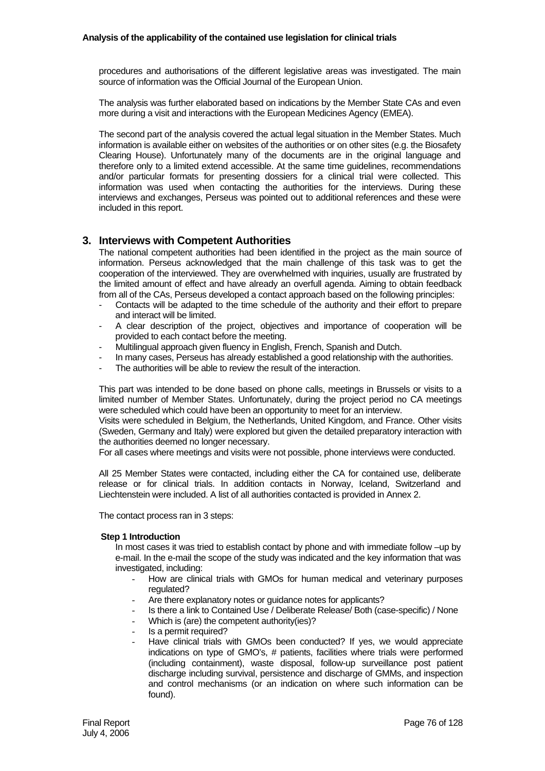procedures and authorisations of the different legislative areas was investigated. The main source of information was the Official Journal of the European Union.

The analysis was further elaborated based on indications by the Member State CAs and even more during a visit and interactions with the European Medicines Agency (EMEA).

The second part of the analysis covered the actual legal situation in the Member States. Much information is available either on websites of the authorities or on other sites (e.g. the Biosafety Clearing House). Unfortunately many of the documents are in the original language and therefore only to a limited extend accessible. At the same time guidelines, recommendations and/or particular formats for presenting dossiers for a clinical trial were collected. This information was used when contacting the authorities for the interviews. During these interviews and exchanges, Perseus was pointed out to additional references and these were included in this report.

## 3. Interviews with Competent Authorities

The national competent authorities had been identified in the project as the main source of information. Perseus acknowledged that the main challenge of this task was to get the cooperation of the interviewed. They are overwhelmed with inquiries, usually are frustrated by the limited amount of effect and have already an overfull agenda. Aiming to obtain feedback from all of the CAs, Perseus developed a contact approach based on the following principles:

- Contacts will be adapted to the time schedule of the authority and their effort to prepare and interact will be limited.
- A clear description of the project, objectives and importance of cooperation will be provided to each contact before the meeting.
- Multilingual approach given fluency in English, French, Spanish and Dutch.
- In many cases, Perseus has already established a good relationship with the authorities.
- The authorities will be able to review the result of the interaction.

This part was intended to be done based on phone calls, meetings in Brussels or visits to a limited number of Member States. Unfortunately, during the project period no CA meetings were scheduled which could have been an opportunity to meet for an interview.
Visits were scheduled in Belgium, the Netherlands, United Kingdom, and France. Other visits (Sweden, Germany and Italy) were explored but given the detailed preparatory interaction with the authorities deemed no longer necessary.
For all cases where meetings and visits were not possible, phone interviews were conducted.

All 25 Member States were contacted, including either the CA for contained use, deliberate release or for clinical trials. In addition contacts in Norway, Iceland, Switzerland and Liechtenstein were included. A list of all authorities contacted is provided in Annex 2.

The contact process ran in 3 steps:

**Step 1 Introduction**

In most cases it was tried to establish contact by phone and with immediate follow –up by e-mail. In the e-mail the scope of the study was indicated and the key information that was investigated, including:

- How are clinical trials with GMOs for human medical and veterinary purposes regulated?
- Are there explanatory notes or guidance notes for applicants?
- Is there a link to Contained Use / Deliberate Release/ Both (case-specific) / None
- Which is (are) the competent authority(ies)?
- Is a permit required?
- Have clinical trials with GMOs been conducted? If yes, we would appreciate indications on type of GMO's, # patients, facilities where trials were performed (including containment), waste disposal, follow-up surveillance post patient discharge including survival, persistence and discharge of GMMs, and inspection and control mechanisms (or an indication on where such information can be found).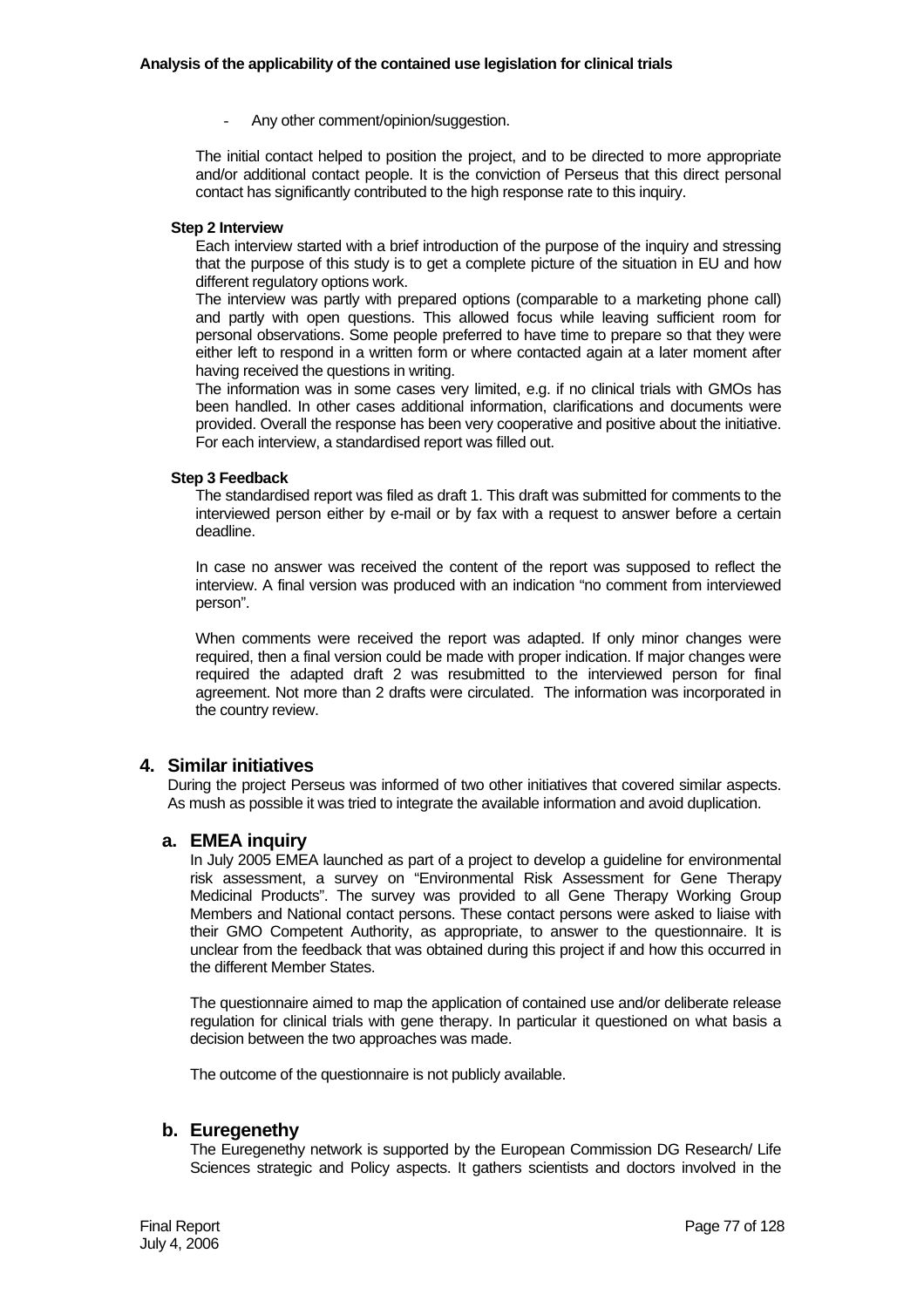- Any other comment/opinion/suggestion.

The initial contact helped to position the project, and to be directed to more appropriate and/or additional contact people. It is the conviction of Perseus that this direct personal contact has significantly contributed to the high response rate to this inquiry.

**Step 2 Interview**

Each interview started with a brief introduction of the purpose of the inquiry and stressing that the purpose of this study is to get a complete picture of the situation in EU and how different regulatory options work.

The interview was partly with prepared options (comparable to a marketing phone call) and partly with open questions. This allowed focus while leaving sufficient room for personal observations. Some people preferred to have time to prepare so that they were either left to respond in a written form or where contacted again at a later moment after having received the questions in writing.

The information was in some cases very limited, e.g. if no clinical trials with GMOs has been handled. In other cases additional information, clarifications and documents were provided. Overall the response has been very cooperative and positive about the initiative. For each interview, a standardised report was filled out.

**Step 3 Feedback**

The standardised report was filed as draft 1. This draft was submitted for comments to the interviewed person either by e-mail or by fax with a request to answer before a certain deadline.

In case no answer was received the content of the report was supposed to reflect the interview. A final version was produced with an indication "no comment from interviewed person".

When comments were received the report was adapted. If only minor changes were required, then a final version could be made with proper indication. If major changes were required the adapted draft 2 was resubmitted to the interviewed person for final agreement. Not more than 2 drafts were circulated. The information was incorporated in the country review.

## 4. Similar initiatives

During the project Perseus was informed of two other initiatives that covered similar aspects. As mush as possible it was tried to integrate the available information and avoid duplication.

### a. EMEA inquiry

In July 2005 EMEA launched as part of a project to develop a guideline for environmental risk assessment, a survey on "Environmental Risk Assessment for Gene Therapy Medicinal Products". The survey was provided to all Gene Therapy Working Group Members and National contact persons. These contact persons were asked to liaise with their GMO Competent Authority, as appropriate, to answer to the questionnaire. It is unclear from the feedback that was obtained during this project if and how this occurred in the different Member States.

The questionnaire aimed to map the application of contained use and/or deliberate release regulation for clinical trials with gene therapy. In particular it questioned on what basis a decision between the two approaches was made.

The outcome of the questionnaire is not publicly available.

### b. Euregenethy

The Euregenethy network is supported by the European Commission DG Research/ Life Sciences strategic and Policy aspects. It gathers scientists and doctors involved in the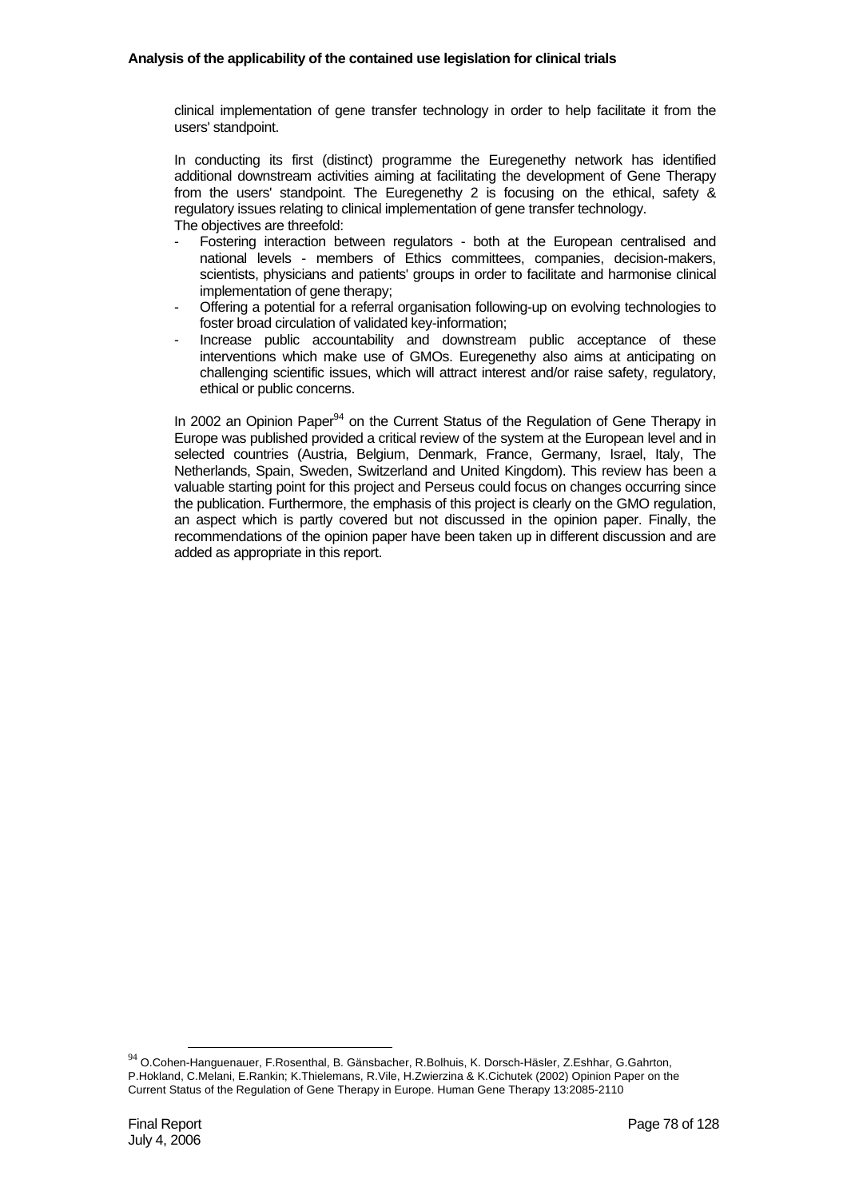clinical implementation of gene transfer technology in order to help facilitate it from the users' standpoint.

In conducting its first (distinct) programme the Euregenethy network has identified additional downstream activities aiming at facilitating the development of Gene Therapy from the users' standpoint. The Euregenethy 2 is focusing on the ethical, safety & regulatory issues relating to clinical implementation of gene transfer technology.
The objectives are threefold:

- Fostering interaction between regulators - both at the European centralised and national levels - members of Ethics committees, companies, decision-makers, scientists, physicians and patients' groups in order to facilitate and harmonise clinical implementation of gene therapy;
- Offering a potential for a referral organisation following-up on evolving technologies to foster broad circulation of validated key-information;
- Increase public accountability and downstream public acceptance of these interventions which make use of GMOs. Euregenethy also aims at anticipating on challenging scientific issues, which will attract interest and/or raise safety, regulatory, ethical or public concerns.

In 2002 an Opinion Paper[94] on the Current Status of the Regulation of Gene Therapy in Europe was published provided a critical review of the system at the European level and in selected countries (Austria, Belgium, Denmark, France, Germany, Israel, Italy, The Netherlands, Spain, Sweden, Switzerland and United Kingdom). This review has been a valuable starting point for this project and Perseus could focus on changes occurring since the publication. Furthermore, the emphasis of this project is clearly on the GMO regulation, an aspect which is partly covered but not discussed in the opinion paper. Finally, the recommendations of the opinion paper have been taken up in different discussion and are added as appropriate in this report.

[94] O.Cohen-Hanguenauer, F.Rosenthal, B. Gänsbacher, R.Bolhuis, K. Dorsch-Häsler, Z.Eshhar, G.Gahrton, P.Hokland, C.Melani, E.Rankin; K.Thielemans, R.Vile, H.Zwierzina & K.Cichutek (2002) Opinion Paper on the Current Status of the Regulation of Gene Therapy in Europe. Human Gene Therapy 13:2085-2110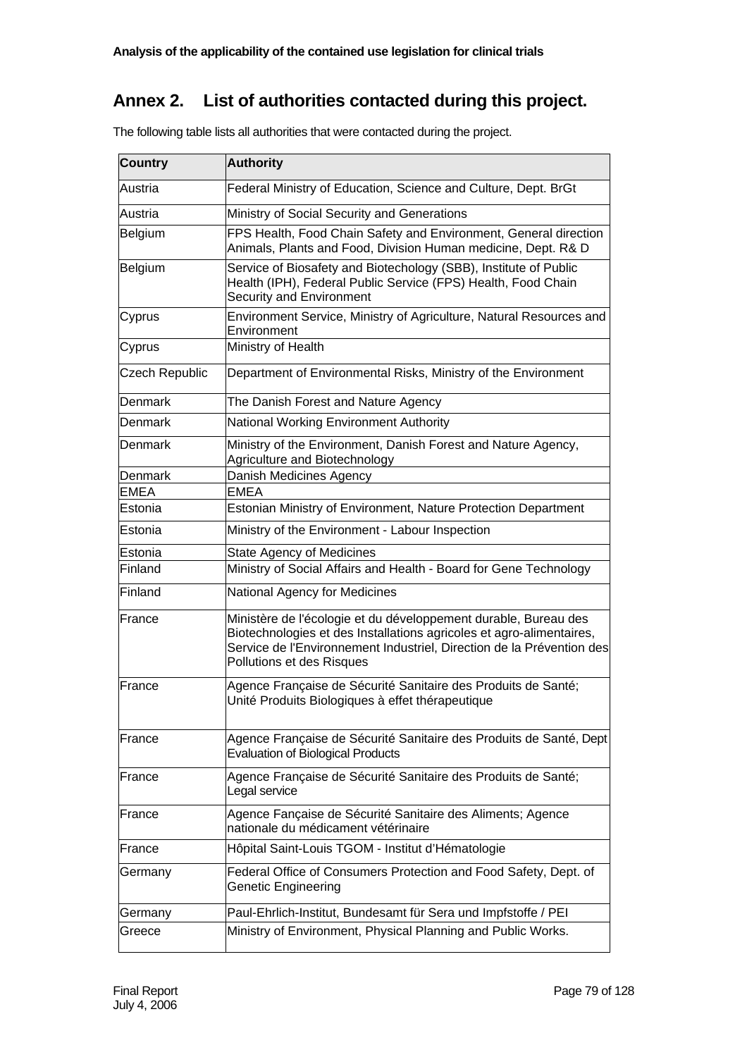## Annex 2. List of authorities contacted during this project.

The following table lists all authorities that were contacted during the project.

| Country | Authority |
|---|---|
| Austria | Federal Ministry of Education, Science and Culture, Dept. BrGt |
| Austria | Ministry of Social Security and Generations |
| Belgium | FPS Health, Food Chain Safety and Environment, General direction Animals, Plants and Food, Division Human medicine, Dept. R& D |
| Belgium | Service of Biosafety and Biotechology (SBB), Institute of Public Health (IPH), Federal Public Service (FPS) Health, Food Chain Security and Environment |
| Cyprus | Environment Service, Ministry of Agriculture, Natural Resources and Environment |
| Cyprus | Ministry of Health |
| Czech Republic | Department of Environmental Risks, Ministry of the Environment |
| Denmark | The Danish Forest and Nature Agency |
| Denmark | National Working Environment Authority |
| Denmark | Ministry of the Environment, Danish Forest and Nature Agency, Agriculture and Biotechnology |
| Denmark | Danish Medicines Agency |
| EMEA | EMEA |
| Estonia | Estonian Ministry of Environment, Nature Protection Department |
| Estonia | Ministry of the Environment - Labour Inspection |
| Estonia | State Agency of Medicines |
| Finland | Ministry of Social Affairs and Health - Board for Gene Technology |
| Finland | National Agency for Medicines |
| France | Ministère de l'écologie et du développement durable, Bureau des Biotechnologies et des Installations agricoles et agro-alimentaires, Service de l'Environnement Industriel, Direction de la Prévention des Pollutions et des Risques |
| France | Agence Française de Sécurité Sanitaire des Produits de Santé; Unité Produits Biologiques à effet thérapeutique |
| France | Agence Française de Sécurité Sanitaire des Produits de Santé, Dept Evaluation of Biological Products |
| France | Agence Française de Sécurité Sanitaire des Produits de Santé; Legal service |
| France | Agence Fançaise de Sécurité Sanitaire des Aliments; Agence nationale du médicament vétérinaire |
| France | Hôpital Saint-Louis TGOM - Institut d'Hématologie |
| Germany | Federal Office of Consumers Protection and Food Safety, Dept. of Genetic Engineering |
| Germany | Paul-Ehrlich-Institut, Bundesamt für Sera und Impfstoffe / PEI |
| Greece | Ministry of Environment, Physical Planning and Public Works. |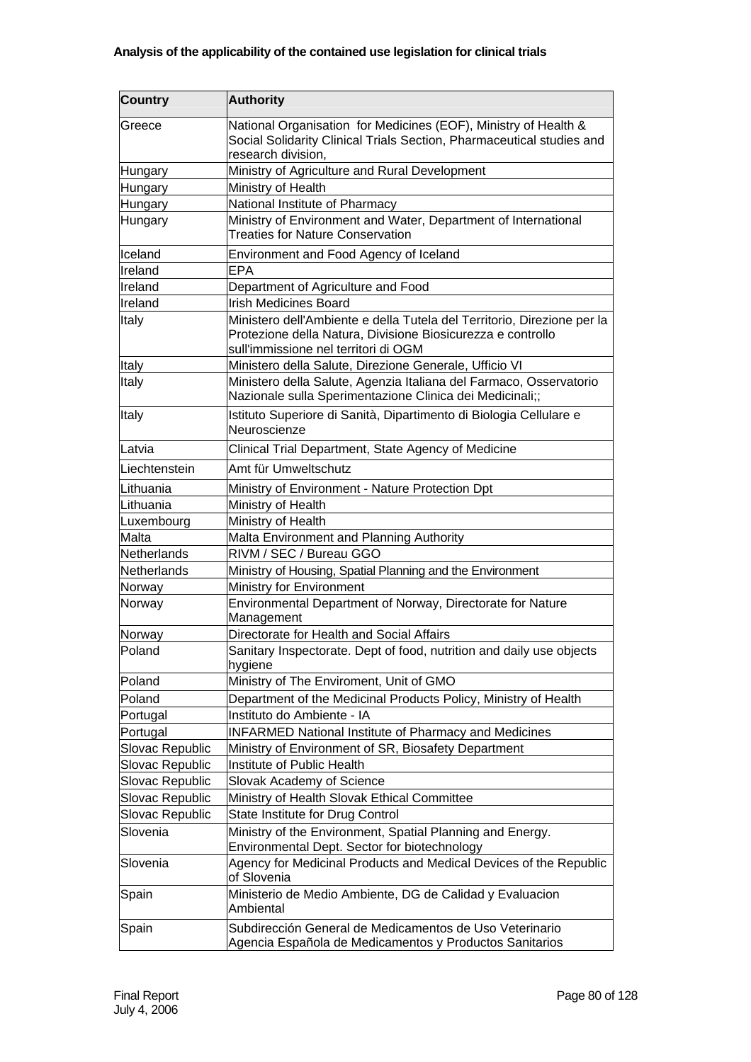| Country | Authority |
|---|---|
| Greece | National Organisation for Medicines (EOF), Ministry of Health & Social Solidarity Clinical Trials Section, Pharmaceutical studies and research division, |
| Hungary | Ministry of Agriculture and Rural Development |
| Hungary | Ministry of Health |
| Hungary | National Institute of Pharmacy |
| Hungary | Ministry of Environment and Water, Department of International Treaties for Nature Conservation |
| Iceland | Environment and Food Agency of Iceland |
| Ireland | EPA |
| Ireland | Department of Agriculture and Food |
| Ireland | Irish Medicines Board |
| Italy | Ministero dell'Ambiente e della Tutela del Territorio, Direzione per la Protezione della Natura, Divisione Biosicurezza e controllo sull'immissione nel territori di OGM |
| Italy | Ministero della Salute, Direzione Generale, Ufficio VI |
| Italy | Ministero della Salute, Agenzia Italiana del Farmaco, Osservatorio Nazionale sulla Sperimentazione Clinica dei Medicinali;; |
| Italy | Istituto Superiore di Sanità, Dipartimento di Biologia Cellulare e Neuroscienze |
| Latvia | Clinical Trial Department, State Agency of Medicine |
| Liechtenstein | Amt für Umweltschutz |
| Lithuania | Ministry of Environment - Nature Protection Dpt |
| Lithuania | Ministry of Health |
| Luxembourg | Ministry of Health |
| Malta | Malta Environment and Planning Authority |
| Netherlands | RIVM / SEC / Bureau GGO |
| Netherlands | Ministry of Housing, Spatial Planning and the Environment |
| Norway | Ministry for Environment |
| Norway | Environmental Department of Norway, Directorate for Nature Management |
| Norway | Directorate for Health and Social Affairs |
| Poland | Sanitary Inspectorate. Dept of food, nutrition and daily use objects hygiene |
| Poland | Ministry of The Enviroment, Unit of GMO |
| Poland | Department of the Medicinal Products Policy, Ministry of Health |
| Portugal | Instituto do Ambiente - IA |
| Portugal | INFARMED National Institute of Pharmacy and Medicines |
| Slovac Republic | Ministry of Environment of SR, Biosafety Department |
| Slovac Republic | Institute of Public Health |
| Slovac Republic | Slovak Academy of Science |
| Slovac Republic | Ministry of Health Slovak Ethical Committee |
| Slovac Republic | State Institute for Drug Control |
| Slovenia | Ministry of the Environment, Spatial Planning and Energy. Environmental Dept. Sector for biotechnology |
| Slovenia | Agency for Medicinal Products and Medical Devices of the Republic of Slovenia |
| Spain | Ministerio de Medio Ambiente, DG de Calidad y Evaluacion Ambiental |
| Spain | Subdirección General de Medicamentos de Uso Veterinario Agencia Española de Medicamentos y Productos Sanitarios |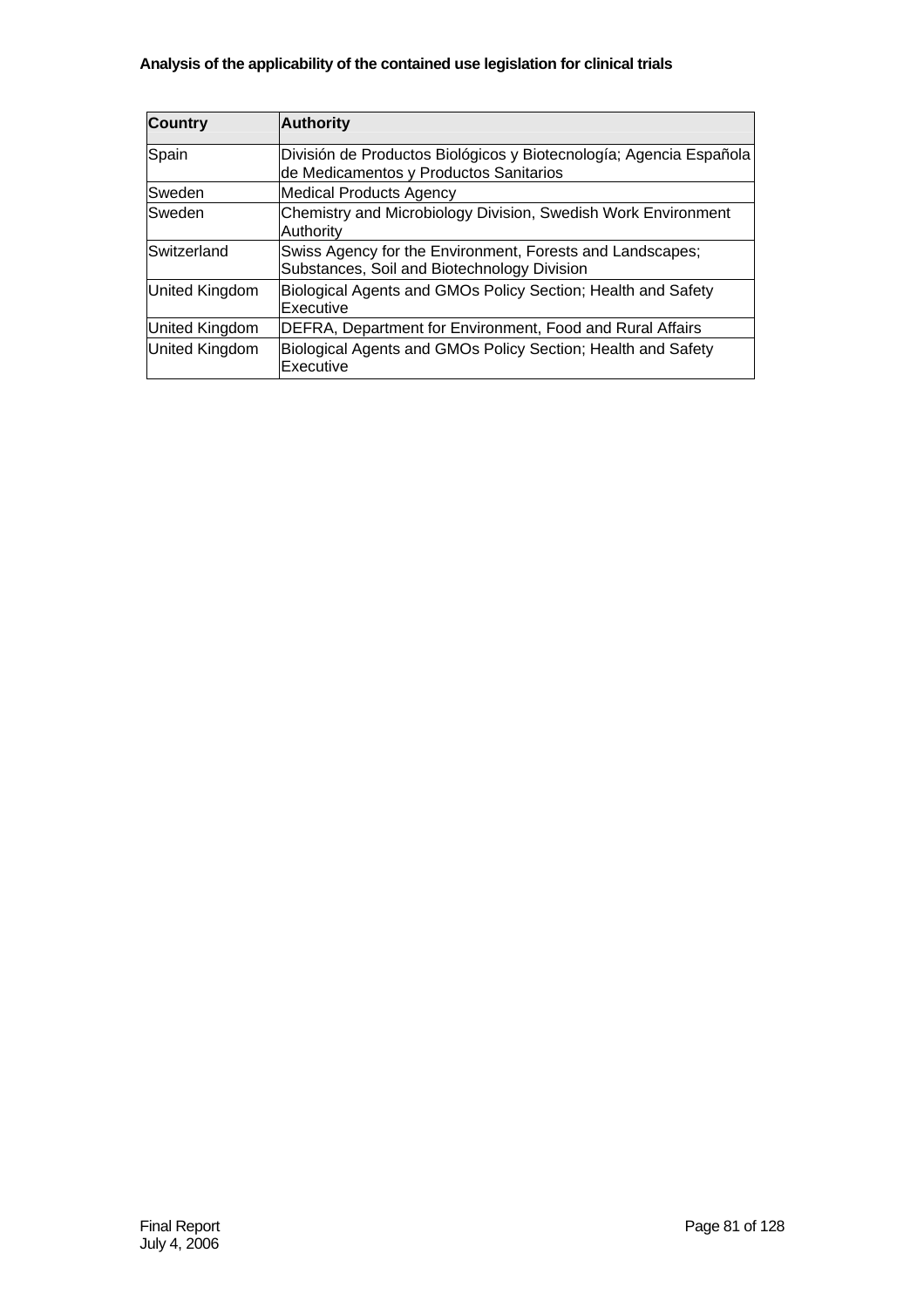| Country | Authority |
|---|---|
| Spain | División de Productos Biológicos y Biotecnología; Agencia Española de Medicamentos y Productos Sanitarios |
| Sweden | Medical Products Agency |
| Sweden | Chemistry and Microbiology Division, Swedish Work Environment Authority |
| Switzerland | Swiss Agency for the Environment, Forests and Landscapes; Substances, Soil and Biotechnology Division |
| United Kingdom | Biological Agents and GMOs Policy Section; Health and Safety Executive |
| United Kingdom | DEFRA, Department for Environment, Food and Rural Affairs |
| United Kingdom | Biological Agents and GMOs Policy Section; Health and Safety Executive |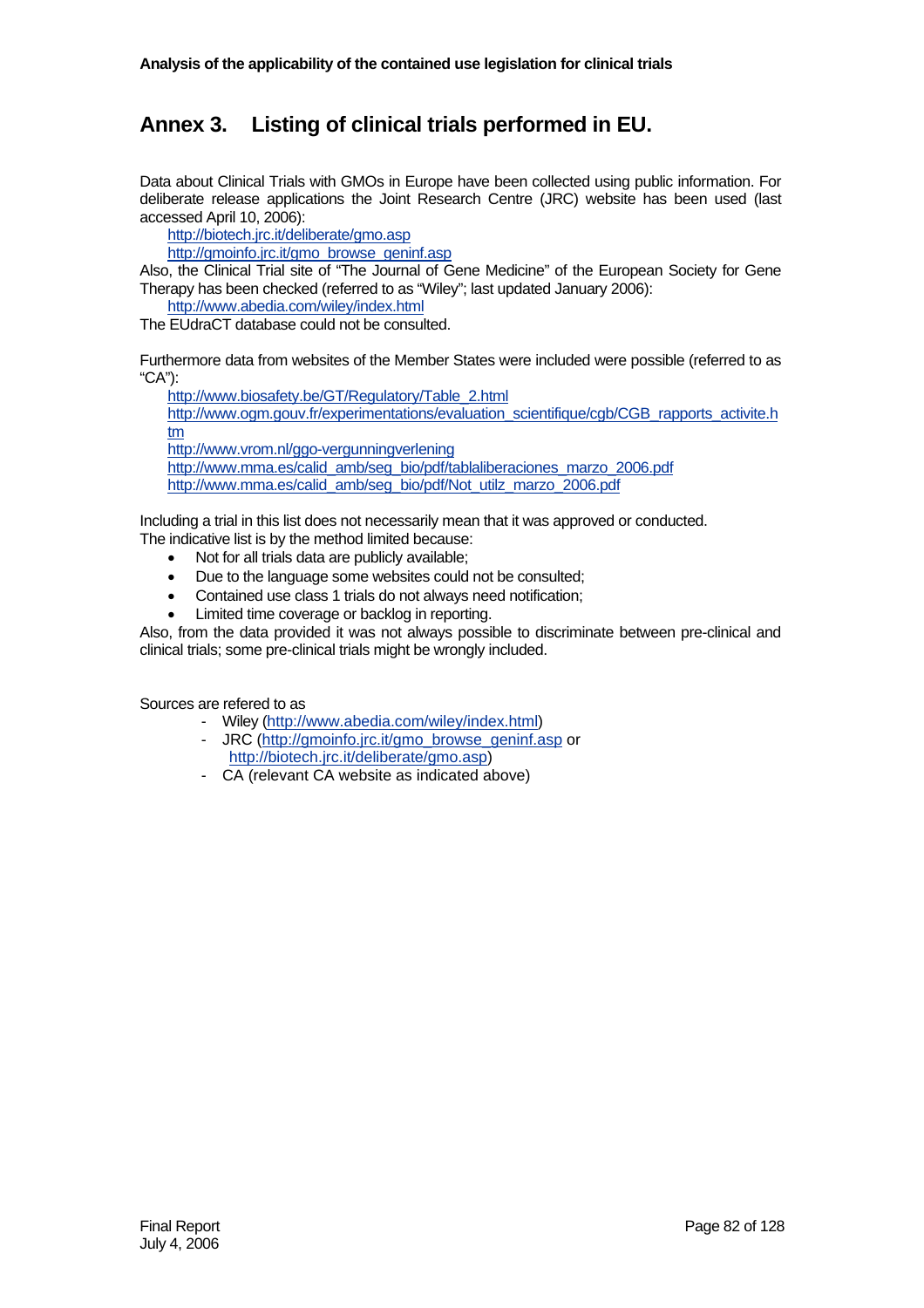# Annex 3. Listing of clinical trials performed in EU.

Data about Clinical Trials with GMOs in Europe have been collected using public information. For deliberate release applications the Joint Research Centre (JRC) website has been used (last accessed April 10, 2006):

http://biotech.jrc.it/deliberate/gmo.asp
http://gmoinfo.jrc.it/gmo_browse_geninf.asp

Also, the Clinical Trial site of "The Journal of Gene Medicine" of the European Society for Gene Therapy has been checked (referred to as "Wiley"; last updated January 2006):

http://www.abedia.com/wiley/index.html

The EUdraCT database could not be consulted.

Furthermore data from websites of the Member States were included were possible (referred to as "CA"):

http://www.biosafety.be/GT/Regulatory/Table_2.html
http://www.ogm.gouv.fr/experimentations/evaluation_scientifique/cgb/CGB_rapports_activite.htm
http://www.vrom.nl/ggo-vergunningverlening
http://www.mma.es/calid_amb/seg_bio/pdf/tablaliberaciones_marzo_2006.pdf
http://www.mma.es/calid_amb/seg_bio/pdf/Not_utilz_marzo_2006.pdf

Including a trial in this list does not necessarily mean that it was approved or conducted.
The indicative list is by the method limited because:

- Not for all trials data are publicly available;
- Due to the language some websites could not be consulted;
- Contained use class 1 trials do not always need notification;
- Limited time coverage or backlog in reporting.

Also, from the data provided it was not always possible to discriminate between pre-clinical and clinical trials; some pre-clinical trials might be wrongly included.

Sources are refered to as

- Wiley (http://www.abedia.com/wiley/index.html)
- JRC (http://gmoinfo.jrc.it/gmo_browse_geninf.asp or http://biotech.jrc.it/deliberate/gmo.asp)
- CA (relevant CA website as indicated above)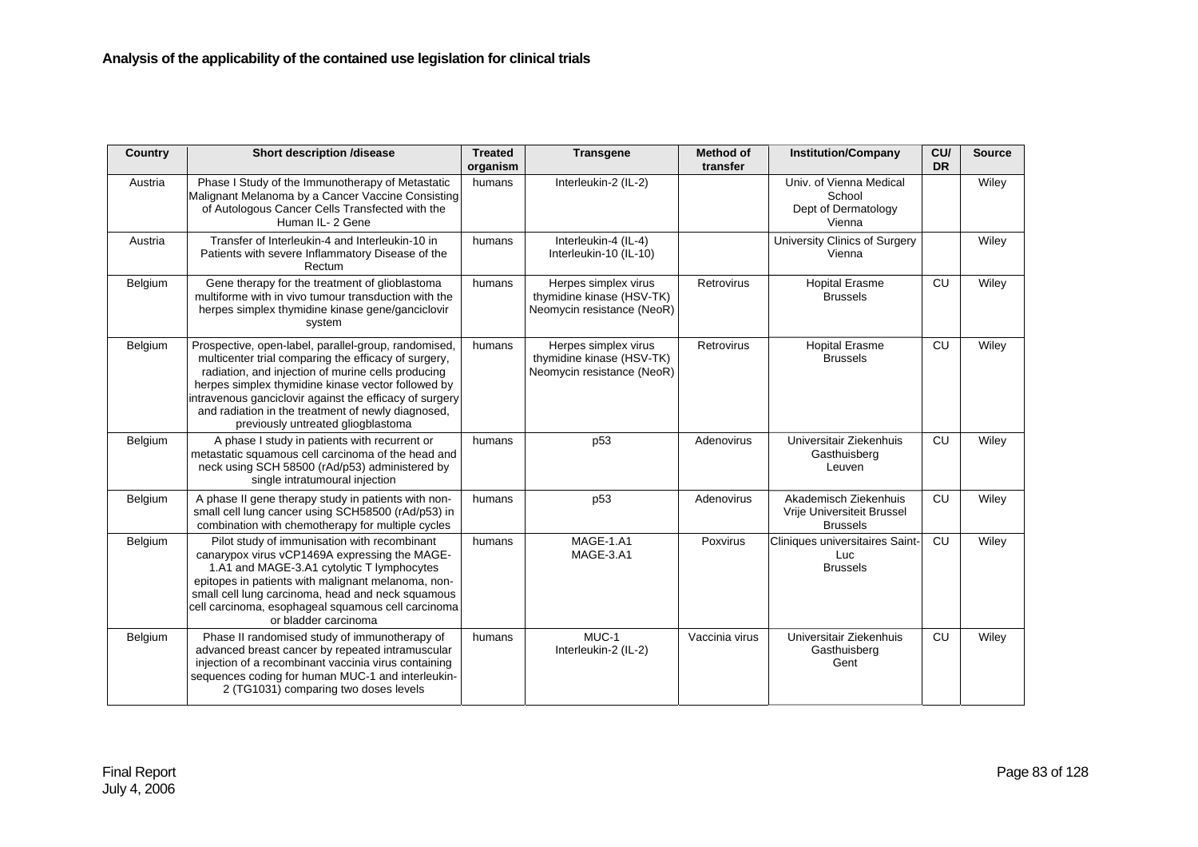**Analysis of the applicability of the contained use legislation for clinical trials**

| Country | Short description /disease | Treated organism | Transgene | Method of transfer | Institution/Company | CU/ DR | Source |
|---|---|---|---|---|---|---|---|
| Austria | Phase I Study of the Immunotherapy of Metastatic Malignant Melanoma by a Cancer Vaccine Consisting of Autologous Cancer Cells Transfected with the Human IL- 2 Gene | humans | Interleukin-2 (IL-2) | | Univ. of Vienna Medical School Dept of Dermatology Vienna | | Wiley |
| Austria | Transfer of Interleukin-4 and Interleukin-10 in Patients with severe Inflammatory Disease of the Rectum | humans | Interleukin-4 (IL-4) Interleukin-10 (IL-10) | | University Clinics of Surgery Vienna | | Wiley |
| Belgium | Gene therapy for the treatment of glioblastoma multiforme with in vivo tumour transduction with the herpes simplex thymidine kinase gene/ganciclovir system | humans | Herpes simplex virus thymidine kinase (HSV-TK) Neomycin resistance (NeoR) | Retrovirus | Hopital Erasme Brussels | CU | Wiley |
| Belgium | Prospective, open-label, parallel-group, randomised, multicenter trial comparing the efficacy of surgery, radiation, and injection of murine cells producing herpes simplex thymidine kinase vector followed by intravenous ganciclovir against the efficacy of surgery and radiation in the treatment of newly diagnosed, previously untreated gliogblastoma | humans | Herpes simplex virus thymidine kinase (HSV-TK) Neomycin resistance (NeoR) | Retrovirus | Hopital Erasme Brussels | CU | Wiley |
| Belgium | A phase I study in patients with recurrent or metastatic squamous cell carcinoma of the head and neck using SCH 58500 (rAd/p53) administered by single intratumoural injection | humans | p53 | Adenovirus | Universitair Ziekenhuis Gasthuisberg Leuven | CU | Wiley |
| Belgium | A phase II gene therapy study in patients with non-small cell lung cancer using SCH58500 (rAd/p53) in combination with chemotherapy for multiple cycles | humans | p53 | Adenovirus | Akademisch Ziekenhuis Vrije Universiteit Brussel Brussels | CU | Wiley |
| Belgium | Pilot study of immunisation with recombinant canarypox virus vCP1469A expressing the MAGE-1.A1 and MAGE-3.A1 cytolytic T lymphocytes epitopes in patients with malignant melanoma, non-small cell lung carcinoma, head and neck squamous cell carcinoma, esophageal squamous cell carcinoma or bladder carcinoma | humans | MAGE-1.A1 MAGE-3.A1 | Poxvirus | Cliniques universitaires Saint-Luc Brussels | CU | Wiley |
| Belgium | Phase II randomised study of immunotherapy of advanced breast cancer by repeated intramuscular injection of a recombinant vaccinia virus containing sequences coding for human MUC-1 and interleukin-2 (TG1031) comparing two doses levels | humans | MUC-1 Interleukin-2 (IL-2) | Vaccinia virus | Universitair Ziekenhuis Gasthuisberg Gent | CU | Wiley |

Final Report
July 4, 2006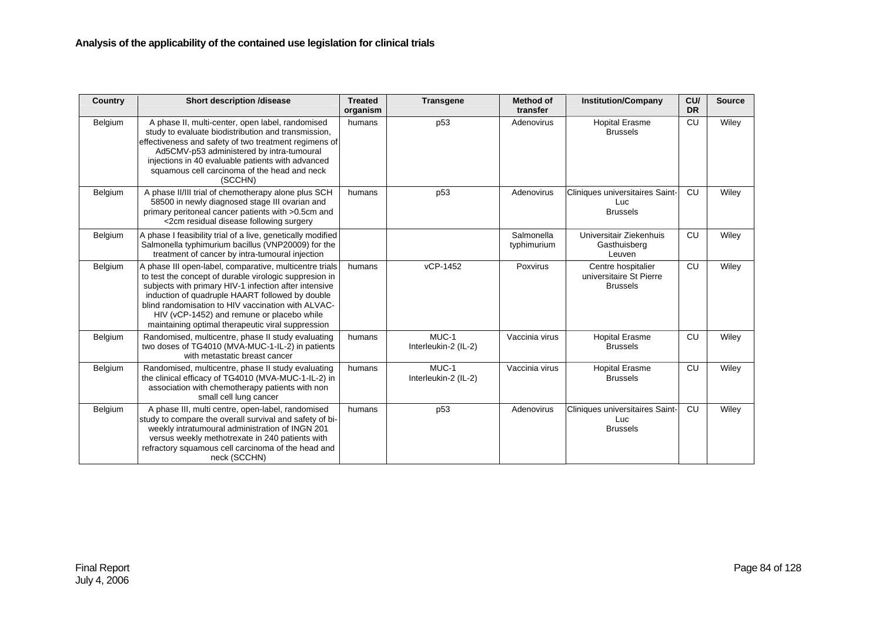**Analysis of the applicability of the contained use legislation for clinical trials**

| Country | Short description /disease | Treated organism | Transgene | Method of transfer | Institution/Company | CU/ DR | Source |
|---|---|---|---|---|---|---|---|
| Belgium | A phase II, multi-center, open label, randomised study to evaluate biodistribution and transmission, effectiveness and safety of two treatment regimens of Ad5CMV-p53 administered by intra-tumoural injections in 40 evaluable patients with advanced squamous cell carcinoma of the head and neck (SCCHN) | humans | p53 | Adenovirus | Hopital Erasme Brussels | CU | Wiley |
| Belgium | A phase II/III trial of chemotherapy alone plus SCH 58500 in newly diagnosed stage III ovarian and primary peritoneal cancer patients with >0.5cm and <2cm residual disease following surgery | humans | p53 | Adenovirus | Cliniques universitaires Saint-Luc Brussels | CU | Wiley |
| Belgium | A phase I feasibility trial of a live, genetically modified Salmonella typhimurium bacillus (VNP20009) for the treatment of cancer by intra-tumoural injection | | | Salmonella typhimurium | Universitair Ziekenhuis Gasthuisberg Leuven | CU | Wiley |
| Belgium | A phase III open-label, comparative, multicentre trials to test the concept of durable virologic suppresion in subjects with primary HIV-1 infection after intensive induction of quadruple HAART followed by double blind randomisation to HIV vaccination with ALVAC-HIV (vCP-1452) and remune or placebo while maintaining optimal therapeutic viral suppression | humans | vCP-1452 | Poxvirus | Centre hospitalier universitaire St Pierre Brussels | CU | Wiley |
| Belgium | Randomised, multicentre, phase II study evaluating two doses of TG4010 (MVA-MUC-1-IL-2) in patients with metastatic breast cancer | humans | MUC-1 Interleukin-2 (IL-2) | Vaccinia virus | Hopital Erasme Brussels | CU | Wiley |
| Belgium | Randomised, multicentre, phase II study evaluating the clinical efficacy of TG4010 (MVA-MUC-1-IL-2) in association with chemotherapy patients with non small cell lung cancer | humans | MUC-1 Interleukin-2 (IL-2) | Vaccinia virus | Hopital Erasme Brussels | CU | Wiley |
| Belgium | A phase III, multi centre, open-label, randomised study to compare the overall survival and safety of bi-weekly intratumoural administration of INGN 201 versus weekly methotrexate in 240 patients with refractory squamous cell carcinoma of the head and neck (SCCHN) | humans | p53 | Adenovirus | Cliniques universitaires Saint-Luc Brussels | CU | Wiley |

Final Report
July 4, 2006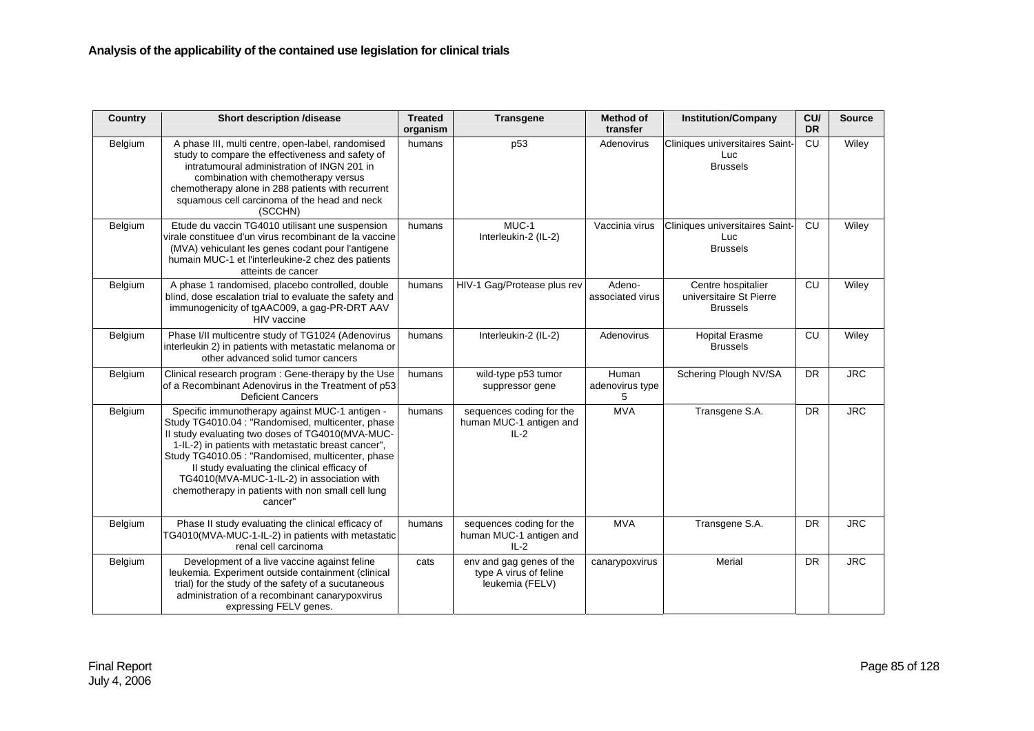**Analysis of the applicability of the contained use legislation for clinical trials**

| Country | Short description /disease | Treated organism | Transgene | Method of transfer | Institution/Company | CU/ DR | Source |
|---|---|---|---|---|---|---|---|
| Belgium | A phase III, multi centre, open-label, randomised study to compare the effectiveness and safety of intratumoural administration of INGN 201 in combination with chemotherapy versus chemotherapy alone in 288 patients with recurrent squamous cell carcinoma of the head and neck (SCCHN) | humans | p53 | Adenovirus | Cliniques universitaires Saint-Luc Brussels | CU | Wiley |
| Belgium | Etude du vaccin TG4010 utilisant une suspension virale constituee d'un virus recombinant de la vaccine (MVA) vehiculant les genes codant pour l'antigene humain MUC-1 et l'interleukine-2 chez des patients atteints de cancer | humans | MUC-1 Interleukin-2 (IL-2) | Vaccinia virus | Cliniques universitaires Saint-Luc Brussels | CU | Wiley |
| Belgium | A phase 1 randomised, placebo controlled, double blind, dose escalation trial to evaluate the safety and immunogenicity of tgAAC009, a gag-PR-DRT AAV HIV vaccine | humans | HIV-1 Gag/Protease plus rev | Adeno-associated virus | Centre hospitalier universitaire St Pierre Brussels | CU | Wiley |
| Belgium | Phase I/II multicentre study of TG1024 (Adenovirus interleukin 2) in patients with metastatic melanoma or other advanced solid tumor cancers | humans | Interleukin-2 (IL-2) | Adenovirus | Hopital Erasme Brussels | CU | Wiley |
| Belgium | Clinical research program : Gene-therapy by the Use of a Recombinant Adenovirus in the Treatment of p53 Deficient Cancers | humans | wild-type p53 tumor suppressor gene | Human adenovirus type 5 | Schering Plough NV/SA | DR | JRC |
| Belgium | Specific immunotherapy against MUC-1 antigen - Study TG4010.04 : "Randomised, multicenter, phase II study evaluating two doses of TG4010(MVA-MUC-1-IL-2) in patients with metastatic breast cancer", Study TG4010.05 : "Randomised, multicenter, phase II study evaluating the clinical efficacy of TG4010(MVA-MUC-1-IL-2) in association with chemotherapy in patients with non small cell lung cancer" | humans | sequences coding for the human MUC-1 antigen and IL-2 | MVA | Transgene S.A. | DR | JRC |
| Belgium | Phase II study evaluating the clinical efficacy of TG4010(MVA-MUC-1-IL-2) in patients with metastatic renal cell carcinoma | humans | sequences coding for the human MUC-1 antigen and IL-2 | MVA | Transgene S.A. | DR | JRC |
| Belgium | Development of a live vaccine against feline leukemia. Experiment outside containment (clinical trial) for the study of the safety of a sucutaneous administration of a recombinant canarypoxvirus expressing FELV genes. | cats | env and gag genes of the type A virus of feline leukemia (FELV) | canarypoxvirus | Merial | DR | JRC |

Final Report
July 4, 2006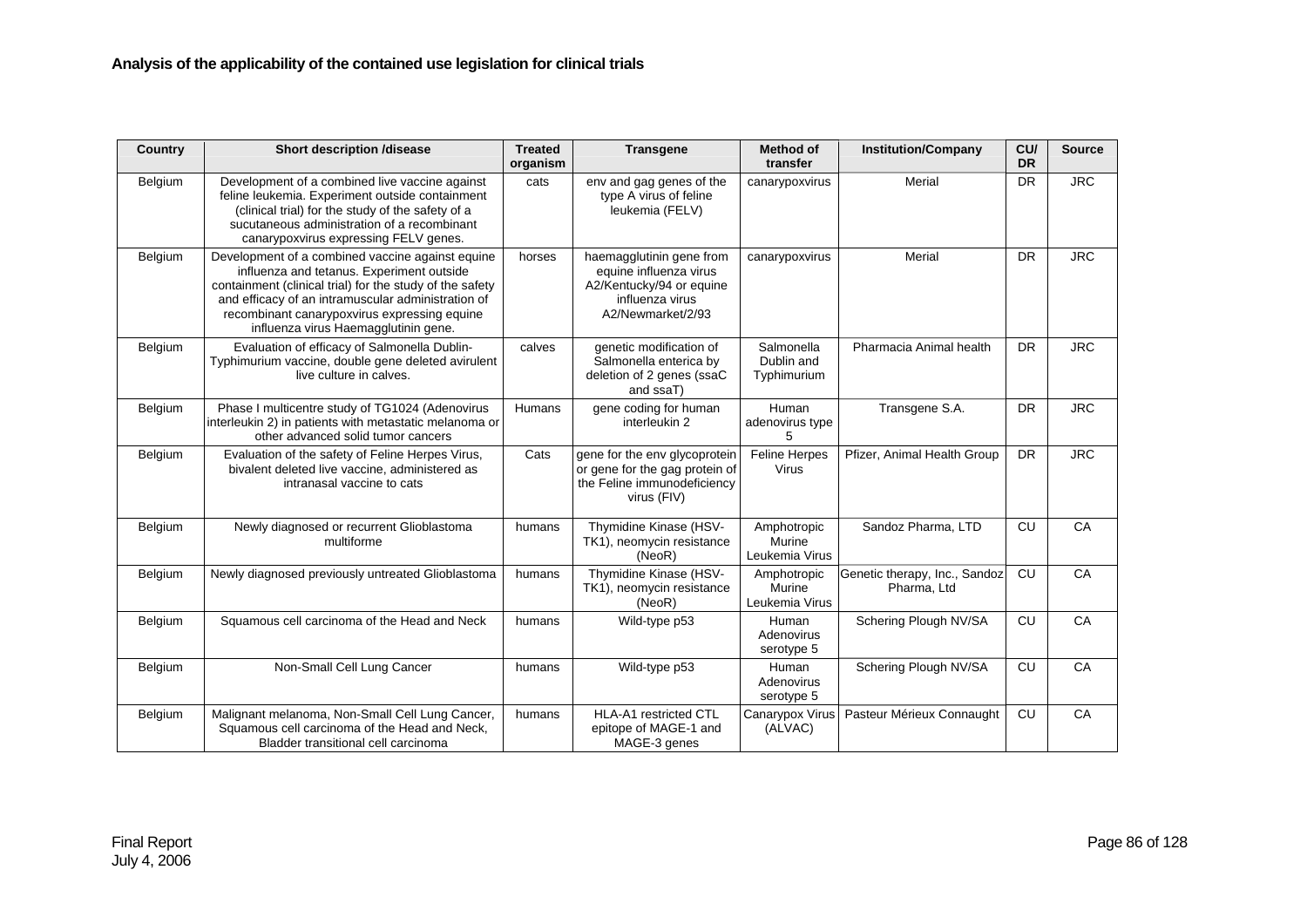**Analysis of the applicability of the contained use legislation for clinical trials**

| Country | Short description /disease | Treated organism | Transgene | Method of transfer | Institution/Company | CU/ DR | Source |
|---|---|---|---|---|---|---|---|
| Belgium | Development of a combined live vaccine against feline leukemia. Experiment outside containment (clinical trial) for the study of the safety of a sucutaneous administration of a recombinant canarypoxvirus expressing FELV genes. | cats | env and gag genes of the type A virus of feline leukemia (FELV) | canarypoxvirus | Merial | DR | JRC |
| Belgium | Development of a combined vaccine against equine influenza and tetanus. Experiment outside containment (clinical trial) for the study of the safety and efficacy of an intramuscular administration of recombinant canarypoxvirus expressing equine influenza virus Haemagglutinin gene. | horses | haemagglutinin gene from equine influenza virus A2/Kentucky/94 or equine influenza virus A2/Newmarket/2/93 | canarypoxvirus | Merial | DR | JRC |
| Belgium | Evaluation of efficacy of Salmonella Dublin-Typhimurium vaccine, double gene deleted avirulent live culture in calves. | calves | genetic modification of Salmonella enterica by deletion of 2 genes (ssaC and ssaT) | Salmonella Dublin and Typhimurium | Pharmacia Animal health | DR | JRC |
| Belgium | Phase I multicentre study of TG1024 (Adenovirus interleukin 2) in patients with metastatic melanoma or other advanced solid tumor cancers | Humans | gene coding for human interleukin 2 | Human adenovirus type 5 | Transgene S.A. | DR | JRC |
| Belgium | Evaluation of the safety of Feline Herpes Virus, bivalent deleted live vaccine, administered as intranasal vaccine to cats | Cats | gene for the env glycoprotein or gene for the gag protein of the Feline immunodeficiency virus (FIV) | Feline Herpes Virus | Pfizer, Animal Health Group | DR | JRC |
| Belgium | Newly diagnosed or recurrent Glioblastoma multiforme | humans | Thymidine Kinase (HSV-TK1), neomycin resistance (NeoR) | Amphotropic Murine Leukemia Virus | Sandoz Pharma, LTD | CU | CA |
| Belgium | Newly diagnosed previously untreated Glioblastoma | humans | Thymidine Kinase (HSV-TK1), neomycin resistance (NeoR) | Amphotropic Murine Leukemia Virus | Genetic therapy, Inc., Sandoz Pharma, Ltd | CU | CA |
| Belgium | Squamous cell carcinoma of the Head and Neck | humans | Wild-type p53 | Human Adenovirus serotype 5 | Schering Plough NV/SA | CU | CA |
| Belgium | Non-Small Cell Lung Cancer | humans | Wild-type p53 | Human Adenovirus serotype 5 | Schering Plough NV/SA | CU | CA |
| Belgium | Malignant melanoma, Non-Small Cell Lung Cancer, Squamous cell carcinoma of the Head and Neck, Bladder transitional cell carcinoma | humans | HLA-A1 restricted CTL epitope of MAGE-1 and MAGE-3 genes | Canarypox Virus (ALVAC) | Pasteur Mérieux Connaught | CU | CA |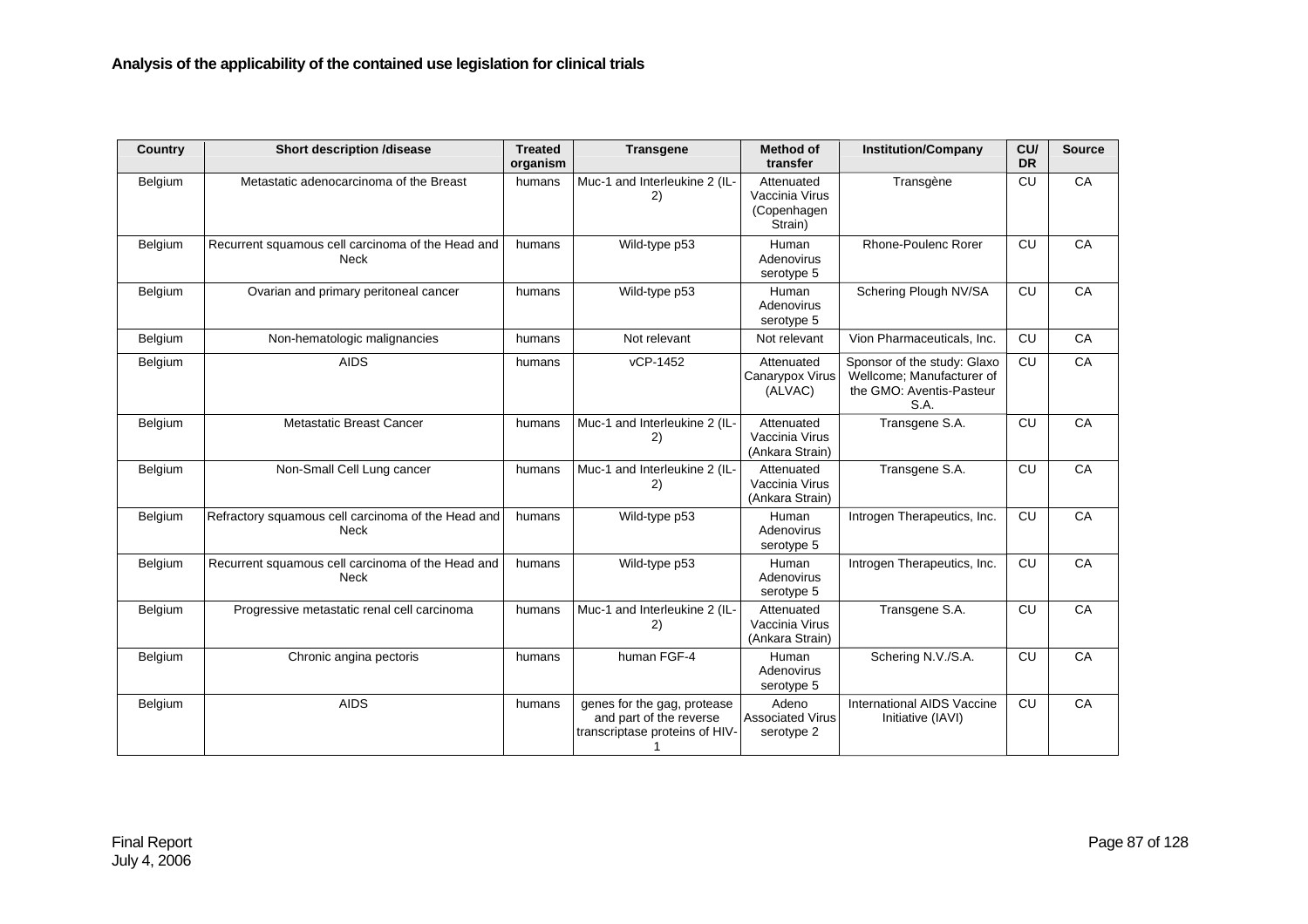**Analysis of the applicability of the contained use legislation for clinical trials**

| Country | Short description /disease | Treated organism | Transgene | Method of transfer | Institution/Company | CU/ DR | Source |
|---|---|---|---|---|---|---|---|
| Belgium | Metastatic adenocarcinoma of the Breast | humans | Muc-1 and Interleukine 2 (IL-2) | Attenuated Vaccinia Virus (Copenhagen Strain) | Transgène | CU | CA |
| Belgium | Recurrent squamous cell carcinoma of the Head and Neck | humans | Wild-type p53 | Human Adenovirus serotype 5 | Rhone-Poulenc Rorer | CU | CA |
| Belgium | Ovarian and primary peritoneal cancer | humans | Wild-type p53 | Human Adenovirus serotype 5 | Schering Plough NV/SA | CU | CA |
| Belgium | Non-hematologic malignancies | humans | Not relevant | Not relevant | Vion Pharmaceuticals, Inc. | CU | CA |
| Belgium | AIDS | humans | vCP-1452 | Attenuated Canarypox Virus (ALVAC) | Sponsor of the study: Glaxo Wellcome; Manufacturer of the GMO: Aventis-Pasteur S.A. | CU | CA |
| Belgium | Metastatic Breast Cancer | humans | Muc-1 and Interleukine 2 (IL-2) | Attenuated Vaccinia Virus (Ankara Strain) | Transgene S.A. | CU | CA |
| Belgium | Non-Small Cell Lung cancer | humans | Muc-1 and Interleukine 2 (IL-2) | Attenuated Vaccinia Virus (Ankara Strain) | Transgene S.A. | CU | CA |
| Belgium | Refractory squamous cell carcinoma of the Head and Neck | humans | Wild-type p53 | Human Adenovirus serotype 5 | Introgen Therapeutics, Inc. | CU | CA |
| Belgium | Recurrent squamous cell carcinoma of the Head and Neck | humans | Wild-type p53 | Human Adenovirus serotype 5 | Introgen Therapeutics, Inc. | CU | CA |
| Belgium | Progressive metastatic renal cell carcinoma | humans | Muc-1 and Interleukine 2 (IL-2) | Attenuated Vaccinia Virus (Ankara Strain) | Transgene S.A. | CU | CA |
| Belgium | Chronic angina pectoris | humans | human FGF-4 | Human Adenovirus serotype 5 | Schering N.V./S.A. | CU | CA |
| Belgium | AIDS | humans | genes for the gag, protease and part of the reverse transcriptase proteins of HIV-1 | Adeno Associated Virus serotype 2 | International AIDS Vaccine Initiative (IAVI) | CU | CA |

Final Report
July 4, 2006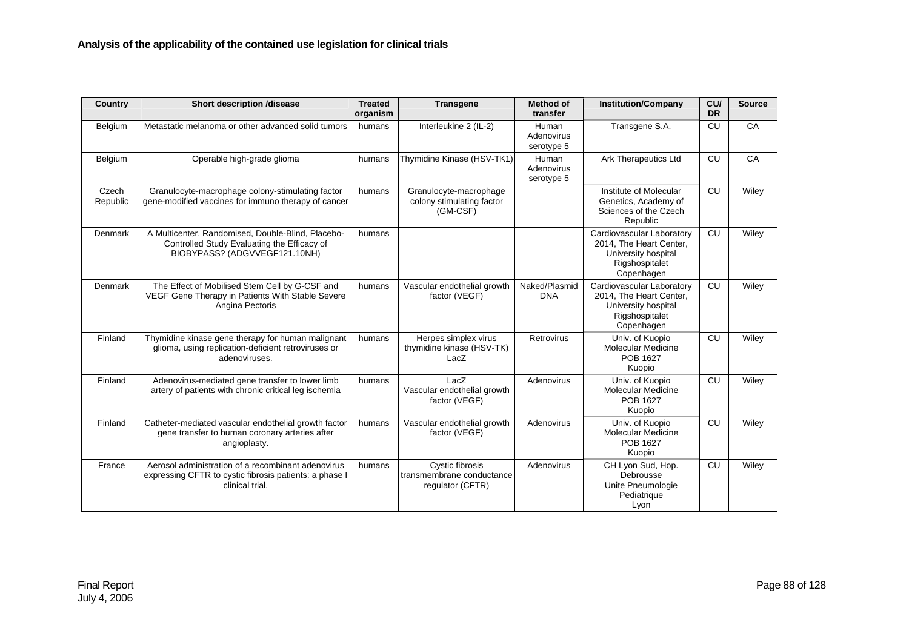**Analysis of the applicability of the contained use legislation for clinical trials**

| Country | Short description /disease | Treated organism | Transgene | Method of transfer | Institution/Company | CU/ DR | Source |
|---|---|---|---|---|---|---|---|
| Belgium | Metastatic melanoma or other advanced solid tumors | humans | Interleukine 2 (IL-2) | Human Adenovirus serotype 5 | Transgene S.A. | CU | CA |
| Belgium | Operable high-grade glioma | humans | Thymidine Kinase (HSV-TK1) | Human Adenovirus serotype 5 | Ark Therapeutics Ltd | CU | CA |
| Czech Republic | Granulocyte-macrophage colony-stimulating factor gene-modified vaccines for immuno therapy of cancer | humans | Granulocyte-macrophage colony stimulating factor (GM-CSF) | | Institute of Molecular Genetics, Academy of Sciences of the Czech Republic | CU | Wiley |
| Denmark | A Multicenter, Randomised, Double-Blind, Placebo-Controlled Study Evaluating the Efficacy of BIOBYPASS? (ADGVVEGF121.10NH) | humans | | | Cardiovascular Laboratory 2014, The Heart Center, University hospital Rigshospitalet Copenhagen | CU | Wiley |
| Denmark | The Effect of Mobilised Stem Cell by G-CSF and VEGF Gene Therapy in Patients With Stable Severe Angina Pectoris | humans | Vascular endothelial growth factor (VEGF) | Naked/Plasmid DNA | Cardiovascular Laboratory 2014, The Heart Center, University hospital Rigshospitalet Copenhagen | CU | Wiley |
| Finland | Thymidine kinase gene therapy for human malignant glioma, using replication-deficient retroviruses or adenoviruses. | humans | Herpes simplex virus thymidine kinase (HSV-TK) LacZ | Retrovirus | Univ. of Kuopio Molecular Medicine POB 1627 Kuopio | CU | Wiley |
| Finland | Adenovirus-mediated gene transfer to lower limb artery of patients with chronic critical leg ischemia | humans | LacZ Vascular endothelial growth factor (VEGF) | Adenovirus | Univ. of Kuopio Molecular Medicine POB 1627 Kuopio | CU | Wiley |
| Finland | Catheter-mediated vascular endothelial growth factor gene transfer to human coronary arteries after angioplasty. | humans | Vascular endothelial growth factor (VEGF) | Adenovirus | Univ. of Kuopio Molecular Medicine POB 1627 Kuopio | CU | Wiley |
| France | Aerosol administration of a recombinant adenovirus expressing CFTR to cystic fibrosis patients: a phase I clinical trial. | humans | Cystic fibrosis transmembrane conductance regulator (CFTR) | Adenovirus | CH Lyon Sud, Hop. Debrousse Unite Pneumologie Pediatrique Lyon | CU | Wiley |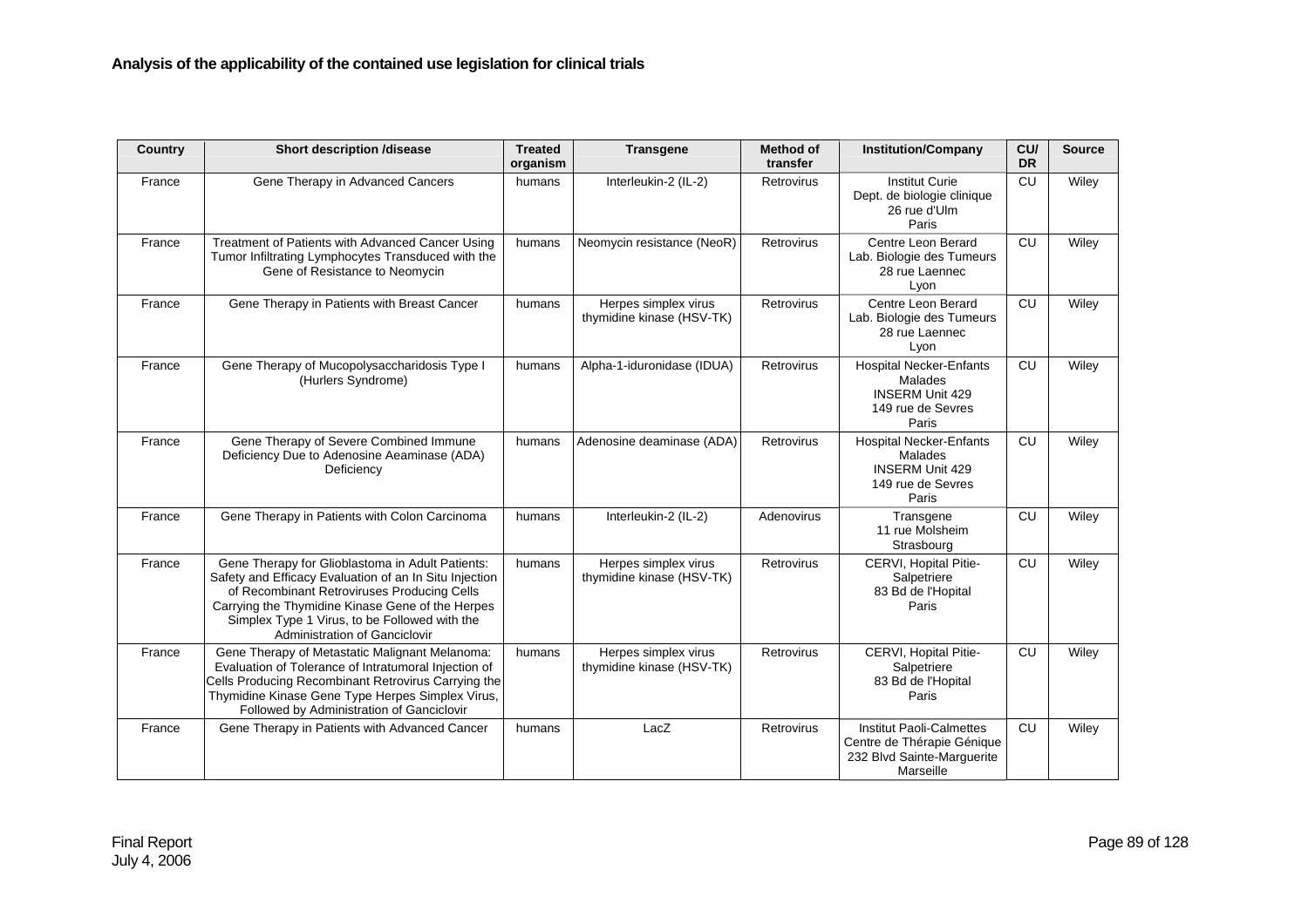**Analysis of the applicability of the contained use legislation for clinical trials**

| Country | Short description /disease | Treated organism | Transgene | Method of transfer | Institution/Company | CU/ DR | Source |
|---|---|---|---|---|---|---|---|
| France | Gene Therapy in Advanced Cancers | humans | Interleukin-2 (IL-2) | Retrovirus | Institut Curie Dept. de biologie clinique 26 rue d'Ulm Paris | CU | Wiley |
| France | Treatment of Patients with Advanced Cancer Using Tumor Infiltrating Lymphocytes Transduced with the Gene of Resistance to Neomycin | humans | Neomycin resistance (NeoR) | Retrovirus | Centre Leon Berard Lab. Biologie des Tumeurs 28 rue Laennec Lyon | CU | Wiley |
| France | Gene Therapy in Patients with Breast Cancer | humans | Herpes simplex virus thymidine kinase (HSV-TK) | Retrovirus | Centre Leon Berard Lab. Biologie des Tumeurs 28 rue Laennec Lyon | CU | Wiley |
| France | Gene Therapy of Mucopolysaccharidosis Type I (Hurlers Syndrome) | humans | Alpha-1-iduronidase (IDUA) | Retrovirus | Hospital Necker-Enfants Malades INSERM Unit 429 149 rue de Sevres Paris | CU | Wiley |
| France | Gene Therapy of Severe Combined Immune Deficiency Due to Adenosine Aeaminase (ADA) Deficiency | humans | Adenosine deaminase (ADA) | Retrovirus | Hospital Necker-Enfants Malades INSERM Unit 429 149 rue de Sevres Paris | CU | Wiley |
| France | Gene Therapy in Patients with Colon Carcinoma | humans | Interleukin-2 (IL-2) | Adenovirus | Transgene 11 rue Molsheim Strasbourg | CU | Wiley |
| France | Gene Therapy for Glioblastoma in Adult Patients: Safety and Efficacy Evaluation of an In Situ Injection of Recombinant Retroviruses Producing Cells Carrying the Thymidine Kinase Gene of the Herpes Simplex Type 1 Virus, to be Followed with the Administration of Ganciclovir | humans | Herpes simplex virus thymidine kinase (HSV-TK) | Retrovirus | CERVI, Hopital Pitie-Salpetriere 83 Bd de l'Hopital Paris | CU | Wiley |
| France | Gene Therapy of Metastatic Malignant Melanoma: Evaluation of Tolerance of Intratumoral Injection of Cells Producing Recombinant Retrovirus Carrying the Thymidine Kinase Gene Type Herpes Simplex Virus, Followed by Administration of Ganciclovir | humans | Herpes simplex virus thymidine kinase (HSV-TK) | Retrovirus | CERVI, Hopital Pitie-Salpetriere 83 Bd de l'Hopital Paris | CU | Wiley |
| France | Gene Therapy in Patients with Advanced Cancer | humans | LacZ | Retrovirus | Institut Paoli-Calmettes Centre de Thérapie Génique 232 Blvd Sainte-Marguerite Marseille | CU | Wiley |

Final Report
July 4, 2006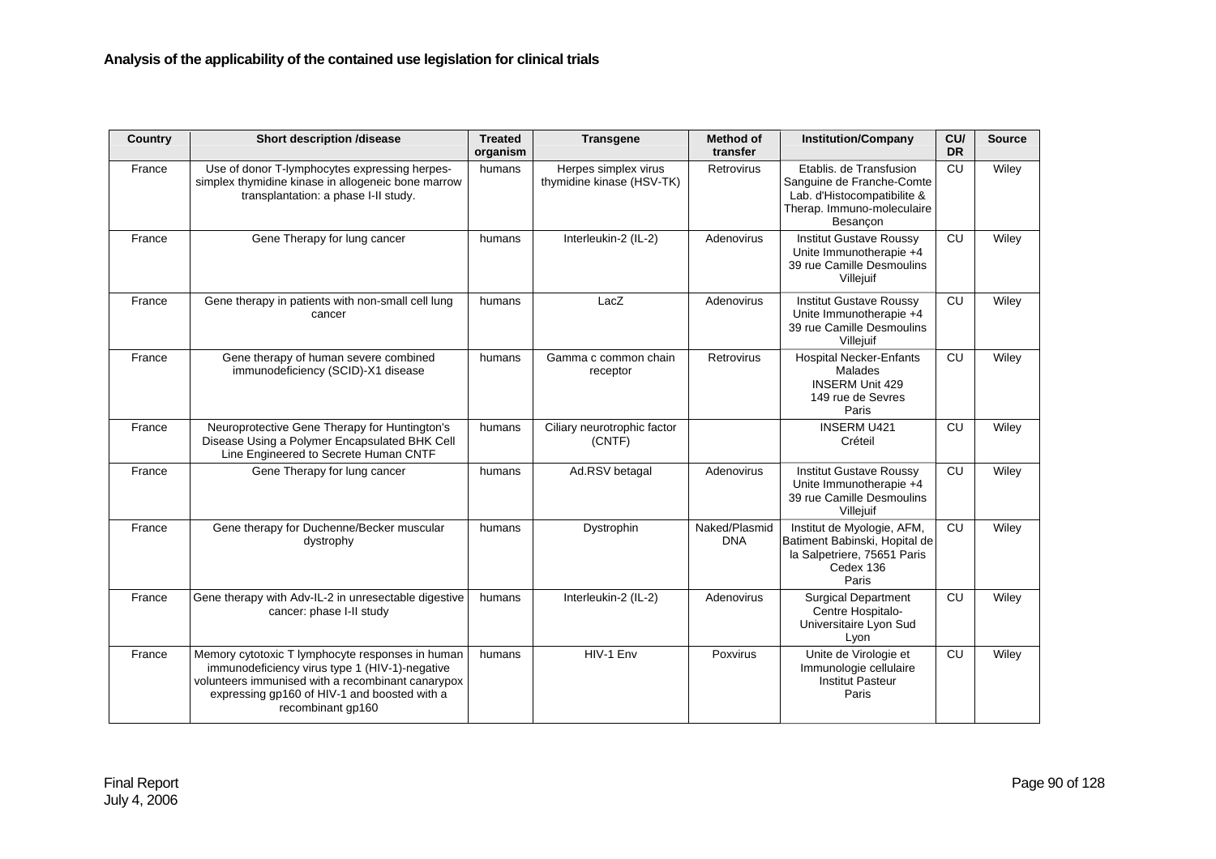**Analysis of the applicability of the contained use legislation for clinical trials**

| Country | Short description /disease | Treated organism | Transgene | Method of transfer | Institution/Company | CU/ DR | Source |
|---|---|---|---|---|---|---|---|
| France | Use of donor T-lymphocytes expressing herpes-simplex thymidine kinase in allogeneic bone marrow transplantation: a phase I-II study. | humans | Herpes simplex virus thymidine kinase (HSV-TK) | Retrovirus | Etablis. de Transfusion Sanguine de Franche-Comte Lab. d'Histocompatibilite & Therap. Immuno-moleculaire Besançon | CU | Wiley |
| France | Gene Therapy for lung cancer | humans | Interleukin-2 (IL-2) | Adenovirus | Institut Gustave Roussy Unite Immunotherapie +4 39 rue Camille Desmoulins Villejuif | CU | Wiley |
| France | Gene therapy in patients with non-small cell lung cancer | humans | LacZ | Adenovirus | Institut Gustave Roussy Unite Immunotherapie +4 39 rue Camille Desmoulins Villejuif | CU | Wiley |
| France | Gene therapy of human severe combined immunodeficiency (SCID)-X1 disease | humans | Gamma c common chain receptor | Retrovirus | Hospital Necker-Enfants Malades INSERM Unit 429 149 rue de Sevres Paris | CU | Wiley |
| France | Neuroprotective Gene Therapy for Huntington's Disease Using a Polymer Encapsulated BHK Cell Line Engineered to Secrete Human CNTF | humans | Ciliary neurotrophic factor (CNTF) | | INSERM U421 Créteil | CU | Wiley |
| France | Gene Therapy for lung cancer | humans | Ad.RSV betagal | Adenovirus | Institut Gustave Roussy Unite Immunotherapie +4 39 rue Camille Desmoulins Villejuif | CU | Wiley |
| France | Gene therapy for Duchenne/Becker muscular dystrophy | humans | Dystrophin | Naked/Plasmid DNA | Institut de Myologie, AFM, Batiment Babinski, Hopital de la Salpetriere, 75651 Paris Cedex 136 Paris | CU | Wiley |
| France | Gene therapy with Adv-IL-2 in unresectable digestive cancer: phase I-II study | humans | Interleukin-2 (IL-2) | Adenovirus | Surgical Department Centre Hospitalo-Universitaire Lyon Sud Lyon | CU | Wiley |
| France | Memory cytotoxic T lymphocyte responses in human immunodeficiency virus type 1 (HIV-1)-negative volunteers immunised with a recombinant canarypox expressing gp160 of HIV-1 and boosted with a recombinant gp160 | humans | HIV-1 Env | Poxvirus | Unite de Virologie et Immunologie cellulaire Institut Pasteur Paris | CU | Wiley |

Final Report
July 4, 2006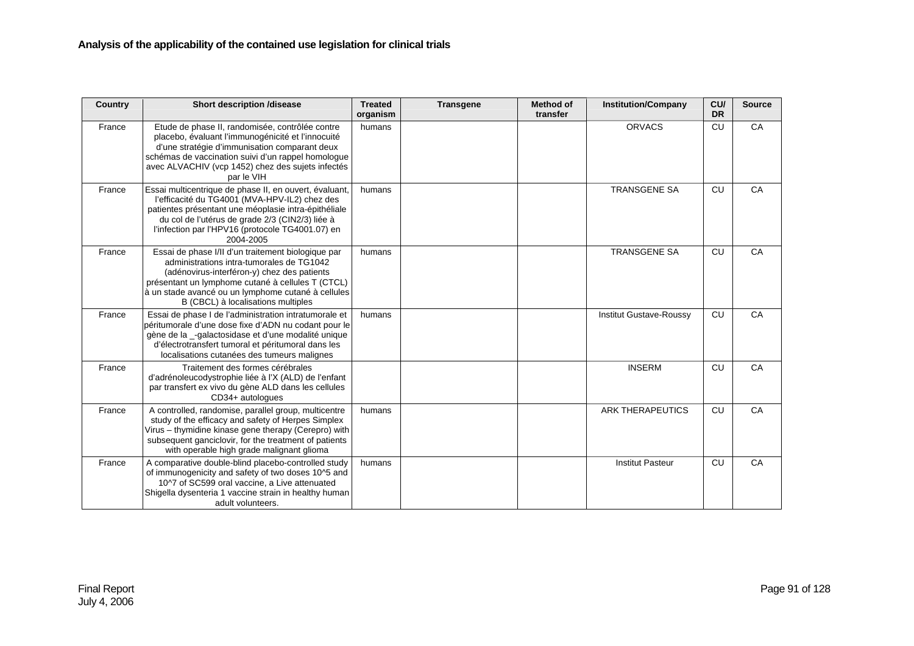**Analysis of the applicability of the contained use legislation for clinical trials**

| Country | Short description /disease | Treated organism | Transgene | Method of transfer | Institution/Company | CU/ DR | Source |
|---|---|---|---|---|---|---|---|
| France | Etude de phase II, randomisée, contrôlée contre placebo, évaluant l'immunogénicité et l'innocuité d'une stratégie d'immunisation comparant deux schémas de vaccination suivi d'un rappel homologue avec ALVACHIV (vcp 1452) chez des sujets infectés par le VIH | humans | | | ORVACS | CU | CA |
| France | Essai multicentrique de phase II, en ouvert, évaluant, l'efficacité du TG4001 (MVA-HPV-IL2) chez des patientes présentant une méoplasie intra-épithéliale du col de l'utérus de grade 2/3 (CIN2/3) liée à l'infection par l'HPV16 (protocole TG4001.07) en 2004-2005 | humans | | | TRANSGENE SA | CU | CA |
| France | Essai de phase I/II d'un traitement biologique par administrations intra-tumorales de TG1042 (adénovirus-interféron-y) chez des patients présentant un lymphome cutané à cellules T (CTCL) à un stade avancé ou un lymphome cutané à cellules B (CBCL) à localisations multiples | humans | | | TRANSGENE SA | CU | CA |
| France | Essai de phase I de l'administration intratumorale et péritumorale d'une dose fixe d'ADN nu codant pour le gène de la _-galactosidase et d'une modalité unique d'électrotransfert tumoral et péritumoral dans les localisations cutanées des tumeurs malignes | humans | | | Institut Gustave-Roussy | CU | CA |
| France | Traitement des formes cérébrales d'adrénoleucodystrophie liée à l'X (ALD) de l'enfant par transfert ex vivo du gène ALD dans les cellules CD34+ autologues | | | | INSERM | CU | CA |
| France | A controlled, randomise, parallel group, multicentre study of the efficacy and safety of Herpes Simplex Virus – thymidine kinase gene therapy (Cerepro) with subsequent ganciclovir, for the treatment of patients with operable high grade malignant glioma | humans | | | ARK THERAPEUTICS | CU | CA |
| France | A comparative double-blind placebo-controlled study of immunogenicity and safety of two doses 10^5 and 10^7 of SC599 oral vaccine, a Live attenuated Shigella dysenteria 1 vaccine strain in healthy human adult volunteers. | humans | | | Institut Pasteur | CU | CA |

Final Report
July 4, 2006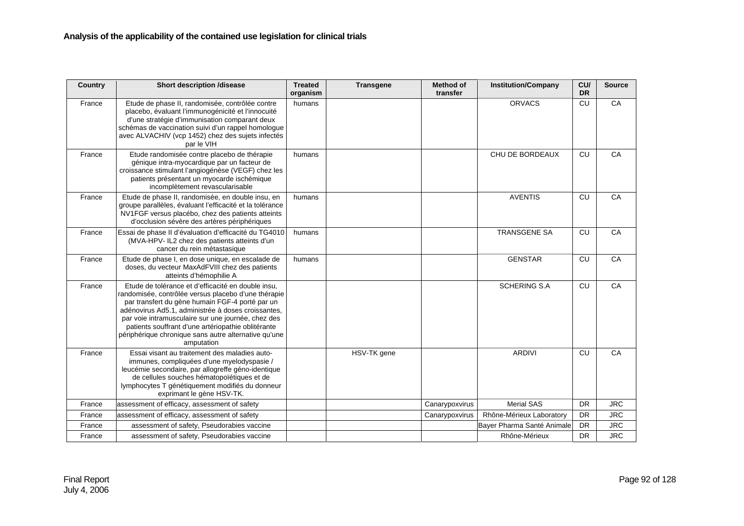**Analysis of the applicability of the contained use legislation for clinical trials**

| Country | Short description /disease | Treated organism | Transgene | Method of transfer | Institution/Company | CU/ DR | Source |
|---|---|---|---|---|---|---|---|
| France | Etude de phase II, randomisée, contrôlée contre placebo, évaluant l'immunogénicité et l'innocuité d'une stratégie d'immunisation comparant deux schémas de vaccination suivi d'un rappel homologue avec ALVACHIV (vcp 1452) chez des sujets infectés par le VIH | humans | | | ORVACS | CU | CA |
| France | Etude randomisée contre placebo de thérapie génique intra-myocardique par un facteur de croissance stimulant l'angiogénèse (VEGF) chez les patients présentant un myocarde ischémique incomplètement revascularisable | humans | | | CHU DE BORDEAUX | CU | CA |
| France | Etude de phase II, randomisée, en double insu, en groupe parallèles, évaluant l'efficacité et la tolérance NV1FGF versus placébo, chez des patients atteints d'occlusion sévère des artères périphériques | humans | | | AVENTIS | CU | CA |
| France | Essai de phase II d'évaluation d'efficacité du TG4010 (MVA-HPV- IL2 chez des patients atteints d'un cancer du rein métastasique | humans | | | TRANSGENE SA | CU | CA |
| France | Etude de phase I, en dose unique, en escalade de doses, du vecteur MaxAdFVIII chez des patients atteints d'hémophilie A | humans | | | GENSTAR | CU | CA |
| France | Etude de tolérance et d'efficacité en double insu, randomisée, contrôlée versus placebo d'une thérapie par transfert du gène humain FGF-4 porté par un adénovirus Ad5.1, administrée à doses croissantes, par voie intramusculaire sur une journée, chez des patients souffrant d'une artériopathie oblitérante périphérique chronique sans autre alternative qu'une amputation | | | | SCHERING S.A | CU | CA |
| France | Essai visant au traitement des maladies auto-immunes, compliquées d'une myelodyspasie / leucémie secondaire, par allogreffe géno-identique de cellules souches hématopoïétiques et de lymphocytes T génétiquement modifiés du donneur exprimant le gène HSV-TK. | | HSV-TK gene | | ARDIVI | CU | CA |
| France | assessment of efficacy, assessment of safety | | | Canarypoxvirus | Merial SAS | DR | JRC |
| France | assessment of efficacy, assessment of safety | | | Canarypoxvirus | Rhône-Mérieux Laboratory | DR | JRC |
| France | assessment of safety, Pseudorabies vaccine | | | | Bayer Pharma Santé Animale | DR | JRC |
| France | assessment of safety, Pseudorabies vaccine | | | | Rhône-Mérieux | DR | JRC |

Final Report
July 4, 2006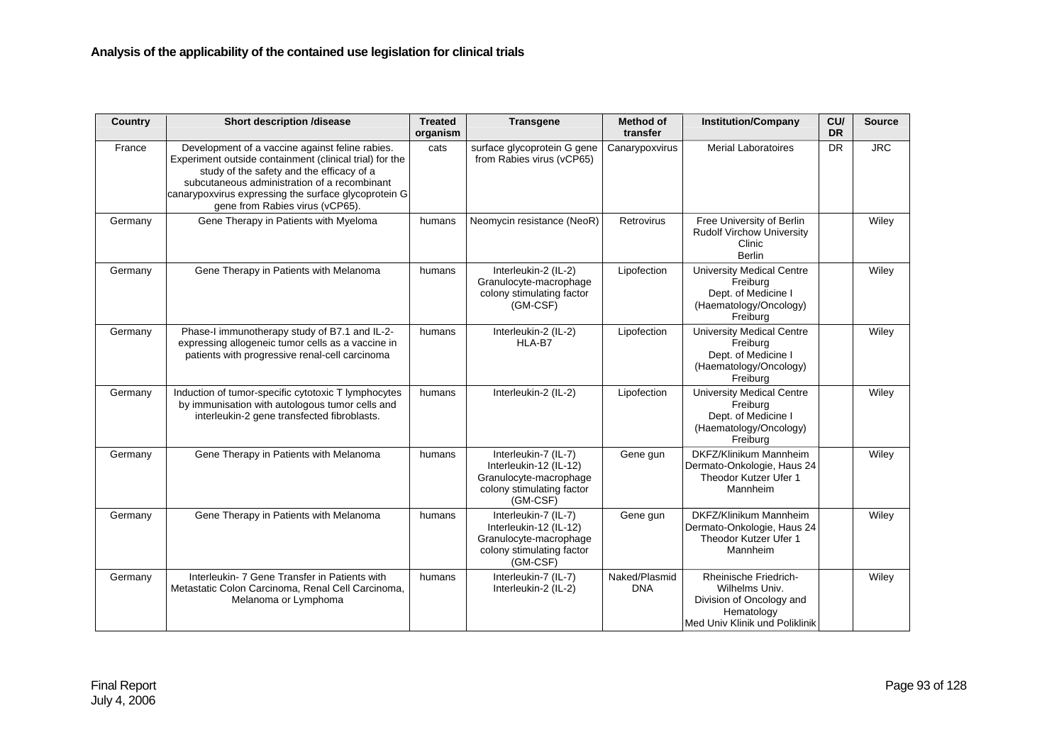**Analysis of the applicability of the contained use legislation for clinical trials**

| Country | Short description /disease | Treated organism | Transgene | Method of transfer | Institution/Company | CU/ DR | Source |
|---|---|---|---|---|---|---|---|
| France | Development of a vaccine against feline rabies. Experiment outside containment (clinical trial) for the study of the safety and the efficacy of a subcutaneous administration of a recombinant canarypoxvirus expressing the surface glycoprotein G gene from Rabies virus (vCP65). | cats | surface glycoprotein G gene from Rabies virus (vCP65) | Canarypoxvirus | Merial Laboratoires | DR | JRC |
| Germany | Gene Therapy in Patients with Myeloma | humans | Neomycin resistance (NeoR) | Retrovirus | Free University of Berlin Rudolf Virchow University Clinic Berlin | | Wiley |
| Germany | Gene Therapy in Patients with Melanoma | humans | Interleukin-2 (IL-2) Granulocyte-macrophage colony stimulating factor (GM-CSF) | Lipofection | University Medical Centre Freiburg Dept. of Medicine I (Haematology/Oncology) Freiburg | | Wiley |
| Germany | Phase-I immunotherapy study of B7.1 and IL-2-expressing allogeneic tumor cells as a vaccine in patients with progressive renal-cell carcinoma | humans | Interleukin-2 (IL-2) HLA-B7 | Lipofection | University Medical Centre Freiburg Dept. of Medicine I (Haematology/Oncology) Freiburg | | Wiley |
| Germany | Induction of tumor-specific cytotoxic T lymphocytes by immunisation with autologous tumor cells and interleukin-2 gene transfected fibroblasts. | humans | Interleukin-2 (IL-2) | Lipofection | University Medical Centre Freiburg Dept. of Medicine I (Haematology/Oncology) Freiburg | | Wiley |
| Germany | Gene Therapy in Patients with Melanoma | humans | Interleukin-7 (IL-7) Interleukin-12 (IL-12) Granulocyte-macrophage colony stimulating factor (GM-CSF) | Gene gun | DKFZ/Klinikum Mannheim Dermato-Onkologie, Haus 24 Theodor Kutzer Ufer 1 Mannheim | | Wiley |
| Germany | Gene Therapy in Patients with Melanoma | humans | Interleukin-7 (IL-7) Interleukin-12 (IL-12) Granulocyte-macrophage colony stimulating factor (GM-CSF) | Gene gun | DKFZ/Klinikum Mannheim Dermato-Onkologie, Haus 24 Theodor Kutzer Ufer 1 Mannheim | | Wiley |
| Germany | Interleukin- 7 Gene Transfer in Patients with Metastatic Colon Carcinoma, Renal Cell Carcinoma, Melanoma or Lymphoma | humans | Interleukin-7 (IL-7) Interleukin-2 (IL-2) | Naked/Plasmid DNA | Rheinische Friedrich-Wilhelms Univ. Division of Oncology and Hematology Med Univ Klinik und Poliklinik | | Wiley |

Final Report
July 4, 2006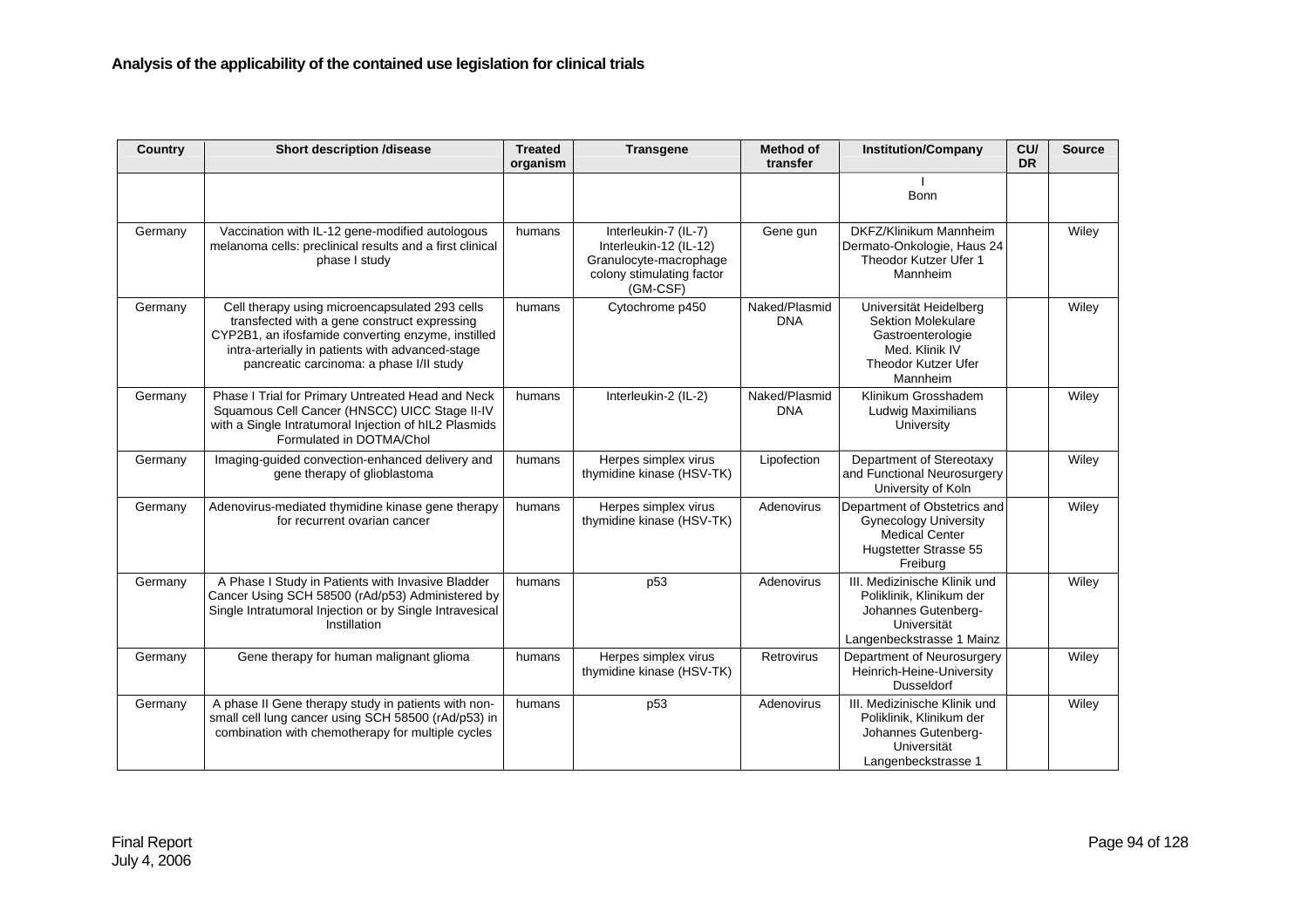**Analysis of the applicability of the contained use legislation for clinical trials**

| Country | Short description /disease | Treated organism | Transgene | Method of transfer | Institution/Company | CU/ DR | Source |
|---|---|---|---|---|---|---|---|
| | | | | | I Bonn | | |
| Germany | Vaccination with IL-12 gene-modified autologous melanoma cells: preclinical results and a first clinical phase I study | humans | Interleukin-7 (IL-7) Interleukin-12 (IL-12) Granulocyte-macrophage colony stimulating factor (GM-CSF) | Gene gun | DKFZ/Klinikum Mannheim Dermato-Onkologie, Haus 24 Theodor Kutzer Ufer 1 Mannheim | | Wiley |
| Germany | Cell therapy using microencapsulated 293 cells transfected with a gene construct expressing CYP2B1, an ifosfamide converting enzyme, instilled intra-arterially in patients with advanced-stage pancreatic carcinoma: a phase I/II study | humans | Cytochrome p450 | Naked/Plasmid DNA | Universität Heidelberg Sektion Molekulare Gastroenterologie Med. Klinik IV Theodor Kutzer Ufer Mannheim | | Wiley |
| Germany | Phase I Trial for Primary Untreated Head and Neck Squamous Cell Cancer (HNSCC) UICC Stage II-IV with a Single Intratumoral Injection of hIL2 Plasmids Formulated in DOTMA/Chol | humans | Interleukin-2 (IL-2) | Naked/Plasmid DNA | Klinikum Grosshadem Ludwig Maximilians University | | Wiley |
| Germany | Imaging-guided convection-enhanced delivery and gene therapy of glioblastoma | humans | Herpes simplex virus thymidine kinase (HSV-TK) | Lipofection | Department of Stereotaxy and Functional Neurosurgery University of Koln | | Wiley |
| Germany | Adenovirus-mediated thymidine kinase gene therapy for recurrent ovarian cancer | humans | Herpes simplex virus thymidine kinase (HSV-TK) | Adenovirus | Department of Obstetrics and Gynecology University Medical Center Hugstetter Strasse 55 Freiburg | | Wiley |
| Germany | A Phase I Study in Patients with Invasive Bladder Cancer Using SCH 58500 (rAd/p53) Administered by Single Intratumoral Injection or by Single Intravesical Instillation | humans | p53 | Adenovirus | III. Medizinische Klinik und Poliklinik, Klinikum der Johannes Gutenberg-Universität Langenbeckstrasse 1 Mainz | | Wiley |
| Germany | Gene therapy for human malignant glioma | humans | Herpes simplex virus thymidine kinase (HSV-TK) | Retrovirus | Department of Neurosurgery Heinrich-Heine-University Dusseldorf | | Wiley |
| Germany | A phase II Gene therapy study in patients with non-small cell lung cancer using SCH 58500 (rAd/p53) in combination with chemotherapy for multiple cycles | humans | p53 | Adenovirus | III. Medizinische Klinik und Poliklinik, Klinikum der Johannes Gutenberg-Universität Langenbeckstrasse 1 | | Wiley |

Final Report
July 4, 2006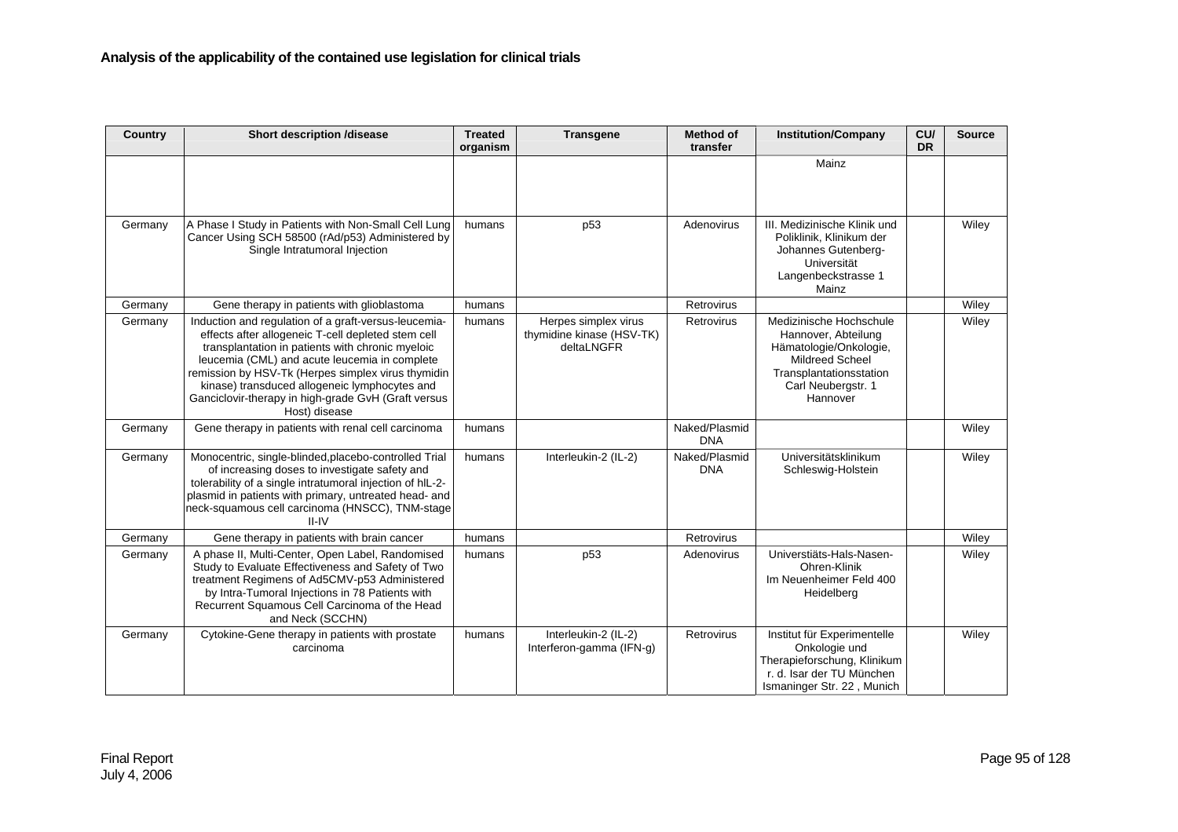**Analysis of the applicability of the contained use legislation for clinical trials**

| Country | Short description /disease | Treated organism | Transgene | Method of transfer | Institution/Company | CU/ DR | Source |
|---|---|---|---|---|---|---|---|
| | | | | | Mainz | | |
| Germany | A Phase I Study in Patients with Non-Small Cell Lung Cancer Using SCH 58500 (rAd/p53) Administered by Single Intratumoral Injection | humans | p53 | Adenovirus | III. Medizinische Klinik und Poliklinik, Klinikum der Johannes Gutenberg-Universität Langenbeckstrasse 1 Mainz | | Wiley |
| Germany | Gene therapy in patients with glioblastoma | humans | | Retrovirus | | | Wiley |
| Germany | Induction and regulation of a graft-versus-leucemia-effects after allogeneic T-cell depleted stem cell transplantation in patients with chronic myeloic leucemia (CML) and acute leucemia in complete remission by HSV-Tk (Herpes simplex virus thymidin kinase) transduced allogeneic lymphocytes and Ganciclovir-therapy in high-grade GvH (Graft versus Host) disease | humans | Herpes simplex virus thymidine kinase (HSV-TK) deltaLNGFR | Retrovirus | Medizinische Hochschule Hannover, Abteilung Hämatologie/Onkologie, Mildreed Scheel Transplantationsstation Carl Neubergstr. 1 Hannover | | Wiley |
| Germany | Gene therapy in patients with renal cell carcinoma | humans | | Naked/Plasmid DNA | | | Wiley |
| Germany | Monocentric, single-blinded,placebo-controlled Trial of increasing doses to investigate safety and tolerability of a single intratumoral injection of hIL-2-plasmid in patients with primary, untreated head- and neck-squamous cell carcinoma (HNSCC), TNM-stage II-IV | humans | Interleukin-2 (IL-2) | Naked/Plasmid DNA | Universitätsklinikum Schleswig-Holstein | | Wiley |
| Germany | Gene therapy in patients with brain cancer | humans | | Retrovirus | | | Wiley |
| Germany | A phase II, Multi-Center, Open Label, Randomised Study to Evaluate Effectiveness and Safety of Two treatment Regimens of Ad5CMV-p53 Administered by Intra-Tumoral Injections in 78 Patients with Recurrent Squamous Cell Carcinoma of the Head and Neck (SCCHN) | humans | p53 | Adenovirus | Universtiäts-Hals-Nasen-Ohren-Klinik Im Neuenheimer Feld 400 Heidelberg | | Wiley |
| Germany | Cytokine-Gene therapy in patients with prostate carcinoma | humans | Interleukin-2 (IL-2) Interferon-gamma (IFN-g) | Retrovirus | Institut für Experimentelle Onkologie und Therapieforschung, Klinikum r. d. Isar der TU München Ismaninger Str. 22 , Munich | | Wiley |

Final Report
July 4, 2006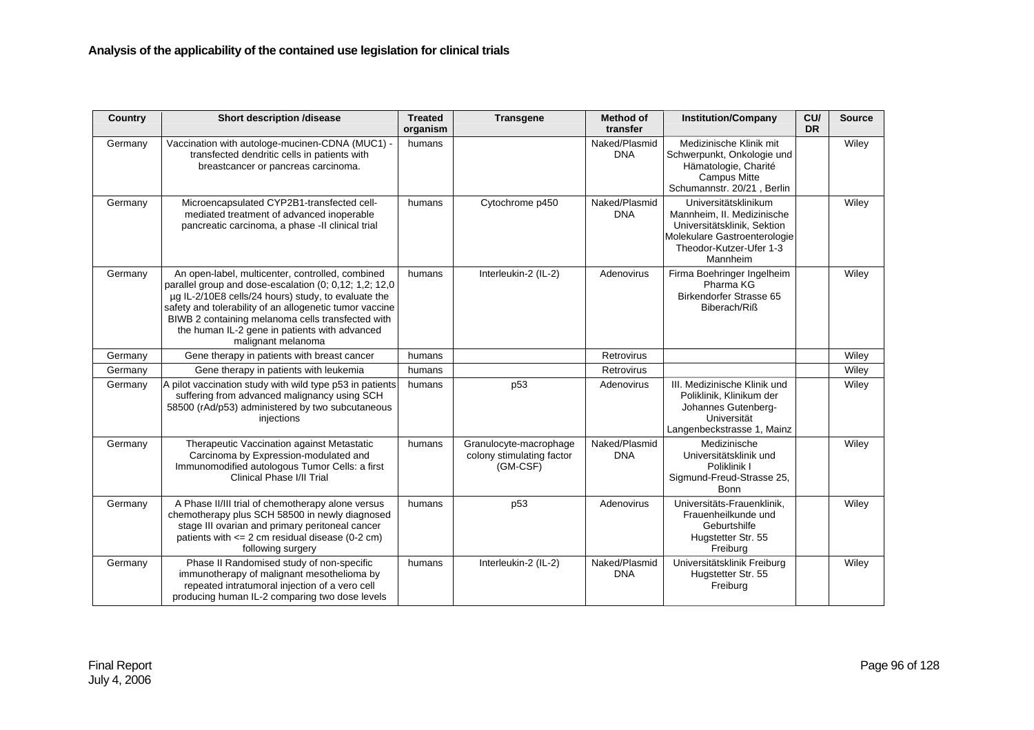**Analysis of the applicability of the contained use legislation for clinical trials**

| Country | Short description /disease | Treated organism | Transgene | Method of transfer | Institution/Company | CU/ DR | Source |
|---|---|---|---|---|---|---|---|
| Germany | Vaccination with autologe-mucinen-CDNA (MUC1) - transfected dendritic cells in patients with breastcancer or pancreas carcinoma. | humans | | Naked/Plasmid DNA | Medizinische Klinik mit Schwerpunkt, Onkologie und Hämatologie, Charité Campus Mitte Schumannstr. 20/21 , Berlin | | Wiley |
| Germany | Microencapsulated CYP2B1-transfected cell-mediated treatment of advanced inoperable pancreatic carcinoma, a phase -II clinical trial | humans | Cytochrome p450 | Naked/Plasmid DNA | Universitätsklinikum Mannheim, II. Medizinische Universitätsklinik, Sektion Molekulare Gastroenterologie Theodor-Kutzer-Ufer 1-3 Mannheim | | Wiley |
| Germany | An open-label, multicenter, controlled, combined parallel group and dose-escalation (0; 0,12; 1,2; 12,0 µg IL-2/10E8 cells/24 hours) study, to evaluate the safety and tolerability of an allogenetic tumor vaccine BIWB 2 containing melanoma cells transfected with the human IL-2 gene in patients with advanced malignant melanoma | humans | Interleukin-2 (IL-2) | Adenovirus | Firma Boehringer Ingelheim Pharma KG Birkendorfer Strasse 65 Biberach/Riß | | Wiley |
| Germany | Gene therapy in patients with breast cancer | humans | | Retrovirus | | | Wiley |
| Germany | Gene therapy in patients with leukemia | humans | | Retrovirus | | | Wiley |
| Germany | A pilot vaccination study with wild type p53 in patients suffering from advanced malignancy using SCH 58500 (rAd/p53) administered by two subcutaneous injections | humans | p53 | Adenovirus | III. Medizinische Klinik und Poliklinik, Klinikum der Johannes Gutenberg-Universität Langenbeckstrasse 1, Mainz | | Wiley |
| Germany | Therapeutic Vaccination against Metastatic Carcinoma by Expression-modulated and Immunomodified autologous Tumor Cells: a first Clinical Phase I/II Trial | humans | Granulocyte-macrophage colony stimulating factor (GM-CSF) | Naked/Plasmid DNA | Medizinische Universitätsklinik und Poliklinik I Sigmund-Freud-Strasse 25, Bonn | | Wiley |
| Germany | A Phase II/III trial of chemotherapy alone versus chemotherapy plus SCH 58500 in newly diagnosed stage III ovarian and primary peritoneal cancer patients with <= 2 cm residual disease (0-2 cm) following surgery | humans | p53 | Adenovirus | Universitäts-Frauenklinik, Frauenheilkunde und Geburtshilfe Hugstetter Str. 55 Freiburg | | Wiley |
| Germany | Phase II Randomised study of non-specific immunotherapy of malignant mesothelioma by repeated intratumoral injection of a vero cell producing human IL-2 comparing two dose levels | humans | Interleukin-2 (IL-2) | Naked/Plasmid DNA | Universitätsklinik Freiburg Hugstetter Str. 55 Freiburg | | Wiley |

Final Report
July 4, 2006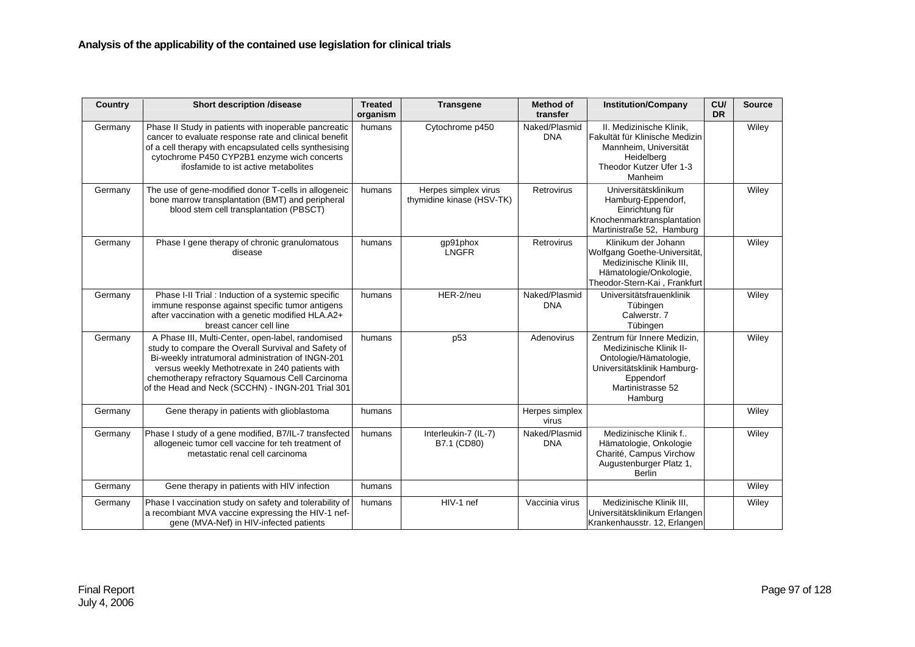**Analysis of the applicability of the contained use legislation for clinical trials**

| Country | Short description /disease | Treated organism | Transgene | Method of transfer | Institution/Company | CU/ DR | Source |
|---|---|---|---|---|---|---|---|
| Germany | Phase II Study in patients with inoperable pancreatic cancer to evaluate response rate and clinical benefit of a cell therapy with encapsulated cells synthesising cytochrome P450 CYP2B1 enzyme wich concerts ifosfamide to ist active metabolites | humans | Cytochrome p450 | Naked/Plasmid DNA | II. Medizinische Klinik, Fakultät für Klinische Medizin Mannheim, Universität Heidelberg Theodor Kutzer Ufer 1-3 Manheim | | Wiley |
| Germany | The use of gene-modified donor T-cells in allogeneic bone marrow transplantation (BMT) and peripheral blood stem cell transplantation (PBSCT) | humans | Herpes simplex virus thymidine kinase (HSV-TK) | Retrovirus | Universitätsklinikum Hamburg-Eppendorf, Einrichtung für Knochenmarktransplantation Martinistraße 52, Hamburg | | Wiley |
| Germany | Phase I gene therapy of chronic granulomatous disease | humans | gp91phox LNGFR | Retrovirus | Klinikum der Johann Wolfgang Goethe-Universität, Medizinische Klinik III, Hämatologie/Onkologie, Theodor-Stern-Kai , Frankfurt | | Wiley |
| Germany | Phase I-II Trial : Induction of a systemic specific immune response against specific tumor antigens after vaccination with a genetic modified HLA.A2+ breast cancer cell line | humans | HER-2/neu | Naked/Plasmid DNA | Universitätsfrauenklinik Tübingen Calwerstr. 7 Tübingen | | Wiley |
| Germany | A Phase III, Multi-Center, open-label, randomised study to compare the Overall Survival and Safety of Bi-weekly intratumoral administration of INGN-201 versus weekly Methotrexate in 240 patients with chemotherapy refractory Squamous Cell Carcinoma of the Head and Neck (SCCHN) - INGN-201 Trial 301 | humans | p53 | Adenovirus | Zentrum für Innere Medizin, Medizinische Klinik II-Ontologie/Hämatologie, Universitätsklinik Hamburg-Eppendorf Martinistrasse 52 Hamburg | | Wiley |
| Germany | Gene therapy in patients with glioblastoma | humans | | Herpes simplex virus | | | Wiley |
| Germany | Phase I study of a gene modified, B7/IL-7 transfected allogeneic tumor cell vaccine for teh treatment of metastatic renal cell carcinoma | humans | Interleukin-7 (IL-7) B7.1 (CD80) | Naked/Plasmid DNA | Medizinische Klinik f.. Hämatologie, Onkologie Charité, Campus Virchow Augustenburger Platz 1, Berlin | | Wiley |
| Germany | Gene therapy in patients with HIV infection | humans | | | | | Wiley |
| Germany | Phase I vaccination study on safety and tolerability of a recombiant MVA vaccine expressing the HIV-1 nef-gene (MVA-Nef) in HIV-infected patients | humans | HIV-1 nef | Vaccinia virus | Medizinische Klinik III, Universitätsklinikum Erlangen Krankenhausstr. 12, Erlangen | | Wiley |

Final Report
July 4, 2006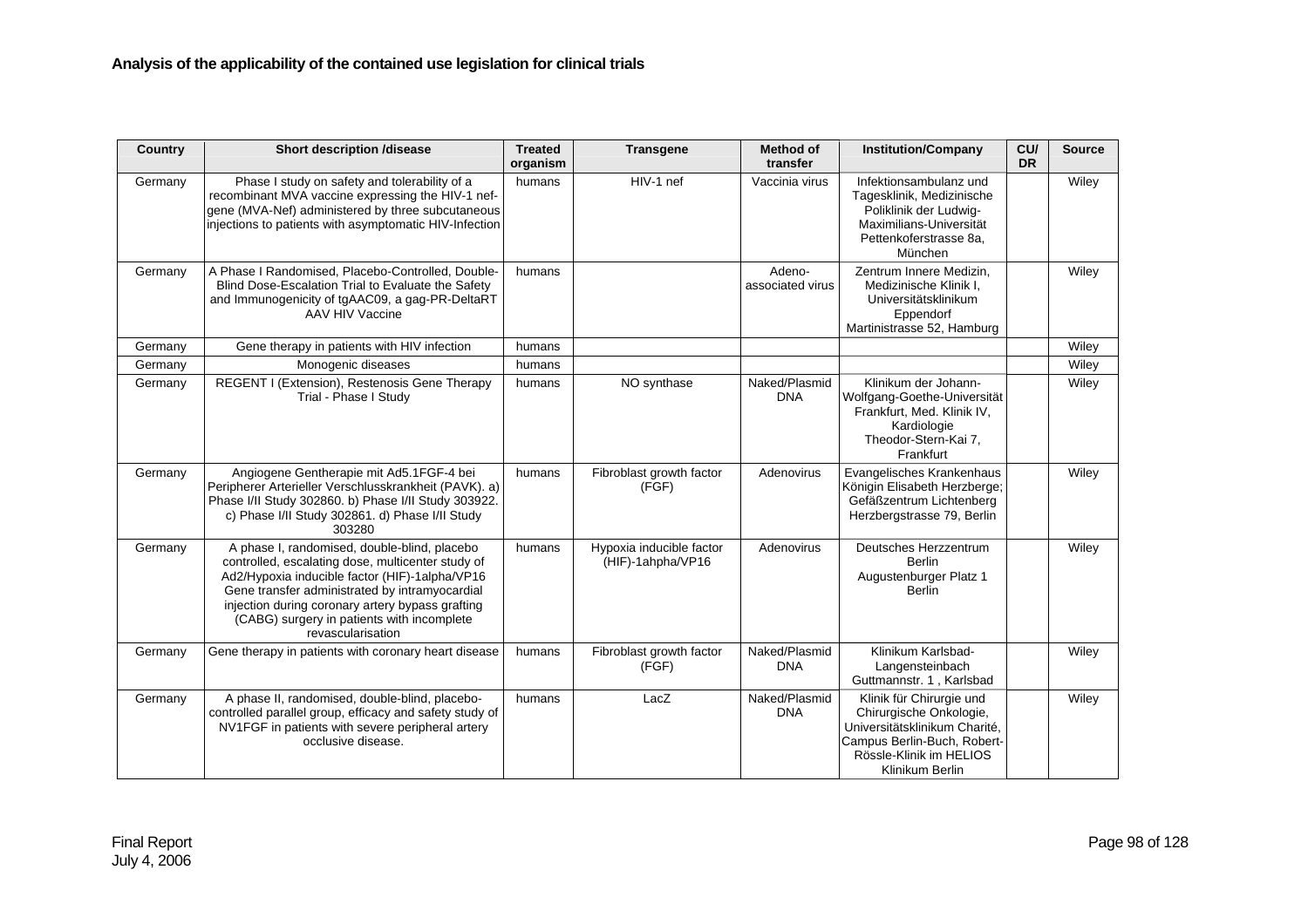**Analysis of the applicability of the contained use legislation for clinical trials**

| Country | Short description /disease | Treated organism | Transgene | Method of transfer | Institution/Company | CU/ DR | Source |
|---|---|---|---|---|---|---|---|
| Germany | Phase I study on safety and tolerability of a recombinant MVA vaccine expressing the HIV-1 nef-gene (MVA-Nef) administered by three subcutaneous injections to patients with asymptomatic HIV-Infection | humans | HIV-1 nef | Vaccinia virus | Infektionsambulanz und Tagesklinik, Medizinische Poliklinik der Ludwig-Maximilians-Universität Pettenkoferstrasse 8a, München | | Wiley |
| Germany | A Phase I Randomised, Placebo-Controlled, Double-Blind Dose-Escalation Trial to Evaluate the Safety and Immunogenicity of tgAAC09, a gag-PR-DeltaRT AAV HIV Vaccine | humans | | Adeno-associated virus | Zentrum Innere Medizin, Medizinische Klinik I, Universitätsklinikum Eppendorf Martinistrasse 52, Hamburg | | Wiley |
| Germany | Gene therapy in patients with HIV infection | humans | | | | | Wiley |
| Germany | Monogenic diseases | humans | | | | | Wiley |
| Germany | REGENT I (Extension), Restenosis Gene Therapy Trial - Phase I Study | humans | NO synthase | Naked/Plasmid DNA | Klinikum der Johann-Wolfgang-Goethe-Universität Frankfurt, Med. Klinik IV, Kardiologie Theodor-Stern-Kai 7, Frankfurt | | Wiley |
| Germany | Angiogene Gentherapie mit Ad5.1FGF-4 bei Peripherer Arterieller Verschlusskrankheit (PAVK). a) Phase I/II Study 302860. b) Phase I/II Study 303922. c) Phase I/II Study 302861. d) Phase I/II Study 303280 | humans | Fibroblast growth factor (FGF) | Adenovirus | Evangelisches Krankenhaus Königin Elisabeth Herzberge; Gefäßzentrum Lichtenberg Herzbergstrasse 79, Berlin | | Wiley |
| Germany | A phase I, randomised, double-blind, placebo controlled, escalating dose, multicenter study of Ad2/Hypoxia inducible factor (HIF)-1alpha/VP16 Gene transfer administrated by intramyocardial injection during coronary artery bypass grafting (CABG) surgery in patients with incomplete revascularisation | humans | Hypoxia inducible factor (HIF)-1ahpha/VP16 | Adenovirus | Deutsches Herzzentrum Berlin Augustenburger Platz 1 Berlin | | Wiley |
| Germany | Gene therapy in patients with coronary heart disease | humans | Fibroblast growth factor (FGF) | Naked/Plasmid DNA | Klinikum Karlsbad-Langensteinbach Guttmannstr. 1 , Karlsbad | | Wiley |
| Germany | A phase II, randomised, double-blind, placebo-controlled parallel group, efficacy and safety study of NV1FGF in patients with severe peripheral artery occlusive disease. | humans | LacZ | Naked/Plasmid DNA | Klinik für Chirurgie und Chirurgische Onkologie, Universitätsklinikum Charité, Campus Berlin-Buch, Robert-Rössle-Klinik im HELIOS Klinikum Berlin | | Wiley |

Final Report
July 4, 2006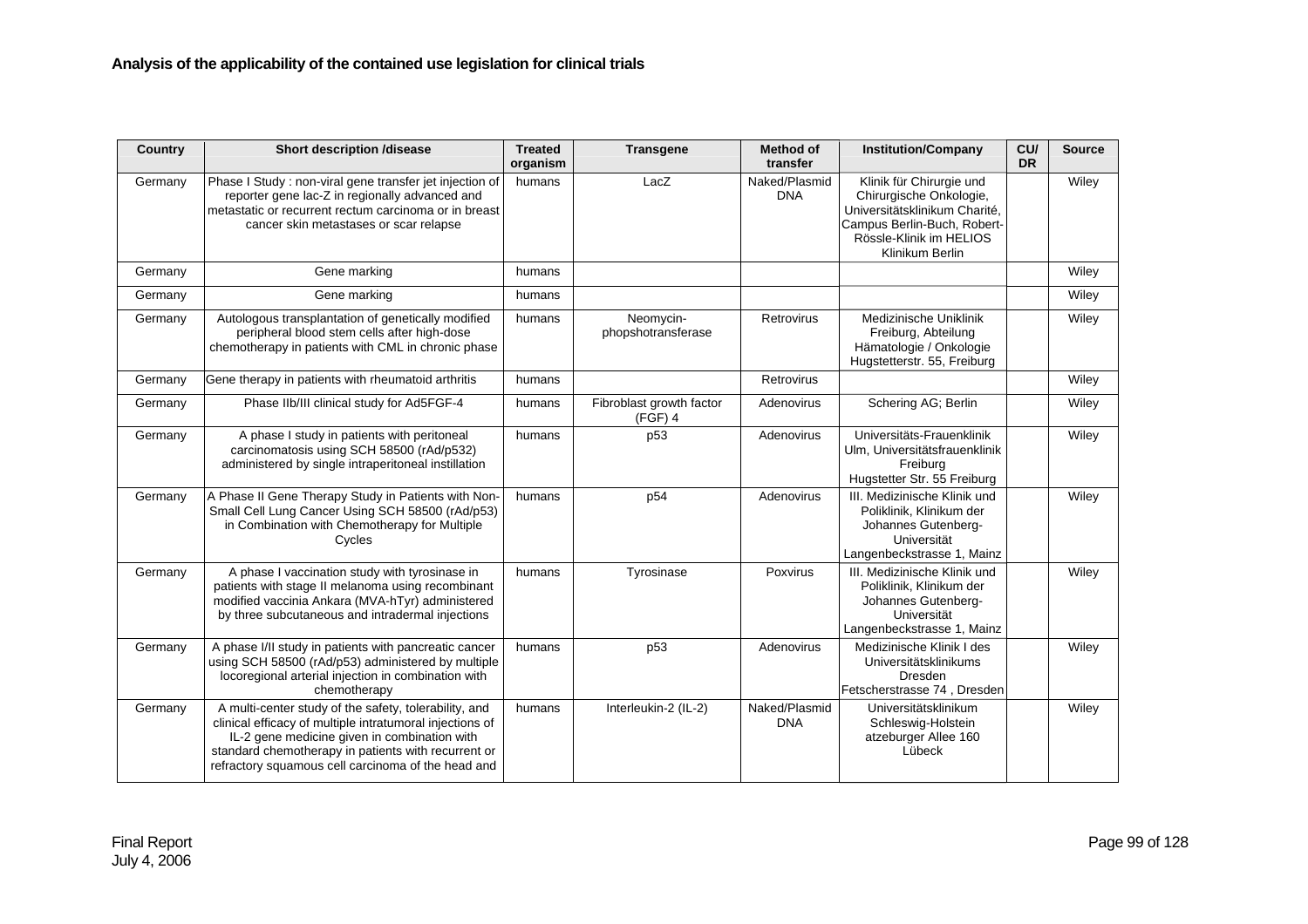**Analysis of the applicability of the contained use legislation for clinical trials**

| Country | Short description /disease | Treated organism | Transgene | Method of transfer | Institution/Company | CU/ DR | Source |
|---|---|---|---|---|---|---|---|
| Germany | Phase I Study : non-viral gene transfer jet injection of reporter gene lac-Z in regionally advanced and metastatic or recurrent rectum carcinoma or in breast cancer skin metastases or scar relapse | humans | LacZ | Naked/Plasmid DNA | Klinik für Chirurgie und Chirurgische Onkologie, Universitätsklinikum Charité, Campus Berlin-Buch, Robert-Rössle-Klinik im HELIOS Klinikum Berlin | | Wiley |
| Germany | Gene marking | humans | | | | | Wiley |
| Germany | Gene marking | humans | | | | | Wiley |
| Germany | Autologous transplantation of genetically modified peripheral blood stem cells after high-dose chemotherapy in patients with CML in chronic phase | humans | Neomycin-phopshotransferase | Retrovirus | Medizinische Uniklinik Freiburg, Abteilung Hämatologie / Onkologie Hugstetterstr. 55, Freiburg | | Wiley |
| Germany | Gene therapy in patients with rheumatoid arthritis | humans | | Retrovirus | | | Wiley |
| Germany | Phase IIb/III clinical study for Ad5FGF-4 | humans | Fibroblast growth factor (FGF) 4 | Adenovirus | Schering AG; Berlin | | Wiley |
| Germany | A phase I study in patients with peritoneal carcinomatosis using SCH 58500 (rAd/p532) administered by single intraperitoneal instillation | humans | p53 | Adenovirus | Universitäts-Frauenklinik Ulm, Universitätsfrauenklinik Freiburg Hugstetter Str. 55 Freiburg | | Wiley |
| Germany | A Phase II Gene Therapy Study in Patients with Non-Small Cell Lung Cancer Using SCH 58500 (rAd/p53) in Combination with Chemotherapy for Multiple Cycles | humans | p54 | Adenovirus | III. Medizinische Klinik und Poliklinik, Klinikum der Johannes Gutenberg-Universität Langenbeckstrasse 1, Mainz | | Wiley |
| Germany | A phase I vaccination study with tyrosinase in patients with stage II melanoma using recombinant modified vaccinia Ankara (MVA-hTyr) administered by three subcutaneous and intradermal injections | humans | Tyrosinase | Poxvirus | III. Medizinische Klinik und Poliklinik, Klinikum der Johannes Gutenberg-Universität Langenbeckstrasse 1, Mainz | | Wiley |
| Germany | A phase I/II study in patients with pancreatic cancer using SCH 58500 (rAd/p53) administered by multiple locoregional arterial injection in combination with chemotherapy | humans | p53 | Adenovirus | Medizinische Klinik I des Universitätsklinikums Dresden Fetscherstrasse 74 , Dresden | | Wiley |
| Germany | A multi-center study of the safety, tolerability, and clinical efficacy of multiple intratumoral injections of IL-2 gene medicine given in combination with standard chemotherapy in patients with recurrent or refractory squamous cell carcinoma of the head and | humans | Interleukin-2 (IL-2) | Naked/Plasmid DNA | Universitätsklinikum Schleswig-Holstein atzeburger Allee 160 Lübeck | | Wiley |

Final Report
July 4, 2006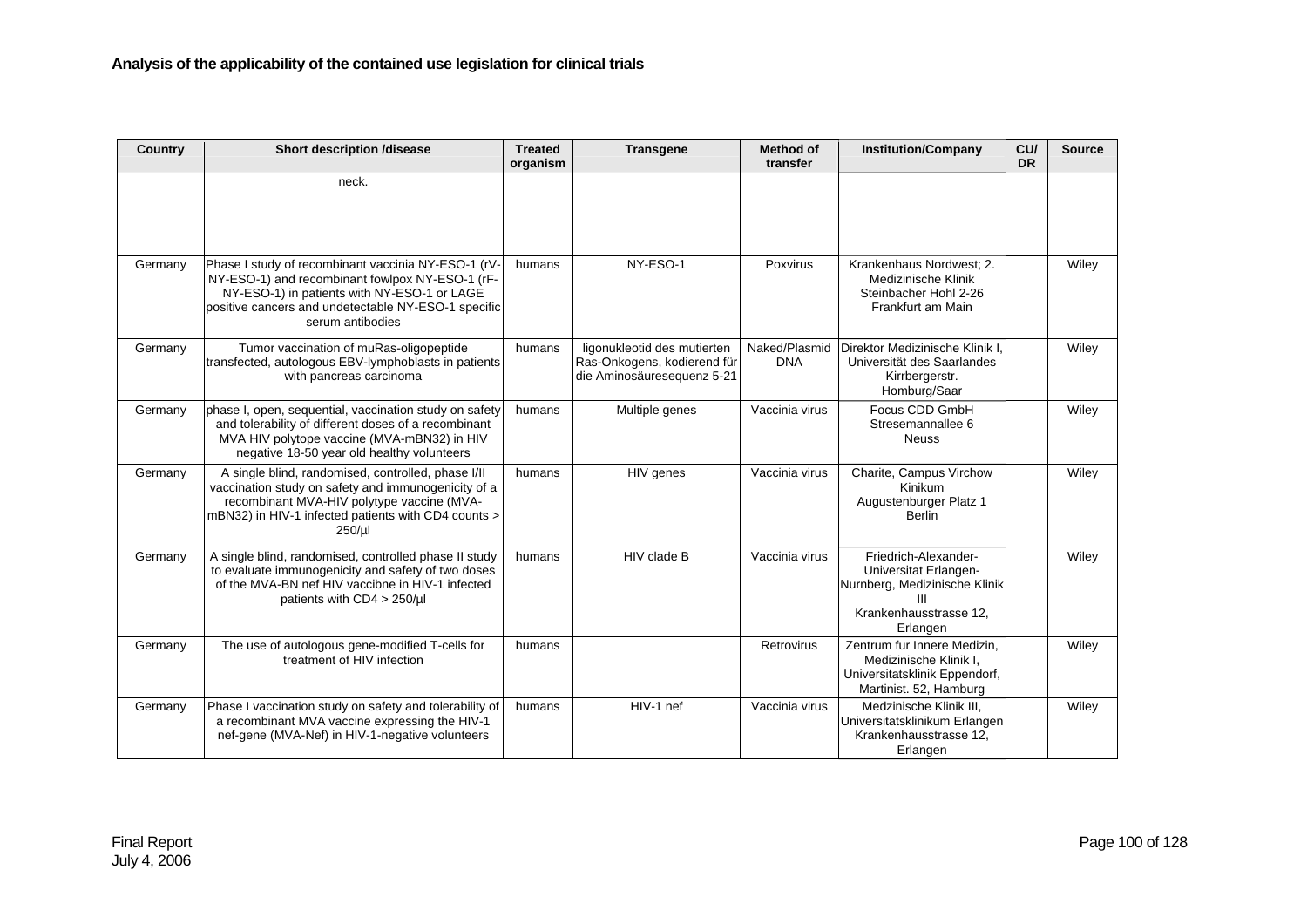**Analysis of the applicability of the contained use legislation for clinical trials**

| Country | Short description /disease | Treated organism | Transgene | Method of transfer | Institution/Company | CU/ DR | Source |
|---|---|---|---|---|---|---|---|
| | neck. | | | | | | |
| Germany | Phase I study of recombinant vaccinia NY-ESO-1 (rV-NY-ESO-1) and recombinant fowlpox NY-ESO-1 (rF-NY-ESO-1) in patients with NY-ESO-1 or LAGE positive cancers and undetectable NY-ESO-1 specific serum antibodies | humans | NY-ESO-1 | Poxvirus | Krankenhaus Nordwest; 2. Medizinische Klinik Steinbacher Hohl 2-26 Frankfurt am Main | | Wiley |
| Germany | Tumor vaccination of muRas-oligopeptide transfected, autologous EBV-lymphoblasts in patients with pancreas carcinoma | humans | ligonukleotid des mutierten Ras-Onkogens, kodierend für die Aminosäuresequenz 5-21 | Naked/Plasmid DNA | Direktor Medizinische Klinik I, Universität des Saarlandes Kirrbergerstr. Homburg/Saar | | Wiley |
| Germany | phase I, open, sequential, vaccination study on safety and tolerability of different doses of a recombinant MVA HIV polytope vaccine (MVA-mBN32) in HIV negative 18-50 year old healthy volunteers | humans | Multiple genes | Vaccinia virus | Focus CDD GmbH Stresemannallee 6 Neuss | | Wiley |
| Germany | A single blind, randomised, controlled, phase I/II vaccination study on safety and immunogenicity of a recombinant MVA-HIV polytype vaccine (MVA-mBN32) in HIV-1 infected patients with CD4 counts > 250/µl | humans | HIV genes | Vaccinia virus | Charite, Campus Virchow Kinikum Augustenburger Platz 1 Berlin | | Wiley |
| Germany | A single blind, randomised, controlled phase II study to evaluate immunogenicity and safety of two doses of the MVA-BN nef HIV vaccibne in HIV-1 infected patients with CD4 > 250/µl | humans | HIV clade B | Vaccinia virus | Friedrich-Alexander-Universitat Erlangen-Nurnberg, Medizinische Klinik III Krankenhausstrasse 12, Erlangen | | Wiley |
| Germany | The use of autologous gene-modified T-cells for treatment of HIV infection | humans | | Retrovirus | Zentrum fur Innere Medizin, Medizinische Klinik I, Universitatsklinik Eppendorf, Martinist. 52, Hamburg | | Wiley |
| Germany | Phase I vaccination study on safety and tolerability of a recombinant MVA vaccine expressing the HIV-1 nef-gene (MVA-Nef) in HIV-1-negative volunteers | humans | HIV-1 nef | Vaccinia virus | Medzinische Klinik III, Universitatsklinikum Erlangen Krankenhausstrasse 12, Erlangen | | Wiley |

Final Report
July 4, 2006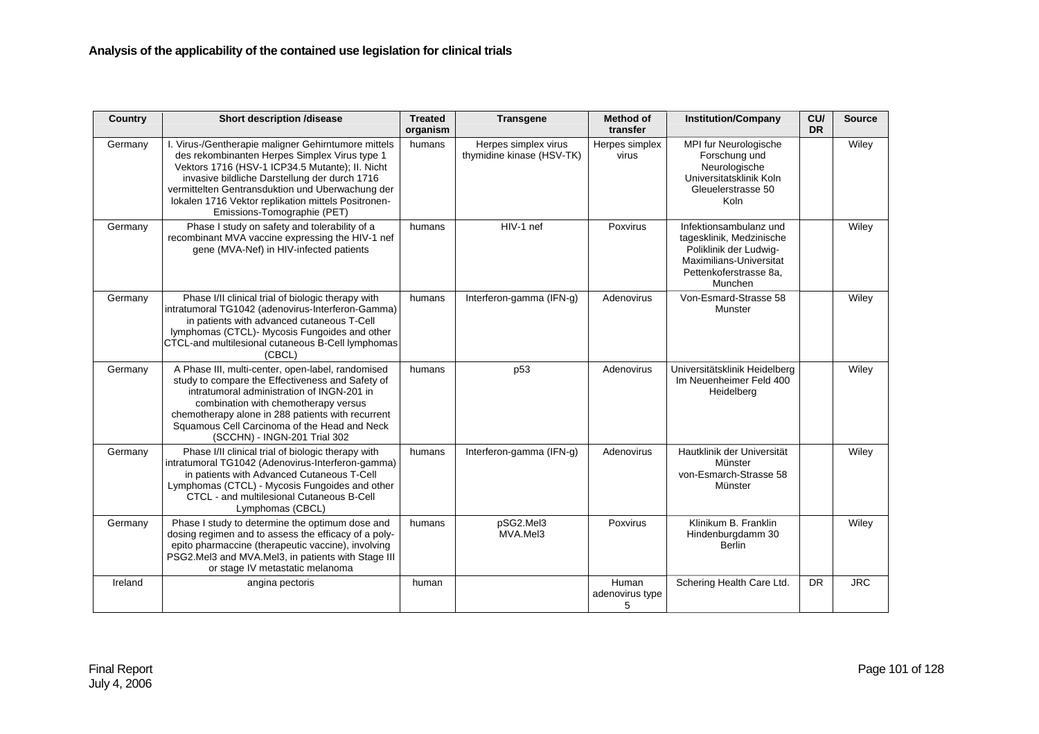**Analysis of the applicability of the contained use legislation for clinical trials**

| Country | Short description /disease | Treated organism | Transgene | Method of transfer | Institution/Company | CU/ DR | Source |
|---|---|---|---|---|---|---|---|
| Germany | I. Virus-/Gentherapie maligner Gehirntumore mittels des rekombinanten Herpes Simplex Virus type 1 Vektors 1716 (HSV-1 ICP34.5 Mutante); II. Nicht invasive bildliche Darstellung der durch 1716 vermittelten Gentransduktion und Uberwachung der lokalen 1716 Vektor replikation mittels Positronen-Emissions-Tomographie (PET) | humans | Herpes simplex virus thymidine kinase (HSV-TK) | Herpes simplex virus | MPI fur Neurologische Forschung und Neurologische Universitatsklinik Koln Gleuelerstrasse 50 Koln | | Wiley |
| Germany | Phase I study on safety and tolerability of a recombinant MVA vaccine expressing the HIV-1 nef gene (MVA-Nef) in HIV-infected patients | humans | HIV-1 nef | Poxvirus | Infektionsambulanz und tagesklinik, Medzinische Poliklinik der Ludwig-Maximilians-Universitat Pettenkoferstrasse 8a, Munchen | | Wiley |
| Germany | Phase I/II clinical trial of biologic therapy with intratumoral TG1042 (adenovirus-Interferon-Gamma) in patients with advanced cutaneous T-Cell lymphomas (CTCL)- Mycosis Fungoides and other CTCL-and multilesional cutaneous B-Cell lymphomas (CBCL) | humans | Interferon-gamma (IFN-g) | Adenovirus | Von-Esmard-Strasse 58 Munster | | Wiley |
| Germany | A Phase III, multi-center, open-label, randomised study to compare the Effectiveness and Safety of intratumoral administration of INGN-201 in combination with chemotherapy versus chemotherapy alone in 288 patients with recurrent Squamous Cell Carcinoma of the Head and Neck (SCCHN) - INGN-201 Trial 302 | humans | p53 | Adenovirus | Universitätsklinik Heidelberg Im Neuenheimer Feld 400 Heidelberg | | Wiley |
| Germany | Phase I/II clinical trial of biologic therapy with intratumoral TG1042 (Adenovirus-Interferon-gamma) in patients with Advanced Cutaneous T-Cell Lymphomas (CTCL) - Mycosis Fungoides and other CTCL - and multilesional Cutaneous B-Cell Lymphomas (CBCL) | humans | Interferon-gamma (IFN-g) | Adenovirus | Hautklinik der Universität Münster von-Esmarch-Strasse 58 Münster | | Wiley |
| Germany | Phase I study to determine the optimum dose and dosing regimen and to assess the efficacy of a poly-epito pharmaccine (therapeutic vaccine), involving PSG2.Mel3 and MVA.Mel3, in patients with Stage III or stage IV metastatic melanoma | humans | pSG2.Mel3 MVA.Mel3 | Poxvirus | Klinikum B. Franklin Hindenburgdamm 30 Berlin | | Wiley |
| Ireland | angina pectoris | human | | Human adenovirus type 5 | Schering Health Care Ltd. | DR | JRC |

Final Report
July 4, 2006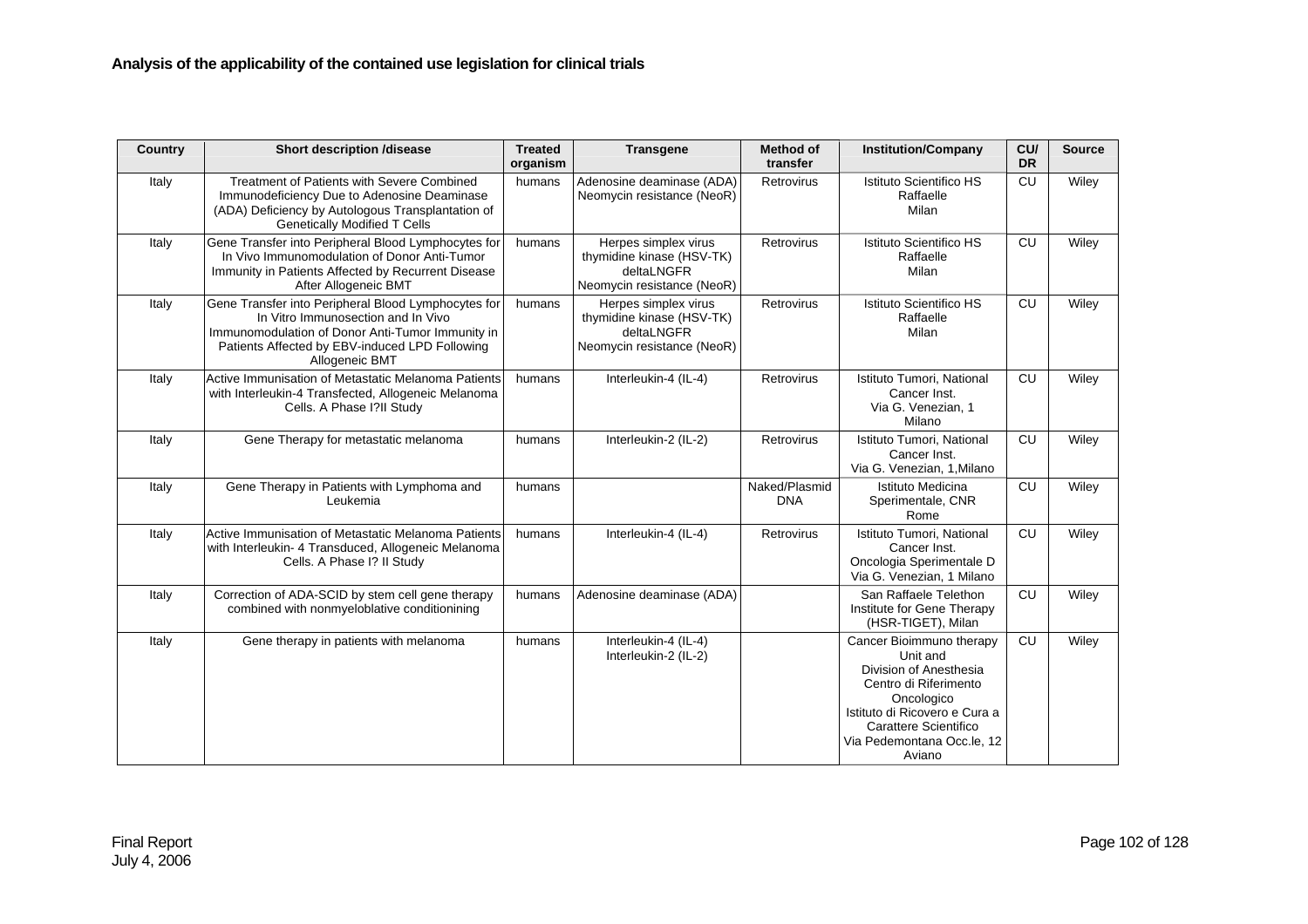**Analysis of the applicability of the contained use legislation for clinical trials**

| Country | Short description /disease | Treated organism | Transgene | Method of transfer | Institution/Company | CU/ DR | Source |
|---|---|---|---|---|---|---|---|
| Italy | Treatment of Patients with Severe Combined Immunodeficiency Due to Adenosine Deaminase (ADA) Deficiency by Autologous Transplantation of Genetically Modified T Cells | humans | Adenosine deaminase (ADA) Neomycin resistance (NeoR) | Retrovirus | Istituto Scientifico HS Raffaelle Milan | CU | Wiley |
| Italy | Gene Transfer into Peripheral Blood Lymphocytes for In Vivo Immunomodulation of Donor Anti-Tumor Immunity in Patients Affected by Recurrent Disease After Allogeneic BMT | humans | Herpes simplex virus thymidine kinase (HSV-TK) deltaLNGFR Neomycin resistance (NeoR) | Retrovirus | Istituto Scientifico HS Raffaelle Milan | CU | Wiley |
| Italy | Gene Transfer into Peripheral Blood Lymphocytes for In Vitro Immunosection and In Vivo Immunomodulation of Donor Anti-Tumor Immunity in Patients Affected by EBV-induced LPD Following Allogeneic BMT | humans | Herpes simplex virus thymidine kinase (HSV-TK) deltaLNGFR Neomycin resistance (NeoR) | Retrovirus | Istituto Scientifico HS Raffaelle Milan | CU | Wiley |
| Italy | Active Immunisation of Metastatic Melanoma Patients with Interleukin-4 Transfected, Allogeneic Melanoma Cells. A Phase I?II Study | humans | Interleukin-4 (IL-4) | Retrovirus | Istituto Tumori, National Cancer Inst. Via G. Venezian, 1 Milano | CU | Wiley |
| Italy | Gene Therapy for metastatic melanoma | humans | Interleukin-2 (IL-2) | Retrovirus | Istituto Tumori, National Cancer Inst. Via G. Venezian, 1,Milano | CU | Wiley |
| Italy | Gene Therapy in Patients with Lymphoma and Leukemia | humans | | Naked/Plasmid DNA | Istituto Medicina Sperimentale, CNR Rome | CU | Wiley |
| Italy | Active Immunisation of Metastatic Melanoma Patients with Interleukin- 4 Transduced, Allogeneic Melanoma Cells. A Phase I? II Study | humans | Interleukin-4 (IL-4) | Retrovirus | Istituto Tumori, National Cancer Inst. Oncologia Sperimentale D Via G. Venezian, 1 Milano | CU | Wiley |
| Italy | Correction of ADA-SCID by stem cell gene therapy combined with nonmyeloblative conditionining | humans | Adenosine deaminase (ADA) | | San Raffaele Telethon Institute for Gene Therapy (HSR-TIGET), Milan | CU | Wiley |
| Italy | Gene therapy in patients with melanoma | humans | Interleukin-4 (IL-4) Interleukin-2 (IL-2) | | Cancer Bioimmuno therapy Unit and Division of Anesthesia Centro di Riferimento Oncologico Istituto di Ricovero e Cura a Carattere Scientifico Via Pedemontana Occ.le, 12 Aviano | CU | Wiley |

Final Report
July 4, 2006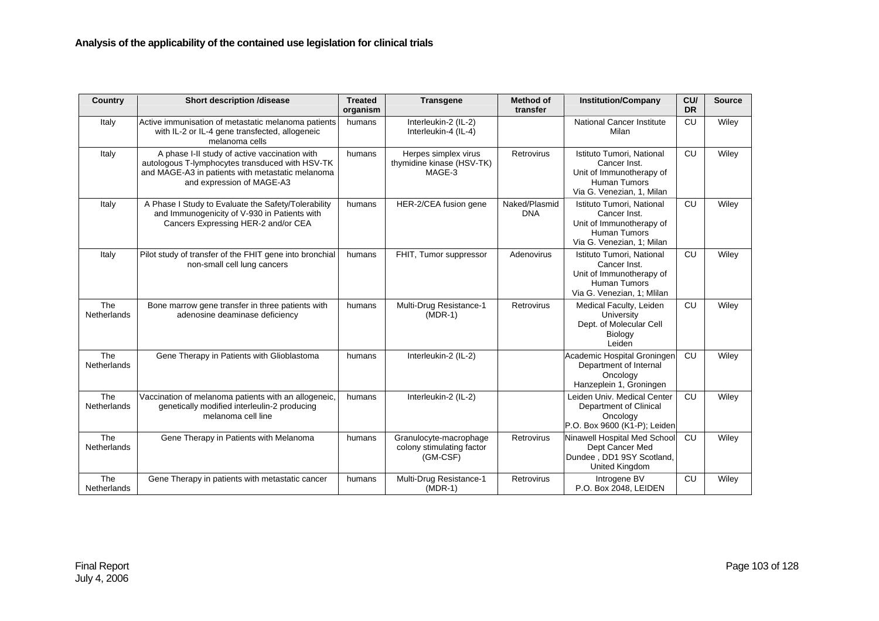**Analysis of the applicability of the contained use legislation for clinical trials**

| Country | Short description /disease | Treated organism | Transgene | Method of transfer | Institution/Company | CU/ DR | Source |
|---|---|---|---|---|---|---|---|
| Italy | Active immunisation of metastatic melanoma patients with IL-2 or IL-4 gene transfected, allogeneic melanoma cells | humans | Interleukin-2 (IL-2) Interleukin-4 (IL-4) | | National Cancer Institute Milan | CU | Wiley |
| Italy | A phase I-II study of active vaccination with autologous T-lymphocytes transduced with HSV-TK and MAGE-A3 in patients with metastatic melanoma and expression of MAGE-A3 | humans | Herpes simplex virus thymidine kinase (HSV-TK) MAGE-3 | Retrovirus | Istituto Tumori, National Cancer Inst. Unit of Immunotherapy of Human Tumors Via G. Venezian, 1, Milan | CU | Wiley |
| Italy | A Phase I Study to Evaluate the Safety/Tolerability and Immunogenicity of V-930 in Patients with Cancers Expressing HER-2 and/or CEA | humans | HER-2/CEA fusion gene | Naked/Plasmid DNA | Istituto Tumori, National Cancer Inst. Unit of Immunotherapy of Human Tumors Via G. Venezian, 1; Milan | CU | Wiley |
| Italy | Pilot study of transfer of the FHIT gene into bronchial non-small cell lung cancers | humans | FHIT, Tumor suppressor | Adenovirus | Istituto Tumori, National Cancer Inst. Unit of Immunotherapy of Human Tumors Via G. Venezian, 1; Mlilan | CU | Wiley |
| The Netherlands | Bone marrow gene transfer in three patients with adenosine deaminase deficiency | humans | Multi-Drug Resistance-1 (MDR-1) | Retrovirus | Medical Faculty, Leiden University Dept. of Molecular Cell Biology Leiden | CU | Wiley |
| The Netherlands | Gene Therapy in Patients with Glioblastoma | humans | Interleukin-2 (IL-2) | | Academic Hospital Groningen Department of Internal Oncology Hanzeplein 1, Groningen | CU | Wiley |
| The Netherlands | Vaccination of melanoma patients with an allogeneic, genetically modified interleulin-2 producing melanoma cell line | humans | Interleukin-2 (IL-2) | | Leiden Univ. Medical Center Department of Clinical Oncology P.O. Box 9600 (K1-P); Leiden | CU | Wiley |
| The Netherlands | Gene Therapy in Patients with Melanoma | humans | Granulocyte-macrophage colony stimulating factor (GM-CSF) | Retrovirus | Ninawell Hospital Med School Dept Cancer Med Dundee , DD1 9SY Scotland, United Kingdom | CU | Wiley |
| The Netherlands | Gene Therapy in patients with metastatic cancer | humans | Multi-Drug Resistance-1 (MDR-1) | Retrovirus | Introgene BV P.O. Box 2048, LEIDEN | CU | Wiley |

Final Report
July 4, 2006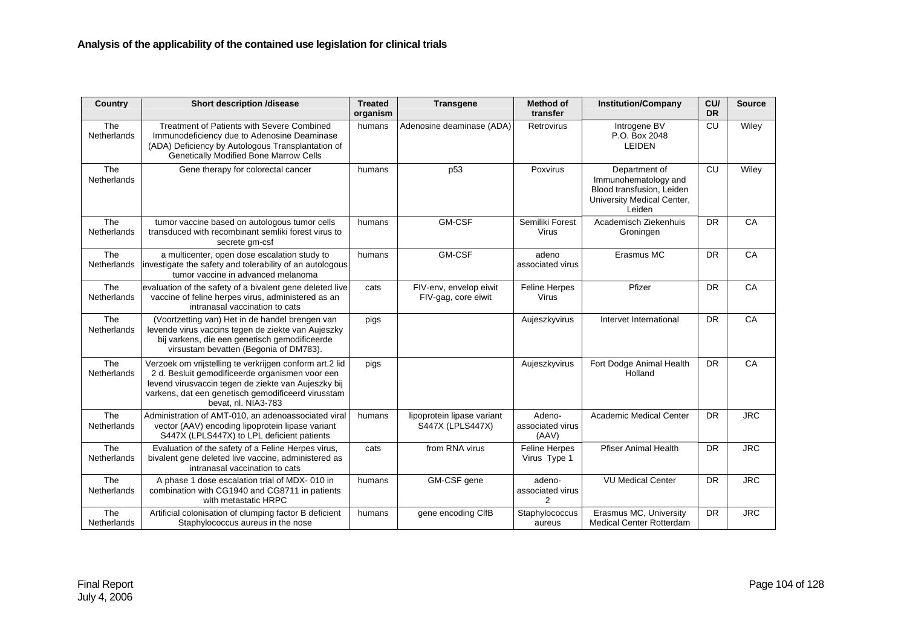**Analysis of the applicability of the contained use legislation for clinical trials**

| Country | Short description /disease | Treated organism | Transgene | Method of transfer | Institution/Company | CU/ DR | Source |
|---|---|---|---|---|---|---|---|
| The Netherlands | Treatment of Patients with Severe Combined Immunodeficiency due to Adenosine Deaminase (ADA) Deficiency by Autologous Transplantation of Genetically Modified Bone Marrow Cells | humans | Adenosine deaminase (ADA) | Retrovirus | Introgene BV P.O. Box 2048 LEIDEN | CU | Wiley |
| The Netherlands | Gene therapy for colorectal cancer | humans | p53 | Poxvirus | Department of Immunohematology and Blood transfusion, Leiden University Medical Center, Leiden | CU | Wiley |
| The Netherlands | tumor vaccine based on autologous tumor cells transduced with recombinant semliki forest virus to secrete gm-csf | humans | GM-CSF | Semiliki Forest Virus | Academisch Ziekenhuis Groningen | DR | CA |
| The Netherlands | a multicenter, open dose escalation study to investigate the safety and tolerability of an autologous tumor vaccine in advanced melanoma | humans | GM-CSF | adeno associated virus | Erasmus MC | DR | CA |
| The Netherlands | evaluation of the safety of a bivalent gene deleted live vaccine of feline herpes virus, administered as an intranasal vaccination to cats | cats | FIV-env, envelop eiwit FIV-gag, core eiwit | Feline Herpes Virus | Pfizer | DR | CA |
| The Netherlands | (Voortzetting van) Het in de handel brengen van levende virus vaccins tegen de ziekte van Aujeszky bij varkens, die een genetisch gemodificeerde virsustam bevatten (Begonia of DM783). | pigs | | Aujeszkyvirus | Intervet International | DR | CA |
| The Netherlands | Verzoek om vrijstelling te verkrijgen conform art.2 lid 2 d. Besluit gemodificeerde organismen voor een levend virusvaccin tegen de ziekte van Aujeszky bij varkens, dat een genetisch gemodificeerd virusstam bevat, nl. NIA3-783 | pigs | | Aujeszkyvirus | Fort Dodge Animal Health Holland | DR | CA |
| The Netherlands | Administration of AMT-010, an adenoassociated viral vector (AAV) encoding lipoprotein lipase variant S447X (LPLS447X) to LPL deficient patients | humans | lipoprotein lipase variant S447X (LPLS447X) | Adeno-associated virus (AAV) | Academic Medical Center | DR | JRC |
| The Netherlands | Evaluation of the safety of a Feline Herpes virus, bivalent gene deleted live vaccine, administered as intranasal vaccination to cats | cats | from RNA virus | Feline Herpes Virus Type 1 | Pfiser Animal Health | DR | JRC |
| The Netherlands | A phase 1 dose escalation trial of MDX- 010 in combination with CG1940 and CG8711 in patients with metastatic HRPC | humans | GM-CSF gene | adeno-associated virus 2 | VU Medical Center | DR | JRC |
| The Netherlands | Artificial colonisation of clumping factor B deficient Staphylococcus aureus in the nose | humans | gene encoding ClfB | Staphylococcus aureus | Erasmus MC, University Medical Center Rotterdam | DR | JRC |

Final Report
July 4, 2006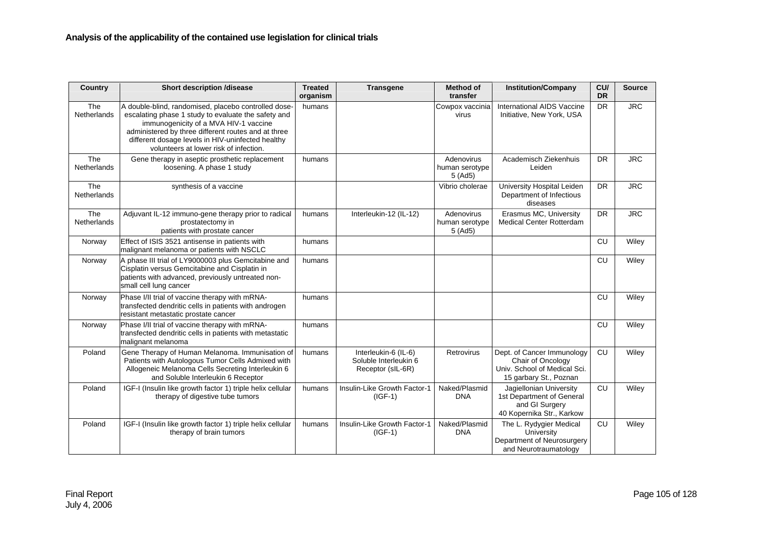**Analysis of the applicability of the contained use legislation for clinical trials**

| Country | Short description /disease | Treated organism | Transgene | Method of transfer | Institution/Company | CU/ DR | Source |
|---|---|---|---|---|---|---|---|
| The Netherlands | A double-blind, randomised, placebo controlled dose-escalating phase 1 study to evaluate the safety and immunogenicity of a MVA HIV-1 vaccine administered by three different routes and at three different dosage levels in HIV-uninfected healthy volunteers at lower risk of infection. | humans | | Cowpox vaccinia virus | International AIDS Vaccine Initiative, New York, USA | DR | JRC |
| The Netherlands | Gene therapy in aseptic prosthetic replacement loosening. A phase 1 study | humans | | Adenovirus human serotype 5 (Ad5) | Academisch Ziekenhuis Leiden | DR | JRC |
| The Netherlands | synthesis of a vaccine | | | Vibrio cholerae | University Hospital Leiden Department of Infectious diseases | DR | JRC |
| The Netherlands | Adjuvant IL-12 immuno-gene therapy prior to radical prostatectomy in patients with prostate cancer | humans | Interleukin-12 (IL-12) | Adenovirus human serotype 5 (Ad5) | Erasmus MC, University Medical Center Rotterdam | DR | JRC |
| Norway | Effect of ISIS 3521 antisense in patients with malignant melanoma or patients with NSCLC | humans | | | | CU | Wiley |
| Norway | A phase III trial of LY9000003 plus Gemcitabine and Cisplatin versus Gemcitabine and Cisplatin in patients with advanced, previously untreated non-small cell lung cancer | humans | | | | CU | Wiley |
| Norway | Phase I/II trial of vaccine therapy with mRNA-transfected dendritic cells in patients with androgen resistant metastatic prostate cancer | humans | | | | CU | Wiley |
| Norway | Phase I/II trial of vaccine therapy with mRNA-transfected dendritic cells in patients with metastatic malignant melanoma | humans | | | | CU | Wiley |
| Poland | Gene Therapy of Human Melanoma. Immunisation of Patients with Autologous Tumor Cells Admixed with Allogeneic Melanoma Cells Secreting Interleukin 6 and Soluble Interleukin 6 Receptor | humans | Interleukin-6 (IL-6) Soluble Interleukin 6 Receptor (sIL-6R) | Retrovirus | Dept. of Cancer Immunology Chair of Oncology Univ. School of Medical Sci. 15 garbary St., Poznan | CU | Wiley |
| Poland | IGF-I (Insulin like growth factor 1) triple helix cellular therapy of digestive tube tumors | humans | Insulin-Like Growth Factor-1 (IGF-1) | Naked/Plasmid DNA | Jagiellonian University 1st Department of General and GI Surgery 40 Kopernika Str., Karkow | CU | Wiley |
| Poland | IGF-I (Insulin like growth factor 1) triple helix cellular therapy of brain tumors | humans | Insulin-Like Growth Factor-1 (IGF-1) | Naked/Plasmid DNA | The L. Rydygier Medical University Department of Neurosurgery and Neurotraumatology | CU | Wiley |

Final Report
July 4, 2006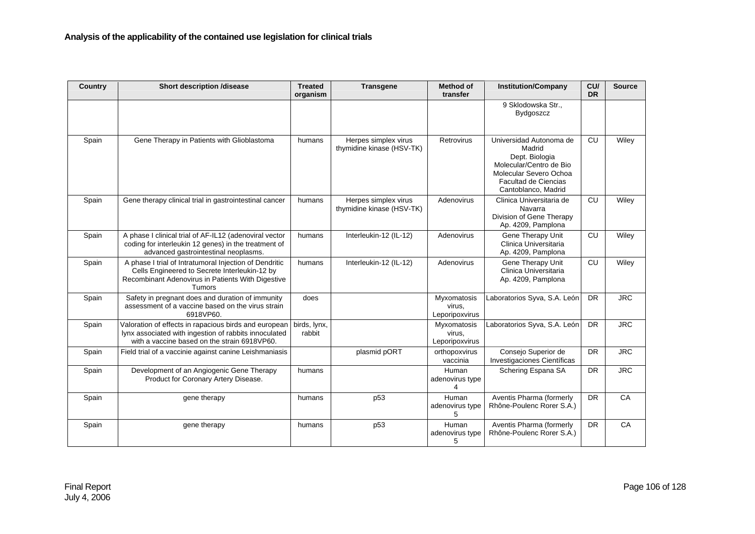| Country | Short description /disease | Treated organism | Transgene | Method of transfer | Institution/Company | CU/ DR | Source |
|---|---|---|---|---|---|---|---|
| | | | | | 9 Sklodowska Str., Bydgoszcz | | |
| Spain | Gene Therapy in Patients with Glioblastoma | humans | Herpes simplex virus thymidine kinase (HSV-TK) | Retrovirus | Universidad Autonoma de Madrid Dept. Biologia Molecular/Centro de Bio Molecular Severo Ochoa Facultad de Ciencias Cantoblanco, Madrid | CU | Wiley |
| Spain | Gene therapy clinical trial in gastrointestinal cancer | humans | Herpes simplex virus thymidine kinase (HSV-TK) | Adenovirus | Clinica Universitaria de Navarra Division of Gene Therapy Ap. 4209, Pamplona | CU | Wiley |
| Spain | A phase I clinical trial of AF-IL12 (adenoviral vector coding for interleukin 12 genes) in the treatment of advanced gastrointestinal neoplasms. | humans | Interleukin-12 (IL-12) | Adenovirus | Gene Therapy Unit Clinica Universitaria Ap. 4209, Pamplona | CU | Wiley |
| Spain | A phase I trial of Intratumoral Injection of Dendritic Cells Engineered to Secrete Interleukin-12 by Recombinant Adenovirus in Patients With Digestive Tumors | humans | Interleukin-12 (IL-12) | Adenovirus | Gene Therapy Unit Clinica Universitaria Ap. 4209, Pamplona | CU | Wiley |
| Spain | Safety in pregnant does and duration of immunity assessment of a vaccine based on the virus strain 6918VP60. | does | | Myxomatosis virus, Leporipoxvirus | Laboratorios Syva, S.A. León | DR | JRC |
| Spain | Valoration of effects in rapacious birds and european lynx associated with ingestion of rabbits innoculated with a vaccine based on the strain 6918VP60. | birds, lynx, rabbit | | Myxomatosis virus, Leporipoxvirus | Laboratorios Syva, S.A. León | DR | JRC |
| Spain | Field trial of a vaccinie against canine Leishmaniasis | | plasmid pORT | orthopoxvirus vaccinia | Consejo Superior de Investigaciones Científicas | DR | JRC |
| Spain | Development of an Angiogenic Gene Therapy Product for Coronary Artery Disease. | humans | | Human adenovirus type 4 | Schering Espana SA | DR | JRC |
| Spain | gene therapy | humans | p53 | Human adenovirus type 5 | Aventis Pharma (formerly Rhône-Poulenc Rorer S.A.) | DR | CA |
| Spain | gene therapy | humans | p53 | Human adenovirus type 5 | Aventis Pharma (formerly Rhône-Poulenc Rorer S.A.) | DR | CA |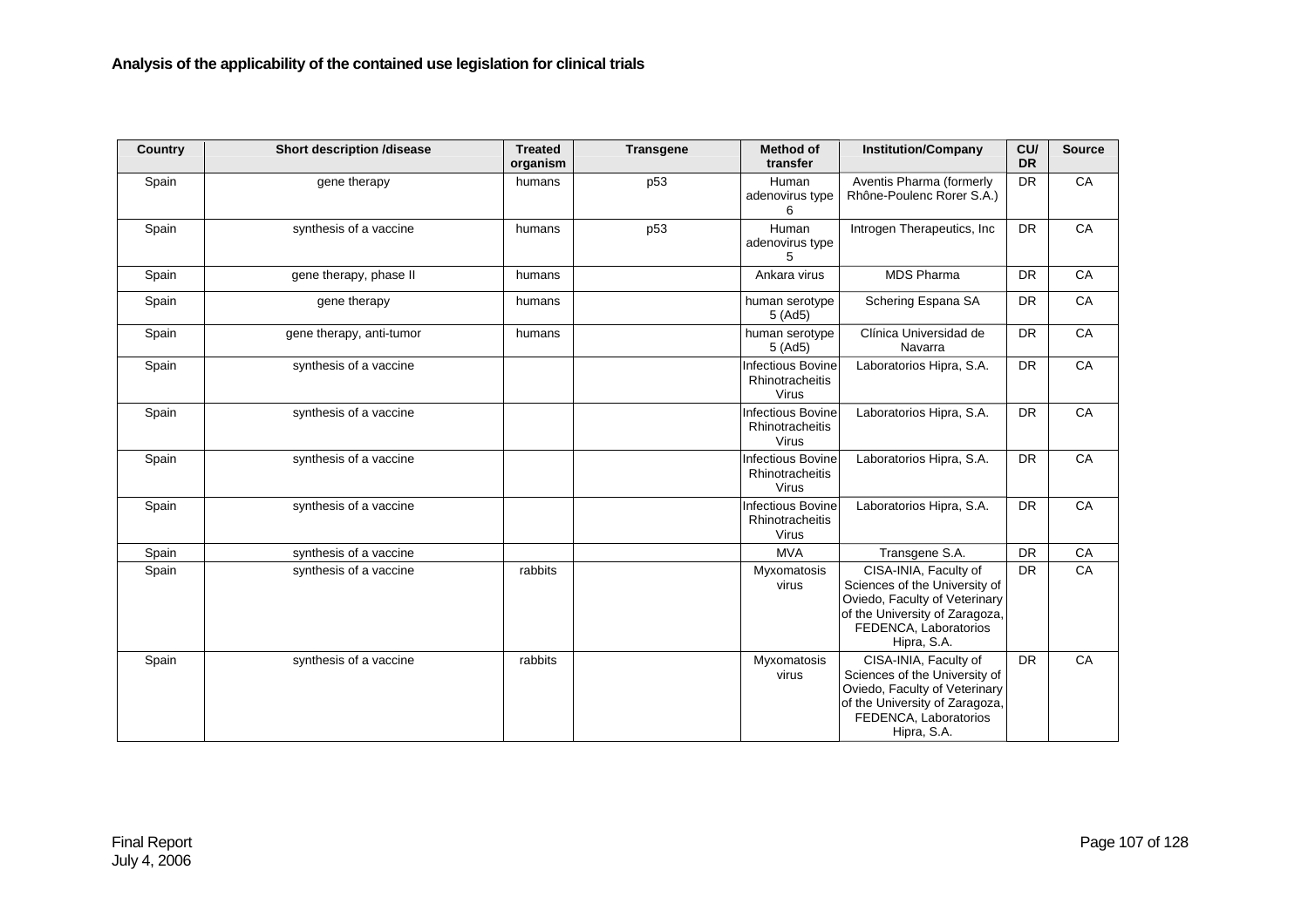**Analysis of the applicability of the contained use legislation for clinical trials**

| Country | Short description /disease | Treated organism | Transgene | Method of transfer | Institution/Company | CU/ DR | Source |
|---|---|---|---|---|---|---|---|
| Spain | gene therapy | humans | p53 | Human adenovirus type 6 | Aventis Pharma (formerly Rhône-Poulenc Rorer S.A.) | DR | CA |
| Spain | synthesis of a vaccine | humans | p53 | Human adenovirus type 5 | Introgen Therapeutics, Inc | DR | CA |
| Spain | gene therapy, phase II | humans | | Ankara virus | MDS Pharma | DR | CA |
| Spain | gene therapy | humans | | human serotype 5 (Ad5) | Schering Espana SA | DR | CA |
| Spain | gene therapy, anti-tumor | humans | | human serotype 5 (Ad5) | Clínica Universidad de Navarra | DR | CA |
| Spain | synthesis of a vaccine | | | Infectious Bovine Rhinotracheitis Virus | Laboratorios Hipra, S.A. | DR | CA |
| Spain | synthesis of a vaccine | | | Infectious Bovine Rhinotracheitis Virus | Laboratorios Hipra, S.A. | DR | CA |
| Spain | synthesis of a vaccine | | | Infectious Bovine Rhinotracheitis Virus | Laboratorios Hipra, S.A. | DR | CA |
| Spain | synthesis of a vaccine | | | Infectious Bovine Rhinotracheitis Virus | Laboratorios Hipra, S.A. | DR | CA |
| Spain | synthesis of a vaccine | | | MVA | Transgene S.A. | DR | CA |
| Spain | synthesis of a vaccine | rabbits | | Myxomatosis virus | CISA-INIA, Faculty of Sciences of the University of Oviedo, Faculty of Veterinary of the University of Zaragoza, FEDENCA, Laboratorios Hipra, S.A. | DR | CA |
| Spain | synthesis of a vaccine | rabbits | | Myxomatosis virus | CISA-INIA, Faculty of Sciences of the University of Oviedo, Faculty of Veterinary of the University of Zaragoza, FEDENCA, Laboratorios Hipra, S.A. | DR | CA |

Final Report
July 4, 2006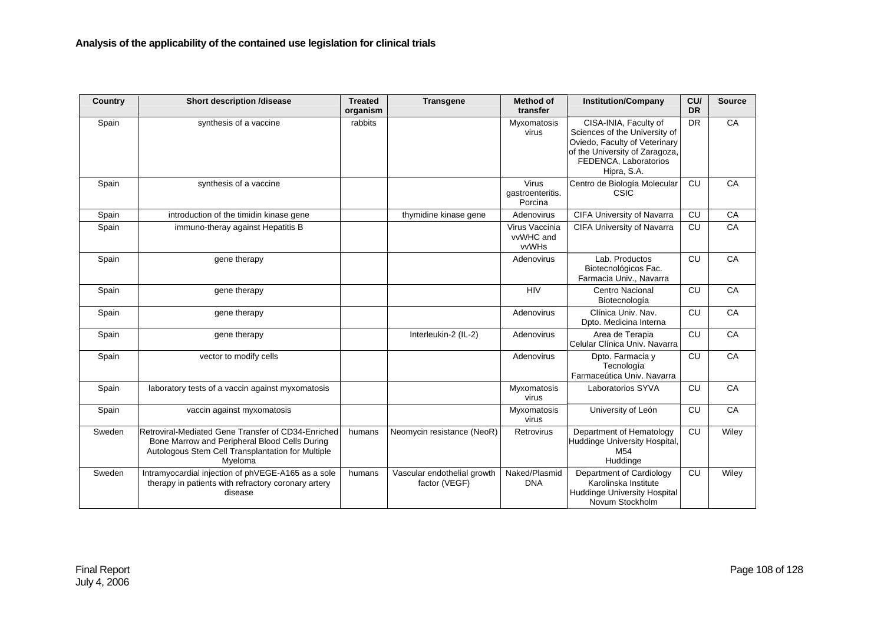**Analysis of the applicability of the contained use legislation for clinical trials**

| Country | Short description /disease | Treated organism | Transgene | Method of transfer | Institution/Company | CU/ DR | Source |
|---|---|---|---|---|---|---|---|
| Spain | synthesis of a vaccine | rabbits | | Myxomatosis virus | CISA-INIA, Faculty of Sciences of the University of Oviedo, Faculty of Veterinary of the University of Zaragoza, FEDENCA, Laboratorios Hipra, S.A. | DR | CA |
| Spain | synthesis of a vaccine | | | Virus gastroenteritis. Porcina | Centro de Biología Molecular CSIC | CU | CA |
| Spain | introduction of the timidin kinase gene | | thymidine kinase gene | Adenovirus | CIFA University of Navarra | CU | CA |
| Spain | immuno-theray against Hepatitis B | | | Virus Vaccinia vvWHC and vvWHs | CIFA University of Navarra | CU | CA |
| Spain | gene therapy | | | Adenovirus | Lab. Productos Biotecnológicos Fac. Farmacia Univ., Navarra | CU | CA |
| Spain | gene therapy | | | HIV | Centro Nacional Biotecnología | CU | CA |
| Spain | gene therapy | | | Adenovirus | Clínica Univ. Nav. Dpto. Medicina Interna | CU | CA |
| Spain | gene therapy | | Interleukin-2 (IL-2) | Adenovirus | Area de Terapia Celular Clínica Univ. Navarra | CU | CA |
| Spain | vector to modify cells | | | Adenovirus | Dpto. Farmacia y Tecnología Farmaceútica Univ. Navarra | CU | CA |
| Spain | laboratory tests of a vaccin against myxomatosis | | | Myxomatosis virus | Laboratorios SYVA | CU | CA |
| Spain | vaccin against myxomatosis | | | Myxomatosis virus | University of León | CU | CA |
| Sweden | Retroviral-Mediated Gene Transfer of CD34-Enriched Bone Marrow and Peripheral Blood Cells During Autologous Stem Cell Transplantation for Multiple Myeloma | humans | Neomycin resistance (NeoR) | Retrovirus | Department of Hematology Huddinge University Hospital, M54 Huddinge | CU | Wiley |
| Sweden | Intramyocardial injection of phVEGE-A165 as a sole therapy in patients with refractory coronary artery disease | humans | Vascular endothelial growth factor (VEGF) | Naked/Plasmid DNA | Department of Cardiology Karolinska Institute Huddinge University Hospital Novum Stockholm | CU | Wiley |

Final Report
July 4, 2006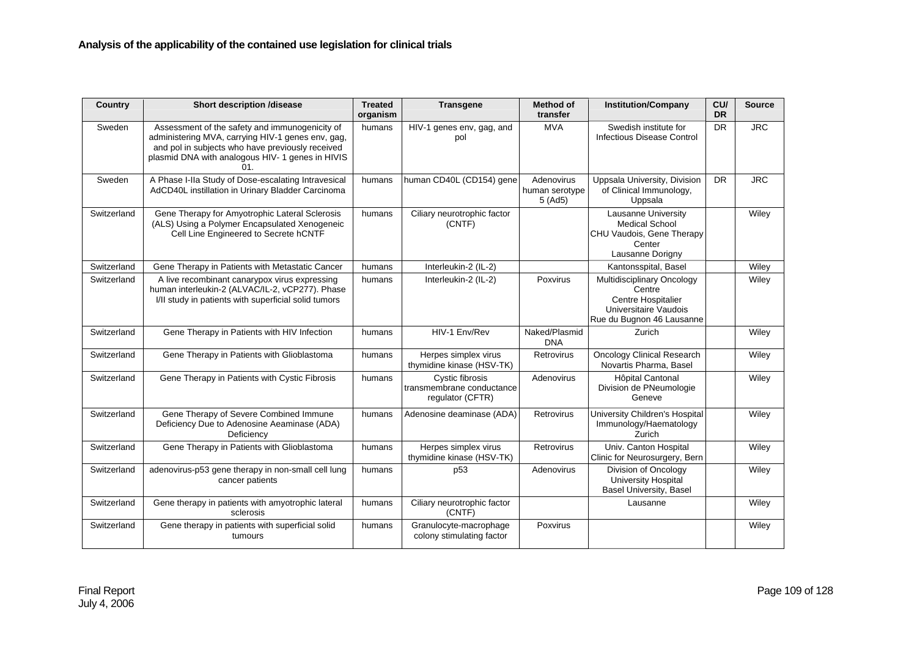**Analysis of the applicability of the contained use legislation for clinical trials**

| Country | Short description /disease | Treated organism | Transgene | Method of transfer | Institution/Company | CU/ DR | Source |
|---|---|---|---|---|---|---|---|
| Sweden | Assessment of the safety and immunogenicity of administering MVA, carrying HIV-1 genes env, gag, and pol in subjects who have previously received plasmid DNA with analogous HIV- 1 genes in HIVIS 01. | humans | HIV-1 genes env, gag, and pol | MVA | Swedish institute for Infectious Disease Control | DR | JRC |
| Sweden | A Phase I-IIa Study of Dose-escalating Intravesical AdCD40L instillation in Urinary Bladder Carcinoma | humans | human CD40L (CD154) gene | Adenovirus human serotype 5 (Ad5) | Uppsala University, Division of Clinical Immunology, Uppsala | DR | JRC |
| Switzerland | Gene Therapy for Amyotrophic Lateral Sclerosis (ALS) Using a Polymer Encapsulated Xenogeneic Cell Line Engineered to Secrete hCNTF | humans | Ciliary neurotrophic factor (CNTF) | | Lausanne University Medical School CHU Vaudois, Gene Therapy Center Lausanne Dorigny | | Wiley |
| Switzerland | Gene Therapy in Patients with Metastatic Cancer | humans | Interleukin-2 (IL-2) | | Kantonsspital, Basel | | Wiley |
| Switzerland | A live recombinant canarypox virus expressing human interleukin-2 (ALVAC/IL-2, vCP277). Phase I/II study in patients with superficial solid tumors | humans | Interleukin-2 (IL-2) | Poxvirus | Multidisciplinary Oncology Centre Centre Hospitalier Universitaire Vaudois Rue du Bugnon 46 Lausanne | | Wiley |
| Switzerland | Gene Therapy in Patients with HIV Infection | humans | HIV-1 Env/Rev | Naked/Plasmid DNA | Zurich | | Wiley |
| Switzerland | Gene Therapy in Patients with Glioblastoma | humans | Herpes simplex virus thymidine kinase (HSV-TK) | Retrovirus | Oncology Clinical Research Novartis Pharma, Basel | | Wiley |
| Switzerland | Gene Therapy in Patients with Cystic Fibrosis | humans | Cystic fibrosis transmembrane conductance regulator (CFTR) | Adenovirus | Hôpital Cantonal Division de PNeumologie Geneve | | Wiley |
| Switzerland | Gene Therapy of Severe Combined Immune Deficiency Due to Adenosine Aeaminase (ADA) Deficiency | humans | Adenosine deaminase (ADA) | Retrovirus | University Children's Hospital Immunology/Haematology Zurich | | Wiley |
| Switzerland | Gene Therapy in Patients with Glioblastoma | humans | Herpes simplex virus thymidine kinase (HSV-TK) | Retrovirus | Univ. Canton Hospital Clinic for Neurosurgery, Bern | | Wiley |
| Switzerland | adenovirus-p53 gene therapy in non-small cell lung cancer patients | humans | p53 | Adenovirus | Division of Oncology University Hospital Basel University, Basel | | Wiley |
| Switzerland | Gene therapy in patients with amyotrophic lateral sclerosis | humans | Ciliary neurotrophic factor (CNTF) | | Lausanne | | Wiley |
| Switzerland | Gene therapy in patients with superficial solid tumours | humans | Granulocyte-macrophage colony stimulating factor | Poxvirus | | | Wiley |

Final Report
July 4, 2006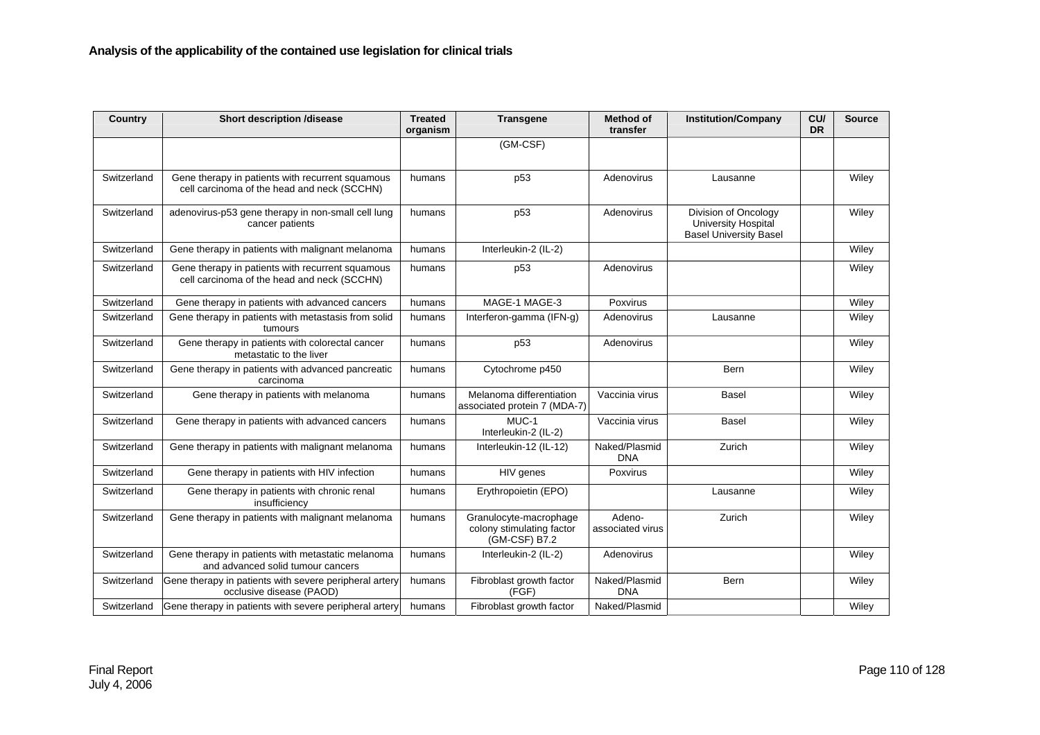**Analysis of the applicability of the contained use legislation for clinical trials**

| Country | Short description /disease | Treated organism | Transgene | Method of transfer | Institution/Company | CU/ DR | Source |
|---|---|---|---|---|---|---|---|
| | | | (GM-CSF) | | | | |
| Switzerland | Gene therapy in patients with recurrent squamous cell carcinoma of the head and neck (SCCHN) | humans | p53 | Adenovirus | Lausanne | | Wiley |
| Switzerland | adenovirus-p53 gene therapy in non-small cell lung cancer patients | humans | p53 | Adenovirus | Division of Oncology University Hospital Basel University Basel | | Wiley |
| Switzerland | Gene therapy in patients with malignant melanoma | humans | Interleukin-2 (IL-2) | | | | Wiley |
| Switzerland | Gene therapy in patients with recurrent squamous cell carcinoma of the head and neck (SCCHN) | humans | p53 | Adenovirus | | | Wiley |
| Switzerland | Gene therapy in patients with advanced cancers | humans | MAGE-1 MAGE-3 | Poxvirus | | | Wiley |
| Switzerland | Gene therapy in patients with metastasis from solid tumours | humans | Interferon-gamma (IFN-g) | Adenovirus | Lausanne | | Wiley |
| Switzerland | Gene therapy in patients with colorectal cancer metastatic to the liver | humans | p53 | Adenovirus | | | Wiley |
| Switzerland | Gene therapy in patients with advanced pancreatic carcinoma | humans | Cytochrome p450 | | Bern | | Wiley |
| Switzerland | Gene therapy in patients with melanoma | humans | Melanoma differentiation associated protein 7 (MDA-7) | Vaccinia virus | Basel | | Wiley |
| Switzerland | Gene therapy in patients with advanced cancers | humans | MUC-1 Interleukin-2 (IL-2) | Vaccinia virus | Basel | | Wiley |
| Switzerland | Gene therapy in patients with malignant melanoma | humans | Interleukin-12 (IL-12) | Naked/Plasmid DNA | Zurich | | Wiley |
| Switzerland | Gene therapy in patients with HIV infection | humans | HIV genes | Poxvirus | | | Wiley |
| Switzerland | Gene therapy in patients with chronic renal insufficiency | humans | Erythropoietin (EPO) | | Lausanne | | Wiley |
| Switzerland | Gene therapy in patients with malignant melanoma | humans | Granulocyte-macrophage colony stimulating factor (GM-CSF) B7.2 | Adeno-associated virus | Zurich | | Wiley |
| Switzerland | Gene therapy in patients with metastatic melanoma and advanced solid tumour cancers | humans | Interleukin-2 (IL-2) | Adenovirus | | | Wiley |
| Switzerland | Gene therapy in patients with severe peripheral artery occlusive disease (PAOD) | humans | Fibroblast growth factor (FGF) | Naked/Plasmid DNA | Bern | | Wiley |
| Switzerland | Gene therapy in patients with severe peripheral artery | humans | Fibroblast growth factor | Naked/Plasmid | | | Wiley |

Final Report
July 4, 2006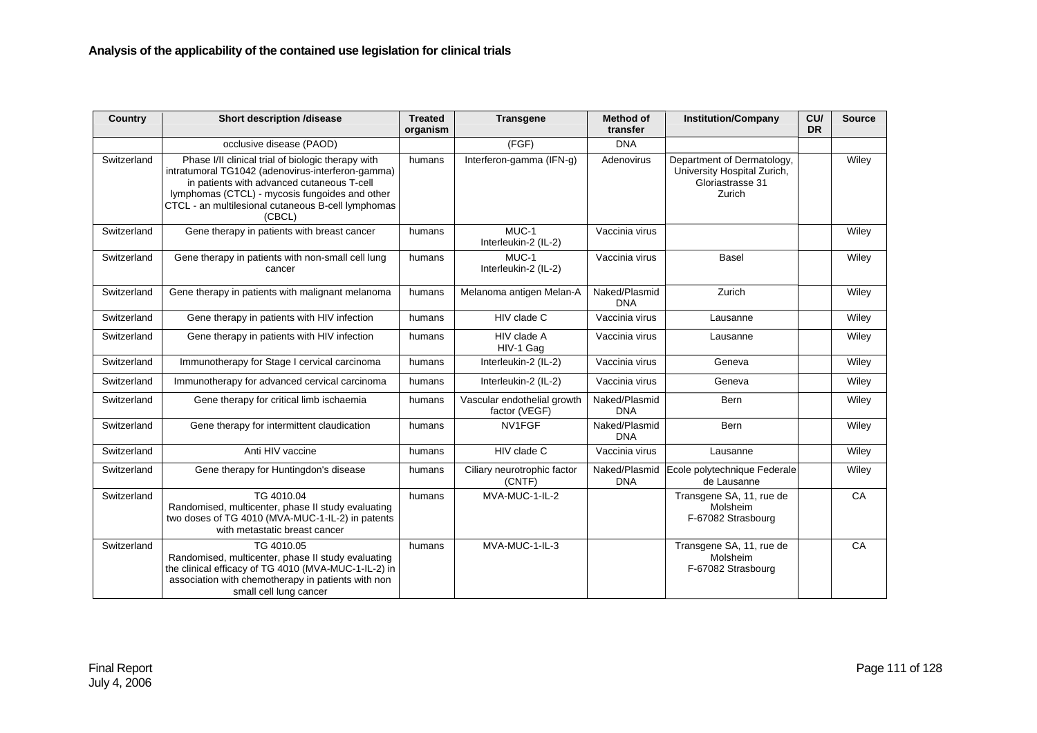**Analysis of the applicability of the contained use legislation for clinical trials**

| Country | Short description /disease | Treated organism | Transgene | Method of transfer | Institution/Company | CU/ DR | Source |
|---|---|---|---|---|---|---|---|
| | occlusive disease (PAOD) | | (FGF) | DNA | | | |
| Switzerland | Phase I/II clinical trial of biologic therapy with intratumoral TG1042 (adenovirus-interferon-gamma) in patients with advanced cutaneous T-cell lymphomas (CTCL) - mycosis fungoides and other CTCL - an multilesional cutaneous B-cell lymphomas (CBCL) | humans | Interferon-gamma (IFN-g) | Adenovirus | Department of Dermatology, University Hospital Zurich, Gloriastrasse 31 Zurich | | Wiley |
| Switzerland | Gene therapy in patients with breast cancer | humans | MUC-1 Interleukin-2 (IL-2) | Vaccinia virus | | | Wiley |
| Switzerland | Gene therapy in patients with non-small cell lung cancer | humans | MUC-1 Interleukin-2 (IL-2) | Vaccinia virus | Basel | | Wiley |
| Switzerland | Gene therapy in patients with malignant melanoma | humans | Melanoma antigen Melan-A | Naked/Plasmid DNA | Zurich | | Wiley |
| Switzerland | Gene therapy in patients with HIV infection | humans | HIV clade C | Vaccinia virus | Lausanne | | Wiley |
| Switzerland | Gene therapy in patients with HIV infection | humans | HIV clade A HIV-1 Gag | Vaccinia virus | Lausanne | | Wiley |
| Switzerland | Immunotherapy for Stage I cervical carcinoma | humans | Interleukin-2 (IL-2) | Vaccinia virus | Geneva | | Wiley |
| Switzerland | Immunotherapy for advanced cervical carcinoma | humans | Interleukin-2 (IL-2) | Vaccinia virus | Geneva | | Wiley |
| Switzerland | Gene therapy for critical limb ischaemia | humans | Vascular endothelial growth factor (VEGF) | Naked/Plasmid DNA | Bern | | Wiley |
| Switzerland | Gene therapy for intermittent claudication | humans | NV1FGF | Naked/Plasmid DNA | Bern | | Wiley |
| Switzerland | Anti HIV vaccine | humans | HIV clade C | Vaccinia virus | Lausanne | | Wiley |
| Switzerland | Gene therapy for Huntingdon's disease | humans | Ciliary neurotrophic factor (CNTF) | Naked/Plasmid DNA | Ecole polytechnique Federale de Lausanne | | Wiley |
| Switzerland | TG 4010.04 Randomised, multicenter, phase II study evaluating two doses of TG 4010 (MVA-MUC-1-IL-2) in patents with metastatic breast cancer | humans | MVA-MUC-1-IL-2 | | Transgene SA, 11, rue de Molsheim F-67082 Strasbourg | | CA |
| Switzerland | TG 4010.05 Randomised, multicenter, phase II study evaluating the clinical efficacy of TG 4010 (MVA-MUC-1-IL-2) in association with chemotherapy in patients with non small cell lung cancer | humans | MVA-MUC-1-IL-3 | | Transgene SA, 11, rue de Molsheim F-67082 Strasbourg | | CA |

Final Report
July 4, 2006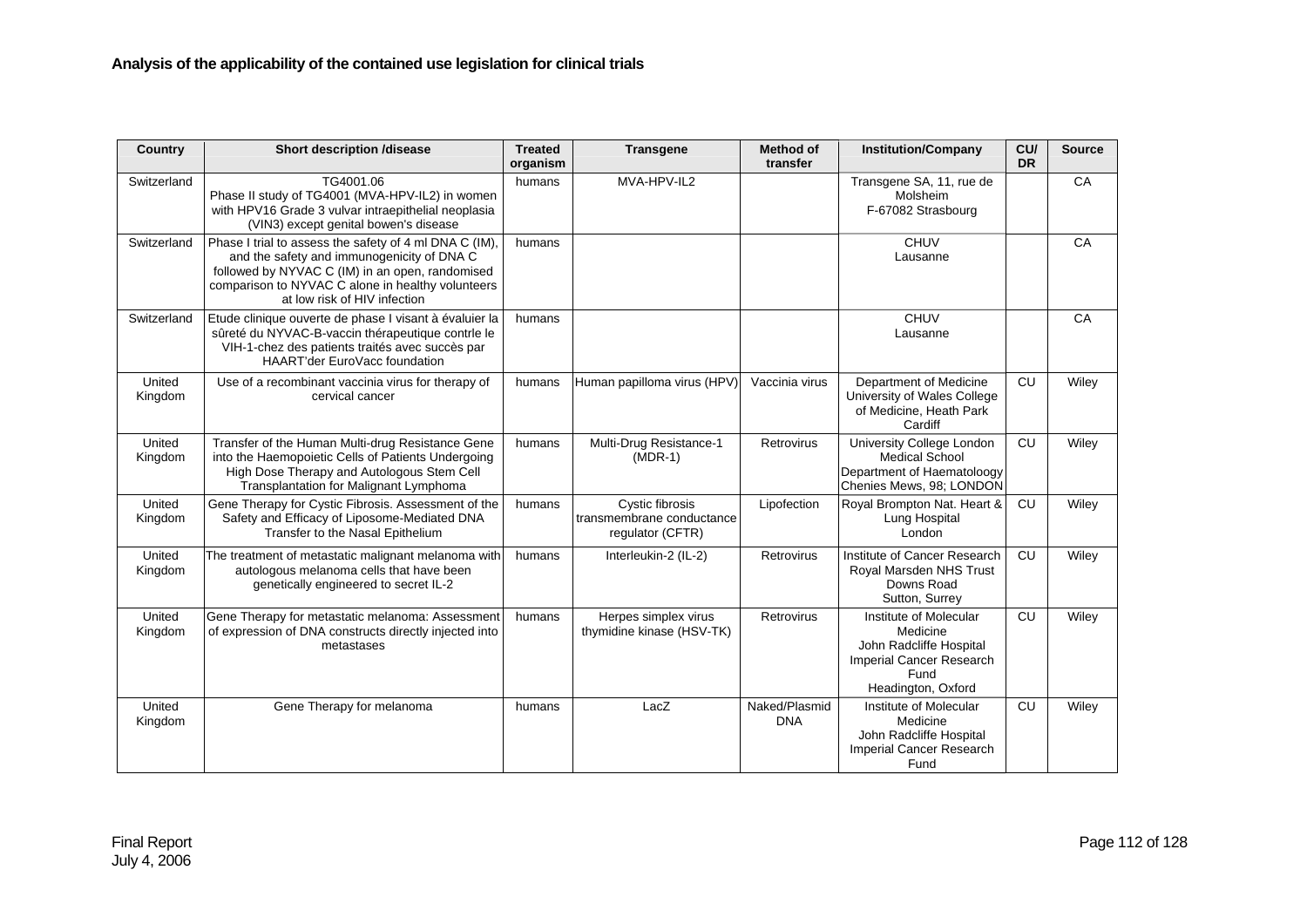**Analysis of the applicability of the contained use legislation for clinical trials**

| Country | Short description /disease | Treated organism | Transgene | Method of transfer | Institution/Company | CU/ DR | Source |
|---|---|---|---|---|---|---|---|
| Switzerland | TG4001.06 Phase II study of TG4001 (MVA-HPV-IL2) in women with HPV16 Grade 3 vulvar intraepithelial neoplasia (VIN3) except genital bowen's disease | humans | MVA-HPV-IL2 | | Transgene SA, 11, rue de Molsheim F-67082 Strasbourg | | CA |
| Switzerland | Phase I trial to assess the safety of 4 ml DNA C (IM), and the safety and immunogenicity of DNA C followed by NYVAC C (IM) in an open, randomised comparison to NYVAC C alone in healthy volunteers at low risk of HIV infection | humans | | | CHUV Lausanne | | CA |
| Switzerland | Etude clinique ouverte de phase I visant à évaluier la sûreté du NYVAC-B-vaccin thérapeutique contrle le VIH-1-chez des patients traités avec succès par HAART'der EuroVacc foundation | humans | | | CHUV Lausanne | | CA |
| United Kingdom | Use of a recombinant vaccinia virus for therapy of cervical cancer | humans | Human papilloma virus (HPV) | Vaccinia virus | Department of Medicine University of Wales College of Medicine, Heath Park Cardiff | CU | Wiley |
| United Kingdom | Transfer of the Human Multi-drug Resistance Gene into the Haemopoietic Cells of Patients Undergoing High Dose Therapy and Autologous Stem Cell Transplantation for Malignant Lymphoma | humans | Multi-Drug Resistance-1 (MDR-1) | Retrovirus | University College London Medical School Department of Haematoloogy Chenies Mews, 98; LONDON | CU | Wiley |
| United Kingdom | Gene Therapy for Cystic Fibrosis. Assessment of the Safety and Efficacy of Liposome-Mediated DNA Transfer to the Nasal Epithelium | humans | Cystic fibrosis transmembrane conductance regulator (CFTR) | Lipofection | Royal Brompton Nat. Heart & Lung Hospital London | CU | Wiley |
| United Kingdom | The treatment of metastatic malignant melanoma with autologous melanoma cells that have been genetically engineered to secret IL-2 | humans | Interleukin-2 (IL-2) | Retrovirus | Institute of Cancer Research Royal Marsden NHS Trust Downs Road Sutton, Surrey | CU | Wiley |
| United Kingdom | Gene Therapy for metastatic melanoma: Assessment of expression of DNA constructs directly injected into metastases | humans | Herpes simplex virus thymidine kinase (HSV-TK) | Retrovirus | Institute of Molecular Medicine John Radcliffe Hospital Imperial Cancer Research Fund Headington, Oxford | CU | Wiley |
| United Kingdom | Gene Therapy for melanoma | humans | LacZ | Naked/Plasmid DNA | Institute of Molecular Medicine John Radcliffe Hospital Imperial Cancer Research Fund | CU | Wiley |

Final Report
July 4, 2006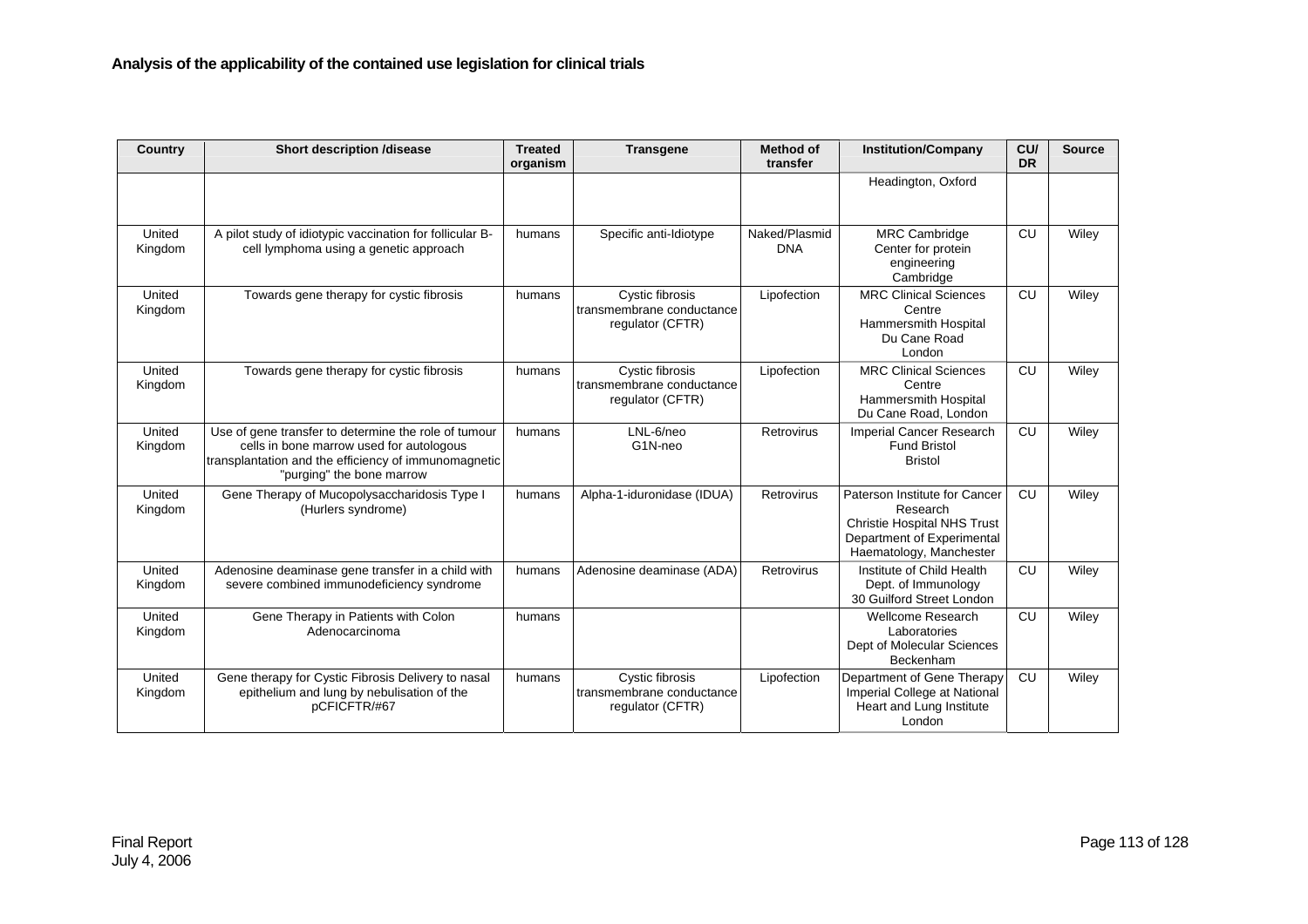**Analysis of the applicability of the contained use legislation for clinical trials**

| Country | Short description /disease | Treated organism | Transgene | Method of transfer | Institution/Company | CU/ DR | Source |
|---|---|---|---|---|---|---|---|
| | | | | | Headington, Oxford | | |
| United Kingdom | A pilot study of idiotypic vaccination for follicular B-cell lymphoma using a genetic approach | humans | Specific anti-Idiotype | Naked/Plasmid DNA | MRC Cambridge Center for protein engineering Cambridge | CU | Wiley |
| United Kingdom | Towards gene therapy for cystic fibrosis | humans | Cystic fibrosis transmembrane conductance regulator (CFTR) | Lipofection | MRC Clinical Sciences Centre Hammersmith Hospital Du Cane Road London | CU | Wiley |
| United Kingdom | Towards gene therapy for cystic fibrosis | humans | Cystic fibrosis transmembrane conductance regulator (CFTR) | Lipofection | MRC Clinical Sciences Centre Hammersmith Hospital Du Cane Road, London | CU | Wiley |
| United Kingdom | Use of gene transfer to determine the role of tumour cells in bone marrow used for autologous transplantation and the efficiency of immunomagnetic "purging" the bone marrow | humans | LNL-6/neo G1N-neo | Retrovirus | Imperial Cancer Research Fund Bristol Bristol | CU | Wiley |
| United Kingdom | Gene Therapy of Mucopolysaccharidosis Type I (Hurlers syndrome) | humans | Alpha-1-iduronidase (IDUA) | Retrovirus | Paterson Institute for Cancer Research Christie Hospital NHS Trust Department of Experimental Haematology, Manchester | CU | Wiley |
| United Kingdom | Adenosine deaminase gene transfer in a child with severe combined immunodeficiency syndrome | humans | Adenosine deaminase (ADA) | Retrovirus | Institute of Child Health Dept. of Immunology 30 Guilford Street London | CU | Wiley |
| United Kingdom | Gene Therapy in Patients with Colon Adenocarcinoma | humans | | | Wellcome Research Laboratories Dept of Molecular Sciences Beckenham | CU | Wiley |
| United Kingdom | Gene therapy for Cystic Fibrosis Delivery to nasal epithelium and lung by nebulisation of the pCFICFTR/#67 | humans | Cystic fibrosis transmembrane conductance regulator (CFTR) | Lipofection | Department of Gene Therapy Imperial College at National Heart and Lung Institute London | CU | Wiley |

Final Report
July 4, 2006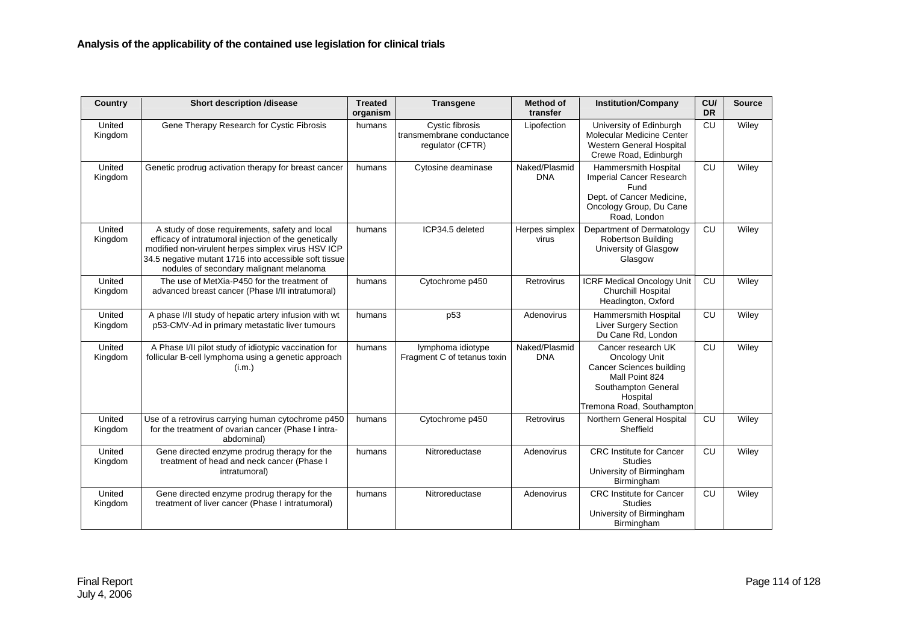**Analysis of the applicability of the contained use legislation for clinical trials**

| Country | Short description /disease | Treated organism | Transgene | Method of transfer | Institution/Company | CU/ DR | Source |
|---|---|---|---|---|---|---|---|
| United Kingdom | Gene Therapy Research for Cystic Fibrosis | humans | Cystic fibrosis transmembrane conductance regulator (CFTR) | Lipofection | University of Edinburgh Molecular Medicine Center Western General Hospital Crewe Road, Edinburgh | CU | Wiley |
| United Kingdom | Genetic prodrug activation therapy for breast cancer | humans | Cytosine deaminase | Naked/Plasmid DNA | Hammersmith Hospital Imperial Cancer Research Fund Dept. of Cancer Medicine, Oncology Group, Du Cane Road, London | CU | Wiley |
| United Kingdom | A study of dose requirements, safety and local efficacy of intratumoral injection of the genetically modified non-virulent herpes simplex virus HSV ICP 34.5 negative mutant 1716 into accessible soft tissue nodules of secondary malignant melanoma | humans | ICP34.5 deleted | Herpes simplex virus | Department of Dermatology Robertson Building University of Glasgow Glasgow | CU | Wiley |
| United Kingdom | The use of MetXia-P450 for the treatment of advanced breast cancer (Phase I/II intratumoral) | humans | Cytochrome p450 | Retrovirus | ICRF Medical Oncology Unit Churchill Hospital Headington, Oxford | CU | Wiley |
| United Kingdom | A phase I/II study of hepatic artery infusion with wt p53-CMV-Ad in primary metastatic liver tumours | humans | p53 | Adenovirus | Hammersmith Hospital Liver Surgery Section Du Cane Rd, London | CU | Wiley |
| United Kingdom | A Phase I/II pilot study of idiotypic vaccination for follicular B-cell lymphoma using a genetic approach (i.m.) | humans | lymphoma idiotype Fragment C of tetanus toxin | Naked/Plasmid DNA | Cancer research UK Oncology Unit Cancer Sciences building Mall Point 824 Southampton General Hospital Tremona Road, Southampton | CU | Wiley |
| United Kingdom | Use of a retrovirus carrying human cytochrome p450 for the treatment of ovarian cancer (Phase I intra-abdominal) | humans | Cytochrome p450 | Retrovirus | Northern General Hospital Sheffield | CU | Wiley |
| United Kingdom | Gene directed enzyme prodrug therapy for the treatment of head and neck cancer (Phase I intratumoral) | humans | Nitroreductase | Adenovirus | CRC Institute for Cancer Studies University of Birmingham Birmingham | CU | Wiley |
| United Kingdom | Gene directed enzyme prodrug therapy for the treatment of liver cancer (Phase I intratumoral) | humans | Nitroreductase | Adenovirus | CRC Institute for Cancer Studies University of Birmingham Birmingham | CU | Wiley |

Final Report
July 4, 2006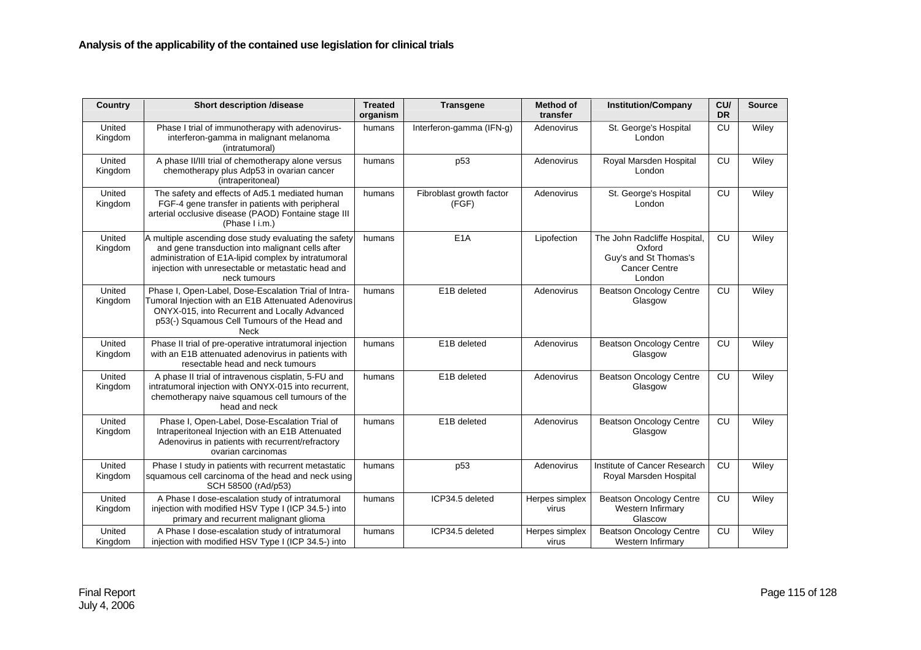**Analysis of the applicability of the contained use legislation for clinical trials**

| Country | Short description /disease | Treated organism | Transgene | Method of transfer | Institution/Company | CU/ DR | Source |
|---|---|---|---|---|---|---|---|
| United Kingdom | Phase I trial of immunotherapy with adenovirus-interferon-gamma in malignant melanoma (intratumoral) | humans | Interferon-gamma (IFN-g) | Adenovirus | St. George's Hospital London | CU | Wiley |
| United Kingdom | A phase II/III trial of chemotherapy alone versus chemotherapy plus Adp53 in ovarian cancer (intraperitoneal) | humans | p53 | Adenovirus | Royal Marsden Hospital London | CU | Wiley |
| United Kingdom | The safety and effects of Ad5.1 mediated human FGF-4 gene transfer in patients with peripheral arterial occlusive disease (PAOD) Fontaine stage III (Phase I i.m.) | humans | Fibroblast growth factor (FGF) | Adenovirus | St. George's Hospital London | CU | Wiley |
| United Kingdom | A multiple ascending dose study evaluating the safety and gene transduction into malignant cells after administration of E1A-lipid complex by intratumoral injection with unresectable or metastatic head and neck tumours | humans | E1A | Lipofection | The John Radcliffe Hospital, Oxford Guy's and St Thomas's Cancer Centre London | CU | Wiley |
| United Kingdom | Phase I, Open-Label, Dose-Escalation Trial of Intra-Tumoral Injection with an E1B Attenuated Adenovirus ONYX-015, into Recurrent and Locally Advanced p53(-) Squamous Cell Tumours of the Head and Neck | humans | E1B deleted | Adenovirus | Beatson Oncology Centre Glasgow | CU | Wiley |
| United Kingdom | Phase II trial of pre-operative intratumoral injection with an E1B attenuated adenovirus in patients with resectable head and neck tumours | humans | E1B deleted | Adenovirus | Beatson Oncology Centre Glasgow | CU | Wiley |
| United Kingdom | A phase II trial of intravenous cisplatin, 5-FU and intratumoral injection with ONYX-015 into recurrent, chemotherapy naive squamous cell tumours of the head and neck | humans | E1B deleted | Adenovirus | Beatson Oncology Centre Glasgow | CU | Wiley |
| United Kingdom | Phase I, Open-Label, Dose-Escalation Trial of Intraperitoneal Injection with an E1B Attenuated Adenovirus in patients with recurrent/refractory ovarian carcinomas | humans | E1B deleted | Adenovirus | Beatson Oncology Centre Glasgow | CU | Wiley |
| United Kingdom | Phase I study in patients with recurrent metastatic squamous cell carcinoma of the head and neck using SCH 58500 (rAd/p53) | humans | p53 | Adenovirus | Institute of Cancer Research Royal Marsden Hospital | CU | Wiley |
| United Kingdom | A Phase I dose-escalation study of intratumoral injection with modified HSV Type I (ICP 34.5-) into primary and recurrent malignant glioma | humans | ICP34.5 deleted | Herpes simplex virus | Beatson Oncology Centre Western Infirmary Glascow | CU | Wiley |
| United Kingdom | A Phase I dose-escalation study of intratumoral injection with modified HSV Type I (ICP 34.5-) into | humans | ICP34.5 deleted | Herpes simplex virus | Beatson Oncology Centre Western Infirmary | CU | Wiley |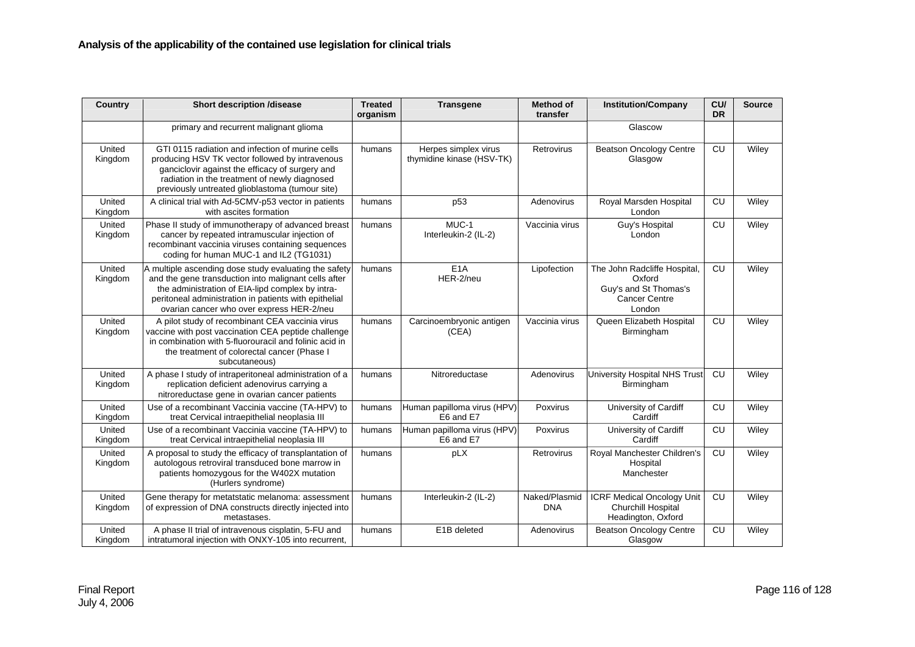**Analysis of the applicability of the contained use legislation for clinical trials**

| Country | Short description /disease | Treated organism | Transgene | Method of transfer | Institution/Company | CU/ DR | Source |
|---|---|---|---|---|---|---|---|
| | primary and recurrent malignant glioma | | | | Glascow | | |
| United Kingdom | GTI 0115 radiation and infection of murine cells producing HSV TK vector followed by intravenous ganciclovir against the efficacy of surgery and radiation in the treatment of newly diagnosed previously untreated glioblastoma (tumour site) | humans | Herpes simplex virus thymidine kinase (HSV-TK) | Retrovirus | Beatson Oncology Centre Glasgow | CU | Wiley |
| United Kingdom | A clinical trial with Ad-5CMV-p53 vector in patients with ascites formation | humans | p53 | Adenovirus | Royal Marsden Hospital London | CU | Wiley |
| United Kingdom | Phase II study of immunotherapy of advanced breast cancer by repeated intramuscular injection of recombinant vaccinia viruses containing sequences coding for human MUC-1 and IL2 (TG1031) | humans | MUC-1 Interleukin-2 (IL-2) | Vaccinia virus | Guy's Hospital London | CU | Wiley |
| United Kingdom | A multiple ascending dose study evaluating the safety and the gene transduction into malignant cells after the administration of EIA-lipd complex by intra-peritoneal administration in patients with epithelial ovarian cancer who over express HER-2/neu | humans | E1A HER-2/neu | Lipofection | The John Radcliffe Hospital, Oxford Guy's and St Thomas's Cancer Centre London | CU | Wiley |
| United Kingdom | A pilot study of recombinant CEA vaccinia virus vaccine with post vaccination CEA peptide challenge in combination with 5-fluorouracil and folinic acid in the treatment of colorectal cancer (Phase I subcutaneous) | humans | Carcinoembryonic antigen (CEA) | Vaccinia virus | Queen Elizabeth Hospital Birmingham | CU | Wiley |
| United Kingdom | A phase I study of intraperitoneal administration of a replication deficient adenovirus carrying a nitroreductase gene in ovarian cancer patients | humans | Nitroreductase | Adenovirus | University Hospital NHS Trust Birmingham | CU | Wiley |
| United Kingdom | Use of a recombinant Vaccinia vaccine (TA-HPV) to treat Cervical intraepithelial neoplasia III | humans | Human papilloma virus (HPV) E6 and E7 | Poxvirus | University of Cardiff Cardiff | CU | Wiley |
| United Kingdom | Use of a recombinant Vaccinia vaccine (TA-HPV) to treat Cervical intraepithelial neoplasia III | humans | Human papilloma virus (HPV) E6 and E7 | Poxvirus | University of Cardiff Cardiff | CU | Wiley |
| United Kingdom | A proposal to study the efficacy of transplantation of autologous retroviral transduced bone marrow in patients homozygous for the W402X mutation (Hurlers syndrome) | humans | pLX | Retrovirus | Royal Manchester Children's Hospital Manchester | CU | Wiley |
| United Kingdom | Gene therapy for metatstatic melanoma: assessment of expression of DNA constructs directly injected into metastases. | humans | Interleukin-2 (IL-2) | Naked/Plasmid DNA | ICRF Medical Oncology Unit Churchill Hospital Headington, Oxford | CU | Wiley |
| United Kingdom | A phase II trial of intravenous cisplatin, 5-FU and intratumoral injection with ONXY-105 into recurrent, | humans | E1B deleted | Adenovirus | Beatson Oncology Centre Glasgow | CU | Wiley |

Final Report
July 4, 2006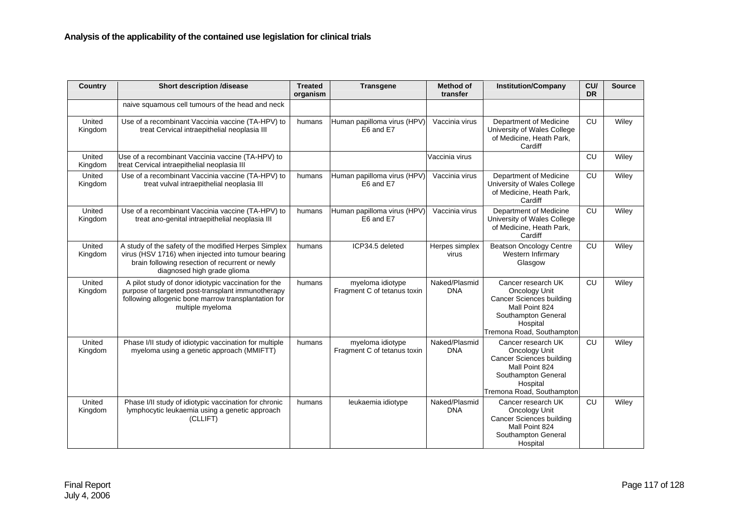**Analysis of the applicability of the contained use legislation for clinical trials**

| Country | Short description /disease | Treated organism | Transgene | Method of transfer | Institution/Company | CU/ DR | Source |
|---|---|---|---|---|---|---|---|
| | naive squamous cell tumours of the head and neck | | | | | | |
| United Kingdom | Use of a recombinant Vaccinia vaccine (TA-HPV) to treat Cervical intraepithelial neoplasia III | humans | Human papilloma virus (HPV) E6 and E7 | Vaccinia virus | Department of Medicine University of Wales College of Medicine, Heath Park, Cardiff | CU | Wiley |
| United Kingdom | Use of a recombinant Vaccinia vaccine (TA-HPV) to treat Cervical intraepithelial neoplasia III | | | Vaccinia virus | | CU | Wiley |
| United Kingdom | Use of a recombinant Vaccinia vaccine (TA-HPV) to treat vulval intraepithelial neoplasia III | humans | Human papilloma virus (HPV) E6 and E7 | Vaccinia virus | Department of Medicine University of Wales College of Medicine, Heath Park, Cardiff | CU | Wiley |
| United Kingdom | Use of a recombinant Vaccinia vaccine (TA-HPV) to treat ano-genital intraepithelial neoplasia III | humans | Human papilloma virus (HPV) E6 and E7 | Vaccinia virus | Department of Medicine University of Wales College of Medicine, Heath Park, Cardiff | CU | Wiley |
| United Kingdom | A study of the safety of the modified Herpes Simplex virus (HSV 1716) when injected into tumour bearing brain following resection of recurrent or newly diagnosed high grade glioma | humans | ICP34.5 deleted | Herpes simplex virus | Beatson Oncology Centre Western Infirmary Glasgow | CU | Wiley |
| United Kingdom | A pilot study of donor idiotypic vaccination for the purpose of targeted post-transplant immunotherapy following allogenic bone marrow transplantation for multiple myeloma | humans | myeloma idiotype Fragment C of tetanus toxin | Naked/Plasmid DNA | Cancer research UK Oncology Unit Cancer Sciences building Mall Point 824 Southampton General Hospital Tremona Road, Southampton | CU | Wiley |
| United Kingdom | Phase I/II study of idiotypic vaccination for multiple myeloma using a genetic approach (MMIFTT) | humans | myeloma idiotype Fragment C of tetanus toxin | Naked/Plasmid DNA | Cancer research UK Oncology Unit Cancer Sciences building Mall Point 824 Southampton General Hospital Tremona Road, Southampton | CU | Wiley |
| United Kingdom | Phase I/II study of idiotypic vaccination for chronic lymphocytic leukaemia using a genetic approach (CLLIFT) | humans | leukaemia idiotype | Naked/Plasmid DNA | Cancer research UK Oncology Unit Cancer Sciences building Mall Point 824 Southampton General Hospital | CU | Wiley |

Final Report
July 4, 2006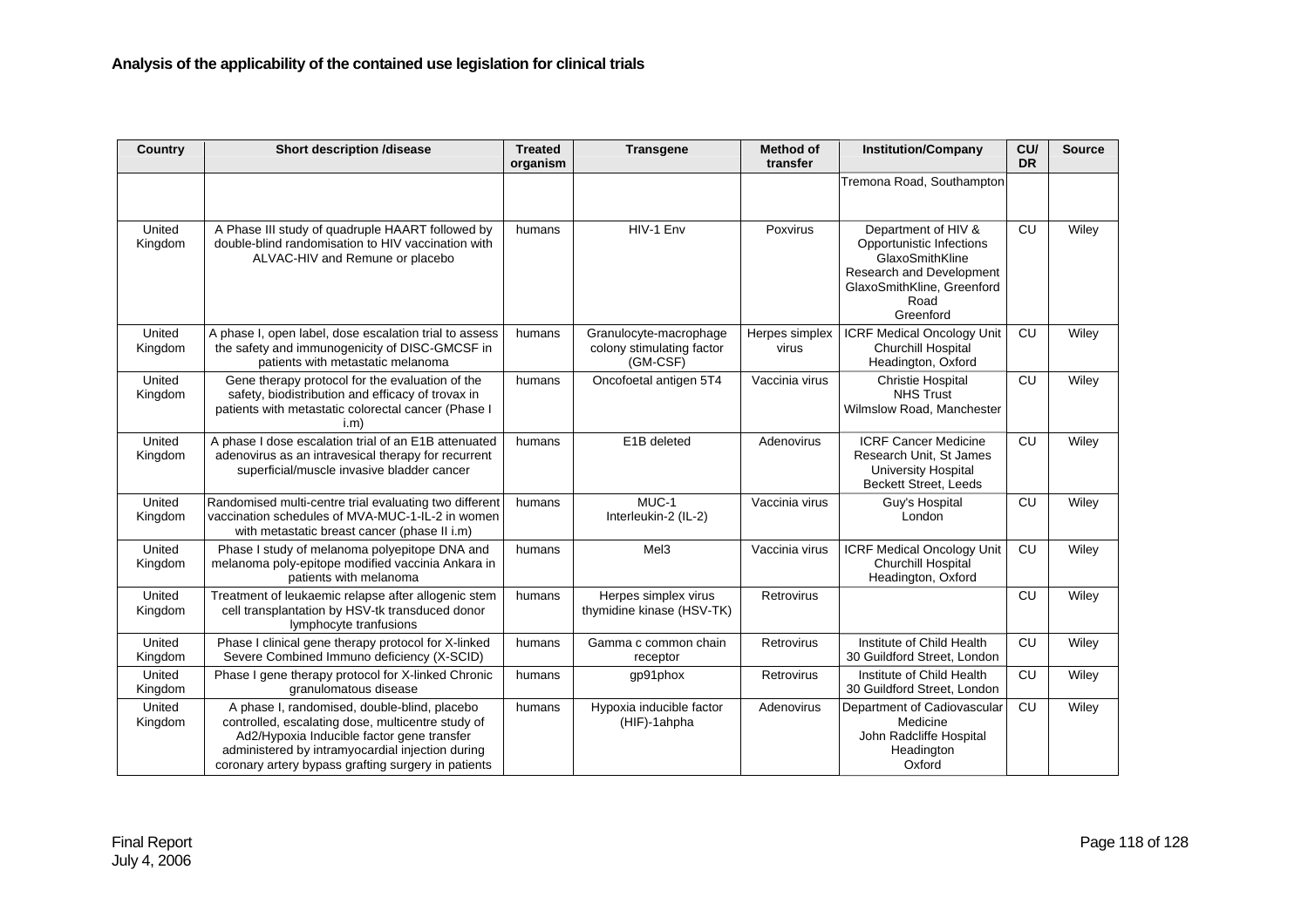**Analysis of the applicability of the contained use legislation for clinical trials**

| Country | Short description /disease | Treated organism | Transgene | Method of transfer | Institution/Company | CU/ DR | Source |
|---|---|---|---|---|---|---|---|
| | | | | | Tremona Road, Southampton | | |
| United Kingdom | A Phase III study of quadruple HAART followed by double-blind randomisation to HIV vaccination with ALVAC-HIV and Remune or placebo | humans | HIV-1 Env | Poxvirus | Department of HIV & Opportunistic Infections GlaxoSmithKline Research and Development GlaxoSmithKline, Greenford Road Greenford | CU | Wiley |
| United Kingdom | A phase I, open label, dose escalation trial to assess the safety and immunogenicity of DISC-GMCSF in patients with metastatic melanoma | humans | Granulocyte-macrophage colony stimulating factor (GM-CSF) | Herpes simplex virus | ICRF Medical Oncology Unit Churchill Hospital Headington, Oxford | CU | Wiley |
| United Kingdom | Gene therapy protocol for the evaluation of the safety, biodistribution and efficacy of trovax in patients with metastatic colorectal cancer (Phase I i.m) | humans | Oncofoetal antigen 5T4 | Vaccinia virus | Christie Hospital NHS Trust Wilmslow Road, Manchester | CU | Wiley |
| United Kingdom | A phase I dose escalation trial of an E1B attenuated adenovirus as an intravesical therapy for recurrent superficial/muscle invasive bladder cancer | humans | E1B deleted | Adenovirus | ICRF Cancer Medicine Research Unit, St James University Hospital Beckett Street, Leeds | CU | Wiley |
| United Kingdom | Randomised multi-centre trial evaluating two different vaccination schedules of MVA-MUC-1-IL-2 in women with metastatic breast cancer (phase II i.m) | humans | MUC-1 Interleukin-2 (IL-2) | Vaccinia virus | Guy's Hospital London | CU | Wiley |
| United Kingdom | Phase I study of melanoma polyepitope DNA and melanoma poly-epitope modified vaccinia Ankara in patients with melanoma | humans | Mel3 | Vaccinia virus | ICRF Medical Oncology Unit Churchill Hospital Headington, Oxford | CU | Wiley |
| United Kingdom | Treatment of leukaemic relapse after allogenic stem cell transplantation by HSV-tk transduced donor lymphocyte tranfusions | humans | Herpes simplex virus thymidine kinase (HSV-TK) | Retrovirus | | CU | Wiley |
| United Kingdom | Phase I clinical gene therapy protocol for X-linked Severe Combined Immuno deficiency (X-SCID) | humans | Gamma c common chain receptor | Retrovirus | Institute of Child Health 30 Guildford Street, London | CU | Wiley |
| United Kingdom | Phase I gene therapy protocol for X-linked Chronic granulomatous disease | humans | gp91phox | Retrovirus | Institute of Child Health 30 Guildford Street, London | CU | Wiley |
| United Kingdom | A phase I, randomised, double-blind, placebo controlled, escalating dose, multicentre study of Ad2/Hypoxia Inducible factor gene transfer administered by intramyocardial injection during coronary artery bypass grafting surgery in patients | humans | Hypoxia inducible factor (HIF)-1ahpha | Adenovirus | Department of Cadiovascular Medicine John Radcliffe Hospital Headington Oxford | CU | Wiley |

Final Report
July 4, 2006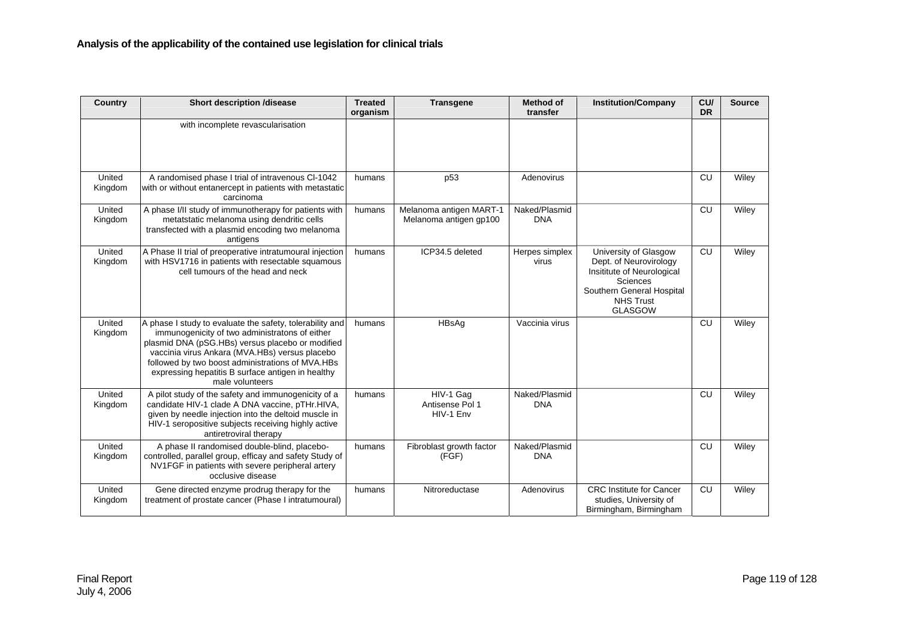**Analysis of the applicability of the contained use legislation for clinical trials**

| Country | Short description /disease | Treated organism | Transgene | Method of transfer | Institution/Company | CU/ DR | Source |
|---|---|---|---|---|---|---|---|
| | with incomplete revascularisation | | | | | | |
| United Kingdom | A randomised phase I trial of intravenous CI-1042 with or without entanercept in patients with metastatic carcinoma | humans | p53 | Adenovirus | | CU | Wiley |
| United Kingdom | A phase I/II study of immunotherapy for patients with metatstatic melanoma using dendritic cells transfected with a plasmid encoding two melanoma antigens | humans | Melanoma antigen MART-1 Melanoma antigen gp100 | Naked/Plasmid DNA | | CU | Wiley |
| United Kingdom | A Phase II trial of preoperative intratumoural injection with HSV1716 in patients with resectable squamous cell tumours of the head and neck | humans | ICP34.5 deleted | Herpes simplex virus | University of Glasgow Dept. of Neurovirology Insititute of Neurological Sciences Southern General Hospital NHS Trust GLASGOW | CU | Wiley |
| United Kingdom | A phase I study to evaluate the safety, tolerability and immunogenicity of two administratons of either plasmid DNA (pSG.HBs) versus placebo or modified vaccinia virus Ankara (MVA.HBs) versus placebo followed by two boost administrations of MVA.HBs expressing hepatitis B surface antigen in healthy male volunteers | humans | HBsAg | Vaccinia virus | | CU | Wiley |
| United Kingdom | A pilot study of the safety and immunogenicity of a candidate HIV-1 clade A DNA vaccine, pTHr.HIVA, given by needle injection into the deltoid muscle in HIV-1 seropositive subjects receiving highly active antiretroviral therapy | humans | HIV-1 Gag Antisense Pol 1 HIV-1 Env | Naked/Plasmid DNA | | CU | Wiley |
| United Kingdom | A phase II randomised double-blind, placebo-controlled, parallel group, efficacy and safety Study of NV1FGF in patients with severe peripheral artery occlusive disease | humans | Fibroblast growth factor (FGF) | Naked/Plasmid DNA | | CU | Wiley |
| United Kingdom | Gene directed enzyme prodrug therapy for the treatment of prostate cancer (Phase I intratumoural) | humans | Nitroreductase | Adenovirus | CRC Institute for Cancer studies, University of Birmingham, Birmingham | CU | Wiley |

Final Report
July 4, 2006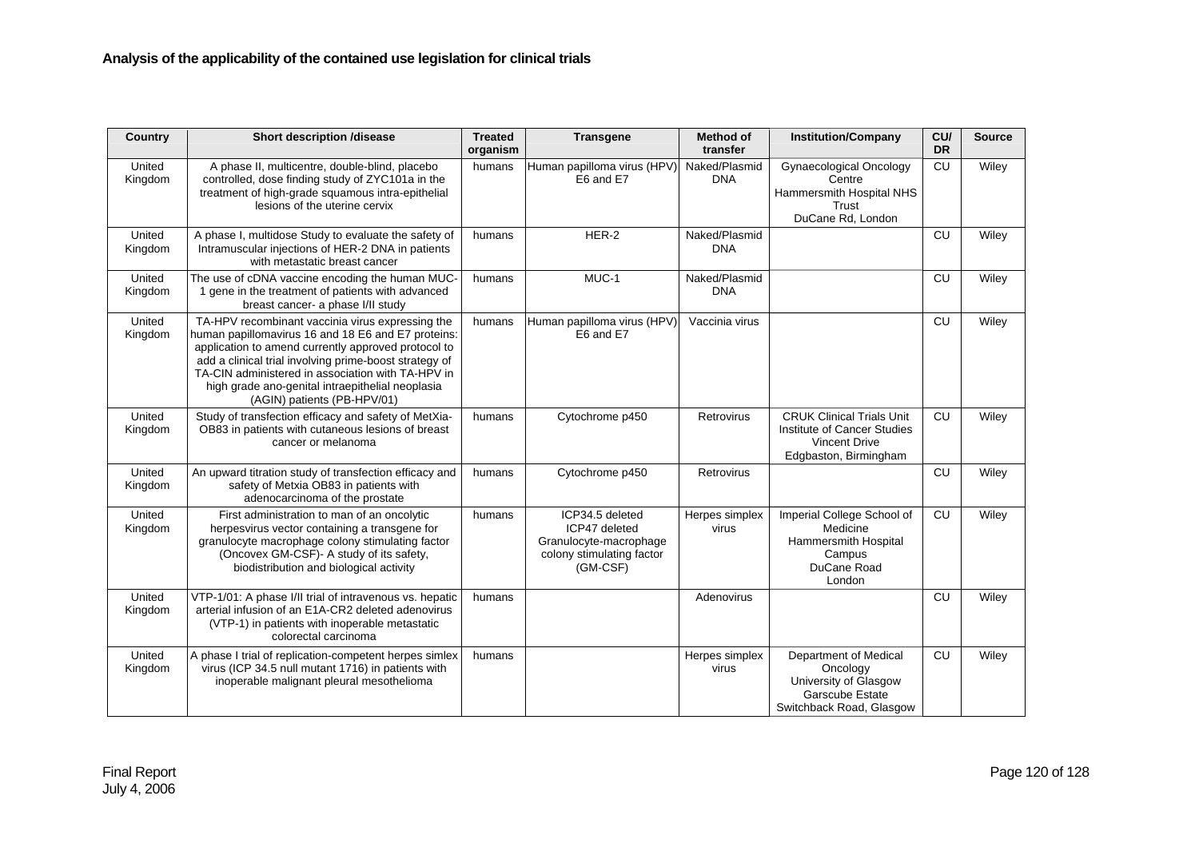**Analysis of the applicability of the contained use legislation for clinical trials**

| Country | Short description /disease | Treated organism | Transgene | Method of transfer | Institution/Company | CU/ DR | Source |
|---|---|---|---|---|---|---|---|
| United Kingdom | A phase II, multicentre, double-blind, placebo controlled, dose finding study of ZYC101a in the treatment of high-grade squamous intra-epithelial lesions of the uterine cervix | humans | Human papilloma virus (HPV) E6 and E7 | Naked/Plasmid DNA | Gynaecological Oncology Centre Hammersmith Hospital NHS Trust DuCane Rd, London | CU | Wiley |
| United Kingdom | A phase I, multidose Study to evaluate the safety of Intramuscular injections of HER-2 DNA in patients with metastatic breast cancer | humans | HER-2 | Naked/Plasmid DNA | | CU | Wiley |
| United Kingdom | The use of cDNA vaccine encoding the human MUC-1 gene in the treatment of patients with advanced breast cancer- a phase I/II study | humans | MUC-1 | Naked/Plasmid DNA | | CU | Wiley |
| United Kingdom | TA-HPV recombinant vaccinia virus expressing the human papillomavirus 16 and 18 E6 and E7 proteins: application to amend currently approved protocol to add a clinical trial involving prime-boost strategy of TA-CIN administered in association with TA-HPV in high grade ano-genital intraepithelial neoplasia (AGIN) patients (PB-HPV/01) | humans | Human papilloma virus (HPV) E6 and E7 | Vaccinia virus | | CU | Wiley |
| United Kingdom | Study of transfection efficacy and safety of MetXia-OB83 in patients with cutaneous lesions of breast cancer or melanoma | humans | Cytochrome p450 | Retrovirus | CRUK Clinical Trials Unit Institute of Cancer Studies Vincent Drive Edgbaston, Birmingham | CU | Wiley |
| United Kingdom | An upward titration study of transfection efficacy and safety of Metxia OB83 in patients with adenocarcinoma of the prostate | humans | Cytochrome p450 | Retrovirus | | CU | Wiley |
| United Kingdom | First administration to man of an oncolytic herpesvirus vector containing a transgene for granulocyte macrophage colony stimulating factor (Oncovex GM-CSF)- A study of its safety, biodistribution and biological activity | humans | ICP34.5 deleted ICP47 deleted Granulocyte-macrophage colony stimulating factor (GM-CSF) | Herpes simplex virus | Imperial College School of Medicine Hammersmith Hospital Campus DuCane Road London | CU | Wiley |
| United Kingdom | VTP-1/01: A phase I/II trial of intravenous vs. hepatic arterial infusion of an E1A-CR2 deleted adenovirus (VTP-1) in patients with inoperable metastatic colorectal carcinoma | humans | | Adenovirus | | CU | Wiley |
| United Kingdom | A phase I trial of replication-competent herpes simlex virus (ICP 34.5 null mutant 1716) in patients with inoperable malignant pleural mesothelioma | humans | | Herpes simplex virus | Department of Medical Oncology University of Glasgow Garscube Estate Switchback Road, Glasgow | CU | Wiley |

Final Report
July 4, 2006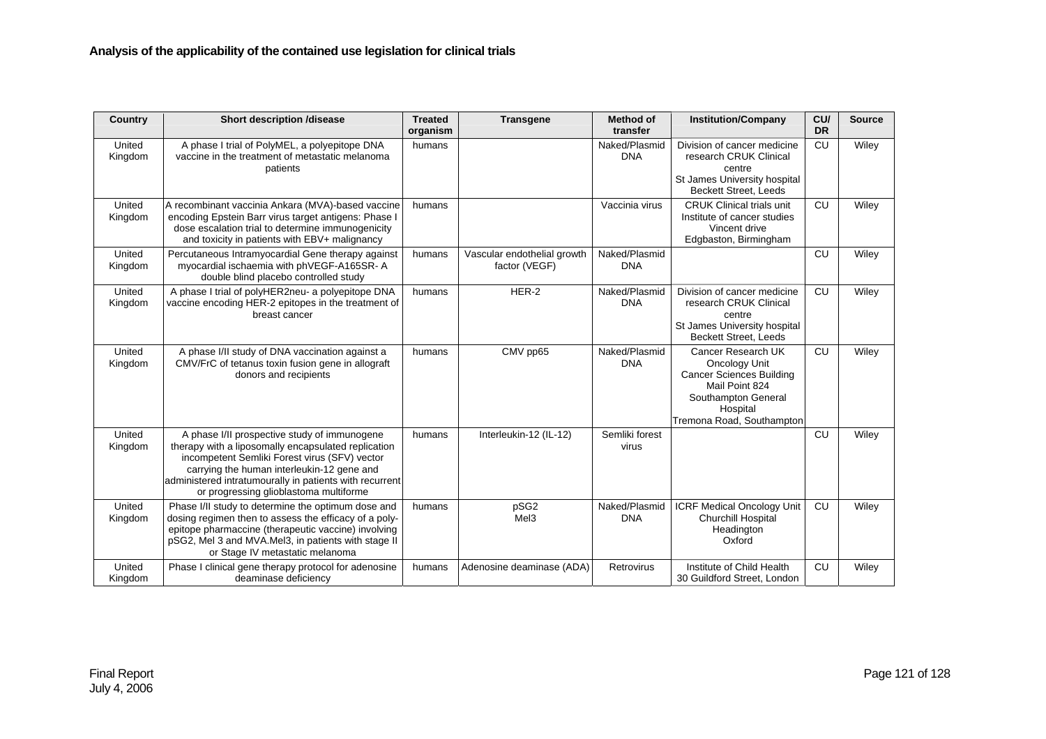**Analysis of the applicability of the contained use legislation for clinical trials**

| Country | Short description /disease | Treated organism | Transgene | Method of transfer | Institution/Company | CU/ DR | Source |
|---|---|---|---|---|---|---|---|
| United Kingdom | A phase I trial of PolyMEL, a polyepitope DNA vaccine in the treatment of metastatic melanoma patients | humans | | Naked/Plasmid DNA | Division of cancer medicine research CRUK Clinical centre St James University hospital Beckett Street, Leeds | CU | Wiley |
| United Kingdom | A recombinant vaccinia Ankara (MVA)-based vaccine encoding Epstein Barr virus target antigens: Phase I dose escalation trial to determine immunogenicity and toxicity in patients with EBV+ malignancy | humans | | Vaccinia virus | CRUK Clinical trials unit Institute of cancer studies Vincent drive Edgbaston, Birmingham | CU | Wiley |
| United Kingdom | Percutaneous Intramyocardial Gene therapy against myocardial ischaemia with phVEGF-A165SR- A double blind placebo controlled study | humans | Vascular endothelial growth factor (VEGF) | Naked/Plasmid DNA | | CU | Wiley |
| United Kingdom | A phase I trial of polyHER2neu- a polyepitope DNA vaccine encoding HER-2 epitopes in the treatment of breast cancer | humans | HER-2 | Naked/Plasmid DNA | Division of cancer medicine research CRUK Clinical centre St James University hospital Beckett Street, Leeds | CU | Wiley |
| United Kingdom | A phase I/II study of DNA vaccination against a CMV/FrC of tetanus toxin fusion gene in allograft donors and recipients | humans | CMV pp65 | Naked/Plasmid DNA | Cancer Research UK Oncology Unit Cancer Sciences Building Mail Point 824 Southampton General Hospital Tremona Road, Southampton | CU | Wiley |
| United Kingdom | A phase I/II prospective study of immunogene therapy with a liposomally encapsulated replication incompetent Semliki Forest virus (SFV) vector carrying the human interleukin-12 gene and administered intratumourally in patients with recurrent or progressing glioblastoma multiforme | humans | Interleukin-12 (IL-12) | Semliki forest virus | | CU | Wiley |
| United Kingdom | Phase I/II study to determine the optimum dose and dosing regimen then to assess the efficacy of a poly-epitope pharmaccine (therapeutic vaccine) involving pSG2, Mel 3 and MVA.Mel3, in patients with stage II or Stage IV metastatic melanoma | humans | pSG2 Mel3 | Naked/Plasmid DNA | ICRF Medical Oncology Unit Churchill Hospital Headington Oxford | CU | Wiley |
| United Kingdom | Phase I clinical gene therapy protocol for adenosine deaminase deficiency | humans | Adenosine deaminase (ADA) | Retrovirus | Institute of Child Health 30 Guildford Street, London | CU | Wiley |

Final Report
July 4, 2006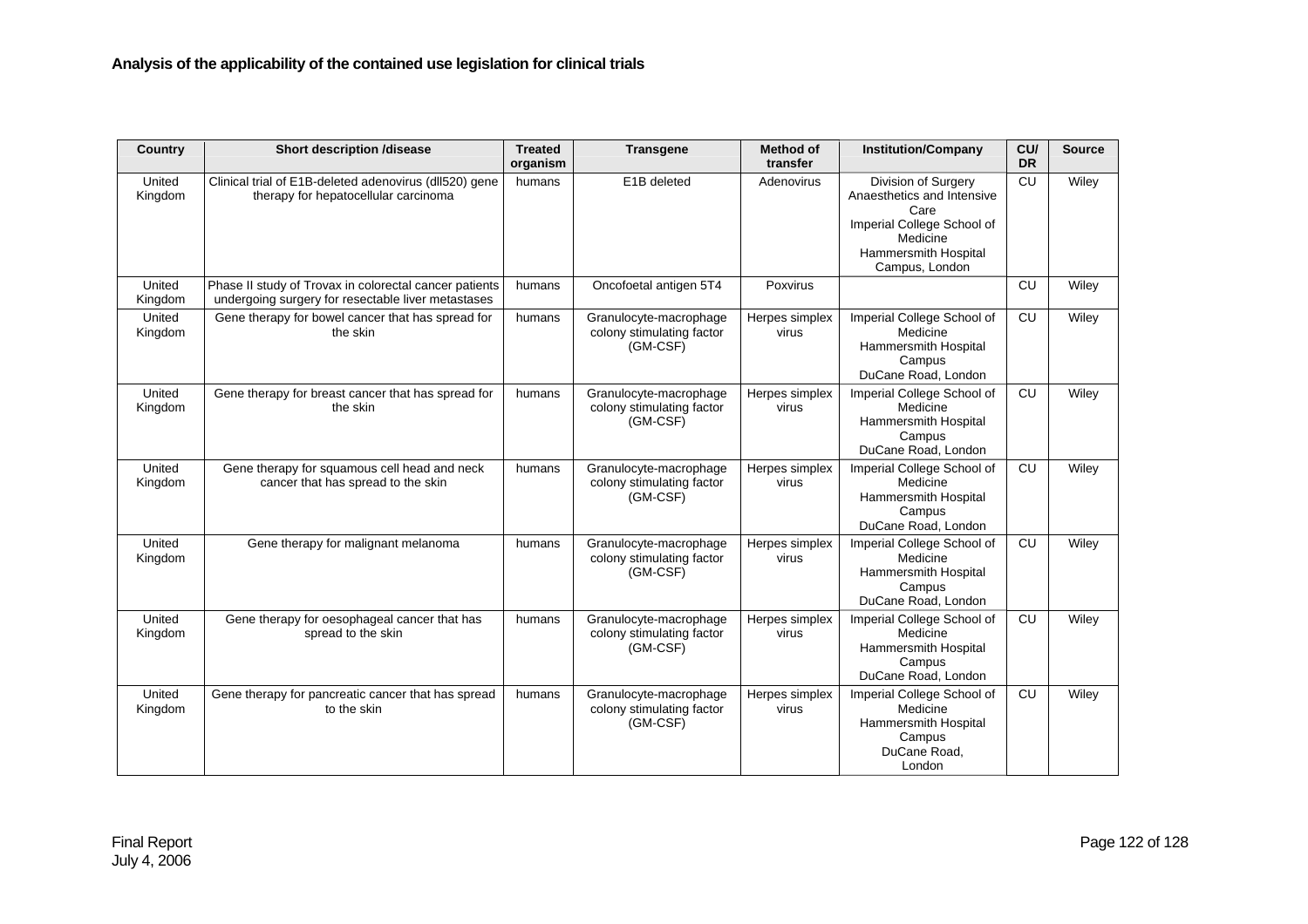**Analysis of the applicability of the contained use legislation for clinical trials**

| Country | Short description /disease | Treated organism | Transgene | Method of transfer | Institution/Company | CU/ DR | Source |
|---|---|---|---|---|---|---|---|
| United Kingdom | Clinical trial of E1B-deleted adenovirus (dll520) gene therapy for hepatocellular carcinoma | humans | E1B deleted | Adenovirus | Division of Surgery Anaesthetics and Intensive Care Imperial College School of Medicine Hammersmith Hospital Campus, London | CU | Wiley |
| United Kingdom | Phase II study of Trovax in colorectal cancer patients undergoing surgery for resectable liver metastases | humans | Oncofoetal antigen 5T4 | Poxvirus | | CU | Wiley |
| United Kingdom | Gene therapy for bowel cancer that has spread for the skin | humans | Granulocyte-macrophage colony stimulating factor (GM-CSF) | Herpes simplex virus | Imperial College School of Medicine Hammersmith Hospital Campus DuCane Road, London | CU | Wiley |
| United Kingdom | Gene therapy for breast cancer that has spread for the skin | humans | Granulocyte-macrophage colony stimulating factor (GM-CSF) | Herpes simplex virus | Imperial College School of Medicine Hammersmith Hospital Campus DuCane Road, London | CU | Wiley |
| United Kingdom | Gene therapy for squamous cell head and neck cancer that has spread to the skin | humans | Granulocyte-macrophage colony stimulating factor (GM-CSF) | Herpes simplex virus | Imperial College School of Medicine Hammersmith Hospital Campus DuCane Road, London | CU | Wiley |
| United Kingdom | Gene therapy for malignant melanoma | humans | Granulocyte-macrophage colony stimulating factor (GM-CSF) | Herpes simplex virus | Imperial College School of Medicine Hammersmith Hospital Campus DuCane Road, London | CU | Wiley |
| United Kingdom | Gene therapy for oesophageal cancer that has spread to the skin | humans | Granulocyte-macrophage colony stimulating factor (GM-CSF) | Herpes simplex virus | Imperial College School of Medicine Hammersmith Hospital Campus DuCane Road, London | CU | Wiley |
| United Kingdom | Gene therapy for pancreatic cancer that has spread to the skin | humans | Granulocyte-macrophage colony stimulating factor (GM-CSF) | Herpes simplex virus | Imperial College School of Medicine Hammersmith Hospital Campus DuCane Road, London | CU | Wiley |

Final Report
July 4, 2006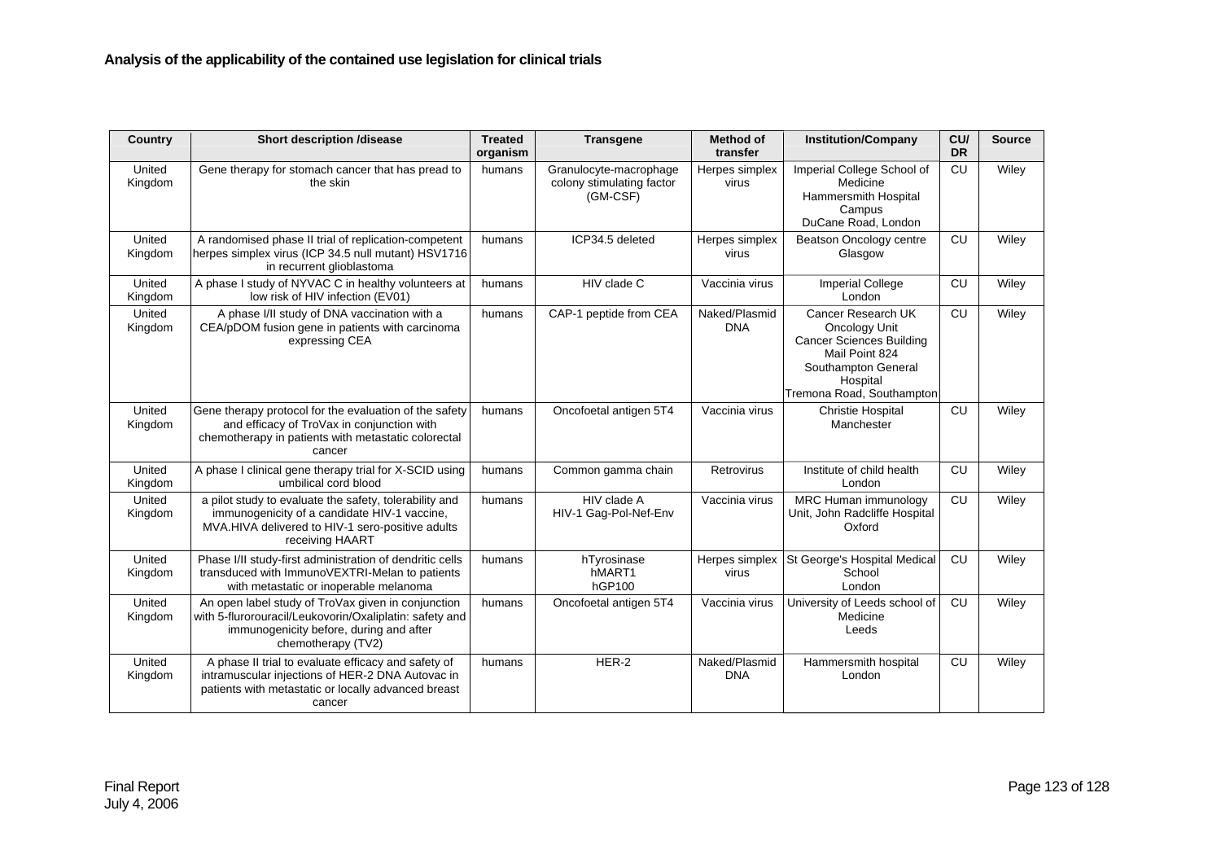**Analysis of the applicability of the contained use legislation for clinical trials**

| Country | Short description /disease | Treated organism | Transgene | Method of transfer | Institution/Company | CU/ DR | Source |
|---|---|---|---|---|---|---|---|
| United Kingdom | Gene therapy for stomach cancer that has pread to the skin | humans | Granulocyte-macrophage colony stimulating factor (GM-CSF) | Herpes simplex virus | Imperial College School of Medicine Hammersmith Hospital Campus DuCane Road, London | CU | Wiley |
| United Kingdom | A randomised phase II trial of replication-competent herpes simplex virus (ICP 34.5 null mutant) HSV1716 in recurrent glioblastoma | humans | ICP34.5 deleted | Herpes simplex virus | Beatson Oncology centre Glasgow | CU | Wiley |
| United Kingdom | A phase I study of NYVAC C in healthy volunteers at low risk of HIV infection (EV01) | humans | HIV clade C | Vaccinia virus | Imperial College London | CU | Wiley |
| United Kingdom | A phase I/II study of DNA vaccination with a CEA/pDOM fusion gene in patients with carcinoma expressing CEA | humans | CAP-1 peptide from CEA | Naked/Plasmid DNA | Cancer Research UK Oncology Unit Cancer Sciences Building Mail Point 824 Southampton General Hospital Tremona Road, Southampton | CU | Wiley |
| United Kingdom | Gene therapy protocol for the evaluation of the safety and efficacy of TroVax in conjunction with chemotherapy in patients with metastatic colorectal cancer | humans | Oncofoetal antigen 5T4 | Vaccinia virus | Christie Hospital Manchester | CU | Wiley |
| United Kingdom | A phase I clinical gene therapy trial for X-SCID using umbilical cord blood | humans | Common gamma chain | Retrovirus | Institute of child health London | CU | Wiley |
| United Kingdom | a pilot study to evaluate the safety, tolerability and immunogenicity of a candidate HIV-1 vaccine, MVA.HIVA delivered to HIV-1 sero-positive adults receiving HAART | humans | HIV clade A HIV-1 Gag-Pol-Nef-Env | Vaccinia virus | MRC Human immunology Unit, John Radcliffe Hospital Oxford | CU | Wiley |
| United Kingdom | Phase I/II study-first administration of dendritic cells transduced with ImmunoVEXTRI-Melan to patients with metastatic or inoperable melanoma | humans | hTyrosinase hMART1 hGP100 | Herpes simplex virus | St George's Hospital Medical School London | CU | Wiley |
| United Kingdom | An open label study of TroVax given in conjunction with 5-flurorouracil/Leukovorin/Oxaliplatin: safety and immunogenicity before, during and after chemotherapy (TV2) | humans | Oncofoetal antigen 5T4 | Vaccinia virus | University of Leeds school of Medicine Leeds | CU | Wiley |
| United Kingdom | A phase II trial to evaluate efficacy and safety of intramuscular injections of HER-2 DNA Autovac in patients with metastatic or locally advanced breast cancer | humans | HER-2 | Naked/Plasmid DNA | Hammersmith hospital London | CU | Wiley |

Final Report
July 4, 2006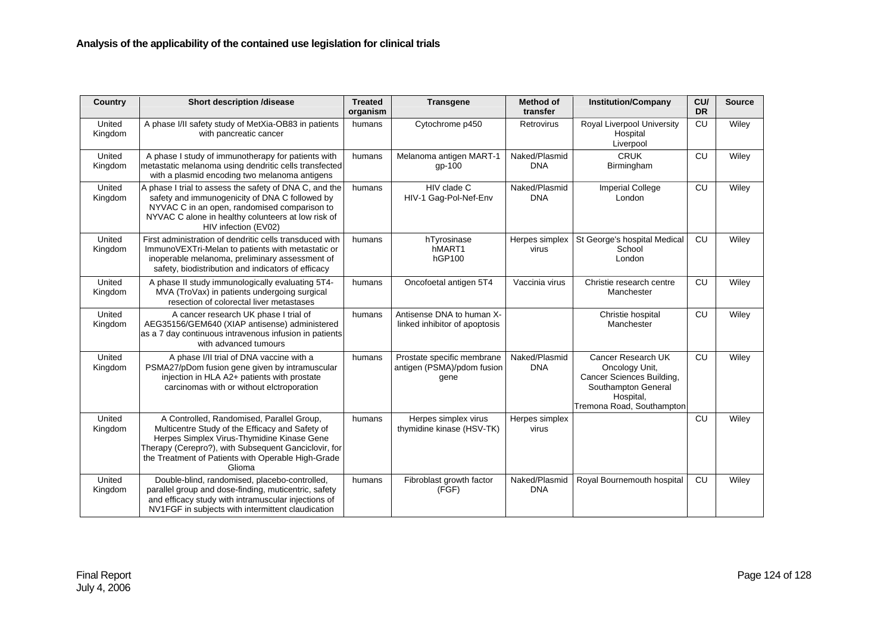**Analysis of the applicability of the contained use legislation for clinical trials**

| Country | Short description /disease | Treated organism | Transgene | Method of transfer | Institution/Company | CU/ DR | Source |
|---|---|---|---|---|---|---|---|
| United Kingdom | A phase I/II safety study of MetXia-OB83 in patients with pancreatic cancer | humans | Cytochrome p450 | Retrovirus | Royal Liverpool University Hospital Liverpool | CU | Wiley |
| United Kingdom | A phase I study of immunotherapy for patients with metastatic melanoma using dendritic cells transfected with a plasmid encoding two melanoma antigens | humans | Melanoma antigen MART-1 gp-100 | Naked/Plasmid DNA | CRUK Birmingham | CU | Wiley |
| United Kingdom | A phase I trial to assess the safety of DNA C, and the safety and immunogenicity of DNA C followed by NYVAC C in an open, randomised comparison to NYVAC C alone in healthy colunteers at low risk of HIV infection (EV02) | humans | HIV clade C HIV-1 Gag-Pol-Nef-Env | Naked/Plasmid DNA | Imperial College London | CU | Wiley |
| United Kingdom | First administration of dendritic cells transduced with ImmunoVEXTri-Melan to patients with metastatic or inoperable melanoma, preliminary assessment of safety, biodistribution and indicators of efficacy | humans | hTyrosinase hMART1 hGP100 | Herpes simplex virus | St George's hospital Medical School London | CU | Wiley |
| United Kingdom | A phase II study immunologically evaluating 5T4-MVA (TroVax) in patients undergoing surgical resection of colorectal liver metastases | humans | Oncofoetal antigen 5T4 | Vaccinia virus | Christie research centre Manchester | CU | Wiley |
| United Kingdom | A cancer research UK phase I trial of AEG35156/GEM640 (XIAP antisense) administered as a 7 day continuous intravenous infusion in patients with advanced tumours | humans | Antisense DNA to human X-linked inhibitor of apoptosis | | Christie hospital Manchester | CU | Wiley |
| United Kingdom | A phase I/II trial of DNA vaccine with a PSMA27/pDom fusion gene given by intramuscular injection in HLA A2+ patients with prostate carcinomas with or without elctroporation | humans | Prostate specific membrane antigen (PSMA)/pdom fusion gene | Naked/Plasmid DNA | Cancer Research UK Oncology Unit, Cancer Sciences Building, Southampton General Hospital, Tremona Road, Southampton | CU | Wiley |
| United Kingdom | A Controlled, Randomised, Parallel Group, Multicentre Study of the Efficacy and Safety of Herpes Simplex Virus-Thymidine Kinase Gene Therapy (Cerepro?), with Subsequent Ganciclovir, for the Treatment of Patients with Operable High-Grade Glioma | humans | Herpes simplex virus thymidine kinase (HSV-TK) | Herpes simplex virus | | CU | Wiley |
| United Kingdom | Double-blind, randomised, placebo-controlled, parallel group and dose-finding, muticentric, safety and efficacy study with intramuscular injections of NV1FGF in subjects with intermittent claudication | humans | Fibroblast growth factor (FGF) | Naked/Plasmid DNA | Royal Bournemouth hospital | CU | Wiley |

Final Report
July 4, 2006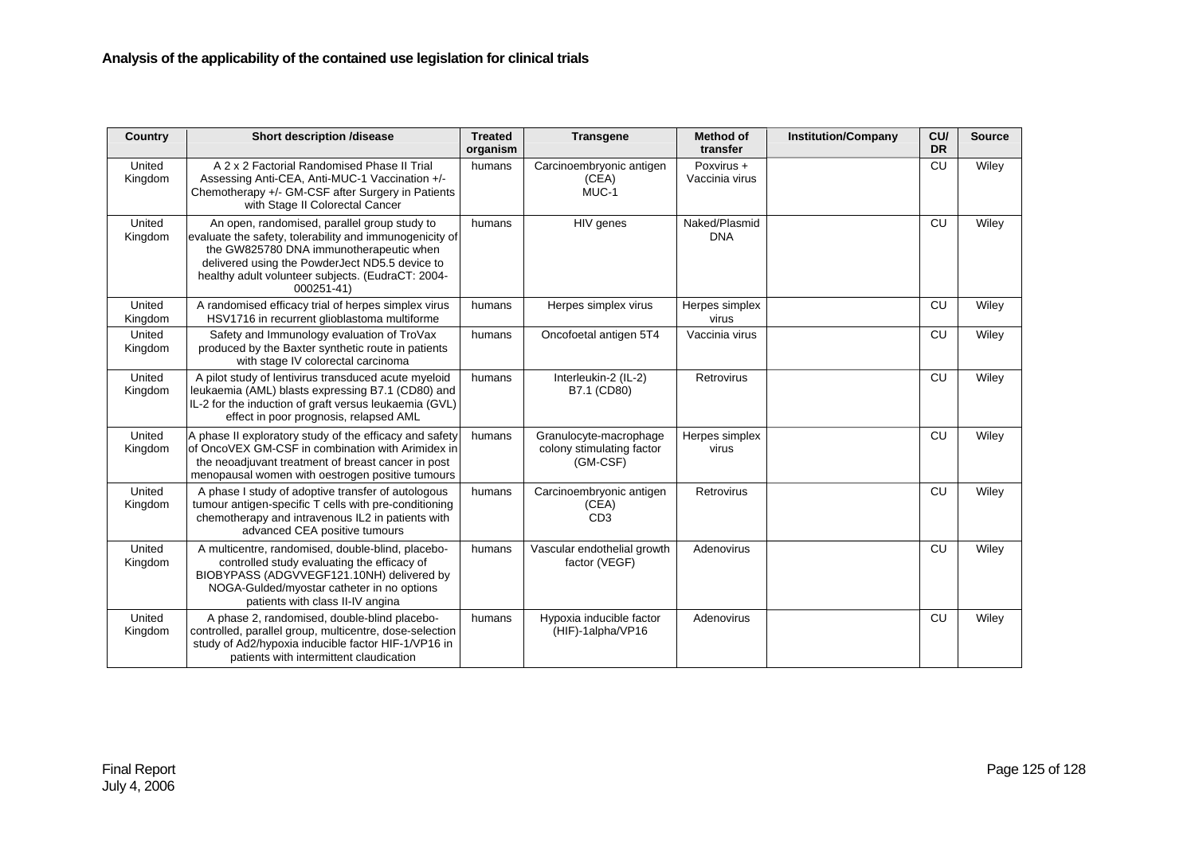**Analysis of the applicability of the contained use legislation for clinical trials**

| Country | Short description /disease | Treated organism | Transgene | Method of transfer | Institution/Company | CU/ DR | Source |
|---|---|---|---|---|---|---|---|
| United Kingdom | A 2 x 2 Factorial Randomised Phase II Trial Assessing Anti-CEA, Anti-MUC-1 Vaccination +/- Chemotherapy +/- GM-CSF after Surgery in Patients with Stage II Colorectal Cancer | humans | Carcinoembryonic antigen (CEA) MUC-1 | Poxvirus + Vaccinia virus | | CU | Wiley |
| United Kingdom | An open, randomised, parallel group study to evaluate the safety, tolerability and immunogenicity of the GW825780 DNA immunotherapeutic when delivered using the PowderJect ND5.5 device to healthy adult volunteer subjects. (EudraCT: 2004-000251-41) | humans | HIV genes | Naked/Plasmid DNA | | CU | Wiley |
| United Kingdom | A randomised efficacy trial of herpes simplex virus HSV1716 in recurrent glioblastoma multiforme | humans | Herpes simplex virus | Herpes simplex virus | | CU | Wiley |
| United Kingdom | Safety and Immunology evaluation of TroVax produced by the Baxter synthetic route in patients with stage IV colorectal carcinoma | humans | Oncofoetal antigen 5T4 | Vaccinia virus | | CU | Wiley |
| United Kingdom | A pilot study of lentivirus transduced acute myeloid leukaemia (AML) blasts expressing B7.1 (CD80) and IL-2 for the induction of graft versus leukaemia (GVL) effect in poor prognosis, relapsed AML | humans | Interleukin-2 (IL-2) B7.1 (CD80) | Retrovirus | | CU | Wiley |
| United Kingdom | A phase II exploratory study of the efficacy and safety of OncoVEX GM-CSF in combination with Arimidex in the neoadjuvant treatment of breast cancer in post menopausal women with oestrogen positive tumours | humans | Granulocyte-macrophage colony stimulating factor (GM-CSF) | Herpes simplex virus | | CU | Wiley |
| United Kingdom | A phase I study of adoptive transfer of autologous tumour antigen-specific T cells with pre-conditioning chemotherapy and intravenous IL2 in patients with advanced CEA positive tumours | humans | Carcinoembryonic antigen (CEA) CD3 | Retrovirus | | CU | Wiley |
| United Kingdom | A multicentre, randomised, double-blind, placebo-controlled study evaluating the efficacy of BIOBYPASS (ADGVVEGF121.10NH) delivered by NOGA-Gulded/myostar catheter in no options patients with class II-IV angina | humans | Vascular endothelial growth factor (VEGF) | Adenovirus | | CU | Wiley |
| United Kingdom | A phase 2, randomised, double-blind placebo-controlled, parallel group, multicentre, dose-selection study of Ad2/hypoxia inducible factor HIF-1/VP16 in patients with intermittent claudication | humans | Hypoxia inducible factor (HIF)-1alpha/VP16 | Adenovirus | | CU | Wiley |

Final Report
July 4, 2006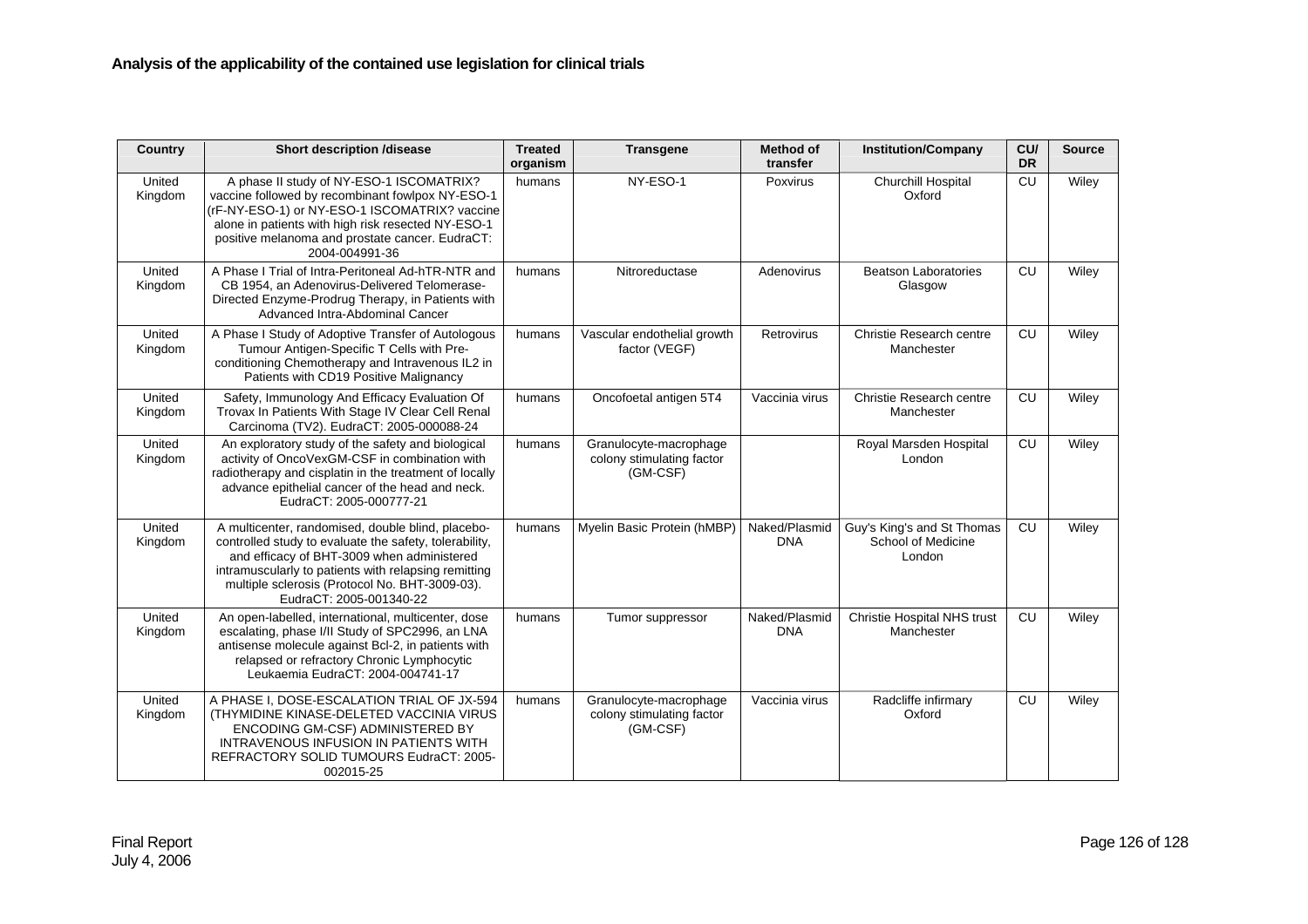**Analysis of the applicability of the contained use legislation for clinical trials**

| Country | Short description /disease | Treated organism | Transgene | Method of transfer | Institution/Company | CU/ DR | Source |
|---|---|---|---|---|---|---|---|
| United Kingdom | A phase II study of NY-ESO-1 ISCOMATRIX? vaccine followed by recombinant fowlpox NY-ESO-1 (rF-NY-ESO-1) or NY-ESO-1 ISCOMATRIX? vaccine alone in patients with high risk resected NY-ESO-1 positive melanoma and prostate cancer. EudraCT: 2004-004991-36 | humans | NY-ESO-1 | Poxvirus | Churchill Hospital Oxford | CU | Wiley |
| United Kingdom | A Phase I Trial of Intra-Peritoneal Ad-hTR-NTR and CB 1954, an Adenovirus-Delivered Telomerase-Directed Enzyme-Prodrug Therapy, in Patients with Advanced Intra-Abdominal Cancer | humans | Nitroreductase | Adenovirus | Beatson Laboratories Glasgow | CU | Wiley |
| United Kingdom | A Phase I Study of Adoptive Transfer of Autologous Tumour Antigen-Specific T Cells with Pre-conditioning Chemotherapy and Intravenous IL2 in Patients with CD19 Positive Malignancy | humans | Vascular endothelial growth factor (VEGF) | Retrovirus | Christie Research centre Manchester | CU | Wiley |
| United Kingdom | Safety, Immunology And Efficacy Evaluation Of Trovax In Patients With Stage IV Clear Cell Renal Carcinoma (TV2). EudraCT: 2005-000088-24 | humans | Oncofoetal antigen 5T4 | Vaccinia virus | Christie Research centre Manchester | CU | Wiley |
| United Kingdom | An exploratory study of the safety and biological activity of OncoVexGM-CSF in combination with radiotherapy and cisplatin in the treatment of locally advance epithelial cancer of the head and neck. EudraCT: 2005-000777-21 | humans | Granulocyte-macrophage colony stimulating factor (GM-CSF) | | Royal Marsden Hospital London | CU | Wiley |
| United Kingdom | A multicenter, randomised, double blind, placebo-controlled study to evaluate the safety, tolerability, and efficacy of BHT-3009 when administered intramuscularly to patients with relapsing remitting multiple sclerosis (Protocol No. BHT-3009-03). EudraCT: 2005-001340-22 | humans | Myelin Basic Protein (hMBP) | Naked/Plasmid DNA | Guy's King's and St Thomas School of Medicine London | CU | Wiley |
| United Kingdom | An open-labelled, international, multicenter, dose escalating, phase I/II Study of SPC2996, an LNA antisense molecule against Bcl-2, in patients with relapsed or refractory Chronic Lymphocytic Leukaemia EudraCT: 2004-004741-17 | humans | Tumor suppressor | Naked/Plasmid DNA | Christie Hospital NHS trust Manchester | CU | Wiley |
| United Kingdom | A PHASE I, DOSE-ESCALATION TRIAL OF JX-594 (THYMIDINE KINASE-DELETED VACCINIA VIRUS ENCODING GM-CSF) ADMINISTERED BY INTRAVENOUS INFUSION IN PATIENTS WITH REFRACTORY SOLID TUMOURS EudraCT: 2005-002015-25 | humans | Granulocyte-macrophage colony stimulating factor (GM-CSF) | Vaccinia virus | Radcliffe infirmary Oxford | CU | Wiley |

Final Report
July 4, 2006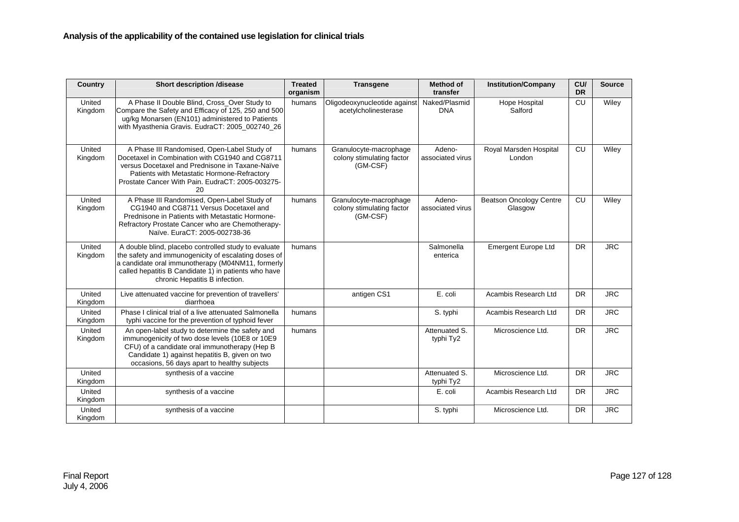**Analysis of the applicability of the contained use legislation for clinical trials**

| Country | Short description /disease | Treated organism | Transgene | Method of transfer | Institution/Company | CU/ DR | Source |
|---|---|---|---|---|---|---|---|
| United Kingdom | A Phase II Double Blind, Cross_Over Study to Compare the Safety and Efficacy of 125, 250 and 500 ug/kg Monarsen (EN101) administered to Patients with Myasthenia Gravis. EudraCT: 2005_002740_26 | humans | Oligodeoxynucleotide against acetylcholinesterase | Naked/Plasmid DNA | Hope Hospital Salford | CU | Wiley |
| United Kingdom | A Phase III Randomised, Open-Label Study of Docetaxel in Combination with CG1940 and CG8711 versus Docetaxel and Prednisone in Taxane-Naïve Patients with Metastatic Hormone-Refractory Prostate Cancer With Pain. EudraCT: 2005-003275-20 | humans | Granulocyte-macrophage colony stimulating factor (GM-CSF) | Adeno-associated virus | Royal Marsden Hospital London | CU | Wiley |
| United Kingdom | A Phase III Randomised, Open-Label Study of CG1940 and CG8711 Versus Docetaxel and Prednisone in Patients with Metastatic Hormone-Refractory Prostate Cancer who are Chemotherapy-Naïve. EuraCT: 2005-002738-36 | humans | Granulocyte-macrophage colony stimulating factor (GM-CSF) | Adeno-associated virus | Beatson Oncology Centre Glasgow | CU | Wiley |
| United Kingdom | A double blind, placebo controlled study to evaluate the safety and immunogenicity of escalating doses of a candidate oral immunotherapy (M04NM11, formerly called hepatitis B Candidate 1) in patients who have chronic Hepatitis B infection. | humans | | Salmonella enterica | Emergent Europe Ltd | DR | JRC |
| United Kingdom | Live attenuated vaccine for prevention of travellers' diarrhoea | | antigen CS1 | E. coli | Acambis Research Ltd | DR | JRC |
| United Kingdom | Phase I clinical trial of a live attenuated Salmonella typhi vaccine for the prevention of typhoid fever | humans | | S. typhi | Acambis Research Ltd | DR | JRC |
| United Kingdom | An open-label study to determine the safety and immunogenicity of two dose levels (10E8 or 10E9 CFU) of a candidate oral immunotherapy (Hep B Candidate 1) against hepatitis B, given on two occasions, 56 days apart to healthy subjects | humans | | Attenuated S. typhi Ty2 | Microscience Ltd. | DR | JRC |
| United Kingdom | synthesis of a vaccine | | | Attenuated S. typhi Ty2 | Microscience Ltd. | DR | JRC |
| United Kingdom | synthesis of a vaccine | | | E. coli | Acambis Research Ltd | DR | JRC |
| United Kingdom | synthesis of a vaccine | | | S. typhi | Microscience Ltd. | DR | JRC |

Final Report
July 4, 2006